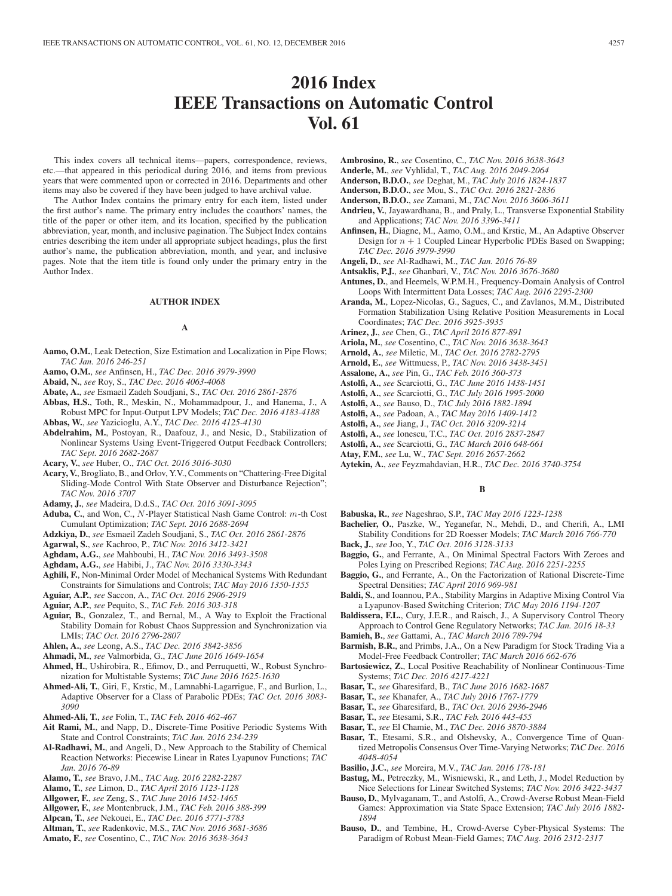# 2016 Index
# IEEE Transactions on Automatic Control
# Vol. 61

This index covers all technical items—papers, correspondence, reviews, etc.—that appeared in this periodical during 2016, and items from previous years that were commented upon or corrected in 2016. Departments and other items may also be covered if they have been judged to have archival value.

The Author Index contains the primary entry for each item, listed under the first author's name. The primary entry includes the coauthors' names, the title of the paper or other item, and its location, specified by the publication abbreviation, year, month, and inclusive pagination. The Subject Index contains entries describing the item under all appropriate subject headings, plus the first author's name, the publication abbreviation, month, and year, and inclusive pages. Note that the item title is found only under the primary entry in the Author Index.

## AUTHOR INDEX

### A

**Aamo, O.M.**, Leak Detection, Size Estimation and Localization in Pipe Flows; *TAC Jan. 2016 246-251*

**Aamo, O.M.**, *see* Anfinsen, H., *TAC Dec. 2016 3979-3990*

**Abaid, N.**, *see* Roy, S., *TAC Dec. 2016 4063-4068*

**Abate, A.**, *see* Esmaeil Zadeh Soudjani, S., *TAC Oct. 2016 2861-2876*

**Abbas, H.S.**, Toth, R., Meskin, N., Mohammadpour, J., and Hanema, J., A Robust MPC for Input-Output LPV Models; *TAC Dec. 2016 4183-4188*

**Abbas, W.**, *see* Yazicioglu, A.Y., *TAC Dec. 2016 4125-4130*

**Abdelrahim, M.**, Postoyan, R., Daafouz, J., and Nesic, D., Stabilization of Nonlinear Systems Using Event-Triggered Output Feedback Controllers; *TAC Sept. 2016 2682-2687*

**Acary, V.**, *see* Huber, O., *TAC Oct. 2016 3016-3030*

**Acary, V.**, Brogliato, B., and Orlov, Y.V., Comments on "Chattering-Free Digital Sliding-Mode Control With State Observer and Disturbance Rejection"; *TAC Nov. 2016 3707*

**Adamy, J.**, *see* Madeira, D.d.S., *TAC Oct. 2016 3091-3095*

**Aduba, C.**, and Won, C., $N$-Player Statistical Nash Game Control: $m$-th Cost Cumulant Optimization; *TAC Sept. 2016 2688-2694*

**Adzkiya, D.**, *see* Esmaeil Zadeh Soudjani, S., *TAC Oct. 2016 2861-2876*

**Agarwal, S.**, *see* Kachroo, P., *TAC Nov. 2016 3412-3421*

**Aghdam, A.G.**, *see* Mahboubi, H., *TAC Nov. 2016 3493-3508*

**Aghdam, A.G.**, *see* Habibi, J., *TAC Nov. 2016 3330-3343*

**Aghili, F.**, Non-Minimal Order Model of Mechanical Systems With Redundant Constraints for Simulations and Controls; *TAC May 2016 1350-1355*

**Aguiar, A.P.**, *see* Saccon, A., *TAC Oct. 2016 2906-2919*

**Aguiar, A.P.**, *see* Pequito, S., *TAC Feb. 2016 303-318*

**Aguiar, B.**, Gonzalez, T., and Bernal, M., A Way to Exploit the Fractional Stability Domain for Robust Chaos Suppression and Synchronization via LMIs; *TAC Oct. 2016 2796-2807*

**Ahlen, A.**, *see* Leong, A.S., *TAC Dec. 2016 3842-3856*

**Ahmadi, M.**, *see* Valmorbida, G., *TAC June 2016 1649-1654*

**Ahmed, H.**, Ushirobira, R., Efimov, D., and Perruquetti, W., Robust Synchronization for Multistable Systems; *TAC June 2016 1625-1630*

**Ahmed-Ali, T.**, Giri, F., Krstic, M., Lamnabhi-Lagarrigue, F., and Burlion, L., Adaptive Observer for a Class of Parabolic PDEs; *TAC Oct. 2016 3083-3090*

**Ahmed-Ali, T.**, *see* Folin, T., *TAC Feb. 2016 462-467*

**Ait Rami, M.**, and Napp, D., Discrete-Time Positive Periodic Systems With State and Control Constraints; *TAC Jan. 2016 234-239*

**Al-Radhawi, M.**, and Angeli, D., New Approach to the Stability of Chemical Reaction Networks: Piecewise Linear in Rates Lyapunov Functions; *TAC Jan. 2016 76-89*

**Alamo, T.**, *see* Bravo, J.M., *TAC Aug. 2016 2282-2287*

**Alamo, T.**, *see* Limon, D., *TAC April 2016 1123-1128*

**Allgower, F.**, *see* Zeng, S., *TAC June 2016 1452-1465*

**Allgower, F.**, *see* Montenbruck, J.M., *TAC Feb. 2016 388-399*

**Alpcan, T.**, *see* Nekouei, E., *TAC Dec. 2016 3771-3783*

**Altman, T.**, *see* Radenkovic, M.S., *TAC Nov. 2016 3681-3686*

**Amato, F.**, *see* Cosentino, C., *TAC Nov. 2016 3638-3643*

**Ambrosino, R.**, *see* Cosentino, C., *TAC Nov. 2016 3638-3643*

**Anderle, M.**, *see* Vyhlidal, T., *TAC Aug. 2016 2049-2064*

**Anderson, B.D.O.**, *see* Deghat, M., *TAC July 2016 1824-1837*

**Anderson, B.D.O.**, *see* Mou, S., *TAC Oct. 2016 2821-2836*

**Anderson, B.D.O.**, *see* Zamani, M., *TAC Nov. 2016 3606-3611*

**Andrieu, V.**, Jayawardhana, B., and Praly, L., Transverse Exponential Stability and Applications; *TAC Nov. 2016 3396-3411*

**Anfinsen, H.**, Diagne, M., Aamo, O.M., and Krstic, M., An Adaptive Observer Design for $n+1$ Coupled Linear Hyperbolic PDEs Based on Swapping; *TAC Dec. 2016 3979-3990*

**Angeli, D.**, *see* Al-Radhawi, M., *TAC Jan. 2016 76-89*

**Antsaklis, P.J.**, *see* Ghanbari, V., *TAC Nov. 2016 3676-3680*

**Antunes, D.**, and Heemels, W.P.M.H., Frequency-Domain Analysis of Control Loops With Intermittent Data Losses; *TAC Aug. 2016 2295-2300*

**Aranda, M.**, Lopez-Nicolas, G., Sagues, C., and Zavlanos, M.M., Distributed Formation Stabilization Using Relative Position Measurements in Local Coordinates; *TAC Dec. 2016 3925-3935*

**Arinez, J.**, *see* Chen, G., *TAC April 2016 877-891*

**Ariola, M.**, *see* Cosentino, C., *TAC Nov. 2016 3638-3643*

**Arnold, A.**, *see* Miletic, M., *TAC Oct. 2016 2782-2795*

**Arnold, E.**, *see* Wittmuess, P., *TAC Nov. 2016 3438-3451*

**Assalone, A.**, *see* Pin, G., *TAC Feb. 2016 360-373*

**Astolfi, A.**, *see* Scarciotti, G., *TAC June 2016 1438-1451*

**Astolfi, A.**, *see* Scarciotti, G., *TAC July 2016 1995-2000*

**Astolfi, A.**, *see* Bauso, D., *TAC July 2016 1882-1894*

**Astolfi, A.**, *see* Padoan, A., *TAC May 2016 1409-1412*

**Astolfi, A.**, *see* Jiang, J., *TAC Oct. 2016 3209-3214*

**Astolfi, A.**, *see* Ionescu, T.C., *TAC Oct. 2016 2837-2847*

**Astolfi, A.**, *see* Scarciotti, G., *TAC March 2016 648-661*

**Atay, F.M.**, *see* Lu, W., *TAC Sept. 2016 2657-2662*

**Aytekin, A.**, *see* Feyzmahdavian, H.R., *TAC Dec. 2016 3740-3754*

### B

**Babuska, R.**, *see* Nageshrao, S.P., *TAC May 2016 1223-1238*

**Bachelier, O.**, Paszke, W., Yeganefar, N., Mehdi, D., and Cherifi, A., LMI Stability Conditions for 2D Roesser Models; *TAC March 2016 766-770*

**Back, J.**, *see* Joo, Y., *TAC Oct. 2016 3128-3133*

**Baggio, G.**, and Ferrante, A., On Minimal Spectral Factors With Zeroes and Poles Lying on Prescribed Regions; *TAC Aug. 2016 2251-2255*

**Baggio, G.**, and Ferrante, A., On the Factorization of Rational Discrete-Time Spectral Densities; *TAC April 2016 969-981*

**Baldi, S.**, and Ioannou, P.A., Stability Margins in Adaptive Mixing Control Via a Lyapunov-Based Switching Criterion; *TAC May 2016 1194-1207*

**Baldissera, F.L.**, Cury, J.E.R., and Raisch, J., A Supervisory Control Theory Approach to Control Gene Regulatory Networks; *TAC Jan. 2016 18-33*

**Bamieh, B.**, *see* Gattami, A., *TAC March 2016 789-794*

**Barmish, B.R.**, and Primbs, J.A., On a New Paradigm for Stock Trading Via a Model-Free Feedback Controller; *TAC March 2016 662-676*

**Bartosiewicz, Z.**, Local Positive Reachability of Nonlinear Continuous-Time Systems; *TAC Dec. 2016 4217-4221*

**Basar, T.**, *see* Gharesifard, B., *TAC June 2016 1682-1687*

**Basar, T.**, *see* Khanafer, A., *TAC July 2016 1767-1779*

**Basar, T.**, *see* Gharesifard, B., *TAC Oct. 2016 2936-2946*

**Basar, T.**, *see* Etesami, S.R., *TAC Feb. 2016 443-455*

**Basar, T.**, *see* El Chamie, M., *TAC Dec. 2016 3870-3884*

**Basar, T.**, Etesami, S.R., and Olshevsky, A., Convergence Time of Quantized Metropolis Consensus Over Time-Varying Networks; *TAC Dec. 2016 4048-4054*

**Basilio, J.C.**, *see* Moreira, M.V., *TAC Jan. 2016 178-181*

**Bastug, M.**, Petreczky, M., Wisniewski, R., and Leth, J., Model Reduction by Nice Selections for Linear Switched Systems; *TAC Nov. 2016 3422-3437*

**Bauso, D.**, Mylvaganam, T., and Astolfi, A., Crowd-Averse Robust Mean-Field Games: Approximation via State Space Extension; *TAC July 2016 1882-1894*

**Bauso, D.**, and Tembine, H., Crowd-Averse Cyber-Physical Systems: The Paradigm of Robust Mean-Field Games; *TAC Aug. 2016 2312-2317*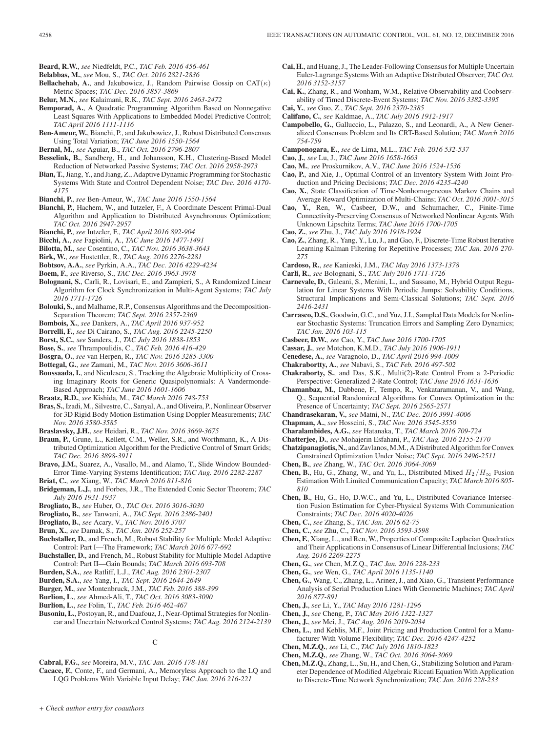**Beard, R.W.**, *see* Niedfeldt, P.C., *TAC Feb. 2016 456-461*

**Belabbas, M.**, *see* Mou, S., *TAC Oct. 2016 2821-2836*

**Bellachehab, A.**, and Jakubowicz, J., Random Pairwise Gossip on CAT($\kappa$) Metric Spaces; *TAC Dec. 2016 3857-3869*

**Belur, M.N.**, *see* Kalaimani, R.K., *TAC Sept. 2016 2463-2472*

**Bemporad, A.**, A Quadratic Programming Algorithm Based on Nonnegative Least Squares With Applications to Embedded Model Predictive Control; *TAC April 2016 1111-1116*

**Ben-Ameur, W.**, Bianchi, P., and Jakubowicz, J., Robust Distributed Consensus Using Total Variation; *TAC June 2016 1550-1564*

**Bernal, M.**, *see* Aguiar, B., *TAC Oct. 2016 2796-2807*

**Besselink, B.**, Sandberg, H., and Johansson, K.H., Clustering-Based Model Reduction of Networked Passive Systems; *TAC Oct. 2016 2958-2973*

**Bian, T.**, Jiang, Y., and Jiang, Z., Adaptive Dynamic Programming for Stochastic Systems With State and Control Dependent Noise; *TAC Dec. 2016 4170-4175*

**Bianchi, P.**, *see* Ben-Ameur, W., *TAC June 2016 1550-1564*

**Bianchi, P.**, Hachem, W., and Iutzeler, F., A Coordinate Descent Primal-Dual Algorithm and Application to Distributed Asynchronous Optimization; *TAC Oct. 2016 2947-2957*

**Bianchi, P.**, *see* Iutzeler, F., *TAC April 2016 892-904*

**Bicchi, A.**, *see* Fagiolini, A., *TAC June 2016 1477-1491*

**Bilotta, M.**, *see* Cosentino, C., *TAC Nov. 2016 3638-3643*

**Birk, W.**, *see* Hostettler, R., *TAC Aug. 2016 2276-2281*

**Bobtsov, A.A.**, *see* Pyrkin, A.A., *TAC Dec. 2016 4229-4234*

**Boem, F.**, *see* Riverso, S., *TAC Dec. 2016 3963-3978*

**Bolognani, S.**, Carli, R., Lovisari, E., and Zampieri, S., A Randomized Linear Algorithm for Clock Synchronization in Multi-Agent Systems; *TAC July 2016 1711-1726*

**Bolouki, S.**, and Malhame, R.P., Consensus Algorithms and the Decomposition-Separation Theorem; *TAC Sept. 2016 2357-2369*

**Bombois, X.**, *see* Dankers, A., *TAC April 2016 937-952*

**Borrelli, F.**, *see* Di Cairano, S., *TAC Aug. 2016 2245-2250*

**Borst, S.C.**, *see* Sanders, J., *TAC July 2016 1838-1853*

**Bose, S.**, *see* Thrampoulidis, C., *TAC Feb. 2016 416-429*

**Bosgra, O.**, *see* van Herpen, R., *TAC Nov. 2016 3285-3300*

**Bottegal, G.**, *see* Zamani, M., *TAC Nov. 2016 3606-3611*

**Boussaada, I.**, and Niculescu, S., Tracking the Algebraic Multiplicity of Crossing Imaginary Roots for Generic Quasipolynomials: A Vandermonde-Based Approach; *TAC June 2016 1601-1606*

**Braatz, R.D.**, *see* Kishida, M., *TAC March 2016 748-753*

**Bras, S.**, Izadi, M., Silvestre, C., Sanyal, A., and Oliveira, P., Nonlinear Observer for 3D Rigid Body Motion Estimation Using Doppler Measurements; *TAC Nov. 2016 3580-3585*

**Braslavsky, J.H.**, *see* Heidari, R., *TAC Nov. 2016 3669-3675*

**Braun, P.**, Grune, L., Kellett, C.M., Weller, S.R., and Worthmann, K., A Distributed Optimization Algorithm for the Predictive Control of Smart Grids; *TAC Dec. 2016 3898-3911*

**Bravo, J.M.**, Suarez, A., Vasallo, M., and Alamo, T., Slide Window Bounded-Error Time-Varying Systems Identification; *TAC Aug. 2016 2282-2287*

**Briat, C.**, *see* Xiang, W., *TAC March 2016 811-816*

**Bridgeman, L.J.**, and Forbes, J.R., The Extended Conic Sector Theorem; *TAC July 2016 1931-1937*

**Brogliato, B.**, *see* Huber, O., *TAC Oct. 2016 3016-3030*

**Brogliato, B.**, *see* Tanwani, A., *TAC Sept. 2016 2386-2401*

**Brogliato, B.**, *see* Acary, V., *TAC Nov. 2016 3707*

**Brun, X.**, *see* Damak, S., *TAC Jan. 2016 252-257*

**Buchstaller, D.**, and French, M., Robust Stability for Multiple Model Adaptive Control: Part I—The Framework; *TAC March 2016 677-692*

**Buchstaller, D.**, and French, M., Robust Stability for Multiple Model Adaptive Control: Part II—Gain Bounds; *TAC March 2016 693-708*

**Burden, S.A.**, *see* Ratliff, L.J., *TAC Aug. 2016 2301-2307*

**Burden, S.A.**, *see* Yang, I., *TAC Sept. 2016 2644-2649*

**Burger, M.**, *see* Montenbruck, J.M., *TAC Feb. 2016 388-399*

**Burlion, L.**, *see* Ahmed-Ali, T., *TAC Oct. 2016 3083-3090*

**Burlion, L.**, *see* Folin, T., *TAC Feb. 2016 462-467*

**Busoniu, L.**, Postoyan, R., and Daafouz, J., Near-Optimal Strategies for Nonlinear and Uncertain Networked Control Systems; *TAC Aug. 2016 2124-2139*

## C

**Cabral, F.G.**, *see* Moreira, M.V., *TAC Jan. 2016 178-181*

**Cacace, F.**, Conte, F., and Germani, A., Memoryless Approach to the LQ and LQG Problems With Variable Input Delay; *TAC Jan. 2016 216-221*

**Cai, H.**, and Huang, J., The Leader-Following Consensus for Multiple Uncertain Euler-Lagrange Systems With an Adaptive Distributed Observer; *TAC Oct. 2016 3152-3157*

**Cai, K.**, Zhang, R., and Wonham, W.M., Relative Observability and Coobservability of Timed Discrete-Event Systems; *TAC Nov. 2016 3382-3395*

**Cai, Y.**, *see* Guo, Z., *TAC Sept. 2016 2370-2385*

**Califano, C.**, *see* Kaldmae, A., *TAC July 2016 1912-1917*

**Campobello, G.**, Galluccio, L., Palazzo, S., and Leonardi, A., A New Generalized Consensus Problem and Its CRT-Based Solution; *TAC March 2016 754-759*

**Camponogara, E.**, *see* de Lima, M.L., *TAC Feb. 2016 532-537*

**Cao, J.**, *see* Lu, J., *TAC June 2016 1658-1663*

**Cao, M.**, *see* Proskurnikov, A.V., *TAC June 2016 1524-1536*

**Cao, P.**, and Xie, J., Optimal Control of an Inventory System With Joint Production and Pricing Decisions; *TAC Dec. 2016 4235-4240*

**Cao, X.**, State Classification of Time-Nonhomogeneous Markov Chains and Average Reward Optimization of Multi-Chains; *TAC Oct. 2016 3001-3015*

**Cao, Y.**, Ren, W., Casbeer, D.W., and Schumacher, C., Finite-Time Connectivity-Preserving Consensus of Networked Nonlinear Agents With Unknown Lipschitz Terms; *TAC June 2016 1700-1705*

**Cao, Z.**, *see* Zhu, J., *TAC July 2016 1918-1924*

**Cao, Z.**, Zhang, R., Yang, Y., Lu, J., and Gao, F., Discrete-Time Robust Iterative Learning Kalman Filtering for Repetitive Processes; *TAC Jan. 2016 270-275*

**Cardoso, R.**, *see* Kanieski, J.M., *TAC May 2016 1373-1378*

**Carli, R.**, *see* Bolognani, S., *TAC July 2016 1711-1726*

**Carnevale, D.**, Galeani, S., Menini, L., and Sassano, M., Hybrid Output Regulation for Linear Systems With Periodic Jumps: Solvability Conditions, Structural Implications and Semi-Classical Solutions; *TAC Sept. 2016 2416-2431*

**Carrasco, D.S.**, Goodwin, G.C., and Yuz, J.I., Sampled Data Models for Nonlinear Stochastic Systems: Truncation Errors and Sampling Zero Dynamics; *TAC Jan. 2016 103-115*

**Casbeer, D.W.**, *see* Cao, Y., *TAC June 2016 1700-1705*

**Cassar, J.**, *see* Motchon, K.M.D., *TAC July 2016 1906-1911*

**Cenedese, A.**, *see* Varagnolo, D., *TAC April 2016 994-1009*

**Chakrabortty, A.**, *see* Nabavi, S., *TAC Feb. 2016 497-502*

**Chakraborty, S.**, and Das, S.K., Multi(2)-Rate Control From a 2-Periodic Perspective: Generalized 2-Rate Control; *TAC June 2016 1631-1636*

**Chamanbaz, M.**, Dabbene, F., Tempo, R., Venkataramanan, V., and Wang, Q., Sequential Randomized Algorithms for Convex Optimization in the Presence of Uncertainty; *TAC Sept. 2016 2565-2571*

**Chandrasekaran, V.**, *see* Matni, N., *TAC Dec. 2016 3991-4006*

**Chapman, A.**, *see* Hosseini, S., *TAC Nov. 2016 3545-3550*

**Charalambides, A.G.**, *see* Hatanaka, T., *TAC March 2016 709-724*

**Chatterjee, D.**, *see* Mohajerin Esfahani, P., *TAC Aug. 2016 2155-2170*

**Chatzipanagiotis, N.**, and Zavlanos, M.M., A Distributed Algorithm for Convex Constrained Optimization Under Noise; *TAC Sept. 2016 2496-2511*

**Chen, B.**, *see* Zhang, W., *TAC Oct. 2016 3064-3069*

**Chen, B.**, Hu, G., Zhang, W., and Yu, L., Distributed Mixed $H_2/H_\infty$ Fusion Estimation With Limited Communication Capacity; *TAC March 2016 805-810*

**Chen, B.**, Hu, G., Ho, D.W.C., and Yu, L., Distributed Covariance Intersection Fusion Estimation for Cyber-Physical Systems With Communication Constraints; *TAC Dec. 2016 4020-4026*

**Chen, C.**, *see* Zhang, S., *TAC Jan. 2016 62-75*

**Chen, C.**, *see* Zhu, C., *TAC Nov. 2016 3593-3598*

**Chen, F.**, Xiang, L., and Ren, W., Properties of Composite Laplacian Quadratics and Their Applications in Consensus of Linear Differential Inclusions; *TAC Aug. 2016 2269-2275*

**Chen, G.**, *see* Chen, M.Z.Q., *TAC Jan. 2016 228-233*

**Chen, G.**, *see* Wen, G., *TAC April 2016 1135-1140*

**Chen, G.**, Wang, C., Zhang, L., Arinez, J., and Xiao, G., Transient Performance Analysis of Serial Production Lines With Geometric Machines; *TAC April 2016 877-891*

**Chen, J.**, *see* Li, Y., *TAC May 2016 1281-1296*

**Chen, J.**, *see* Cheng, P., *TAC May 2016 1322-1327*

**Chen, J.**, *see* Mei, J., *TAC Aug. 2016 2019-2034*

**Chen, L.**, and Keblis, M.F., Joint Pricing and Production Control for a Manufacturer With Volume Flexibility; *TAC Dec. 2016 4247-4252*

**Chen, M.Z.Q.**, *see* Li, C., *TAC July 2016 1810-1823*

**Chen, M.Z.Q.**, *see* Zhang, W., *TAC Oct. 2016 3064-3069*

**Chen, M.Z.Q.**, Zhang, L., Su, H., and Chen, G., Stabilizing Solution and Parameter Dependence of Modified Algebraic Riccati Equation With Application to Discrete-Time Network Synchronization; *TAC Jan. 2016 228-233*

*+ Check author entry for coauthors*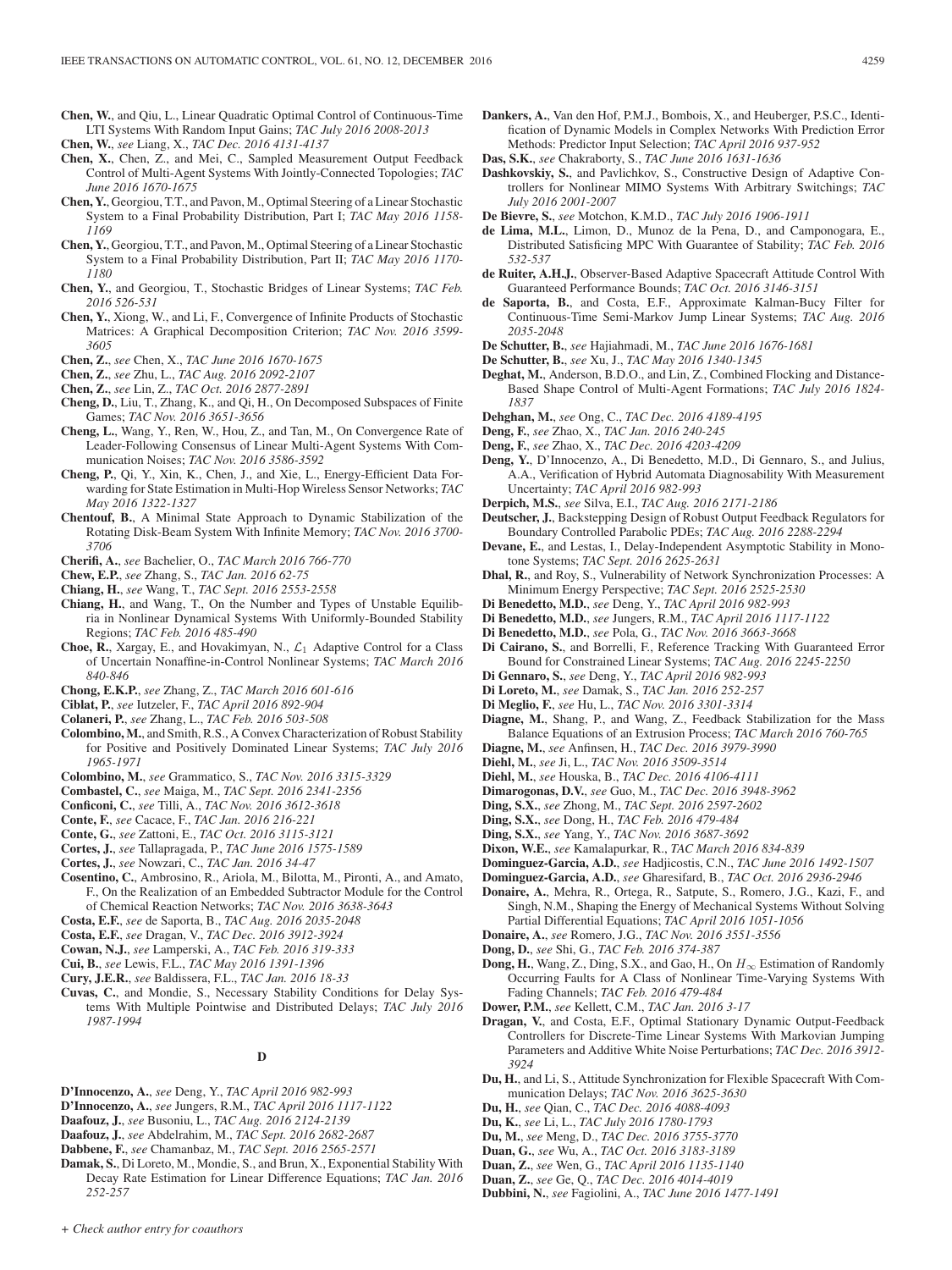**Chen, W.**, and Qiu, L., Linear Quadratic Optimal Control of Continuous-Time LTI Systems With Random Input Gains; *TAC July 2016 2008-2013*

**Chen, W.**, *see* Liang, X., *TAC Dec. 2016 4131-4137*

**Chen, X.**, Chen, Z., and Mei, C., Sampled Measurement Output Feedback Control of Multi-Agent Systems With Jointly-Connected Topologies; *TAC June 2016 1670-1675*

**Chen, Y.**, Georgiou, T.T., and Pavon, M., Optimal Steering of a Linear Stochastic System to a Final Probability Distribution, Part I; *TAC May 2016 1158-1169*

**Chen, Y.**, Georgiou, T.T., and Pavon, M., Optimal Steering of a Linear Stochastic System to a Final Probability Distribution, Part II; *TAC May 2016 1170-1180*

**Chen, Y.**, and Georgiou, T., Stochastic Bridges of Linear Systems; *TAC Feb. 2016 526-531*

**Chen, Y.**, Xiong, W., and Li, F., Convergence of Infinite Products of Stochastic Matrices: A Graphical Decomposition Criterion; *TAC Nov. 2016 3599-3605*

**Chen, Z.**, *see* Chen, X., *TAC June 2016 1670-1675*

**Chen, Z.**, *see* Zhu, L., *TAC Aug. 2016 2092-2107*

**Chen, Z.**, *see* Lin, Z., *TAC Oct. 2016 2877-2891*

**Cheng, D.**, Liu, T., Zhang, K., and Qi, H., On Decomposed Subspaces of Finite Games; *TAC Nov. 2016 3651-3656*

**Cheng, L.**, Wang, Y., Ren, W., Hou, Z., and Tan, M., On Convergence Rate of Leader-Following Consensus of Linear Multi-Agent Systems With Communication Noises; *TAC Nov. 2016 3586-3592*

**Cheng, P.**, Qi, Y., Xin, K., Chen, J., and Xie, L., Energy-Efficient Data Forwarding for State Estimation in Multi-Hop Wireless Sensor Networks; *TAC May 2016 1322-1327*

**Chentouf, B.**, A Minimal State Approach to Dynamic Stabilization of the Rotating Disk-Beam System With Infinite Memory; *TAC Nov. 2016 3700-3706*

**Cherifi, A.**, *see* Bachelier, O., *TAC March 2016 766-770*

**Chew, E.P.**, *see* Zhang, S., *TAC Jan. 2016 62-75*

**Chiang, H.**, *see* Wang, T., *TAC Sept. 2016 2553-2558*

**Chiang, H.**, and Wang, T., On the Number and Types of Unstable Equilibria in Nonlinear Dynamical Systems With Uniformly-Bounded Stability Regions; *TAC Feb. 2016 485-490*

**Choe, R.**, Xargay, E., and Hovakimyan, N., $\mathcal{L}_1$ Adaptive Control for a Class of Uncertain Nonaffine-in-Control Nonlinear Systems; *TAC March 2016 840-846*

**Chong, E.K.P.**, *see* Zhang, Z., *TAC March 2016 601-616*

**Ciblat, P.**, *see* Iutzeler, F., *TAC April 2016 892-904*

**Colaneri, P.**, *see* Zhang, L., *TAC Feb. 2016 503-508*

**Colombino, M.**, and Smith, R.S., A Convex Characterization of Robust Stability for Positive and Positively Dominated Linear Systems; *TAC July 2016 1965-1971*

**Colombino, M.**, *see* Grammatico, S., *TAC Nov. 2016 3315-3329*

**Combastel, C.**, *see* Maiga, M., *TAC Sept. 2016 2341-2356*

**Conficoni, C.**, *see* Tilli, A., *TAC Nov. 2016 3612-3618*

**Conte, F.**, *see* Cacace, F., *TAC Jan. 2016 216-221*

**Conte, G.**, *see* Zattoni, E., *TAC Oct. 2016 3115-3121*

**Cortes, J.**, *see* Tallapragada, P., *TAC June 2016 1575-1589*

**Cortes, J.**, *see* Nowzari, C., *TAC Jan. 2016 34-47*

**Cosentino, C.**, Ambrosino, R., Ariola, M., Bilotta, M., Pironti, A., and Amato, F., On the Realization of an Embedded Subtractor Module for the Control of Chemical Reaction Networks; *TAC Nov. 2016 3638-3643*

**Costa, E.F.**, *see* de Saporta, B., *TAC Aug. 2016 2035-2048*

**Costa, E.F.**, *see* Dragan, V., *TAC Dec. 2016 3912-3924*

**Cowan, N.J.**, *see* Lamperski, A., *TAC Feb. 2016 319-333*

**Cui, B.**, *see* Lewis, F.L., *TAC May 2016 1391-1396*

**Cury, J.E.R.**, *see* Baldissera, F.L., *TAC Jan. 2016 18-33*

**Cuvas, C.**, and Mondie, S., Necessary Stability Conditions for Delay Systems With Multiple Pointwise and Distributed Delays; *TAC July 2016 1987-1994*

## D

**D'Innocenzo, A.**, *see* Deng, Y., *TAC April 2016 982-993*

**D'Innocenzo, A.**, *see* Jungers, R.M., *TAC April 2016 1117-1122*

**Daafouz, J.**, *see* Busoniu, L., *TAC Aug. 2016 2124-2139*

**Daafouz, J.**, *see* Abdelrahim, M., *TAC Sept. 2016 2682-2687*

**Dabbene, F.**, *see* Chamanbaz, M., *TAC Sept. 2016 2565-2571*

**Damak, S.**, Di Loreto, M., Mondie, S., and Brun, X., Exponential Stability With Decay Rate Estimation for Linear Difference Equations; *TAC Jan. 2016 252-257*

**Dankers, A.**, Van den Hof, P.M.J., Bombois, X., and Heuberger, P.S.C., Identification of Dynamic Models in Complex Networks With Prediction Error Methods: Predictor Input Selection; *TAC April 2016 937-952*

**Das, S.K.**, *see* Chakraborty, S., *TAC June 2016 1631-1636*

**Dashkovskiy, S.**, and Pavlichkov, S., Constructive Design of Adaptive Controllers for Nonlinear MIMO Systems With Arbitrary Switchings; *TAC July 2016 2001-2007*

**De Bievre, S.**, *see* Motchon, K.M.D., *TAC July 2016 1906-1911*

**de Lima, M.L.**, Limon, D., Munoz de la Pena, D., and Camponogara, E., Distributed Satisficing MPC With Guarantee of Stability; *TAC Feb. 2016 532-537*

**de Ruiter, A.H.J.**, Observer-Based Adaptive Spacecraft Attitude Control With Guaranteed Performance Bounds; *TAC Oct. 2016 3146-3151*

**de Saporta, B.**, and Costa, E.F., Approximate Kalman-Bucy Filter for Continuous-Time Semi-Markov Jump Linear Systems; *TAC Aug. 2016 2035-2048*

**De Schutter, B.**, *see* Hajiahmadi, M., *TAC June 2016 1676-1681*

**De Schutter, B.**, *see* Xu, J., *TAC May 2016 1340-1345*

**Deghat, M.**, Anderson, B.D.O., and Lin, Z., Combined Flocking and Distance-Based Shape Control of Multi-Agent Formations; *TAC July 2016 1824-1837*

**Dehghan, M.**, *see* Ong, C., *TAC Dec. 2016 4189-4195*

**Deng, F.**, *see* Zhao, X., *TAC Jan. 2016 240-245*

**Deng, F.**, *see* Zhao, X., *TAC Dec. 2016 4203-4209*

**Deng, Y.**, D'Innocenzo, A., Di Benedetto, M.D., Di Gennaro, S., and Julius, A.A., Verification of Hybrid Automata Diagnosability With Measurement Uncertainty; *TAC April 2016 982-993*

**Derpich, M.S.**, *see* Silva, E.I., *TAC Aug. 2016 2171-2186*

**Deutscher, J.**, Backstepping Design of Robust Output Feedback Regulators for Boundary Controlled Parabolic PDEs; *TAC Aug. 2016 2288-2294*

**Devane, E.**, and Lestas, I., Delay-Independent Asymptotic Stability in Monotone Systems; *TAC Sept. 2016 2625-2631*

**Dhal, R.**, and Roy, S., Vulnerability of Network Synchronization Processes: A Minimum Energy Perspective; *TAC Sept. 2016 2525-2530*

**Di Benedetto, M.D.**, *see* Deng, Y., *TAC April 2016 982-993*

**Di Benedetto, M.D.**, *see* Jungers, R.M., *TAC April 2016 1117-1122*

**Di Benedetto, M.D.**, *see* Pola, G., *TAC Nov. 2016 3663-3668*

**Di Cairano, S.**, and Borrelli, F., Reference Tracking With Guaranteed Error Bound for Constrained Linear Systems; *TAC Aug. 2016 2245-2250*

**Di Gennaro, S.**, *see* Deng, Y., *TAC April 2016 982-993*

**Di Loreto, M.**, *see* Damak, S., *TAC Jan. 2016 252-257*

**Di Meglio, F.**, *see* Hu, L., *TAC Nov. 2016 3301-3314*

**Diagne, M.**, Shang, P., and Wang, Z., Feedback Stabilization for the Mass Balance Equations of an Extrusion Process; *TAC March 2016 760-765*

**Diagne, M.**, *see* Anfinsen, H., *TAC Dec. 2016 3979-3990*

**Diehl, M.**, *see* Ji, L., *TAC Nov. 2016 3509-3514*

**Diehl, M.**, *see* Houska, B., *TAC Dec. 2016 4106-4111*

**Dimarogonas, D.V.**, *see* Guo, M., *TAC Dec. 2016 3948-3962*

**Ding, S.X.**, *see* Zhong, M., *TAC Sept. 2016 2597-2602*

**Ding, S.X.**, *see* Dong, H., *TAC Feb. 2016 479-484*

**Ding, S.X.**, *see* Yang, Y., *TAC Nov. 2016 3687-3692*

**Dixon, W.E.**, *see* Kamalapurkar, R., *TAC March 2016 834-839*

**Dominguez-Garcia, A.D.**, *see* Hadjicostis, C.N., *TAC June 2016 1492-1507*

**Dominguez-Garcia, A.D.**, *see* Gharesifard, B., *TAC Oct. 2016 2936-2946*

**Donaire, A.**, Mehra, R., Ortega, R., Satpute, S., Romero, J.G., Kazi, F., and Singh, N.M., Shaping the Energy of Mechanical Systems Without Solving Partial Differential Equations; *TAC April 2016 1051-1056*

**Donaire, A.**, *see* Romero, J.G., *TAC Nov. 2016 3551-3556*

**Dong, D.**, *see* Shi, G., *TAC Feb. 2016 374-387*

**Dong, H.**, Wang, Z., Ding, S.X., and Gao, H., On $H_\infty$ Estimation of Randomly Occurring Faults for A Class of Nonlinear Time-Varying Systems With Fading Channels; *TAC Feb. 2016 479-484*

**Dower, P.M.**, *see* Kellett, C.M., *TAC Jan. 2016 3-17*

**Dragan, V.**, and Costa, E.F., Optimal Stationary Dynamic Output-Feedback Controllers for Discrete-Time Linear Systems With Markovian Jumping Parameters and Additive White Noise Perturbations; *TAC Dec. 2016 3912-3924*

**Du, H.**, and Li, S., Attitude Synchronization for Flexible Spacecraft With Communication Delays; *TAC Nov. 2016 3625-3630*

**Du, H.**, *see* Qian, C., *TAC Dec. 2016 4088-4093*

**Du, K.**, *see* Li, L., *TAC July 2016 1780-1793*

**Du, M.**, *see* Meng, D., *TAC Dec. 2016 3755-3770*

**Duan, G.**, *see* Wu, A., *TAC Oct. 2016 3183-3189*

**Duan, Z.**, *see* Wen, G., *TAC April 2016 1135-1140*

**Duan, Z.**, *see* Ge, Q., *TAC Dec. 2016 4014-4019*

**Dubbini, N.**, *see* Fagiolini, A., *TAC June 2016 1477-1491*

*+ Check author entry for coauthors*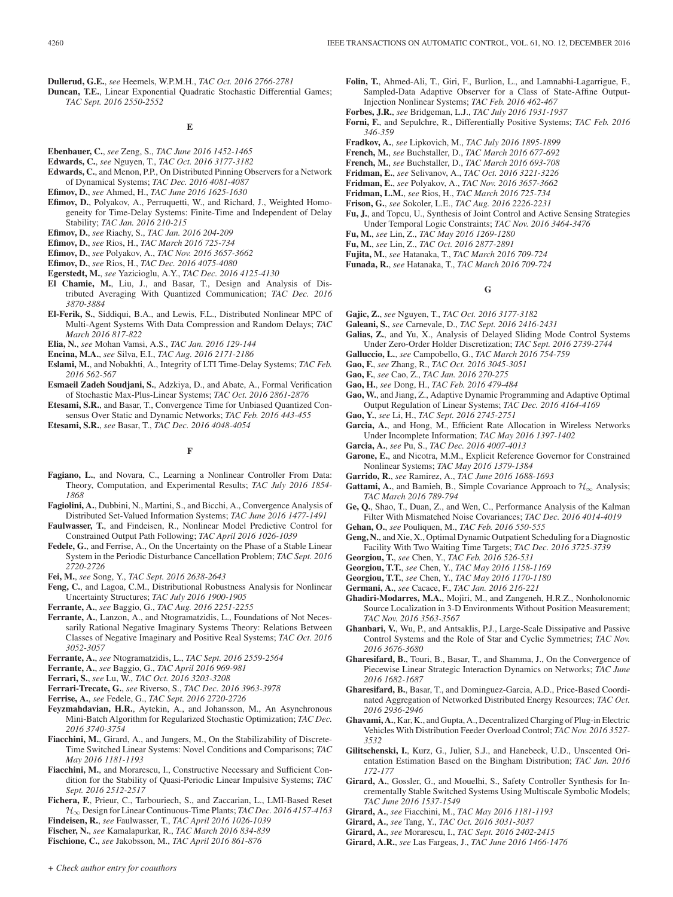**Dullerud, G.E.**, *see* Heemels, W.P.M.H., *TAC Oct. 2016 2766-2781*

**Duncan, T.E.**, Linear Exponential Quadratic Stochastic Differential Games; *TAC Sept. 2016 2550-2552*

## E

**Ebenbauer, C.**, *see* Zeng, S., *TAC June 2016 1452-1465*

**Edwards, C.**, *see* Nguyen, T., *TAC Oct. 2016 3177-3182*

**Edwards, C.**, and Menon, P.P., On Distributed Pinning Observers for a Network of Dynamical Systems; *TAC Dec. 2016 4081-4087*

**Efimov, D.**, *see* Ahmed, H., *TAC June 2016 1625-1630*

**Efimov, D.**, Polyakov, A., Perruquetti, W., and Richard, J., Weighted Homogeneity for Time-Delay Systems: Finite-Time and Independent of Delay Stability; *TAC Jan. 2016 210-215*

**Efimov, D.**, *see* Riachy, S., *TAC Jan. 2016 204-209*

**Efimov, D.**, *see* Rios, H., *TAC March 2016 725-734*

**Efimov, D.**, *see* Polyakov, A., *TAC Nov. 2016 3657-3662*

**Efimov, D.**, *see* Rios, H., *TAC Dec. 2016 4075-4080*

**Egerstedt, M.**, *see* Yazicioglu, A.Y., *TAC Dec. 2016 4125-4130*

**El Chamie, M.**, Liu, J., and Basar, T., Design and Analysis of Distributed Averaging With Quantized Communication; *TAC Dec. 2016 3870-3884*

**El-Ferik, S.**, Siddiqui, B.A., and Lewis, F.L., Distributed Nonlinear MPC of Multi-Agent Systems With Data Compression and Random Delays; *TAC March 2016 817-822*

**Elia, N.**, *see* Mohan Vamsi, A.S., *TAC Jan. 2016 129-144*

**Encina, M.A.**, *see* Silva, E.I., *TAC Aug. 2016 2171-2186*

**Eslami, M.**, and Nobakhti, A., Integrity of LTI Time-Delay Systems; *TAC Feb. 2016 562-567*

**Esmaeil Zadeh Soudjani, S.**, Adzkiya, D., and Abate, A., Formal Verification of Stochastic Max-Plus-Linear Systems; *TAC Oct. 2016 2861-2876*

**Etesami, S.R.**, and Basar, T., Convergence Time for Unbiased Quantized Consensus Over Static and Dynamic Networks; *TAC Feb. 2016 443-455*

**Etesami, S.R.**, *see* Basar, T., *TAC Dec. 2016 4048-4054*

## F

**Fagiano, L.**, and Novara, C., Learning a Nonlinear Controller From Data: Theory, Computation, and Experimental Results; *TAC July 2016 1854-1868*

**Fagiolini, A.**, Dubbini, N., Martini, S., and Bicchi, A., Convergence Analysis of Distributed Set-Valued Information Systems; *TAC June 2016 1477-1491*

**Faulwasser, T.**, and Findeisen, R., Nonlinear Model Predictive Control for Constrained Output Path Following; *TAC April 2016 1026-1039*

**Fedele, G.**, and Ferrise, A., On the Uncertainty on the Phase of a Stable Linear System in the Periodic Disturbance Cancellation Problem; *TAC Sept. 2016 2720-2726*

**Fei, M.**, *see* Song, Y., *TAC Sept. 2016 2638-2643*

**Feng, C.**, and Lagoa, C.M., Distributional Robustness Analysis for Nonlinear Uncertainty Structures; *TAC July 2016 1900-1905*

**Ferrante, A.**, *see* Baggio, G., *TAC Aug. 2016 2251-2255*

**Ferrante, A.**, Lanzon, A., and Ntogramatzidis, L., Foundations of Not Necessarily Rational Negative Imaginary Systems Theory: Relations Between Classes of Negative Imaginary and Positive Real Systems; *TAC Oct. 2016 3052-3057*

**Ferrante, A.**, *see* Ntogramatzidis, L., *TAC Sept. 2016 2559-2564*

**Ferrante, A.**, *see* Baggio, G., *TAC April 2016 969-981*

**Ferrari, S.**, *see* Lu, W., *TAC Oct. 2016 3203-3208*

**Ferrari-Trecate, G.**, *see* Riverso, S., *TAC Dec. 2016 3963-3978*

**Ferrise, A.**, *see* Fedele, G., *TAC Sept. 2016 2720-2726*

**Feyzmahdavian, H.R.**, Aytekin, A., and Johansson, M., An Asynchronous Mini-Batch Algorithm for Regularized Stochastic Optimization; *TAC Dec. 2016 3740-3754*

**Fiacchini, M.**, Girard, A., and Jungers, M., On the Stabilizability of Discrete-Time Switched Linear Systems: Novel Conditions and Comparisons; *TAC May 2016 1181-1193*

**Fiacchini, M.**, and Morarescu, I., Constructive Necessary and Sufficient Condition for the Stability of Quasi-Periodic Linear Impulsive Systems; *TAC Sept. 2016 2512-2517*

**Fichera, F.**, Prieur, C., Tarbouriech, S., and Zaccarian, L., LMI-Based Reset $\mathcal{H}_\infty$ Design for Linear Continuous-Time Plants; *TAC Dec. 2016 4157-4163*

**Findeisen, R.**, *see* Faulwasser, T., *TAC April 2016 1026-1039*

**Fischer, N.**, *see* Kamalapurkar, R., *TAC March 2016 834-839*

**Fischione, C.**, *see* Jakobsson, M., *TAC April 2016 861-876*

**Folin, T.**, Ahmed-Ali, T., Giri, F., Burlion, L., and Lamnabhi-Lagarrigue, F., Sampled-Data Adaptive Observer for a Class of State-Affine Output-Injection Nonlinear Systems; *TAC Feb. 2016 462-467*

**Forbes, J.R.**, *see* Bridgeman, L.J., *TAC July 2016 1931-1937*

**Forni, F.**, and Sepulchre, R., Differentially Positive Systems; *TAC Feb. 2016 346-359*

**Fradkov, A.**, *see* Lipkovich, M., *TAC July 2016 1895-1899*

**French, M.**, *see* Buchstaller, D., *TAC March 2016 677-692*

**French, M.**, *see* Buchstaller, D., *TAC March 2016 693-708*

**Fridman, E.**, *see* Selivanov, A., *TAC Oct. 2016 3221-3226*

**Fridman, E.**, *see* Polyakov, A., *TAC Nov. 2016 3657-3662*

**Fridman, L.M.**, *see* Rios, H., *TAC March 2016 725-734*

**Frison, G.**, *see* Sokoler, L.E., *TAC Aug. 2016 2226-2231*

**Fu, J.**, and Topcu, U., Synthesis of Joint Control and Active Sensing Strategies Under Temporal Logic Constraints; *TAC Nov. 2016 3464-3476*

**Fu, M.**, *see* Lin, Z., *TAC May 2016 1269-1280*

**Fu, M.**, *see* Lin, Z., *TAC Oct. 2016 2877-2891*

**Fujita, M.**, *see* Hatanaka, T., *TAC March 2016 709-724*

**Funada, R.**, *see* Hatanaka, T., *TAC March 2016 709-724*

## G

**Gajic, Z.**, *see* Nguyen, T., *TAC Oct. 2016 3177-3182*

**Galeani, S.**, *see* Carnevale, D., *TAC Sept. 2016 2416-2431*

**Galias, Z.**, and Yu, X., Analysis of Delayed Sliding Mode Control Systems Under Zero-Order Holder Discretization; *TAC Sept. 2016 2739-2744*

**Galluccio, L.**, *see* Campobello, G., *TAC March 2016 754-759*

**Gao, F.**, *see* Zhang, R., *TAC Oct. 2016 3045-3051*

**Gao, F.**, *see* Cao, Z., *TAC Jan. 2016 270-275*

**Gao, H.**, *see* Dong, H., *TAC Feb. 2016 479-484*

**Gao, W.**, and Jiang, Z., Adaptive Dynamic Programming and Adaptive Optimal Output Regulation of Linear Systems; *TAC Dec. 2016 4164-4169*

**Gao, Y.**, *see* Li, H., *TAC Sept. 2016 2745-2751*

**Garcia, A.**, and Hong, M., Efficient Rate Allocation in Wireless Networks Under Incomplete Information; *TAC May 2016 1397-1402*

**Garcia, A.**, *see* Pu, S., *TAC Dec. 2016 4007-4013*

**Garone, E.**, and Nicotra, M.M., Explicit Reference Governor for Constrained Nonlinear Systems; *TAC May 2016 1379-1384*

**Garrido, R.**, *see* Ramirez, A., *TAC June 2016 1688-1693*

**Gattami, A.**, and Bamieh, B., Simple Covariance Approach to $\mathcal{H}_\infty$ Analysis; *TAC March 2016 789-794*

**Ge, Q.**, Shao, T., Duan, Z., and Wen, C., Performance Analysis of the Kalman Filter With Mismatched Noise Covariances; *TAC Dec. 2016 4014-4019*

**Gehan, O.**, *see* Pouliquen, M., *TAC Feb. 2016 550-555*

**Geng, N.**, and Xie, X., Optimal Dynamic Outpatient Scheduling for a Diagnostic Facility With Two Waiting Time Targets; *TAC Dec. 2016 3725-3739*

**Georgiou, T.**, *see* Chen, Y., *TAC Feb. 2016 526-531*

**Georgiou, T.T.**, *see* Chen, Y., *TAC May 2016 1158-1169*

**Georgiou, T.T.**, *see* Chen, Y., *TAC May 2016 1170-1180*

**Germani, A.**, *see* Cacace, F., *TAC Jan. 2016 216-221*

**Ghadiri-Modarres, M.A.**, Mojiri, M., and Zangeneh, H.R.Z., Nonholonomic Source Localization in 3-D Environments Without Position Measurement; *TAC Nov. 2016 3563-3567*

**Ghanbari, V.**, Wu, P., and Antsaklis, P.J., Large-Scale Dissipative and Passive Control Systems and the Role of Star and Cyclic Symmetries; *TAC Nov. 2016 3676-3680*

**Gharesifard, B.**, Touri, B., Basar, T., and Shamma, J., On the Convergence of Piecewise Linear Strategic Interaction Dynamics on Networks; *TAC June 2016 1682-1687*

**Gharesifard, B.**, Basar, T., and Dominguez-Garcia, A.D., Price-Based Coordinated Aggregation of Networked Distributed Energy Resources; *TAC Oct. 2016 2936-2946*

**Ghavami, A.**, Kar, K., and Gupta, A., Decentralized Charging of Plug-in Electric Vehicles With Distribution Feeder Overload Control; *TAC Nov. 2016 3527-3532*

**Gilitschenski, I.**, Kurz, G., Julier, S.J., and Hanebeck, U.D., Unscented Orientation Estimation Based on the Bingham Distribution; *TAC Jan. 2016 172-177*

**Girard, A.**, Gossler, G., and Mouelhi, S., Safety Controller Synthesis for Incrementally Stable Switched Systems Using Multiscale Symbolic Models; *TAC June 2016 1537-1549*

**Girard, A.**, *see* Fiacchini, M., *TAC May 2016 1181-1193*

**Girard, A.**, *see* Tang, Y., *TAC Oct. 2016 3031-3037*

**Girard, A.**, *see* Morarescu, I., *TAC Sept. 2016 2402-2415*

**Girard, A.R.**, *see* Las Fargeas, J., *TAC June 2016 1466-1476*

*+ Check author entry for coauthors*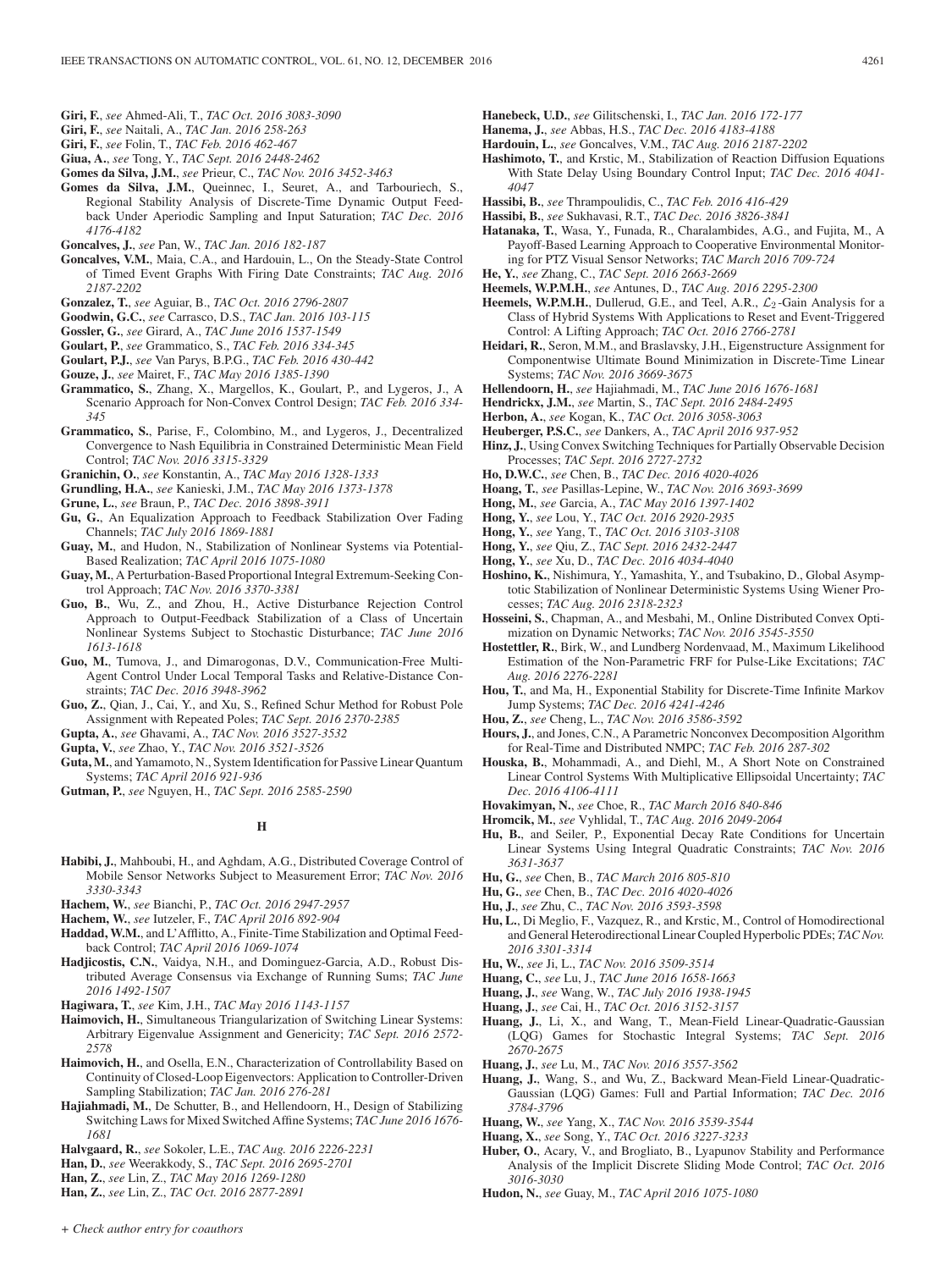**Giri, F.**, *see* Ahmed-Ali, T., *TAC Oct. 2016 3083-3090*

**Giri, F.**, *see* Naitali, A., *TAC Jan. 2016 258-263*

**Giri, F.**, *see* Folin, T., *TAC Feb. 2016 462-467*

**Giua, A.**, *see* Tong, Y., *TAC Sept. 2016 2448-2462*

**Gomes da Silva, J.M.**, *see* Prieur, C., *TAC Nov. 2016 3452-3463*

**Gomes da Silva, J.M.**, Queinnec, I., Seuret, A., and Tarbouriech, S., Regional Stability Analysis of Discrete-Time Dynamic Output Feedback Under Aperiodic Sampling and Input Saturation; *TAC Dec. 2016 4176-4182*

**Goncalves, J.**, *see* Pan, W., *TAC Jan. 2016 182-187*

**Goncalves, V.M.**, Maia, C.A., and Hardouin, L., On the Steady-State Control of Timed Event Graphs With Firing Date Constraints; *TAC Aug. 2016 2187-2202*

**Gonzalez, T.**, *see* Aguiar, B., *TAC Oct. 2016 2796-2807*

**Goodwin, G.C.**, *see* Carrasco, D.S., *TAC Jan. 2016 103-115*

**Gossler, G.**, *see* Girard, A., *TAC June 2016 1537-1549*

**Goulart, P.**, *see* Grammatico, S., *TAC Feb. 2016 334-345*

**Goulart, P.J.**, *see* Van Parys, B.P.G., *TAC Feb. 2016 430-442*

**Gouze, J.**, *see* Mairet, F., *TAC May 2016 1385-1390*

**Grammatico, S.**, Zhang, X., Margellos, K., Goulart, P., and Lygeros, J., A Scenario Approach for Non-Convex Control Design; *TAC Feb. 2016 334-345*

**Grammatico, S.**, Parise, F., Colombino, M., and Lygeros, J., Decentralized Convergence to Nash Equilibria in Constrained Deterministic Mean Field Control; *TAC Nov. 2016 3315-3329*

**Granichin, O.**, *see* Konstantin, A., *TAC May 2016 1328-1333*

**Grundling, H.A.**, *see* Kanieski, J.M., *TAC May 2016 1373-1378*

**Grune, L.**, *see* Braun, P., *TAC Dec. 2016 3898-3911*

**Gu, G.**, An Equalization Approach to Feedback Stabilization Over Fading Channels; *TAC July 2016 1869-1881*

**Guay, M.**, and Hudon, N., Stabilization of Nonlinear Systems via Potential-Based Realization; *TAC April 2016 1075-1080*

**Guay, M.**, A Perturbation-Based Proportional Integral Extremum-Seeking Control Approach; *TAC Nov. 2016 3370-3381*

**Guo, B.**, Wu, Z., and Zhou, H., Active Disturbance Rejection Control Approach to Output-Feedback Stabilization of a Class of Uncertain Nonlinear Systems Subject to Stochastic Disturbance; *TAC June 2016 1613-1618*

**Guo, M.**, Tumova, J., and Dimarogonas, D.V., Communication-Free Multi-Agent Control Under Local Temporal Tasks and Relative-Distance Constraints; *TAC Dec. 2016 3948-3962*

**Guo, Z.**, Qian, J., Cai, Y., and Xu, S., Refined Schur Method for Robust Pole Assignment with Repeated Poles; *TAC Sept. 2016 2370-2385*

**Gupta, A.**, *see* Ghavami, A., *TAC Nov. 2016 3527-3532*

**Gupta, V.**, *see* Zhao, Y., *TAC Nov. 2016 3521-3526*

**Guta, M.**, and Yamamoto, N., System Identification for Passive Linear Quantum Systems; *TAC April 2016 921-936*

**Gutman, P.**, *see* Nguyen, H., *TAC Sept. 2016 2585-2590*

## H

**Habibi, J.**, Mahboubi, H., and Aghdam, A.G., Distributed Coverage Control of Mobile Sensor Networks Subject to Measurement Error; *TAC Nov. 2016 3330-3343*

**Hachem, W.**, *see* Bianchi, P., *TAC Oct. 2016 2947-2957*

**Hachem, W.**, *see* Iutzeler, F., *TAC April 2016 892-904*

**Haddad, W.M.**, and L'Afflitto, A., Finite-Time Stabilization and Optimal Feedback Control; *TAC April 2016 1069-1074*

**Hadjicostis, C.N.**, Vaidya, N.H., and Dominguez-Garcia, A.D., Robust Distributed Average Consensus via Exchange of Running Sums; *TAC June 2016 1492-1507*

**Hagiwara, T.**, *see* Kim, J.H., *TAC May 2016 1143-1157*

**Haimovich, H.**, Simultaneous Triangularization of Switching Linear Systems: Arbitrary Eigenvalue Assignment and Genericity; *TAC Sept. 2016 2572-2578*

**Haimovich, H.**, and Osella, E.N., Characterization of Controllability Based on Continuity of Closed-Loop Eigenvectors: Application to Controller-Driven Sampling Stabilization; *TAC Jan. 2016 276-281*

**Hajiahmadi, M.**, De Schutter, B., and Hellendoorn, H., Design of Stabilizing Switching Laws for Mixed Switched Affine Systems; *TAC June 2016 1676-1681*

**Halvgaard, R.**, *see* Sokoler, L.E., *TAC Aug. 2016 2226-2231*

**Han, D.**, *see* Weerakkody, S., *TAC Sept. 2016 2695-2701*

**Han, Z.**, *see* Lin, Z., *TAC May 2016 1269-1280*

**Han, Z.**, *see* Lin, Z., *TAC Oct. 2016 2877-2891*

**Hanebeck, U.D.**, *see* Gilitschenski, I., *TAC Jan. 2016 172-177*

**Hanema, J.**, *see* Abbas, H.S., *TAC Dec. 2016 4183-4188*

**Hardouin, L.**, *see* Goncalves, V.M., *TAC Aug. 2016 2187-2202*

**Hashimoto, T.**, and Krstic, M., Stabilization of Reaction Diffusion Equations With State Delay Using Boundary Control Input; *TAC Dec. 2016 4041-4047*

**Hassibi, B.**, *see* Thrampoulidis, C., *TAC Feb. 2016 416-429*

**Hassibi, B.**, *see* Sukhavasi, R.T., *TAC Dec. 2016 3826-3841*

**Hatanaka, T.**, Wasa, Y., Funada, R., Charalambides, A.G., and Fujita, M., A Payoff-Based Learning Approach to Cooperative Environmental Monitoring for PTZ Visual Sensor Networks; *TAC March 2016 709-724*

**He, Y.**, *see* Zhang, C., *TAC Sept. 2016 2663-2669*

**Heemels, W.P.M.H.**, *see* Antunes, D., *TAC Aug. 2016 2295-2300*

**Heemels, W.P.M.H.**, Dullerud, G.E., and Teel, A.R., $\mathcal{L}_2$-Gain Analysis for a Class of Hybrid Systems With Applications to Reset and Event-Triggered Control: A Lifting Approach; *TAC Oct. 2016 2766-2781*

**Heidari, R.**, Seron, M.M., and Braslavsky, J.H., Eigenstructure Assignment for Componentwise Ultimate Bound Minimization in Discrete-Time Linear Systems; *TAC Nov. 2016 3669-3675*

**Hellendoorn, H.**, *see* Hajiahmadi, M., *TAC June 2016 1676-1681*

**Hendrickx, J.M.**, *see* Martin, S., *TAC Sept. 2016 2484-2495*

**Herbon, A.**, *see* Kogan, K., *TAC Oct. 2016 3058-3063*

**Heuberger, P.S.C.**, *see* Dankers, A., *TAC April 2016 937-952*

**Hinz, J.**, Using Convex Switching Techniques for Partially Observable Decision Processes; *TAC Sept. 2016 2727-2732*

**Ho, D.W.C.**, *see* Chen, B., *TAC Dec. 2016 4020-4026*

**Hoang, T.**, *see* Pasillas-Lepine, W., *TAC Nov. 2016 3693-3699*

**Hong, M.**, *see* Garcia, A., *TAC May 2016 1397-1402*

**Hong, Y.**, *see* Lou, Y., *TAC Oct. 2016 2920-2935*

**Hong, Y.**, *see* Yang, T., *TAC Oct. 2016 3103-3108*

**Hong, Y.**, *see* Qiu, Z., *TAC Sept. 2016 2432-2447*

**Hong, Y.**, *see* Xu, D., *TAC Dec. 2016 4034-4040*

**Hoshino, K.**, Nishimura, Y., Yamashita, Y., and Tsubakino, D., Global Asymptotic Stabilization of Nonlinear Deterministic Systems Using Wiener Processes; *TAC Aug. 2016 2318-2323*

**Hosseini, S.**, Chapman, A., and Mesbahi, M., Online Distributed Convex Optimization on Dynamic Networks; *TAC Nov. 2016 3545-3550*

**Hostettler, R.**, Birk, W., and Lundberg Nordenvaad, M., Maximum Likelihood Estimation of the Non-Parametric FRF for Pulse-Like Excitations; *TAC Aug. 2016 2276-2281*

**Hou, T.**, and Ma, H., Exponential Stability for Discrete-Time Infinite Markov Jump Systems; *TAC Dec. 2016 4241-4246*

**Hou, Z.**, *see* Cheng, L., *TAC Nov. 2016 3586-3592*

**Hours, J.**, and Jones, C.N., A Parametric Nonconvex Decomposition Algorithm for Real-Time and Distributed NMPC; *TAC Feb. 2016 287-302*

**Houska, B.**, Mohammadi, A., and Diehl, M., A Short Note on Constrained Linear Control Systems With Multiplicative Ellipsoidal Uncertainty; *TAC Dec. 2016 4106-4111*

**Hovakimyan, N.**, *see* Choe, R., *TAC March 2016 840-846*

**Hromcik, M.**, *see* Vyhlidal, T., *TAC Aug. 2016 2049-2064*

**Hu, B.**, and Seiler, P., Exponential Decay Rate Conditions for Uncertain Linear Systems Using Integral Quadratic Constraints; *TAC Nov. 2016 3631-3637*

**Hu, G.**, *see* Chen, B., *TAC March 2016 805-810*

**Hu, G.**, *see* Chen, B., *TAC Dec. 2016 4020-4026*

**Hu, J.**, *see* Zhu, C., *TAC Nov. 2016 3593-3598*

**Hu, L.**, Di Meglio, F., Vazquez, R., and Krstic, M., Control of Homodirectional and General Heterodirectional Linear Coupled Hyperbolic PDEs; *TAC Nov. 2016 3301-3314*

**Hu, W.**, *see* Ji, L., *TAC Nov. 2016 3509-3514*

**Huang, C.**, *see* Lu, J., *TAC June 2016 1658-1663*

**Huang, J.**, *see* Wang, W., *TAC July 2016 1938-1945*

**Huang, J.**, *see* Cai, H., *TAC Oct. 2016 3152-3157*

**Huang, J.**, Li, X., and Wang, T., Mean-Field Linear-Quadratic-Gaussian (LQG) Games for Stochastic Integral Systems; *TAC Sept. 2016 2670-2675*

**Huang, J.**, *see* Lu, M., *TAC Nov. 2016 3557-3562*

**Huang, J.**, Wang, S., and Wu, Z., Backward Mean-Field Linear-Quadratic-Gaussian (LQG) Games: Full and Partial Information; *TAC Dec. 2016 3784-3796*

**Huang, W.**, *see* Yang, X., *TAC Nov. 2016 3539-3544*

**Huang, X.**, *see* Song, Y., *TAC Oct. 2016 3227-3233*

**Huber, O.**, Acary, V., and Brogliato, B., Lyapunov Stability and Performance Analysis of the Implicit Discrete Sliding Mode Control; *TAC Oct. 2016 3016-3030*

**Hudon, N.**, *see* Guay, M., *TAC April 2016 1075-1080*

*+ Check author entry for coauthors*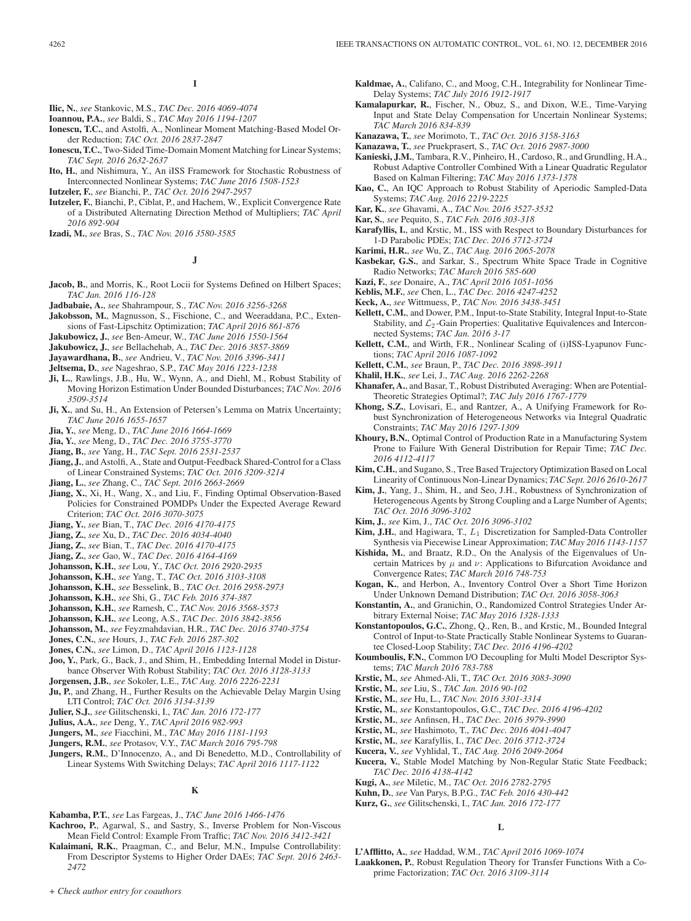## I

**Ilic, N.**, *see* Stankovic, M.S., *TAC Dec. 2016 4069-4074*

**Ioannou, P.A.**, *see* Baldi, S., *TAC May 2016 1194-1207*

**Ionescu, T.C.**, and Astolfi, A., Nonlinear Moment Matching-Based Model Order Reduction; *TAC Oct. 2016 2837-2847*

**Ionescu, T.C.**, Two-Sided Time-Domain Moment Matching for Linear Systems; *TAC Sept. 2016 2632-2637*

**Ito, H.**, and Nishimura, Y., An iISS Framework for Stochastic Robustness of Interconnected Nonlinear Systems; *TAC June 2016 1508-1523*

**Iutzeler, F.**, *see* Bianchi, P., *TAC Oct. 2016 2947-2957*

**Iutzeler, F.**, Bianchi, P., Ciblat, P., and Hachem, W., Explicit Convergence Rate of a Distributed Alternating Direction Method of Multipliers; *TAC April 2016 892-904*

**Izadi, M.**, *see* Bras, S., *TAC Nov. 2016 3580-3585*

## J

**Jacob, B.**, and Morris, K., Root Locii for Systems Defined on Hilbert Spaces; *TAC Jan. 2016 116-128*

**Jadbabaie, A.**, *see* Shahrampour, S., *TAC Nov. 2016 3256-3268*

**Jakobsson, M.**, Magnusson, S., Fischione, C., and Weeraddana, P.C., Extensions of Fast-Lipschitz Optimization; *TAC April 2016 861-876*

**Jakubowicz, J.**, *see* Ben-Ameur, W., *TAC June 2016 1550-1564*

**Jakubowicz, J.**, *see* Bellachehab, A., *TAC Dec. 2016 3857-3869*

**Jayawardhana, B.**, *see* Andrieu, V., *TAC Nov. 2016 3396-3411*

**Jeltsema, D.**, *see* Nageshrao, S.P., *TAC May 2016 1223-1238*

**Ji, L.**, Rawlings, J.B., Hu, W., Wynn, A., and Diehl, M., Robust Stability of Moving Horizon Estimation Under Bounded Disturbances; *TAC Nov. 2016 3509-3514*

**Ji, X.**, and Su, H., An Extension of Petersen's Lemma on Matrix Uncertainty; *TAC June 2016 1655-1657*

**Jia, Y.**, *see* Meng, D., *TAC June 2016 1664-1669*

**Jia, Y.**, *see* Meng, D., *TAC Dec. 2016 3755-3770*

**Jiang, B.**, *see* Yang, H., *TAC Sept. 2016 2531-2537*

**Jiang, J.**, and Astolfi, A., State and Output-Feedback Shared-Control for a Class of Linear Constrained Systems; *TAC Oct. 2016 3209-3214*

**Jiang, L.**, *see* Zhang, C., *TAC Sept. 2016 2663-2669*

**Jiang, X.**, Xi, H., Wang, X., and Liu, F., Finding Optimal Observation-Based Policies for Constrained POMDPs Under the Expected Average Reward Criterion; *TAC Oct. 2016 3070-3075*

**Jiang, Y.**, *see* Bian, T., *TAC Dec. 2016 4170-4175*

**Jiang, Z.**, *see* Xu, D., *TAC Dec. 2016 4034-4040*

**Jiang, Z.**, *see* Bian, T., *TAC Dec. 2016 4170-4175*

**Jiang, Z.**, *see* Gao, W., *TAC Dec. 2016 4164-4169*

**Johansson, K.H.**, *see* Lou, Y., *TAC Oct. 2016 2920-2935*

**Johansson, K.H.**, *see* Yang, T., *TAC Oct. 2016 3103-3108*

**Johansson, K.H.**, *see* Besselink, B., *TAC Oct. 2016 2958-2973*

**Johansson, K.H.**, *see* Shi, G., *TAC Feb. 2016 374-387*

**Johansson, K.H.**, *see* Ramesh, C., *TAC Nov. 2016 3568-3573*

**Johansson, K.H.**, *see* Leong, A.S., *TAC Dec. 2016 3842-3856*

**Johansson, M.**, *see* Feyzmahdavian, H.R., *TAC Dec. 2016 3740-3754*

**Jones, C.N.**, *see* Hours, J., *TAC Feb. 2016 287-302*

**Jones, C.N.**, *see* Limon, D., *TAC April 2016 1123-1128*

**Joo, Y.**, Park, G., Back, J., and Shim, H., Embedding Internal Model in Disturbance Observer With Robust Stability; *TAC Oct. 2016 3128-3133*

**Jorgensen, J.B.**, *see* Sokoler, L.E., *TAC Aug. 2016 2226-2231*

**Ju, P.**, and Zhang, H., Further Results on the Achievable Delay Margin Using LTI Control; *TAC Oct. 2016 3134-3139*

**Julier, S.J.**, *see* Gilitschenski, I., *TAC Jan. 2016 172-177*

**Julius, A.A.**, *see* Deng, Y., *TAC April 2016 982-993*

**Jungers, M.**, *see* Fiacchini, M., *TAC May 2016 1181-1193*

**Jungers, R.M.**, *see* Protasov, V.Y., *TAC March 2016 795-798*

**Jungers, R.M.**, D'Innocenzo, A., and Di Benedetto, M.D., Controllability of Linear Systems With Switching Delays; *TAC April 2016 1117-1122*

## K

**Kabamba, P.T.**, *see* Las Fargeas, J., *TAC June 2016 1466-1476*

**Kachroo, P.**, Agarwal, S., and Sastry, S., Inverse Problem for Non-Viscous Mean Field Control: Example From Traffic; *TAC Nov. 2016 3412-3421*

**Kalaimani, R.K.**, Praagman, C., and Belur, M.N., Impulse Controllability: From Descriptor Systems to Higher Order DAEs; *TAC Sept. 2016 2463-2472*

**Kaldmae, A.**, Califano, C., and Moog, C.H., Integrability for Nonlinear Time-Delay Systems; *TAC July 2016 1912-1917*

**Kamalapurkar, R.**, Fischer, N., Obuz, S., and Dixon, W.E., Time-Varying Input and State Delay Compensation for Uncertain Nonlinear Systems; *TAC March 2016 834-839*

**Kanazawa, T.**, *see* Morimoto, T., *TAC Oct. 2016 3158-3163*

**Kanazawa, T.**, *see* Pruekprasert, S., *TAC Oct. 2016 2987-3000*

**Kanieski, J.M.**, Tambara, R.V., Pinheiro, H., Cardoso, R., and Grundling, H.A., Robust Adaptive Controller Combined With a Linear Quadratic Regulator Based on Kalman Filtering; *TAC May 2016 1373-1378*

**Kao, C.**, An IQC Approach to Robust Stability of Aperiodic Sampled-Data Systems; *TAC Aug. 2016 2219-2225*

**Kar, K.**, *see* Ghavami, A., *TAC Nov. 2016 3527-3532*

**Kar, S.**, *see* Pequito, S., *TAC Feb. 2016 303-318*

**Karafyllis, I.**, and Krstic, M., ISS with Respect to Boundary Disturbances for 1-D Parabolic PDEs; *TAC Dec. 2016 3712-3724*

**Karimi, H.R.**, *see* Wu, Z., *TAC Aug. 2016 2065-2078*

**Kasbekar, G.S.**, and Sarkar, S., Spectrum White Space Trade in Cognitive Radio Networks; *TAC March 2016 585-600*

**Kazi, F.**, *see* Donaire, A., *TAC April 2016 1051-1056*

**Keblis, M.F.**, *see* Chen, L., *TAC Dec. 2016 4247-4252*

**Keck, A.**, *see* Wittmuess, P., *TAC Nov. 2016 3438-3451*

**Kellett, C.M.**, and Dower, P.M., Input-to-State Stability, Integral Input-to-State Stability, and $\mathcal{L}_2$-Gain Properties: Qualitative Equivalences and Interconnected Systems; *TAC Jan. 2016 3-17*

**Kellett, C.M.**, and Wirth, F.R., Nonlinear Scaling of (i)ISS-Lyapunov Functions; *TAC April 2016 1087-1092*

**Kellett, C.M.**, *see* Braun, P., *TAC Dec. 2016 3898-3911*

**Khalil, H.K.**, *see* Lei, J., *TAC Aug. 2016 2262-2268*

**Khanafer, A.**, and Basar, T., Robust Distributed Averaging: When are Potential-Theoretic Strategies Optimal?; *TAC July 2016 1767-1779*

**Khong, S.Z.**, Lovisari, E., and Rantzer, A., A Unifying Framework for Robust Synchronization of Heterogeneous Networks via Integral Quadratic Constraints; *TAC May 2016 1297-1309*

**Khoury, B.N.**, Optimal Control of Production Rate in a Manufacturing System Prone to Failure With General Distribution for Repair Time; *TAC Dec. 2016 4112-4117*

**Kim, C.H.**, and Sugano, S., Tree Based Trajectory Optimization Based on Local Linearity of Continuous Non-Linear Dynamics; *TAC Sept. 2016 2610-2617*

**Kim, J.**, Yang, J., Shim, H., and Seo, J.H., Robustness of Synchronization of Heterogeneous Agents by Strong Coupling and a Large Number of Agents; *TAC Oct. 2016 3096-3102*

**Kim, J.**, *see* Kim, J., *TAC Oct. 2016 3096-3102*

**Kim, J.H.**, and Hagiwara, T., $L_1$ Discretization for Sampled-Data Controller Synthesis via Piecewise Linear Approximation; *TAC May 2016 1143-1157*

**Kishida, M.**, and Braatz, R.D., On the Analysis of the Eigenvalues of Uncertain Matrices by $\mu$ and $\nu$: Applications to Bifurcation Avoidance and Convergence Rates; *TAC March 2016 748-753*

**Kogan, K.**, and Herbon, A., Inventory Control Over a Short Time Horizon Under Unknown Demand Distribution; *TAC Oct. 2016 3058-3063*

**Konstantin, A.**, and Granichin, O., Randomized Control Strategies Under Arbitrary External Noise; *TAC May 2016 1328-1333*

**Konstantopoulos, G.C.**, Zhong, Q., Ren, B., and Krstic, M., Bounded Integral Control of Input-to-State Practically Stable Nonlinear Systems to Guarantee Closed-Loop Stability; *TAC Dec. 2016 4196-4202*

**Koumboulis, F.N.**, Common I/O Decoupling for Multi Model Descriptor Systems; *TAC March 2016 783-788*

**Krstic, M.**, *see* Ahmed-Ali, T., *TAC Oct. 2016 3083-3090*

**Krstic, M.**, *see* Liu, S., *TAC Jan. 2016 90-102*

**Krstic, M.**, *see* Hu, L., *TAC Nov. 2016 3301-3314*

**Krstic, M.**, *see* Konstantopoulos, G.C., *TAC Dec. 2016 4196-4202*

**Krstic, M.**, *see* Anfinsen, H., *TAC Dec. 2016 3979-3990*

**Krstic, M.**, *see* Hashimoto, T., *TAC Dec. 2016 4041-4047*

**Krstic, M.**, *see* Karafyllis, I., *TAC Dec. 2016 3712-3724*

**Kucera, V.**, *see* Vyhlidal, T., *TAC Aug. 2016 2049-2064*

**Kucera, V.**, Stable Model Matching by Non-Regular Static State Feedback; *TAC Dec. 2016 4138-4142*

**Kugi, A.**, *see* Miletic, M., *TAC Oct. 2016 2782-2795*

**Kuhn, D.**, *see* Van Parys, B.P.G., *TAC Feb. 2016 430-442*

**Kurz, G.**, *see* Gilitschenski, I., *TAC Jan. 2016 172-177*

## L

**L'Afflitto, A.**, *see* Haddad, W.M., *TAC April 2016 1069-1074*

**Laakkonen, P.**, Robust Regulation Theory for Transfer Functions With a Coprime Factorization; *TAC Oct. 2016 3109-3114*

*+ Check author entry for coauthors*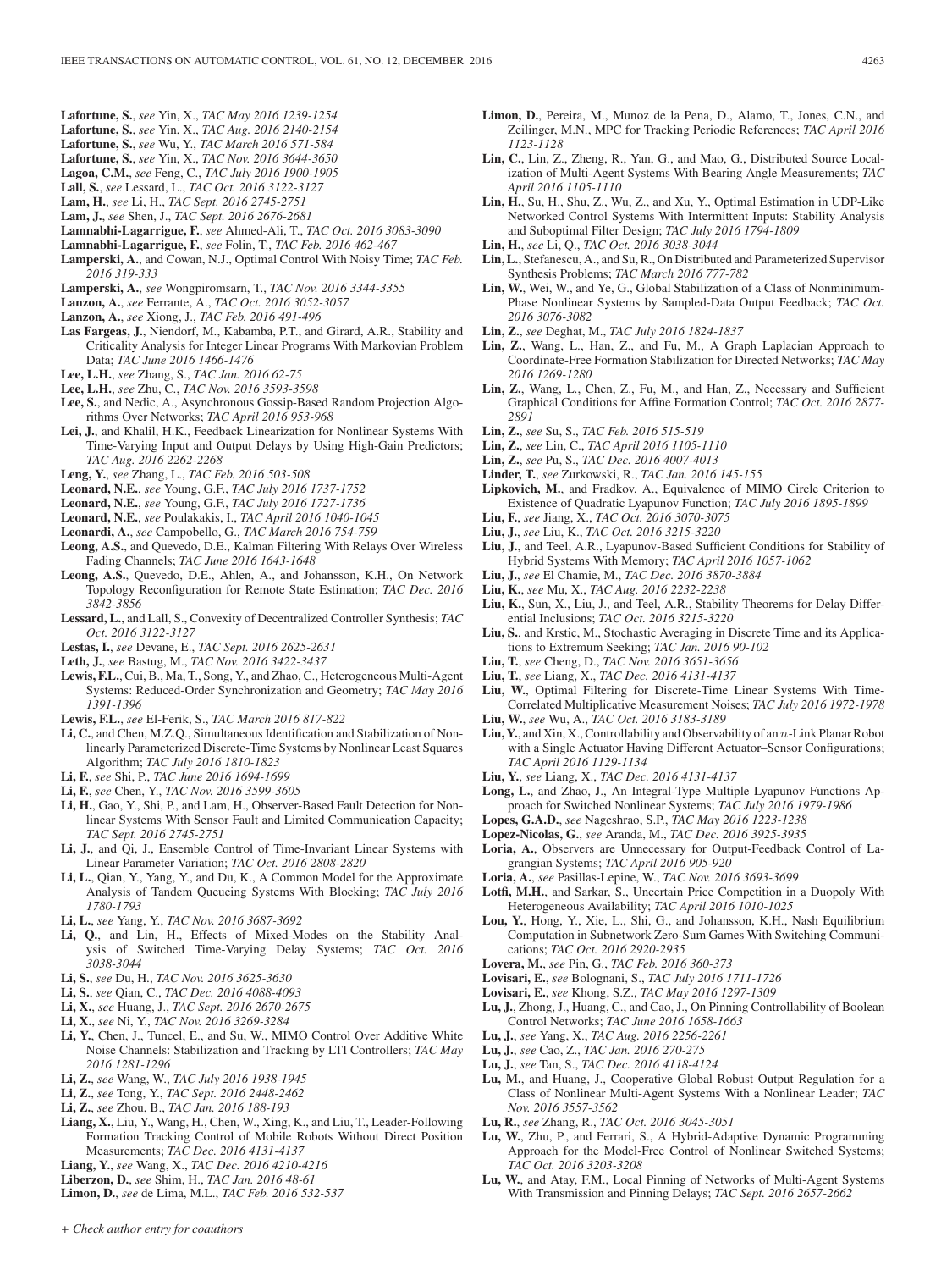**Lafortune, S.**, *see* Yin, X., *TAC May 2016 1239-1254*

**Lafortune, S.**, *see* Yin, X., *TAC Aug. 2016 2140-2154*

**Lafortune, S.**, *see* Wu, Y., *TAC March 2016 571-584*

**Lafortune, S.**, *see* Yin, X., *TAC Nov. 2016 3644-3650*

**Lagoa, C.M.**, *see* Feng, C., *TAC July 2016 1900-1905*

**Lall, S.**, *see* Lessard, L., *TAC Oct. 2016 3122-3127*

**Lam, H.**, *see* Li, H., *TAC Sept. 2016 2745-2751*

**Lam, J.**, *see* Shen, J., *TAC Sept. 2016 2676-2681*

**Lamnabhi-Lagarrigue, F.**, *see* Ahmed-Ali, T., *TAC Oct. 2016 3083-3090*

**Lamnabhi-Lagarrigue, F.**, *see* Folin, T., *TAC Feb. 2016 462-467*

**Lamperski, A.**, and Cowan, N.J., Optimal Control With Noisy Time; *TAC Feb. 2016 319-333*

**Lamperski, A.**, *see* Wongpiromsarn, T., *TAC Nov. 2016 3344-3355*

**Lanzon, A.**, *see* Ferrante, A., *TAC Oct. 2016 3052-3057*

**Lanzon, A.**, *see* Xiong, J., *TAC Feb. 2016 491-496*

**Las Fargeas, J.**, Niendorf, M., Kabamba, P.T., and Girard, A.R., Stability and Criticality Analysis for Integer Linear Programs With Markovian Problem Data; *TAC June 2016 1466-1476*

**Lee, L.H.**, *see* Zhang, S., *TAC Jan. 2016 62-75*

**Lee, L.H.**, *see* Zhu, C., *TAC Nov. 2016 3593-3598*

**Lee, S.**, and Nedic, A., Asynchronous Gossip-Based Random Projection Algorithms Over Networks; *TAC April 2016 953-968*

**Lei, J.**, and Khalil, H.K., Feedback Linearization for Nonlinear Systems With Time-Varying Input and Output Delays by Using High-Gain Predictors; *TAC Aug. 2016 2262-2268*

**Leng, Y.**, *see* Zhang, L., *TAC Feb. 2016 503-508*

**Leonard, N.E.**, *see* Young, G.F., *TAC July 2016 1737-1752*

**Leonard, N.E.**, *see* Young, G.F., *TAC July 2016 1727-1736*

**Leonard, N.E.**, *see* Poulakakis, I., *TAC April 2016 1040-1045*

**Leonardi, A.**, *see* Campobello, G., *TAC March 2016 754-759*

**Leong, A.S.**, and Quevedo, D.E., Kalman Filtering With Relays Over Wireless Fading Channels; *TAC June 2016 1643-1648*

**Leong, A.S.**, Quevedo, D.E., Ahlen, A., and Johansson, K.H., On Network Topology Reconfiguration for Remote State Estimation; *TAC Dec. 2016 3842-3856*

**Lessard, L.**, and Lall, S., Convexity of Decentralized Controller Synthesis; *TAC Oct. 2016 3122-3127*

**Lestas, I.**, *see* Devane, E., *TAC Sept. 2016 2625-2631*

**Leth, J.**, *see* Bastug, M., *TAC Nov. 2016 3422-3437*

**Lewis, F.L.**, Cui, B., Ma, T., Song, Y., and Zhao, C., Heterogeneous Multi-Agent Systems: Reduced-Order Synchronization and Geometry; *TAC May 2016 1391-1396*

**Lewis, F.L.**, *see* El-Ferik, S., *TAC March 2016 817-822*

**Li, C.**, and Chen, M.Z.Q., Simultaneous Identification and Stabilization of Nonlinearly Parameterized Discrete-Time Systems by Nonlinear Least Squares Algorithm; *TAC July 2016 1810-1823*

**Li, F.**, *see* Shi, P., *TAC June 2016 1694-1699*

**Li, F.**, *see* Chen, Y., *TAC Nov. 2016 3599-3605*

**Li, H.**, Gao, Y., Shi, P., and Lam, H., Observer-Based Fault Detection for Nonlinear Systems With Sensor Fault and Limited Communication Capacity; *TAC Sept. 2016 2745-2751*

**Li, J.**, and Qi, J., Ensemble Control of Time-Invariant Linear Systems with Linear Parameter Variation; *TAC Oct. 2016 2808-2820*

**Li, L.**, Qian, Y., Yang, Y., and Du, K., A Common Model for the Approximate Analysis of Tandem Queueing Systems With Blocking; *TAC July 2016 1780-1793*

**Li, L.**, *see* Yang, Y., *TAC Nov. 2016 3687-3692*

**Li, Q.**, and Lin, H., Effects of Mixed-Modes on the Stability Analysis of Switched Time-Varying Delay Systems; *TAC Oct. 2016 3038-3044*

**Li, S.**, *see* Du, H., *TAC Nov. 2016 3625-3630*

**Li, S.**, *see* Qian, C., *TAC Dec. 2016 4088-4093*

**Li, X.**, *see* Huang, J., *TAC Sept. 2016 2670-2675*

**Li, X.**, *see* Ni, Y., *TAC Nov. 2016 3269-3284*

**Li, Y.**, Chen, J., Tuncel, E., and Su, W., MIMO Control Over Additive White Noise Channels: Stabilization and Tracking by LTI Controllers; *TAC May 2016 1281-1296*

**Li, Z.**, *see* Wang, W., *TAC July 2016 1938-1945*

**Li, Z.**, *see* Tong, Y., *TAC Sept. 2016 2448-2462*

**Li, Z.**, *see* Zhou, B., *TAC Jan. 2016 188-193*

**Liang, X.**, Liu, Y., Wang, H., Chen, W., Xing, K., and Liu, T., Leader-Following Formation Tracking Control of Mobile Robots Without Direct Position Measurements; *TAC Dec. 2016 4131-4137*

**Liang, Y.**, *see* Wang, X., *TAC Dec. 2016 4210-4216*

**Liberzon, D.**, *see* Shim, H., *TAC Jan. 2016 48-61*

**Limon, D.**, *see* de Lima, M.L., *TAC Feb. 2016 532-537*

**Limon, D.**, Pereira, M., Munoz de la Pena, D., Alamo, T., Jones, C.N., and Zeilinger, M.N., MPC for Tracking Periodic References; *TAC April 2016 1123-1128*

**Lin, C.**, Lin, Z., Zheng, R., Yan, G., and Mao, G., Distributed Source Localization of Multi-Agent Systems With Bearing Angle Measurements; *TAC April 2016 1105-1110*

**Lin, H.**, Su, H., Shu, Z., Wu, Z., and Xu, Y., Optimal Estimation in UDP-Like Networked Control Systems With Intermittent Inputs: Stability Analysis and Suboptimal Filter Design; *TAC July 2016 1794-1809*

**Lin, H.**, *see* Li, Q., *TAC Oct. 2016 3038-3044*

**Lin, L.**, Stefanescu, A., and Su, R., On Distributed and Parameterized Supervisor Synthesis Problems; *TAC March 2016 777-782*

**Lin, W.**, Wei, W., and Ye, G., Global Stabilization of a Class of Nonminimum-Phase Nonlinear Systems by Sampled-Data Output Feedback; *TAC Oct. 2016 3076-3082*

**Lin, Z.**, *see* Deghat, M., *TAC July 2016 1824-1837*

**Lin, Z.**, Wang, L., Han, Z., and Fu, M., A Graph Laplacian Approach to Coordinate-Free Formation Stabilization for Directed Networks; *TAC May 2016 1269-1280*

**Lin, Z.**, Wang, L., Chen, Z., Fu, M., and Han, Z., Necessary and Sufficient Graphical Conditions for Affine Formation Control; *TAC Oct. 2016 2877-2891*

**Lin, Z.**, *see* Su, S., *TAC Feb. 2016 515-519*

**Lin, Z.**, *see* Lin, C., *TAC April 2016 1105-1110*

**Lin, Z.**, *see* Pu, S., *TAC Dec. 2016 4007-4013*

**Linder, T.**, *see* Zurkowski, R., *TAC Jan. 2016 145-155*

**Lipkovich, M.**, and Fradkov, A., Equivalence of MIMO Circle Criterion to Existence of Quadratic Lyapunov Function; *TAC July 2016 1895-1899*

**Liu, F.**, *see* Jiang, X., *TAC Oct. 2016 3070-3075*

**Liu, J.**, *see* Liu, K., *TAC Oct. 2016 3215-3220*

**Liu, J.**, and Teel, A.R., Lyapunov-Based Sufficient Conditions for Stability of Hybrid Systems With Memory; *TAC April 2016 1057-1062*

**Liu, J.**, *see* El Chamie, M., *TAC Dec. 2016 3870-3884*

**Liu, K.**, *see* Mu, X., *TAC Aug. 2016 2232-2238*

**Liu, K.**, Sun, X., Liu, J., and Teel, A.R., Stability Theorems for Delay Differential Inclusions; *TAC Oct. 2016 3215-3220*

**Liu, S.**, and Krstic, M., Stochastic Averaging in Discrete Time and its Applications to Extremum Seeking; *TAC Jan. 2016 90-102*

**Liu, T.**, *see* Cheng, D., *TAC Nov. 2016 3651-3656*

**Liu, T.**, *see* Liang, X., *TAC Dec. 2016 4131-4137*

**Liu, W.**, Optimal Filtering for Discrete-Time Linear Systems With Time-Correlated Multiplicative Measurement Noises; *TAC July 2016 1972-1978*

**Liu, W.**, *see* Wu, A., *TAC Oct. 2016 3183-3189*

**Liu, Y.**, and Xin, X., Controllability and Observability of an $n$-Link Planar Robot with a Single Actuator Having Different Actuator–Sensor Configurations; *TAC April 2016 1129-1134*

**Liu, Y.**, *see* Liang, X., *TAC Dec. 2016 4131-4137*

**Long, L.**, and Zhao, J., An Integral-Type Multiple Lyapunov Functions Approach for Switched Nonlinear Systems; *TAC July 2016 1979-1986*

**Lopes, G.A.D.**, *see* Nageshrao, S.P., *TAC May 2016 1223-1238*

**Lopez-Nicolas, G.**, *see* Aranda, M., *TAC Dec. 2016 3925-3935*

**Loria, A.**, Observers are Unnecessary for Output-Feedback Control of Lagrangian Systems; *TAC April 2016 905-920*

**Loria, A.**, *see* Pasillas-Lepine, W., *TAC Nov. 2016 3693-3699*

**Lotfi, M.H.**, and Sarkar, S., Uncertain Price Competition in a Duopoly With Heterogeneous Availability; *TAC April 2016 1010-1025*

**Lou, Y.**, Hong, Y., Xie, L., Shi, G., and Johansson, K.H., Nash Equilibrium Computation in Subnetwork Zero-Sum Games With Switching Communications; *TAC Oct. 2016 2920-2935*

**Lovera, M.**, *see* Pin, G., *TAC Feb. 2016 360-373*

**Lovisari, E.**, *see* Bolognani, S., *TAC July 2016 1711-1726*

**Lovisari, E.**, *see* Khong, S.Z., *TAC May 2016 1297-1309*

**Lu, J.**, Zhong, J., Huang, C., and Cao, J., On Pinning Controllability of Boolean Control Networks; *TAC June 2016 1658-1663*

**Lu, J.**, *see* Yang, X., *TAC Aug. 2016 2256-2261*

**Lu, J.**, *see* Cao, Z., *TAC Jan. 2016 270-275*

**Lu, J.**, *see* Tan, S., *TAC Dec. 2016 4118-4124*

**Lu, M.**, and Huang, J., Cooperative Global Robust Output Regulation for a Class of Nonlinear Multi-Agent Systems With a Nonlinear Leader; *TAC Nov. 2016 3557-3562*

**Lu, R.**, *see* Zhang, R., *TAC Oct. 2016 3045-3051*

**Lu, W.**, Zhu, P., and Ferrari, S., A Hybrid-Adaptive Dynamic Programming Approach for the Model-Free Control of Nonlinear Switched Systems; *TAC Oct. 2016 3203-3208*

**Lu, W.**, and Atay, F.M., Local Pinning of Networks of Multi-Agent Systems With Transmission and Pinning Delays; *TAC Sept. 2016 2657-2662*

*+ Check author entry for coauthors*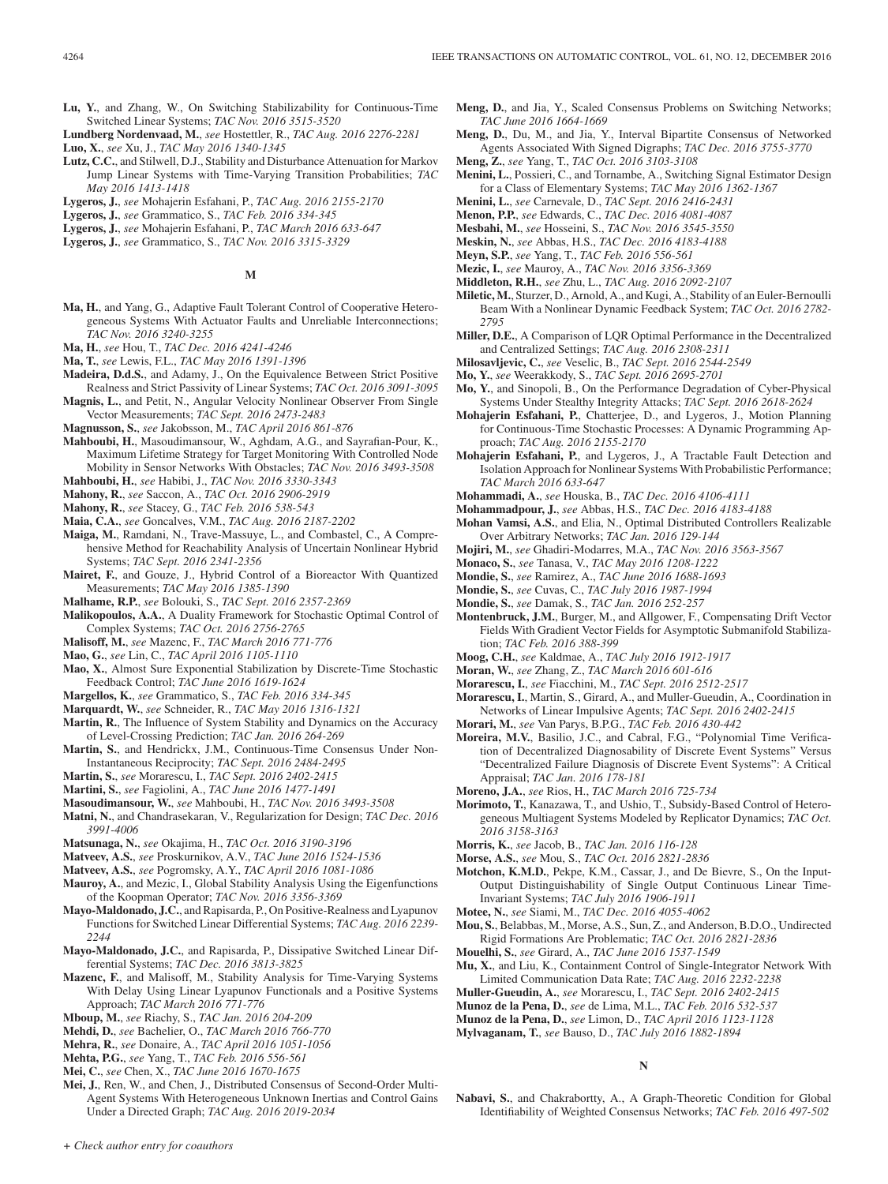**Lu, Y.**, and Zhang, W., On Switching Stabilizability for Continuous-Time Switched Linear Systems; *TAC Nov. 2016 3515-3520*

**Lundberg Nordenvaad, M.**, *see* Hostettler, R., *TAC Aug. 2016 2276-2281*

**Luo, X.**, *see* Xu, J., *TAC May 2016 1340-1345*

**Lutz, C.C.**, and Stilwell, D.J., Stability and Disturbance Attenuation for Markov Jump Linear Systems with Time-Varying Transition Probabilities; *TAC May 2016 1413-1418*

**Lygeros, J.**, *see* Mohajerin Esfahani, P., *TAC Aug. 2016 2155-2170*

**Lygeros, J.**, *see* Grammatico, S., *TAC Feb. 2016 334-345*

**Lygeros, J.**, *see* Mohajerin Esfahani, P., *TAC March 2016 633-647*

**Lygeros, J.**, *see* Grammatico, S., *TAC Nov. 2016 3315-3329*

## M

**Ma, H.**, and Yang, G., Adaptive Fault Tolerant Control of Cooperative Heterogeneous Systems With Actuator Faults and Unreliable Interconnections; *TAC Nov. 2016 3240-3255*

**Ma, H.**, *see* Hou, T., *TAC Dec. 2016 4241-4246*

**Ma, T.**, *see* Lewis, F.L., *TAC May 2016 1391-1396*

**Madeira, D.d.S.**, and Adamy, J., On the Equivalence Between Strict Positive Realness and Strict Passivity of Linear Systems; *TAC Oct. 2016 3091-3095*

**Magnis, L.**, and Petit, N., Angular Velocity Nonlinear Observer From Single Vector Measurements; *TAC Sept. 2016 2473-2483*

**Magnusson, S.**, *see* Jakobsson, M., *TAC April 2016 861-876*

**Mahboubi, H.**, Masoudimansour, W., Aghdam, A.G., and Sayrafian-Pour, K., Maximum Lifetime Strategy for Target Monitoring With Controlled Node Mobility in Sensor Networks With Obstacles; *TAC Nov. 2016 3493-3508*

**Mahboubi, H.**, *see* Habibi, J., *TAC Nov. 2016 3330-3343*

**Mahony, R.**, *see* Saccon, A., *TAC Oct. 2016 2906-2919*

**Mahony, R.**, *see* Stacey, G., *TAC Feb. 2016 538-543*

**Maia, C.A.**, *see* Goncalves, V.M., *TAC Aug. 2016 2187-2202*

**Maiga, M.**, Ramdani, N., Trave-Massuye, L., and Combastel, C., A Comprehensive Method for Reachability Analysis of Uncertain Nonlinear Hybrid Systems; *TAC Sept. 2016 2341-2356*

**Mairet, F.**, and Gouze, J., Hybrid Control of a Bioreactor With Quantized Measurements; *TAC May 2016 1385-1390*

**Malhame, R.P.**, *see* Bolouki, S., *TAC Sept. 2016 2357-2369*

**Malikopoulos, A.A.**, A Duality Framework for Stochastic Optimal Control of Complex Systems; *TAC Oct. 2016 2756-2765*

**Malisoff, M.**, *see* Mazenc, F., *TAC March 2016 771-776*

**Mao, G.**, *see* Lin, C., *TAC April 2016 1105-1110*

**Mao, X.**, Almost Sure Exponential Stabilization by Discrete-Time Stochastic Feedback Control; *TAC June 2016 1619-1624*

**Margellos, K.**, *see* Grammatico, S., *TAC Feb. 2016 334-345*

**Marquardt, W.**, *see* Schneider, R., *TAC May 2016 1316-1321*

**Martin, R.**, The Influence of System Stability and Dynamics on the Accuracy of Level-Crossing Prediction; *TAC Jan. 2016 264-269*

**Martin, S.**, and Hendrickx, J.M., Continuous-Time Consensus Under Non-Instantaneous Reciprocity; *TAC Sept. 2016 2484-2495*

**Martin, S.**, *see* Morarescu, I., *TAC Sept. 2016 2402-2415*

**Martini, S.**, *see* Fagiolini, A., *TAC June 2016 1477-1491*

**Masoudimansour, W.**, *see* Mahboubi, H., *TAC Nov. 2016 3493-3508*

**Matni, N.**, and Chandrasekaran, V., Regularization for Design; *TAC Dec. 2016 3991-4006*

**Matsunaga, N.**, *see* Okajima, H., *TAC Oct. 2016 3190-3196*

**Matveev, A.S.**, *see* Proskurnikov, A.V., *TAC June 2016 1524-1536*

**Matveev, A.S.**, *see* Pogromsky, A.Y., *TAC April 2016 1081-1086*

**Mauroy, A.**, and Mezic, I., Global Stability Analysis Using the Eigenfunctions of the Koopman Operator; *TAC Nov. 2016 3356-3369*

**Mayo-Maldonado, J.C.**, and Rapisarda, P., On Positive-Realness and Lyapunov Functions for Switched Linear Differential Systems; *TAC Aug. 2016 2239-2244*

**Mayo-Maldonado, J.C.**, and Rapisarda, P., Dissipative Switched Linear Differential Systems; *TAC Dec. 2016 3813-3825*

**Mazenc, F.**, and Malisoff, M., Stability Analysis for Time-Varying Systems With Delay Using Linear Lyapunov Functionals and a Positive Systems Approach; *TAC March 2016 771-776*

**Mboup, M.**, *see* Riachy, S., *TAC Jan. 2016 204-209*

**Mehdi, D.**, *see* Bachelier, O., *TAC March 2016 766-770*

**Mehra, R.**, *see* Donaire, A., *TAC April 2016 1051-1056*

**Mehta, P.G.**, *see* Yang, T., *TAC Feb. 2016 556-561*

**Mei, C.**, *see* Chen, X., *TAC June 2016 1670-1675*

**Mei, J.**, Ren, W., and Chen, J., Distributed Consensus of Second-Order Multi-Agent Systems With Heterogeneous Unknown Inertias and Control Gains Under a Directed Graph; *TAC Aug. 2016 2019-2034*

**Meng, D.**, and Jia, Y., Scaled Consensus Problems on Switching Networks; *TAC June 2016 1664-1669*

**Meng, D.**, Du, M., and Jia, Y., Interval Bipartite Consensus of Networked Agents Associated With Signed Digraphs; *TAC Dec. 2016 3755-3770*

**Meng, Z.**, *see* Yang, T., *TAC Oct. 2016 3103-3108*

**Menini, L.**, Possieri, C., and Tornambe, A., Switching Signal Estimator Design for a Class of Elementary Systems; *TAC May 2016 1362-1367*

**Menini, L.**, *see* Carnevale, D., *TAC Sept. 2016 2416-2431*

**Menon, P.P.**, *see* Edwards, C., *TAC Dec. 2016 4081-4087*

**Mesbahi, M.**, *see* Hosseini, S., *TAC Nov. 2016 3545-3550*

**Meskin, N.**, *see* Abbas, H.S., *TAC Dec. 2016 4183-4188*

**Meyn, S.P.**, *see* Yang, T., *TAC Feb. 2016 556-561*

**Mezic, I.**, *see* Mauroy, A., *TAC Nov. 2016 3356-3369*

**Middleton, R.H.**, *see* Zhu, L., *TAC Aug. 2016 2092-2107*

**Miletic, M.**, Sturzer, D., Arnold, A., and Kugi, A., Stability of an Euler-Bernoulli Beam With a Nonlinear Dynamic Feedback System; *TAC Oct. 2016 2782-2795*

**Miller, D.E.**, A Comparison of LQR Optimal Performance in the Decentralized and Centralized Settings; *TAC Aug. 2016 2308-2311*

**Milosavljevic, C.**, *see* Veselic, B., *TAC Sept. 2016 2544-2549*

**Mo, Y.**, *see* Weerakkody, S., *TAC Sept. 2016 2695-2701*

**Mo, Y.**, and Sinopoli, B., On the Performance Degradation of Cyber-Physical Systems Under Stealthy Integrity Attacks; *TAC Sept. 2016 2618-2624*

**Mohajerin Esfahani, P.**, Chatterjee, D., and Lygeros, J., Motion Planning for Continuous-Time Stochastic Processes: A Dynamic Programming Approach; *TAC Aug. 2016 2155-2170*

**Mohajerin Esfahani, P.**, and Lygeros, J., A Tractable Fault Detection and Isolation Approach for Nonlinear Systems With Probabilistic Performance; *TAC March 2016 633-647*

**Mohammadi, A.**, *see* Houska, B., *TAC Dec. 2016 4106-4111*

**Mohammadpour, J.**, *see* Abbas, H.S., *TAC Dec. 2016 4183-4188*

**Mohan Vamsi, A.S.**, and Elia, N., Optimal Distributed Controllers Realizable Over Arbitrary Networks; *TAC Jan. 2016 129-144*

**Mojiri, M.**, *see* Ghadiri-Modarres, M.A., *TAC Nov. 2016 3563-3567*

**Monaco, S.**, *see* Tanasa, V., *TAC May 2016 1208-1222*

**Mondie, S.**, *see* Ramirez, A., *TAC June 2016 1688-1693*

**Mondie, S.**, *see* Cuvas, C., *TAC July 2016 1987-1994*

**Mondie, S.**, *see* Damak, S., *TAC Jan. 2016 252-257*

**Montenbruck, J.M.**, Burger, M., and Allgower, F., Compensating Drift Vector Fields With Gradient Vector Fields for Asymptotic Submanifold Stabilization; *TAC Feb. 2016 388-399*

**Moog, C.H.**, *see* Kaldmae, A., *TAC July 2016 1912-1917*

**Moran, W.**, *see* Zhang, Z., *TAC March 2016 601-616*

**Morarescu, I.**, *see* Fiacchini, M., *TAC Sept. 2016 2512-2517*

**Morarescu, I.**, Martin, S., Girard, A., and Muller-Gueudin, A., Coordination in Networks of Linear Impulsive Agents; *TAC Sept. 2016 2402-2415*

**Morari, M.**, *see* Van Parys, B.P.G., *TAC Feb. 2016 430-442*

**Moreira, M.V.**, Basilio, J.C., and Cabral, F.G., "Polynomial Time Verification of Decentralized Diagnosability of Discrete Event Systems" Versus "Decentralized Failure Diagnosis of Discrete Event Systems": A Critical Appraisal; *TAC Jan. 2016 178-181*

**Moreno, J.A.**, *see* Rios, H., *TAC March 2016 725-734*

**Morimoto, T.**, Kanazawa, T., and Ushio, T., Subsidy-Based Control of Heterogeneous Multiagent Systems Modeled by Replicator Dynamics; *TAC Oct. 2016 3158-3163*

**Morris, K.**, *see* Jacob, B., *TAC Jan. 2016 116-128*

**Morse, A.S.**, *see* Mou, S., *TAC Oct. 2016 2821-2836*

**Motchon, K.M.D.**, Pekpe, K.M., Cassar, J., and De Bievre, S., On the Input-Output Distinguishability of Single Output Continuous Linear Time-Invariant Systems; *TAC July 2016 1906-1911*

**Motee, N.**, *see* Siami, M., *TAC Dec. 2016 4055-4062*

**Mou, S.**, Belabbas, M., Morse, A.S., Sun, Z., and Anderson, B.D.O., Undirected Rigid Formations Are Problematic; *TAC Oct. 2016 2821-2836*

**Mouelhi, S.**, *see* Girard, A., *TAC June 2016 1537-1549*

**Mu, X.**, and Liu, K., Containment Control of Single-Integrator Network With Limited Communication Data Rate; *TAC Aug. 2016 2232-2238*

**Muller-Gueudin, A.**, *see* Morarescu, I., *TAC Sept. 2016 2402-2415*

**Munoz de la Pena, D.**, *see* de Lima, M.L., *TAC Feb. 2016 532-537*

**Munoz de la Pena, D.**, *see* Limon, D., *TAC April 2016 1123-1128*

**Mylvaganam, T.**, *see* Bauso, D., *TAC July 2016 1882-1894*

## N

**Nabavi, S.**, and Chakrabortty, A., A Graph-Theoretic Condition for Global Identifiability of Weighted Consensus Networks; *TAC Feb. 2016 497-502*

*+ Check author entry for coauthors*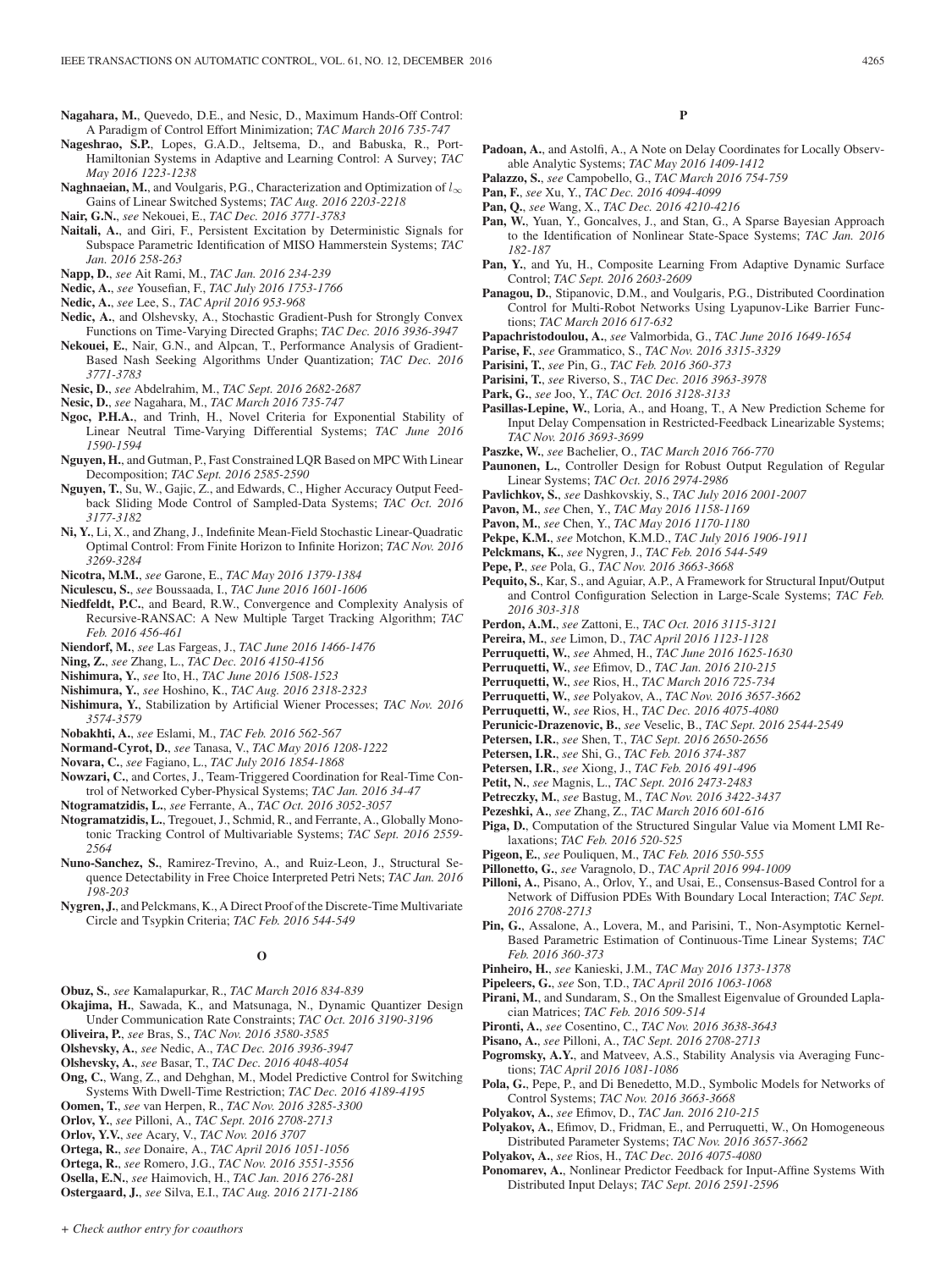**Nagahara, M.**, Quevedo, D.E., and Nesic, D., Maximum Hands-Off Control: A Paradigm of Control Effort Minimization; *TAC March 2016 735-747*

**Nageshrao, S.P.**, Lopes, G.A.D., Jeltsema, D., and Babuska, R., Port-Hamiltonian Systems in Adaptive and Learning Control: A Survey; *TAC May 2016 1223-1238*

**Naghnaeian, M.**, and Voulgaris, P.G., Characterization and Optimization of $l_\infty$ Gains of Linear Switched Systems; *TAC Aug. 2016 2203-2218*

**Nair, G.N.**, *see* Nekouei, E., *TAC Dec. 2016 3771-3783*

**Naitali, A.**, and Giri, F., Persistent Excitation by Deterministic Signals for Subspace Parametric Identification of MISO Hammerstein Systems; *TAC Jan. 2016 258-263*

**Napp, D.**, *see* Ait Rami, M., *TAC Jan. 2016 234-239*

**Nedic, A.**, *see* Yousefian, F., *TAC July 2016 1753-1766*

**Nedic, A.**, *see* Lee, S., *TAC April 2016 953-968*

**Nedic, A.**, and Olshevsky, A., Stochastic Gradient-Push for Strongly Convex Functions on Time-Varying Directed Graphs; *TAC Dec. 2016 3936-3947*

**Nekouei, E.**, Nair, G.N., and Alpcan, T., Performance Analysis of Gradient-Based Nash Seeking Algorithms Under Quantization; *TAC Dec. 2016 3771-3783*

**Nesic, D.**, *see* Abdelrahim, M., *TAC Sept. 2016 2682-2687*

**Nesic, D.**, *see* Nagahara, M., *TAC March 2016 735-747*

**Ngoc, P.H.A.**, and Trinh, H., Novel Criteria for Exponential Stability of Linear Neutral Time-Varying Differential Systems; *TAC June 2016 1590-1594*

**Nguyen, H.**, and Gutman, P., Fast Constrained LQR Based on MPC With Linear Decomposition; *TAC Sept. 2016 2585-2590*

**Nguyen, T.**, Su, W., Gajic, Z., and Edwards, C., Higher Accuracy Output Feedback Sliding Mode Control of Sampled-Data Systems; *TAC Oct. 2016 3177-3182*

**Ni, Y.**, Li, X., and Zhang, J., Indefinite Mean-Field Stochastic Linear-Quadratic Optimal Control: From Finite Horizon to Infinite Horizon; *TAC Nov. 2016 3269-3284*

**Nicotra, M.M.**, *see* Garone, E., *TAC May 2016 1379-1384*

**Niculescu, S.**, *see* Boussaada, I., *TAC June 2016 1601-1606*

**Niedfeldt, P.C.**, and Beard, R.W., Convergence and Complexity Analysis of Recursive-RANSAC: A New Multiple Target Tracking Algorithm; *TAC Feb. 2016 456-461*

**Niendorf, M.**, *see* Las Fargeas, J., *TAC June 2016 1466-1476*

**Ning, Z.**, *see* Zhang, L., *TAC Dec. 2016 4150-4156*

**Nishimura, Y.**, *see* Ito, H., *TAC June 2016 1508-1523*

**Nishimura, Y.**, *see* Hoshino, K., *TAC Aug. 2016 2318-2323*

**Nishimura, Y.**, Stabilization by Artificial Wiener Processes; *TAC Nov. 2016 3574-3579*

**Nobakhti, A.**, *see* Eslami, M., *TAC Feb. 2016 562-567*

**Normand-Cyrot, D.**, *see* Tanasa, V., *TAC May 2016 1208-1222*

**Novara, C.**, *see* Fagiano, L., *TAC July 2016 1854-1868*

**Nowzari, C.**, and Cortes, J., Team-Triggered Coordination for Real-Time Control of Networked Cyber-Physical Systems; *TAC Jan. 2016 34-47*

**Ntogramatzidis, L.**, *see* Ferrante, A., *TAC Oct. 2016 3052-3057*

**Ntogramatzidis, L.**, Tregouet, J., Schmid, R., and Ferrante, A., Globally Monotonic Tracking Control of Multivariable Systems; *TAC Sept. 2016 2559-2564*

**Nuno-Sanchez, S.**, Ramirez-Trevino, A., and Ruiz-Leon, J., Structural Sequence Detectability in Free Choice Interpreted Petri Nets; *TAC Jan. 2016 198-203*

**Nygren, J.**, and Pelckmans, K., A Direct Proof of the Discrete-Time Multivariate Circle and Tsypkin Criteria; *TAC Feb. 2016 544-549*

## O

**Obuz, S.**, *see* Kamalapurkar, R., *TAC March 2016 834-839*

**Okajima, H.**, Sawada, K., and Matsunaga, N., Dynamic Quantizer Design Under Communication Rate Constraints; *TAC Oct. 2016 3190-3196*

**Oliveira, P.**, *see* Bras, S., *TAC Nov. 2016 3580-3585*

**Olshevsky, A.**, *see* Nedic, A., *TAC Dec. 2016 3936-3947*

**Olshevsky, A.**, *see* Basar, T., *TAC Dec. 2016 4048-4054*

**Ong, C.**, Wang, Z., and Dehghan, M., Model Predictive Control for Switching Systems With Dwell-Time Restriction; *TAC Dec. 2016 4189-4195*

**Oomen, T.**, *see* van Herpen, R., *TAC Nov. 2016 3285-3300*

**Orlov, Y.**, *see* Pilloni, A., *TAC Sept. 2016 2708-2713*

**Orlov, Y.V.**, *see* Acary, V., *TAC Nov. 2016 3707*

**Ortega, R.**, *see* Donaire, A., *TAC April 2016 1051-1056*

**Ortega, R.**, *see* Romero, J.G., *TAC Nov. 2016 3551-3556*

**Osella, E.N.**, *see* Haimovich, H., *TAC Jan. 2016 276-281*

**Ostergaard, J.**, *see* Silva, E.I., *TAC Aug. 2016 2171-2186*

## P

**Padoan, A.**, and Astolfi, A., A Note on Delay Coordinates for Locally Observable Analytic Systems; *TAC May 2016 1409-1412*

**Palazzo, S.**, *see* Campobello, G., *TAC March 2016 754-759*

**Pan, F.**, *see* Xu, Y., *TAC Dec. 2016 4094-4099*

**Pan, Q.**, *see* Wang, X., *TAC Dec. 2016 4210-4216*

**Pan, W.**, Yuan, Y., Goncalves, J., and Stan, G., A Sparse Bayesian Approach to the Identification of Nonlinear State-Space Systems; *TAC Jan. 2016 182-187*

**Pan, Y.**, and Yu, H., Composite Learning From Adaptive Dynamic Surface Control; *TAC Sept. 2016 2603-2609*

**Panagou, D.**, Stipanovic, D.M., and Voulgaris, P.G., Distributed Coordination Control for Multi-Robot Networks Using Lyapunov-Like Barrier Functions; *TAC March 2016 617-632*

**Papachristodoulou, A.**, *see* Valmorbida, G., *TAC June 2016 1649-1654*

**Parise, F.**, *see* Grammatico, S., *TAC Nov. 2016 3315-3329*

**Parisini, T.**, *see* Pin, G., *TAC Feb. 2016 360-373*

**Parisini, T.**, *see* Riverso, S., *TAC Dec. 2016 3963-3978*

**Park, G.**, *see* Joo, Y., *TAC Oct. 2016 3128-3133*

**Pasillas-Lepine, W.**, Loria, A., and Hoang, T., A New Prediction Scheme for Input Delay Compensation in Restricted-Feedback Linearizable Systems; *TAC Nov. 2016 3693-3699*

**Paszke, W.**, *see* Bachelier, O., *TAC March 2016 766-770*

**Paunonen, L.**, Controller Design for Robust Output Regulation of Regular Linear Systems; *TAC Oct. 2016 2974-2986*

**Pavlichkov, S.**, *see* Dashkovskiy, S., *TAC July 2016 2001-2007*

**Pavon, M.**, *see* Chen, Y., *TAC May 2016 1158-1169*

**Pavon, M.**, *see* Chen, Y., *TAC May 2016 1170-1180*

**Pekpe, K.M.**, *see* Motchon, K.M.D., *TAC July 2016 1906-1911*

**Pelckmans, K.**, *see* Nygren, J., *TAC Feb. 2016 544-549*

**Pepe, P.**, *see* Pola, G., *TAC Nov. 2016 3663-3668*

**Pequito, S.**, Kar, S., and Aguiar, A.P., A Framework for Structural Input/Output and Control Configuration Selection in Large-Scale Systems; *TAC Feb. 2016 303-318*

**Perdon, A.M.**, *see* Zattoni, E., *TAC Oct. 2016 3115-3121*

**Pereira, M.**, *see* Limon, D., *TAC April 2016 1123-1128*

**Perruquetti, W.**, *see* Ahmed, H., *TAC June 2016 1625-1630*

**Perruquetti, W.**, *see* Efimov, D., *TAC Jan. 2016 210-215*

**Perruquetti, W.**, *see* Rios, H., *TAC March 2016 725-734*

**Perruquetti, W.**, *see* Polyakov, A., *TAC Nov. 2016 3657-3662*

**Perruquetti, W.**, *see* Rios, H., *TAC Dec. 2016 4075-4080*

**Perunicic-Drazenovic, B.**, *see* Veselic, B., *TAC Sept. 2016 2544-2549*

**Petersen, I.R.**, *see* Shen, T., *TAC Sept. 2016 2650-2656*

**Petersen, I.R.**, *see* Shi, G., *TAC Feb. 2016 374-387*

**Petersen, I.R.**, *see* Xiong, J., *TAC Feb. 2016 491-496*

**Petit, N.**, *see* Magnis, L., *TAC Sept. 2016 2473-2483*

**Petreczky, M.**, *see* Bastug, M., *TAC Nov. 2016 3422-3437*

**Pezeshki, A.**, *see* Zhang, Z., *TAC March 2016 601-616*

**Piga, D.**, Computation of the Structured Singular Value via Moment LMI Relaxations; *TAC Feb. 2016 520-525*

**Pigeon, E.**, *see* Pouliquen, M., *TAC Feb. 2016 550-555*

**Pillonetto, G.**, *see* Varagnolo, D., *TAC April 2016 994-1009*

**Pilloni, A.**, Pisano, A., Orlov, Y., and Usai, E., Consensus-Based Control for a Network of Diffusion PDEs With Boundary Local Interaction; *TAC Sept. 2016 2708-2713*

**Pin, G.**, Assalone, A., Lovera, M., and Parisini, T., Non-Asymptotic Kernel-Based Parametric Estimation of Continuous-Time Linear Systems; *TAC Feb. 2016 360-373*

**Pinheiro, H.**, *see* Kanieski, J.M., *TAC May 2016 1373-1378*

**Pipeleers, G.**, *see* Son, T.D., *TAC April 2016 1063-1068*

**Pirani, M.**, and Sundaram, S., On the Smallest Eigenvalue of Grounded Laplacian Matrices; *TAC Feb. 2016 509-514*

**Pironti, A.**, *see* Cosentino, C., *TAC Nov. 2016 3638-3643*

**Pisano, A.**, *see* Pilloni, A., *TAC Sept. 2016 2708-2713*

**Pogromsky, A.Y.**, and Matveev, A.S., Stability Analysis via Averaging Functions; *TAC April 2016 1081-1086*

**Pola, G.**, Pepe, P., and Di Benedetto, M.D., Symbolic Models for Networks of Control Systems; *TAC Nov. 2016 3663-3668*

**Polyakov, A.**, *see* Efimov, D., *TAC Jan. 2016 210-215*

**Polyakov, A.**, Efimov, D., Fridman, E., and Perruquetti, W., On Homogeneous Distributed Parameter Systems; *TAC Nov. 2016 3657-3662*

**Polyakov, A.**, *see* Rios, H., *TAC Dec. 2016 4075-4080*

**Ponomarev, A.**, Nonlinear Predictor Feedback for Input-Affine Systems With Distributed Input Delays; *TAC Sept. 2016 2591-2596*

*+ Check author entry for coauthors*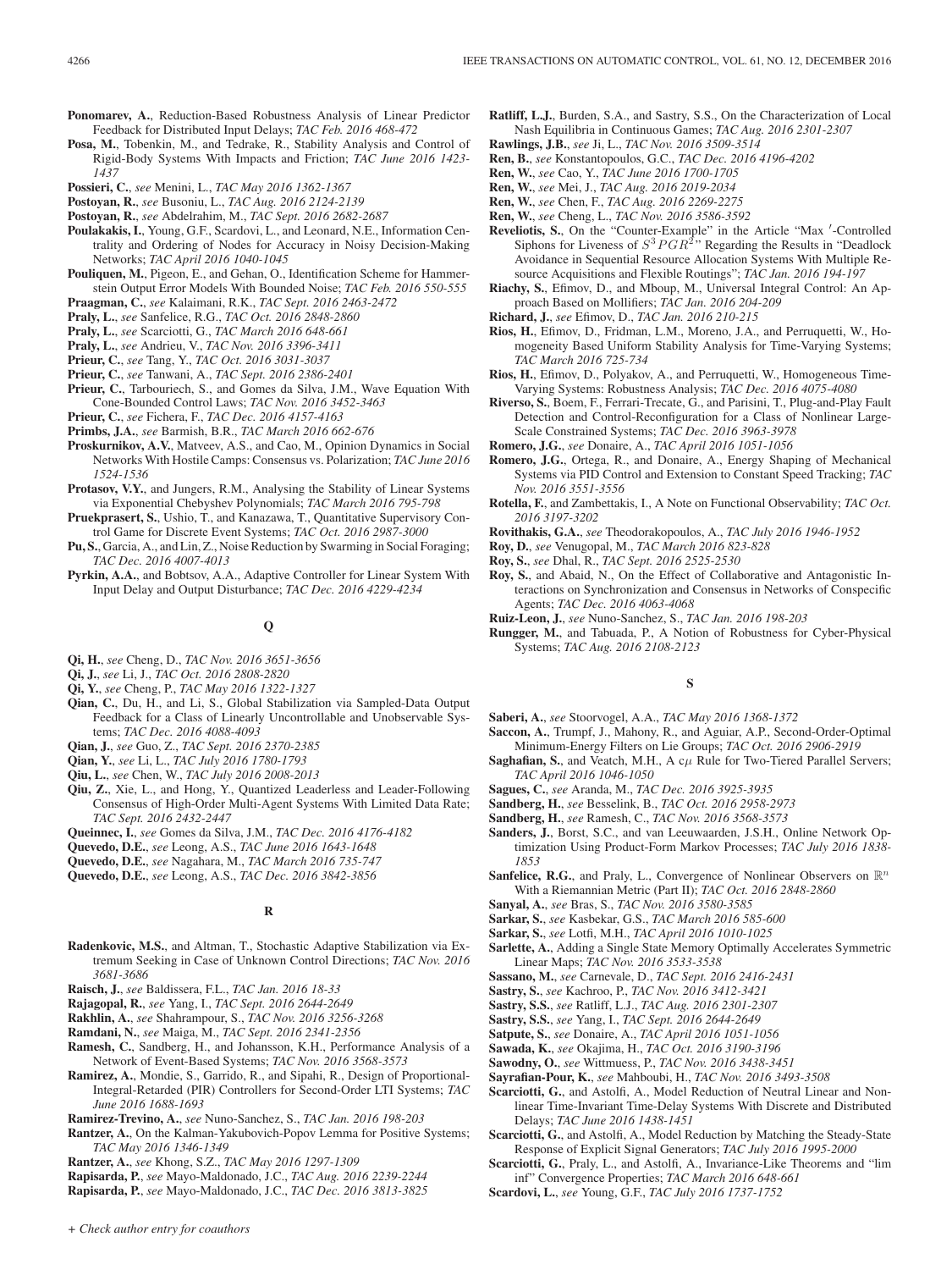**Ponomarev, A.**, Reduction-Based Robustness Analysis of Linear Predictor Feedback for Distributed Input Delays; *TAC Feb. 2016 468-472*

**Posa, M.**, Tobenkin, M., and Tedrake, R., Stability Analysis and Control of Rigid-Body Systems With Impacts and Friction; *TAC June 2016 1423-1437*

**Possieri, C.**, *see* Menini, L., *TAC May 2016 1362-1367*

**Postoyan, R.**, *see* Busoniu, L., *TAC Aug. 2016 2124-2139*

**Postoyan, R.**, *see* Abdelrahim, M., *TAC Sept. 2016 2682-2687*

**Poulakakis, I.**, Young, G.F., Scardovi, L., and Leonard, N.E., Information Centrality and Ordering of Nodes for Accuracy in Noisy Decision-Making Networks; *TAC April 2016 1040-1045*

**Pouliquen, M.**, Pigeon, E., and Gehan, O., Identification Scheme for Hammerstein Output Error Models With Bounded Noise; *TAC Feb. 2016 550-555*

**Praagman, C.**, *see* Kalaimani, R.K., *TAC Sept. 2016 2463-2472*

**Praly, L.**, *see* Sanfelice, R.G., *TAC Oct. 2016 2848-2860*

**Praly, L.**, *see* Scarciotti, G., *TAC March 2016 648-661*

**Praly, L.**, *see* Andrieu, V., *TAC Nov. 2016 3396-3411*

**Prieur, C.**, *see* Tang, Y., *TAC Oct. 2016 3031-3037*

**Prieur, C.**, *see* Tanwani, A., *TAC Sept. 2016 2386-2401*

**Prieur, C.**, Tarbouriech, S., and Gomes da Silva, J.M., Wave Equation With Cone-Bounded Control Laws; *TAC Nov. 2016 3452-3463*

**Prieur, C.**, *see* Fichera, F., *TAC Dec. 2016 4157-4163*

**Primbs, J.A.**, *see* Barmish, B.R., *TAC March 2016 662-676*

**Proskurnikov, A.V.**, Matveev, A.S., and Cao, M., Opinion Dynamics in Social Networks With Hostile Camps: Consensus vs. Polarization; *TAC June 2016 1524-1536*

**Protasov, V.Y.**, and Jungers, R.M., Analysing the Stability of Linear Systems via Exponential Chebyshev Polynomials; *TAC March 2016 795-798*

**Pruekprasert, S.**, Ushio, T., and Kanazawa, T., Quantitative Supervisory Control Game for Discrete Event Systems; *TAC Oct. 2016 2987-3000*

**Pu, S.**, Garcia, A., and Lin, Z., Noise Reduction by Swarming in Social Foraging; *TAC Dec. 2016 4007-4013*

**Pyrkin, A.A.**, and Bobtsov, A.A., Adaptive Controller for Linear System With Input Delay and Output Disturbance; *TAC Dec. 2016 4229-4234*

## Q

**Qi, H.**, *see* Cheng, D., *TAC Nov. 2016 3651-3656*

**Qi, J.**, *see* Li, J., *TAC Oct. 2016 2808-2820*

**Qi, Y.**, *see* Cheng, P., *TAC May 2016 1322-1327*

**Qian, C.**, Du, H., and Li, S., Global Stabilization via Sampled-Data Output Feedback for a Class of Linearly Uncontrollable and Unobservable Systems; *TAC Dec. 2016 4088-4093*

**Qian, J.**, *see* Guo, Z., *TAC Sept. 2016 2370-2385*

**Qian, Y.**, *see* Li, L., *TAC July 2016 1780-1793*

**Qiu, L.**, *see* Chen, W., *TAC July 2016 2008-2013*

**Qiu, Z.**, Xie, L., and Hong, Y., Quantized Leaderless and Leader-Following Consensus of High-Order Multi-Agent Systems With Limited Data Rate; *TAC Sept. 2016 2432-2447*

**Queinnec, I.**, *see* Gomes da Silva, J.M., *TAC Dec. 2016 4176-4182*

**Quevedo, D.E.**, *see* Leong, A.S., *TAC June 2016 1643-1648*

**Quevedo, D.E.**, *see* Nagahara, M., *TAC March 2016 735-747*

**Quevedo, D.E.**, *see* Leong, A.S., *TAC Dec. 2016 3842-3856*

## R

**Radenkovic, M.S.**, and Altman, T., Stochastic Adaptive Stabilization via Extremum Seeking in Case of Unknown Control Directions; *TAC Nov. 2016 3681-3686*

**Raisch, J.**, *see* Baldissera, F.L., *TAC Jan. 2016 18-33*

**Rajagopal, R.**, *see* Yang, I., *TAC Sept. 2016 2644-2649*

**Rakhlin, A.**, *see* Shahrampour, S., *TAC Nov. 2016 3256-3268*

**Ramdani, N.**, *see* Maiga, M., *TAC Sept. 2016 2341-2356*

**Ramesh, C.**, Sandberg, H., and Johansson, K.H., Performance Analysis of a Network of Event-Based Systems; *TAC Nov. 2016 3568-3573*

**Ramirez, A.**, Mondie, S., Garrido, R., and Sipahi, R., Design of Proportional-Integral-Retarded (PIR) Controllers for Second-Order LTI Systems; *TAC June 2016 1688-1693*

**Ramirez-Trevino, A.**, *see* Nuno-Sanchez, S., *TAC Jan. 2016 198-203*

**Rantzer, A.**, On the Kalman-Yakubovich-Popov Lemma for Positive Systems; *TAC May 2016 1346-1349*

**Rantzer, A.**, *see* Khong, S.Z., *TAC May 2016 1297-1309*

**Rapisarda, P.**, *see* Mayo-Maldonado, J.C., *TAC Aug. 2016 2239-2244*

**Rapisarda, P.**, *see* Mayo-Maldonado, J.C., *TAC Dec. 2016 3813-3825*

**Ratliff, L.J.**, Burden, S.A., and Sastry, S.S., On the Characterization of Local Nash Equilibria in Continuous Games; *TAC Aug. 2016 2301-2307*

**Rawlings, J.B.**, *see* Ji, L., *TAC Nov. 2016 3509-3514*

**Ren, B.**, *see* Konstantopoulos, G.C., *TAC Dec. 2016 4196-4202*

**Ren, W.**, *see* Cao, Y., *TAC June 2016 1700-1705*

**Ren, W.**, *see* Mei, J., *TAC Aug. 2016 2019-2034*

**Ren, W.**, *see* Chen, F., *TAC Aug. 2016 2269-2275*

**Ren, W.**, *see* Cheng, L., *TAC Nov. 2016 3586-3592*

**Reveliotis, S.**, On the "Counter-Example" in the Article "Max ′-Controlled Siphons for Liveness of $S^3PGR^2$" Regarding the Results in "Deadlock Avoidance in Sequential Resource Allocation Systems With Multiple Resource Acquisitions and Flexible Routings"; *TAC Jan. 2016 194-197*

**Riachy, S.**, Efimov, D., and Mboup, M., Universal Integral Control: An Approach Based on Mollifiers; *TAC Jan. 2016 204-209*

**Richard, J.**, *see* Efimov, D., *TAC Jan. 2016 210-215*

**Rios, H.**, Efimov, D., Fridman, L.M., Moreno, J.A., and Perruquetti, W., Homogeneity Based Uniform Stability Analysis for Time-Varying Systems; *TAC March 2016 725-734*

**Rios, H.**, Efimov, D., Polyakov, A., and Perruquetti, W., Homogeneous Time-Varying Systems: Robustness Analysis; *TAC Dec. 2016 4075-4080*

**Riverso, S.**, Boem, F., Ferrari-Trecate, G., and Parisini, T., Plug-and-Play Fault Detection and Control-Reconfiguration for a Class of Nonlinear Large-Scale Constrained Systems; *TAC Dec. 2016 3963-3978*

**Romero, J.G.**, *see* Donaire, A., *TAC April 2016 1051-1056*

**Romero, J.G.**, Ortega, R., and Donaire, A., Energy Shaping of Mechanical Systems via PID Control and Extension to Constant Speed Tracking; *TAC Nov. 2016 3551-3556*

**Rotella, F.**, and Zambettakis, I., A Note on Functional Observability; *TAC Oct. 2016 3197-3202*

**Rovithakis, G.A.**, *see* Theodorakopoulos, A., *TAC July 2016 1946-1952*

**Roy, D.**, *see* Venugopal, M., *TAC March 2016 823-828*

**Roy, S.**, *see* Dhal, R., *TAC Sept. 2016 2525-2530*

**Roy, S.**, and Abaid, N., On the Effect of Collaborative and Antagonistic Interactions on Synchronization and Consensus in Networks of Conspecific Agents; *TAC Dec. 2016 4063-4068*

**Ruiz-Leon, J.**, *see* Nuno-Sanchez, S., *TAC Jan. 2016 198-203*

**Rungger, M.**, and Tabuada, P., A Notion of Robustness for Cyber-Physical Systems; *TAC Aug. 2016 2108-2123*

## S

**Saberi, A.**, *see* Stoorvogel, A.A., *TAC May 2016 1368-1372*

**Saccon, A.**, Trumpf, J., Mahony, R., and Aguiar, A.P., Second-Order-Optimal Minimum-Energy Filters on Lie Groups; *TAC Oct. 2016 2906-2919*

**Saghafian, S.**, and Veatch, M.H., A c$\mu$ Rule for Two-Tiered Parallel Servers; *TAC April 2016 1046-1050*

**Sagues, C.**, *see* Aranda, M., *TAC Dec. 2016 3925-3935*

**Sandberg, H.**, *see* Besselink, B., *TAC Oct. 2016 2958-2973*

**Sandberg, H.**, *see* Ramesh, C., *TAC Nov. 2016 3568-3573*

**Sanders, J.**, Borst, S.C., and van Leeuwaarden, J.S.H., Online Network Optimization Using Product-Form Markov Processes; *TAC July 2016 1838-1853*

**Sanfelice, R.G.**, and Praly, L., Convergence of Nonlinear Observers on $\mathbb{R}^n$ With a Riemannian Metric (Part II); *TAC Oct. 2016 2848-2860*

**Sanyal, A.**, *see* Bras, S., *TAC Nov. 2016 3580-3585*

**Sarkar, S.**, *see* Kasbekar, G.S., *TAC March 2016 585-600*

**Sarkar, S.**, *see* Lotfi, M.H., *TAC April 2016 1010-1025*

**Sarlette, A.**, Adding a Single State Memory Optimally Accelerates Symmetric Linear Maps; *TAC Nov. 2016 3533-3538*

**Sassano, M.**, *see* Carnevale, D., *TAC Sept. 2016 2416-2431*

**Sastry, S.**, *see* Kachroo, P., *TAC Nov. 2016 3412-3421*

**Sastry, S.S.**, *see* Ratliff, L.J., *TAC Aug. 2016 2301-2307*

**Sastry, S.S.**, *see* Yang, I., *TAC Sept. 2016 2644-2649*

**Satpute, S.**, *see* Donaire, A., *TAC April 2016 1051-1056*

**Sawada, K.**, *see* Okajima, H., *TAC Oct. 2016 3190-3196*

**Sawodny, O.**, *see* Wittmuess, P., *TAC Nov. 2016 3438-3451*

**Sayrafian-Pour, K.**, *see* Mahboubi, H., *TAC Nov. 2016 3493-3508*

**Scarciotti, G.**, and Astolfi, A., Model Reduction of Neutral Linear and Nonlinear Time-Invariant Time-Delay Systems With Discrete and Distributed Delays; *TAC June 2016 1438-1451*

**Scarciotti, G.**, and Astolfi, A., Model Reduction by Matching the Steady-State Response of Explicit Signal Generators; *TAC July 2016 1995-2000*

**Scarciotti, G.**, Praly, L., and Astolfi, A., Invariance-Like Theorems and "lim inf" Convergence Properties; *TAC March 2016 648-661*

**Scardovi, L.**, *see* Young, G.F., *TAC July 2016 1737-1752*

*+ Check author entry for coauthors*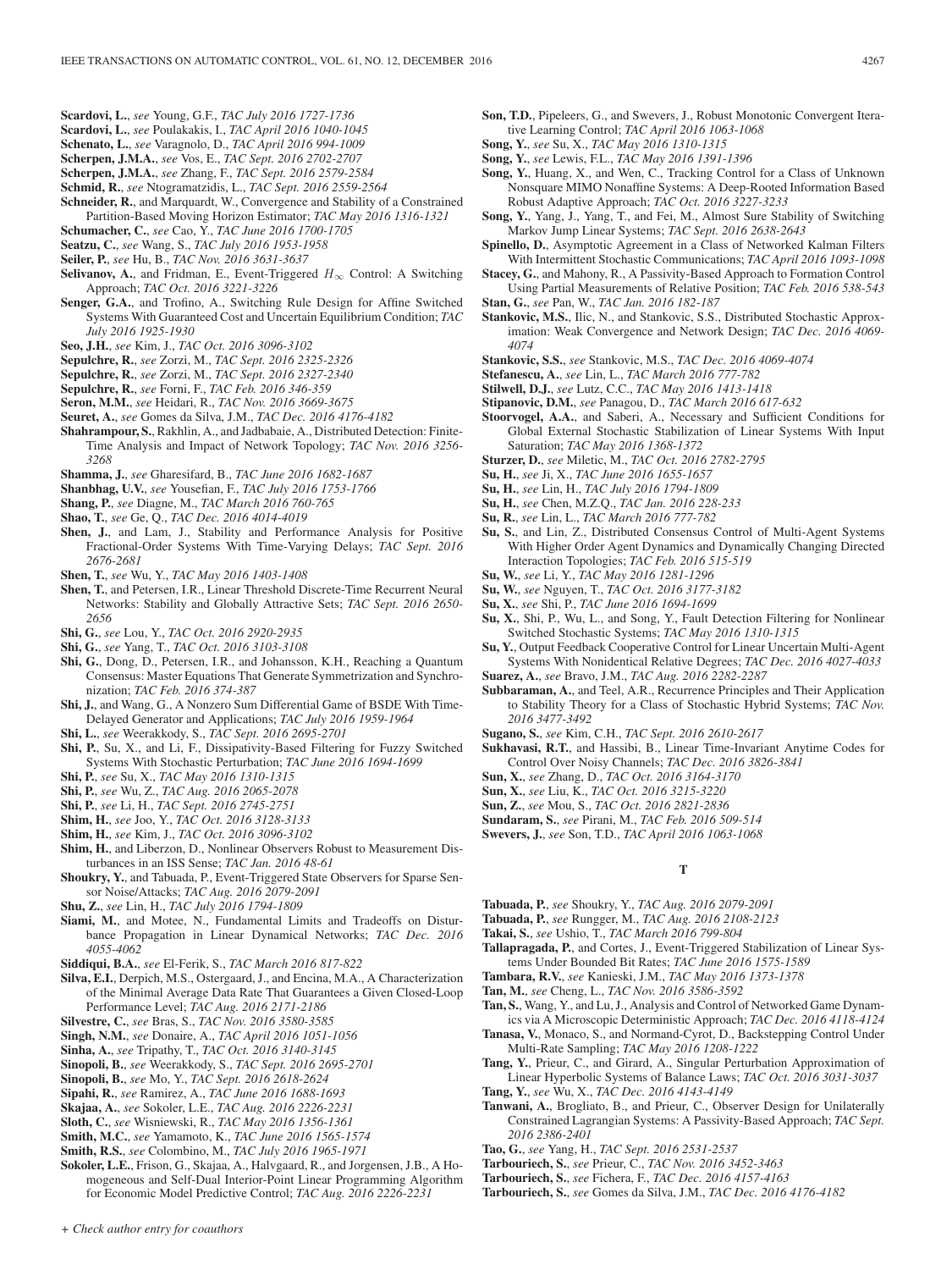**Scardovi, L.**, *see* Young, G.F., *TAC July 2016 1727-1736*

**Scardovi, L.**, *see* Poulakakis, I., *TAC April 2016 1040-1045*

**Schenato, L.**, *see* Varagnolo, D., *TAC April 2016 994-1009*

**Scherpen, J.M.A.**, *see* Vos, E., *TAC Sept. 2016 2702-2707*

**Scherpen, J.M.A.**, *see* Zhang, F., *TAC Sept. 2016 2579-2584*

**Schmid, R.**, *see* Ntogramatzidis, L., *TAC Sept. 2016 2559-2564*

**Schneider, R.**, and Marquardt, W., Convergence and Stability of a Constrained Partition-Based Moving Horizon Estimator; *TAC May 2016 1316-1321*

**Schumacher, C.**, *see* Cao, Y., *TAC June 2016 1700-1705*

**Seatzu, C.**, *see* Wang, S., *TAC July 2016 1953-1958*

**Seiler, P.**, *see* Hu, B., *TAC Nov. 2016 3631-3637*

**Selivanov, A.**, and Fridman, E., Event-Triggered $H_\infty$ Control: A Switching Approach; *TAC Oct. 2016 3221-3226*

**Senger, G.A.**, and Trofino, A., Switching Rule Design for Affine Switched Systems With Guaranteed Cost and Uncertain Equilibrium Condition; *TAC July 2016 1925-1930*

**Seo, J.H.**, *see* Kim, J., *TAC Oct. 2016 3096-3102*

**Sepulchre, R.**, *see* Zorzi, M., *TAC Sept. 2016 2325-2326*

**Sepulchre, R.**, *see* Zorzi, M., *TAC Sept. 2016 2327-2340*

**Sepulchre, R.**, *see* Forni, F., *TAC Feb. 2016 346-359*

**Seron, M.M.**, *see* Heidari, R., *TAC Nov. 2016 3669-3675*

**Seuret, A.**, *see* Gomes da Silva, J.M., *TAC Dec. 2016 4176-4182*

**Shahrampour, S.**, Rakhlin, A., and Jadbabaie, A., Distributed Detection: Finite-Time Analysis and Impact of Network Topology; *TAC Nov. 2016 3256-3268*

**Shamma, J.**, *see* Gharesifard, B., *TAC June 2016 1682-1687*

**Shanbhag, U.V.**, *see* Yousefian, F., *TAC July 2016 1753-1766*

**Shang, P.**, *see* Diagne, M., *TAC March 2016 760-765*

**Shao, T.**, *see* Ge, Q., *TAC Dec. 2016 4014-4019*

**Shen, J.**, and Lam, J., Stability and Performance Analysis for Positive Fractional-Order Systems With Time-Varying Delays; *TAC Sept. 2016 2676-2681*

**Shen, T.**, *see* Wu, Y., *TAC May 2016 1403-1408*

**Shen, T.**, and Petersen, I.R., Linear Threshold Discrete-Time Recurrent Neural Networks: Stability and Globally Attractive Sets; *TAC Sept. 2016 2650-2656*

**Shi, G.**, *see* Lou, Y., *TAC Oct. 2016 2920-2935*

**Shi, G.**, *see* Yang, T., *TAC Oct. 2016 3103-3108*

**Shi, G.**, Dong, D., Petersen, I.R., and Johansson, K.H., Reaching a Quantum Consensus: Master Equations That Generate Symmetrization and Synchronization; *TAC Feb. 2016 374-387*

**Shi, J.**, and Wang, G., A Nonzero Sum Differential Game of BSDE With Time-Delayed Generator and Applications; *TAC July 2016 1959-1964*

**Shi, L.**, *see* Weerakkody, S., *TAC Sept. 2016 2695-2701*

**Shi, P.**, Su, X., and Li, F., Dissipativity-Based Filtering for Fuzzy Switched Systems With Stochastic Perturbation; *TAC June 2016 1694-1699*

**Shi, P.**, *see* Su, X., *TAC May 2016 1310-1315*

**Shi, P.**, *see* Wu, Z., *TAC Aug. 2016 2065-2078*

**Shi, P.**, *see* Li, H., *TAC Sept. 2016 2745-2751*

**Shim, H.**, *see* Joo, Y., *TAC Oct. 2016 3128-3133*

**Shim, H.**, *see* Kim, J., *TAC Oct. 2016 3096-3102*

**Shim, H.**, and Liberzon, D., Nonlinear Observers Robust to Measurement Disturbances in an ISS Sense; *TAC Jan. 2016 48-61*

**Shoukry, Y.**, and Tabuada, P., Event-Triggered State Observers for Sparse Sensor Noise/Attacks; *TAC Aug. 2016 2079-2091*

**Shu, Z.**, *see* Lin, H., *TAC July 2016 1794-1809*

**Siami, M.**, and Motee, N., Fundamental Limits and Tradeoffs on Disturbance Propagation in Linear Dynamical Networks; *TAC Dec. 2016 4055-4062*

**Siddiqui, B.A.**, *see* El-Ferik, S., *TAC March 2016 817-822*

**Silva, E.I.**, Derpich, M.S., Ostergaard, J., and Encina, M.A., A Characterization of the Minimal Average Data Rate That Guarantees a Given Closed-Loop Performance Level; *TAC Aug. 2016 2171-2186*

**Silvestre, C.**, *see* Bras, S., *TAC Nov. 2016 3580-3585*

**Singh, N.M.**, *see* Donaire, A., *TAC April 2016 1051-1056*

**Sinha, A.**, *see* Tripathy, T., *TAC Oct. 2016 3140-3145*

**Sinopoli, B.**, *see* Weerakkody, S., *TAC Sept. 2016 2695-2701*

**Sinopoli, B.**, *see* Mo, Y., *TAC Sept. 2016 2618-2624*

**Sipahi, R.**, *see* Ramirez, A., *TAC June 2016 1688-1693*

**Skajaa, A.**, *see* Sokoler, L.E., *TAC Aug. 2016 2226-2231*

**Sloth, C.**, *see* Wisniewski, R., *TAC May 2016 1356-1361*

**Smith, M.C.**, *see* Yamamoto, K., *TAC June 2016 1565-1574*

**Smith, R.S.**, *see* Colombino, M., *TAC July 2016 1965-1971*

**Sokoler, L.E.**, Frison, G., Skajaa, A., Halvgaard, R., and Jorgensen, J.B., A Homogeneous and Self-Dual Interior-Point Linear Programming Algorithm for Economic Model Predictive Control; *TAC Aug. 2016 2226-2231*

**Son, T.D.**, Pipeleers, G., and Swevers, J., Robust Monotonic Convergent Iterative Learning Control; *TAC April 2016 1063-1068*

**Song, Y.**, *see* Su, X., *TAC May 2016 1310-1315*

**Song, Y.**, *see* Lewis, F.L., *TAC May 2016 1391-1396*

**Song, Y.**, Huang, X., and Wen, C., Tracking Control for a Class of Unknown Nonsquare MIMO Nonaffine Systems: A Deep-Rooted Information Based Robust Adaptive Approach; *TAC Oct. 2016 3227-3233*

**Song, Y.**, Yang, J., Yang, T., and Fei, M., Almost Sure Stability of Switching Markov Jump Linear Systems; *TAC Sept. 2016 2638-2643*

**Spinello, D.**, Asymptotic Agreement in a Class of Networked Kalman Filters With Intermittent Stochastic Communications; *TAC April 2016 1093-1098*

**Stacey, G.**, and Mahony, R., A Passivity-Based Approach to Formation Control Using Partial Measurements of Relative Position; *TAC Feb. 2016 538-543*

**Stan, G.**, *see* Pan, W., *TAC Jan. 2016 182-187*

**Stankovic, M.S.**, Ilic, N., and Stankovic, S.S., Distributed Stochastic Approximation: Weak Convergence and Network Design; *TAC Dec. 2016 4069-4074*

**Stankovic, S.S.**, *see* Stankovic, M.S., *TAC Dec. 2016 4069-4074*

**Stefanescu, A.**, *see* Lin, L., *TAC March 2016 777-782*

**Stilwell, D.J.**, *see* Lutz, C.C., *TAC May 2016 1413-1418*

**Stipanovic, D.M.**, *see* Panagou, D., *TAC March 2016 617-632*

**Stoorvogel, A.A.**, and Saberi, A., Necessary and Sufficient Conditions for Global External Stochastic Stabilization of Linear Systems With Input Saturation; *TAC May 2016 1368-1372*

**Sturzer, D.**, *see* Miletic, M., *TAC Oct. 2016 2782-2795*

**Su, H.**, *see* Ji, X., *TAC June 2016 1655-1657*

**Su, H.**, *see* Lin, H., *TAC July 2016 1794-1809*

**Su, H.**, *see* Chen, M.Z.Q., *TAC Jan. 2016 228-233*

**Su, R.**, *see* Lin, L., *TAC March 2016 777-782*

**Su, S.**, and Lin, Z., Distributed Consensus Control of Multi-Agent Systems With Higher Order Agent Dynamics and Dynamically Changing Directed Interaction Topologies; *TAC Feb. 2016 515-519*

**Su, W.**, *see* Li, Y., *TAC May 2016 1281-1296*

**Su, W.**, *see* Nguyen, T., *TAC Oct. 2016 3177-3182*

**Su, X.**, *see* Shi, P., *TAC June 2016 1694-1699*

**Su, X.**, Shi, P., Wu, L., and Song, Y., Fault Detection Filtering for Nonlinear Switched Stochastic Systems; *TAC May 2016 1310-1315*

**Su, Y.**, Output Feedback Cooperative Control for Linear Uncertain Multi-Agent Systems With Nonidentical Relative Degrees; *TAC Dec. 2016 4027-4033*

**Suarez, A.**, *see* Bravo, J.M., *TAC Aug. 2016 2282-2287*

**Subbaraman, A.**, and Teel, A.R., Recurrence Principles and Their Application to Stability Theory for a Class of Stochastic Hybrid Systems; *TAC Nov. 2016 3477-3492*

**Sugano, S.**, *see* Kim, C.H., *TAC Sept. 2016 2610-2617*

**Sukhavasi, R.T.**, and Hassibi, B., Linear Time-Invariant Anytime Codes for Control Over Noisy Channels; *TAC Dec. 2016 3826-3841*

**Sun, X.**, *see* Zhang, D., *TAC Oct. 2016 3164-3170*

**Sun, X.**, *see* Liu, K., *TAC Oct. 2016 3215-3220*

**Sun, Z.**, *see* Mou, S., *TAC Oct. 2016 2821-2836*

**Sundaram, S.**, *see* Pirani, M., *TAC Feb. 2016 509-514*

**Swevers, J.**, *see* Son, T.D., *TAC April 2016 1063-1068*

## T

**Tabuada, P.**, *see* Shoukry, Y., *TAC Aug. 2016 2079-2091*

**Tabuada, P.**, *see* Rungger, M., *TAC Aug. 2016 2108-2123*

**Takai, S.**, *see* Ushio, T., *TAC March 2016 799-804*

**Tallapragada, P.**, and Cortes, J., Event-Triggered Stabilization of Linear Systems Under Bounded Bit Rates; *TAC June 2016 1575-1589*

**Tambara, R.V.**, *see* Kanieski, J.M., *TAC May 2016 1373-1378*

**Tan, M.**, *see* Cheng, L., *TAC Nov. 2016 3586-3592*

**Tan, S.**, Wang, Y., and Lu, J., Analysis and Control of Networked Game Dynamics via A Microscopic Deterministic Approach; *TAC Dec. 2016 4118-4124*

**Tanasa, V.**, Monaco, S., and Normand-Cyrot, D., Backstepping Control Under Multi-Rate Sampling; *TAC May 2016 1208-1222*

**Tang, Y.**, Prieur, C., and Girard, A., Singular Perturbation Approximation of Linear Hyperbolic Systems of Balance Laws; *TAC Oct. 2016 3031-3037*

**Tang, Y.**, *see* Wu, X., *TAC Dec. 2016 4143-4149*

**Tanwani, A.**, Brogliato, B., and Prieur, C., Observer Design for Unilaterally Constrained Lagrangian Systems: A Passivity-Based Approach; *TAC Sept. 2016 2386-2401*

**Tao, G.**, *see* Yang, H., *TAC Sept. 2016 2531-2537*

**Tarbouriech, S.**, *see* Prieur, C., *TAC Nov. 2016 3452-3463*

**Tarbouriech, S.**, *see* Fichera, F., *TAC Dec. 2016 4157-4163*

**Tarbouriech, S.**, *see* Gomes da Silva, J.M., *TAC Dec. 2016 4176-4182*

*+ Check author entry for coauthors*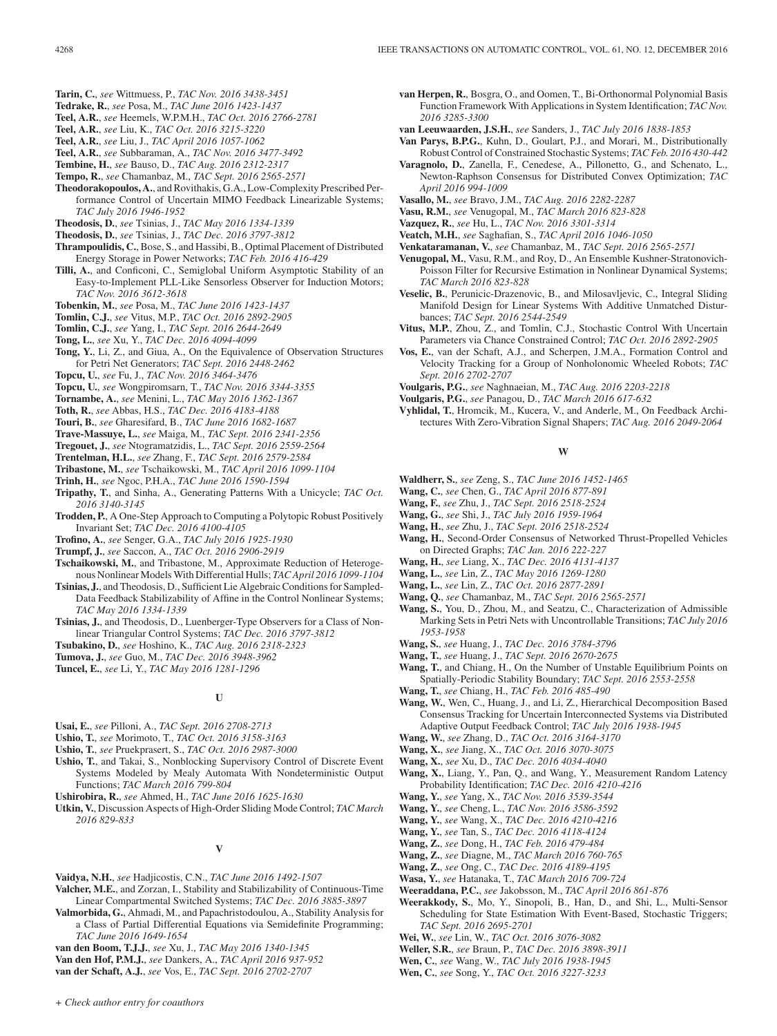**Tarin, C.**, *see* Wittmuess, P., *TAC Nov. 2016 3438-3451*

**Tedrake, R.**, *see* Posa, M., *TAC June 2016 1423-1437*

**Teel, A.R.**, *see* Heemels, W.P.M.H., *TAC Oct. 2016 2766-2781*

**Teel, A.R.**, *see* Liu, K., *TAC Oct. 2016 3215-3220*

**Teel, A.R.**, *see* Liu, J., *TAC April 2016 1057-1062*

**Teel, A.R.**, *see* Subbaraman, A., *TAC Nov. 2016 3477-3492*

**Tembine, H.**, *see* Bauso, D., *TAC Aug. 2016 2312-2317*

**Tempo, R.**, *see* Chamanbaz, M., *TAC Sept. 2016 2565-2571*

**Theodorakopoulos, A.**, and Rovithakis, G.A., Low-Complexity Prescribed Performance Control of Uncertain MIMO Feedback Linearizable Systems; *TAC July 2016 1946-1952*

**Theodosis, D.**, *see* Tsinias, J., *TAC May 2016 1334-1339*

**Theodosis, D.**, *see* Tsinias, J., *TAC Dec. 2016 3797-3812*

**Thrampoulidis, C.**, Bose, S., and Hassibi, B., Optimal Placement of Distributed Energy Storage in Power Networks; *TAC Feb. 2016 416-429*

**Tilli, A.**, and Conficoni, C., Semiglobal Uniform Asymptotic Stability of an Easy-to-Implement PLL-Like Sensorless Observer for Induction Motors; *TAC Nov. 2016 3612-3618*

**Tobenkin, M.**, *see* Posa, M., *TAC June 2016 1423-1437*

**Tomlin, C.J.**, *see* Vitus, M.P., *TAC Oct. 2016 2892-2905*

**Tomlin, C.J.**, *see* Yang, I., *TAC Sept. 2016 2644-2649*

**Tong, L.**, *see* Xu, Y., *TAC Dec. 2016 4094-4099*

**Tong, Y.**, Li, Z., and Giua, A., On the Equivalence of Observation Structures for Petri Net Generators; *TAC Sept. 2016 2448-2462*

**Topcu, U.**, *see* Fu, J., *TAC Nov. 2016 3464-3476*

**Topcu, U.**, *see* Wongpiromsarn, T., *TAC Nov. 2016 3344-3355*

**Tornambe, A.**, *see* Menini, L., *TAC May 2016 1362-1367*

**Toth, R.**, *see* Abbas, H.S., *TAC Dec. 2016 4183-4188*

**Touri, B.**, *see* Gharesifard, B., *TAC June 2016 1682-1687*

**Trave-Massuye, L.**, *see* Maiga, M., *TAC Sept. 2016 2341-2356*

**Tregouet, J.**, *see* Ntogramatzidis, L., *TAC Sept. 2016 2559-2564*

**Trentelman, H.L.**, *see* Zhang, F., *TAC Sept. 2016 2579-2584*

**Tribastone, M.**, *see* Tschaikowski, M., *TAC April 2016 1099-1104*

**Trinh, H.**, *see* Ngoc, P.H.A., *TAC June 2016 1590-1594*

**Tripathy, T.**, and Sinha, A., Generating Patterns With a Unicycle; *TAC Oct. 2016 3140-3145*

**Trodden, P.**, A One-Step Approach to Computing a Polytopic Robust Positively Invariant Set; *TAC Dec. 2016 4100-4105*

**Trofino, A.**, *see* Senger, G.A., *TAC July 2016 1925-1930*

**Trumpf, J.**, *see* Saccon, A., *TAC Oct. 2016 2906-2919*

**Tschaikowski, M.**, and Tribastone, M., Approximate Reduction of Heterogenous Nonlinear Models With Differential Hulls; *TAC April 2016 1099-1104*

**Tsinias, J.**, and Theodosis, D., Sufficient Lie Algebraic Conditions for Sampled-Data Feedback Stabilizability of Affine in the Control Nonlinear Systems; *TAC May 2016 1334-1339*

**Tsinias, J.**, and Theodosis, D., Luenberger-Type Observers for a Class of Nonlinear Triangular Control Systems; *TAC Dec. 2016 3797-3812*

**Tsubakino, D.**, *see* Hoshino, K., *TAC Aug. 2016 2318-2323*

**Tumova, J.**, *see* Guo, M., *TAC Dec. 2016 3948-3962*

**Tuncel, E.**, *see* Li, Y., *TAC May 2016 1281-1296*

### U

**Usai, E.**, *see* Pilloni, A., *TAC Sept. 2016 2708-2713*

**Ushio, T.**, *see* Morimoto, T., *TAC Oct. 2016 3158-3163*

**Ushio, T.**, *see* Pruekprasert, S., *TAC Oct. 2016 2987-3000*

**Ushio, T.**, and Takai, S., Nonblocking Supervisory Control of Discrete Event Systems Modeled by Mealy Automata With Nondeterministic Output Functions; *TAC March 2016 799-804*

**Ushirobira, R.**, *see* Ahmed, H., *TAC June 2016 1625-1630*

**Utkin, V.**, Discussion Aspects of High-Order Sliding Mode Control; *TAC March 2016 829-833*

### V

**Vaidya, N.H.**, *see* Hadjicostis, C.N., *TAC June 2016 1492-1507*

**Valcher, M.E.**, and Zorzan, I., Stability and Stabilizability of Continuous-Time Linear Compartmental Switched Systems; *TAC Dec. 2016 3885-3897*

**Valmorbida, G.**, Ahmadi, M., and Papachristodoulou, A., Stability Analysis for a Class of Partial Differential Equations via Semidefinite Programming; *TAC June 2016 1649-1654*

**van den Boom, T.J.J.**, *see* Xu, J., *TAC May 2016 1340-1345*

**Van den Hof, P.M.J.**, *see* Dankers, A., *TAC April 2016 937-952*

**van der Schaft, A.J.**, *see* Vos, E., *TAC Sept. 2016 2702-2707*

**van Herpen, R.**, Bosgra, O., and Oomen, T., Bi-Orthonormal Polynomial Basis Function Framework With Applications in System Identification; *TAC Nov. 2016 3285-3300*

**van Leeuwaarden, J.S.H.**, *see* Sanders, J., *TAC July 2016 1838-1853*

**Van Parys, B.P.G.**, Kuhn, D., Goulart, P.J., and Morari, M., Distributionally Robust Control of Constrained Stochastic Systems; *TAC Feb. 2016 430-442*

**Varagnolo, D.**, Zanella, F., Cenedese, A., Pillonetto, G., and Schenato, L., Newton-Raphson Consensus for Distributed Convex Optimization; *TAC April 2016 994-1009*

**Vasallo, M.**, *see* Bravo, J.M., *TAC Aug. 2016 2282-2287*

**Vasu, R.M.**, *see* Venugopal, M., *TAC March 2016 823-828*

**Vazquez, R.**, *see* Hu, L., *TAC Nov. 2016 3301-3314*

**Veatch, M.H.**, *see* Saghafian, S., *TAC April 2016 1046-1050*

**Venkataramanan, V.**, *see* Chamanbaz, M., *TAC Sept. 2016 2565-2571*

**Venugopal, M.**, Vasu, R.M., and Roy, D., An Ensemble Kushner-Stratonovich-Poisson Filter for Recursive Estimation in Nonlinear Dynamical Systems; *TAC March 2016 823-828*

**Veselic, B.**, Perunicic-Drazenovic, B., and Milosavljevic, C., Integral Sliding Manifold Design for Linear Systems With Additive Unmatched Disturbances; *TAC Sept. 2016 2544-2549*

**Vitus, M.P.**, Zhou, Z., and Tomlin, C.J., Stochastic Control With Uncertain Parameters via Chance Constrained Control; *TAC Oct. 2016 2892-2905*

**Vos, E.**, van der Schaft, A.J., and Scherpen, J.M.A., Formation Control and Velocity Tracking for a Group of Nonholonomic Wheeled Robots; *TAC Sept. 2016 2702-2707*

**Voulgaris, P.G.**, *see* Naghnaeian, M., *TAC Aug. 2016 2203-2218*

**Voulgaris, P.G.**, *see* Panagou, D., *TAC March 2016 617-632*

**Vyhlidal, T.**, Hromcik, M., Kucera, V., and Anderle, M., On Feedback Architectures With Zero-Vibration Signal Shapers; *TAC Aug. 2016 2049-2064*

### W

**Waldherr, S.**, *see* Zeng, S., *TAC June 2016 1452-1465*

**Wang, C.**, *see* Chen, G., *TAC April 2016 877-891*

**Wang, F.**, *see* Zhu, J., *TAC Sept. 2016 2518-2524*

**Wang, G.**, *see* Shi, J., *TAC July 2016 1959-1964*

**Wang, H.**, *see* Zhu, J., *TAC Sept. 2016 2518-2524*

**Wang, H.**, Second-Order Consensus of Networked Thrust-Propelled Vehicles on Directed Graphs; *TAC Jan. 2016 222-227*

**Wang, H.**, *see* Liang, X., *TAC Dec. 2016 4131-4137*

**Wang, L.**, *see* Lin, Z., *TAC May 2016 1269-1280*

**Wang, L.**, *see* Lin, Z., *TAC Oct. 2016 2877-2891*

**Wang, Q.**, *see* Chamanbaz, M., *TAC Sept. 2016 2565-2571*

**Wang, S.**, You, D., Zhou, M., and Seatzu, C., Characterization of Admissible Marking Sets in Petri Nets with Uncontrollable Transitions; *TAC July 2016 1953-1958*

**Wang, S.**, *see* Huang, J., *TAC Dec. 2016 3784-3796*

**Wang, T.**, *see* Huang, J., *TAC Sept. 2016 2670-2675*

**Wang, T.**, and Chiang, H., On the Number of Unstable Equilibrium Points on Spatially-Periodic Stability Boundary; *TAC Sept. 2016 2553-2558*

**Wang, T.**, *see* Chiang, H., *TAC Feb. 2016 485-490*

**Wang, W.**, Wen, C., Huang, J., and Li, Z., Hierarchical Decomposition Based Consensus Tracking for Uncertain Interconnected Systems via Distributed Adaptive Output Feedback Control; *TAC July 2016 1938-1945*

**Wang, W.**, *see* Zhang, D., *TAC Oct. 2016 3164-3170*

**Wang, X.**, *see* Jiang, X., *TAC Oct. 2016 3070-3075*

**Wang, X.**, *see* Xu, D., *TAC Dec. 2016 4034-4040*

**Wang, X.**, Liang, Y., Pan, Q., and Wang, Y., Measurement Random Latency Probability Identification; *TAC Dec. 2016 4210-4216*

**Wang, Y.**, *see* Yang, X., *TAC Nov. 2016 3539-3544*

**Wang, Y.**, *see* Cheng, L., *TAC Nov. 2016 3586-3592*

**Wang, Y.**, *see* Wang, X., *TAC Dec. 2016 4210-4216*

**Wang, Y.**, *see* Tan, S., *TAC Dec. 2016 4118-4124*

**Wang, Z.**, *see* Dong, H., *TAC Feb. 2016 479-484*

**Wang, Z.**, *see* Diagne, M., *TAC March 2016 760-765*

**Wang, Z.**, *see* Ong, C., *TAC Dec. 2016 4189-4195*

**Wasa, Y.**, *see* Hatanaka, T., *TAC March 2016 709-724*

**Weeraddana, P.C.**, *see* Jakobsson, M., *TAC April 2016 861-876*

**Weerakkody, S.**, Mo, Y., Sinopoli, B., Han, D., and Shi, L., Multi-Sensor Scheduling for State Estimation With Event-Based, Stochastic Triggers; *TAC Sept. 2016 2695-2701*

**Wei, W.**, *see* Lin, W., *TAC Oct. 2016 3076-3082*

**Weller, S.R.**, *see* Braun, P., *TAC Dec. 2016 3898-3911*

**Wen, C.**, *see* Wang, W., *TAC July 2016 1938-1945*

**Wen, C.**, *see* Song, Y., *TAC Oct. 2016 3227-3233*

*+ Check author entry for coauthors*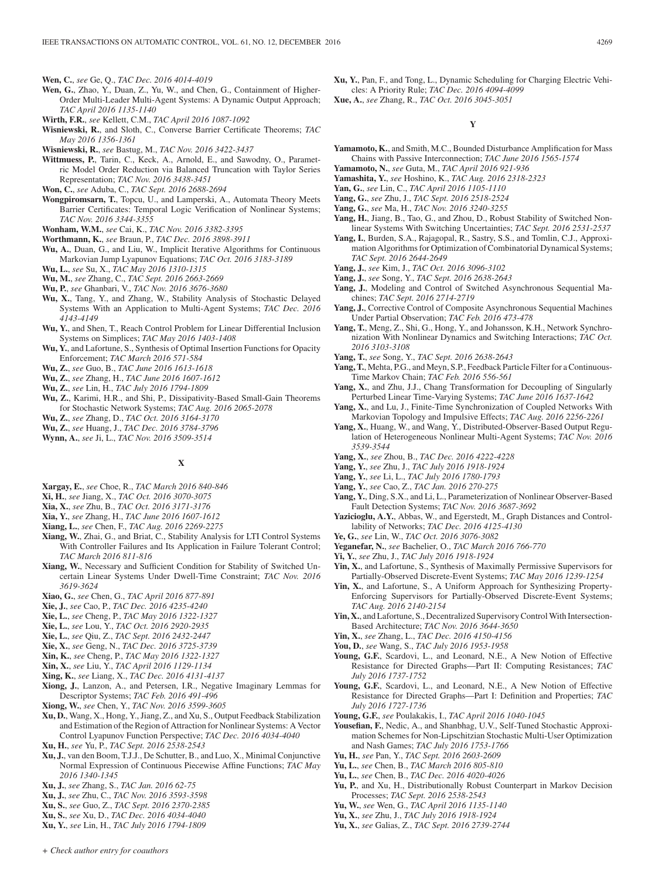**Wen, C.**, *see* Ge, Q., *TAC Dec. 2016 4014-4019*

**Wen, G.**, Zhao, Y., Duan, Z., Yu, W., and Chen, G., Containment of Higher-Order Multi-Leader Multi-Agent Systems: A Dynamic Output Approach; *TAC April 2016 1135-1140*

**Wirth, F.R.**, *see* Kellett, C.M., *TAC April 2016 1087-1092*

**Wisniewski, R.**, and Sloth, C., Converse Barrier Certificate Theorems; *TAC May 2016 1356-1361*

**Wisniewski, R.**, *see* Bastug, M., *TAC Nov. 2016 3422-3437*

**Wittmuess, P.**, Tarin, C., Keck, A., Arnold, E., and Sawodny, O., Parametric Model Order Reduction via Balanced Truncation with Taylor Series Representation; *TAC Nov. 2016 3438-3451*

**Won, C.**, *see* Aduba, C., *TAC Sept. 2016 2688-2694*

**Wongpiromsarn, T.**, Topcu, U., and Lamperski, A., Automata Theory Meets Barrier Certificates: Temporal Logic Verification of Nonlinear Systems; *TAC Nov. 2016 3344-3355*

**Wonham, W.M.**, *see* Cai, K., *TAC Nov. 2016 3382-3395*

**Worthmann, K.**, *see* Braun, P., *TAC Dec. 2016 3898-3911*

**Wu, A.**, Duan, G., and Liu, W., Implicit Iterative Algorithms for Continuous Markovian Jump Lyapunov Equations; *TAC Oct. 2016 3183-3189*

**Wu, L.**, *see* Su, X., *TAC May 2016 1310-1315*

**Wu, M.**, *see* Zhang, C., *TAC Sept. 2016 2663-2669*

**Wu, P.**, *see* Ghanbari, V., *TAC Nov. 2016 3676-3680*

**Wu, X.**, Tang, Y., and Zhang, W., Stability Analysis of Stochastic Delayed Systems With an Application to Multi-Agent Systems; *TAC Dec. 2016 4143-4149*

**Wu, Y.**, and Shen, T., Reach Control Problem for Linear Differential Inclusion Systems on Simplices; *TAC May 2016 1403-1408*

**Wu, Y.**, and Lafortune, S., Synthesis of Optimal Insertion Functions for Opacity Enforcement; *TAC March 2016 571-584*

**Wu, Z.**, *see* Guo, B., *TAC June 2016 1613-1618*

**Wu, Z.**, *see* Zhang, H., *TAC June 2016 1607-1612*

**Wu, Z.**, *see* Lin, H., *TAC July 2016 1794-1809*

**Wu, Z.**, Karimi, H.R., and Shi, P., Dissipativity-Based Small-Gain Theorems for Stochastic Network Systems; *TAC Aug. 2016 2065-2078*

**Wu, Z.**, *see* Zhang, D., *TAC Oct. 2016 3164-3170*

**Wu, Z.**, *see* Huang, J., *TAC Dec. 2016 3784-3796*

**Wynn, A.**, *see* Ji, L., *TAC Nov. 2016 3509-3514*

## X

**Xargay, E.**, *see* Choe, R., *TAC March 2016 840-846*

**Xi, H.**, *see* Jiang, X., *TAC Oct. 2016 3070-3075*

**Xia, X.**, *see* Zhu, B., *TAC Oct. 2016 3171-3176*

**Xia, Y.**, *see* Zhang, H., *TAC June 2016 1607-1612*

**Xiang, L.**, *see* Chen, F., *TAC Aug. 2016 2269-2275*

**Xiang, W.**, Zhai, G., and Briat, C., Stability Analysis for LTI Control Systems With Controller Failures and Its Application in Failure Tolerant Control; *TAC March 2016 811-816*

**Xiang, W.**, Necessary and Sufficient Condition for Stability of Switched Uncertain Linear Systems Under Dwell-Time Constraint; *TAC Nov. 2016 3619-3624*

**Xiao, G.**, *see* Chen, G., *TAC April 2016 877-891*

**Xie, J.**, *see* Cao, P., *TAC Dec. 2016 4235-4240*

**Xie, L.**, *see* Cheng, P., *TAC May 2016 1322-1327*

**Xie, L.**, *see* Lou, Y., *TAC Oct. 2016 2920-2935*

**Xie, L.**, *see* Qiu, Z., *TAC Sept. 2016 2432-2447*

**Xie, X.**, *see* Geng, N., *TAC Dec. 2016 3725-3739*

**Xin, K.**, *see* Cheng, P., *TAC May 2016 1322-1327*

**Xin, X.**, *see* Liu, Y., *TAC April 2016 1129-1134*

**Xing, K.**, *see* Liang, X., *TAC Dec. 2016 4131-4137*

**Xiong, J.**, Lanzon, A., and Petersen, I.R., Negative Imaginary Lemmas for Descriptor Systems; *TAC Feb. 2016 491-496*

**Xiong, W.**, *see* Chen, Y., *TAC Nov. 2016 3599-3605*

**Xu, D.**, Wang, X., Hong, Y., Jiang, Z., and Xu, S., Output Feedback Stabilization and Estimation of the Region of Attraction for Nonlinear Systems: A Vector Control Lyapunov Function Perspective; *TAC Dec. 2016 4034-4040*

**Xu, H.**, *see* Yu, P., *TAC Sept. 2016 2538-2543*

**Xu, J.**, van den Boom, T.J.J., De Schutter, B., and Luo, X., Minimal Conjunctive Normal Expression of Continuous Piecewise Affine Functions; *TAC May 2016 1340-1345*

**Xu, J.**, *see* Zhang, S., *TAC Jan. 2016 62-75*

**Xu, J.**, *see* Zhu, C., *TAC Nov. 2016 3593-3598*

**Xu, S.**, *see* Guo, Z., *TAC Sept. 2016 2370-2385*

**Xu, S.**, *see* Xu, D., *TAC Dec. 2016 4034-4040*

**Xu, Y.**, *see* Lin, H., *TAC July 2016 1794-1809*

**Xu, Y.**, Pan, F., and Tong, L., Dynamic Scheduling for Charging Electric Vehicles: A Priority Rule; *TAC Dec. 2016 4094-4099*

**Xue, A.**, *see* Zhang, R., *TAC Oct. 2016 3045-3051*

## Y

**Yamamoto, K.**, and Smith, M.C., Bounded Disturbance Amplification for Mass Chains with Passive Interconnection; *TAC June 2016 1565-1574*

**Yamamoto, N.**, *see* Guta, M., *TAC April 2016 921-936*

**Yamashita, Y.**, *see* Hoshino, K., *TAC Aug. 2016 2318-2323*

**Yan, G.**, *see* Lin, C., *TAC April 2016 1105-1110*

**Yang, G.**, *see* Zhu, J., *TAC Sept. 2016 2518-2524*

**Yang, G.**, *see* Ma, H., *TAC Nov. 2016 3240-3255*

**Yang, H.**, Jiang, B., Tao, G., and Zhou, D., Robust Stability of Switched Nonlinear Systems With Switching Uncertainties; *TAC Sept. 2016 2531-2537*

**Yang, I.**, Burden, S.A., Rajagopal, R., Sastry, S.S., and Tomlin, C.J., Approximation Algorithms for Optimization of Combinatorial Dynamical Systems; *TAC Sept. 2016 2644-2649*

**Yang, J.**, *see* Kim, J., *TAC Oct. 2016 3096-3102*

**Yang, J.**, *see* Song, Y., *TAC Sept. 2016 2638-2643*

**Yang, J.**, Modeling and Control of Switched Asynchronous Sequential Machines; *TAC Sept. 2016 2714-2719*

**Yang, J.**, Corrective Control of Composite Asynchronous Sequential Machines Under Partial Observation; *TAC Feb. 2016 473-478*

**Yang, T.**, Meng, Z., Shi, G., Hong, Y., and Johansson, K.H., Network Synchronization With Nonlinear Dynamics and Switching Interactions; *TAC Oct. 2016 3103-3108*

**Yang, T.**, *see* Song, Y., *TAC Sept. 2016 2638-2643*

**Yang, T.**, Mehta, P.G., and Meyn, S.P., Feedback Particle Filter for a Continuous-Time Markov Chain; *TAC Feb. 2016 556-561*

**Yang, X.**, and Zhu, J.J., Chang Transformation for Decoupling of Singularly Perturbed Linear Time-Varying Systems; *TAC June 2016 1637-1642*

**Yang, X.**, and Lu, J., Finite-Time Synchronization of Coupled Networks With Markovian Topology and Impulsive Effects; *TAC Aug. 2016 2256-2261*

**Yang, X.**, Huang, W., and Wang, Y., Distributed-Observer-Based Output Regulation of Heterogeneous Nonlinear Multi-Agent Systems; *TAC Nov. 2016 3539-3544*

**Yang, X.**, *see* Zhou, B., *TAC Dec. 2016 4222-4228*

**Yang, Y.**, *see* Zhu, J., *TAC July 2016 1918-1924*

**Yang, Y.**, *see* Li, L., *TAC July 2016 1780-1793*

**Yang, Y.**, *see* Cao, Z., *TAC Jan. 2016 270-275*

**Yang, Y.**, Ding, S.X., and Li, L., Parameterization of Nonlinear Observer-Based Fault Detection Systems; *TAC Nov. 2016 3687-3692*

**Yazicioglu, A.Y.**, Abbas, W., and Egerstedt, M., Graph Distances and Controllability of Networks; *TAC Dec. 2016 4125-4130*

**Ye, G.**, *see* Lin, W., *TAC Oct. 2016 3076-3082*

**Yeganefar, N.**, *see* Bachelier, O., *TAC March 2016 766-770*

**Yi, Y.**, *see* Zhu, J., *TAC July 2016 1918-1924*

**Yin, X.**, and Lafortune, S., Synthesis of Maximally Permissive Supervisors for Partially-Observed Discrete-Event Systems; *TAC May 2016 1239-1254*

**Yin, X.**, and Lafortune, S., A Uniform Approach for Synthesizing Property-Enforcing Supervisors for Partially-Observed Discrete-Event Systems; *TAC Aug. 2016 2140-2154*

**Yin, X.**, and Lafortune, S., Decentralized Supervisory Control With Intersection-Based Architecture; *TAC Nov. 2016 3644-3650*

**Yin, X.**, *see* Zhang, L., *TAC Dec. 2016 4150-4156*

**You, D.**, *see* Wang, S., *TAC July 2016 1953-1958*

**Young, G.F.**, Scardovi, L., and Leonard, N.E., A New Notion of Effective Resistance for Directed Graphs—Part II: Computing Resistances; *TAC July 2016 1737-1752*

**Young, G.F.**, Scardovi, L., and Leonard, N.E., A New Notion of Effective Resistance for Directed Graphs—Part I: Definition and Properties; *TAC July 2016 1727-1736*

**Young, G.F.**, *see* Poulakakis, I., *TAC April 2016 1040-1045*

**Yousefian, F.**, Nedic, A., and Shanbhag, U.V., Self-Tuned Stochastic Approximation Schemes for Non-Lipschitzian Stochastic Multi-User Optimization and Nash Games; *TAC July 2016 1753-1766*

**Yu, H.**, *see* Pan, Y., *TAC Sept. 2016 2603-2609*

**Yu, L.**, *see* Chen, B., *TAC March 2016 805-810*

**Yu, L.**, *see* Chen, B., *TAC Dec. 2016 4020-4026*

**Yu, P.**, and Xu, H., Distributionally Robust Counterpart in Markov Decision Processes; *TAC Sept. 2016 2538-2543*

**Yu, W.**, *see* Wen, G., *TAC April 2016 1135-1140*

**Yu, X.**, *see* Zhu, J., *TAC July 2016 1918-1924*

**Yu, X.**, *see* Galias, Z., *TAC Sept. 2016 2739-2744*

*+ Check author entry for coauthors*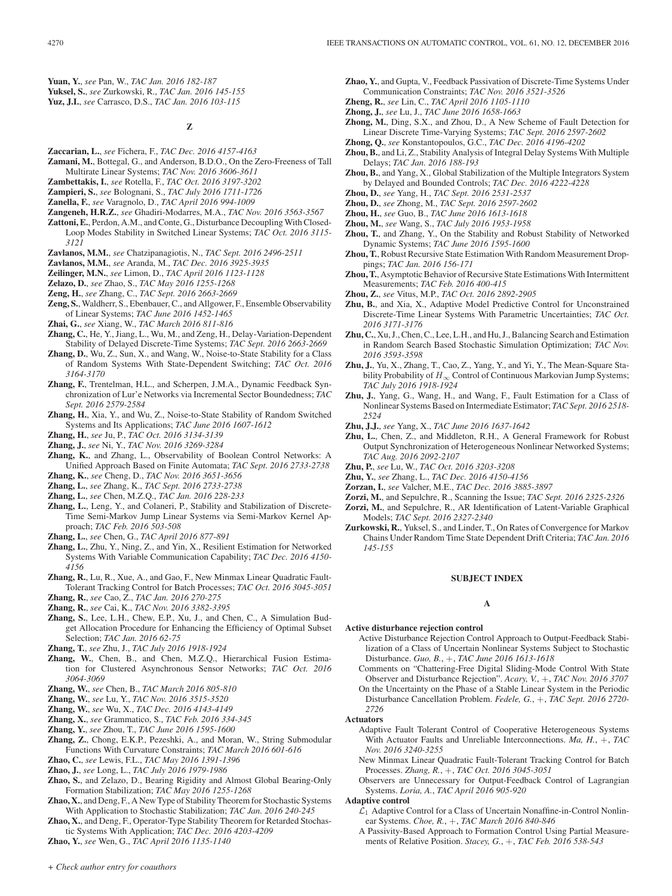**Yuan, Y.**, *see* Pan, W., *TAC Jan. 2016 182-187*

**Yuksel, S.**, *see* Zurkowski, R., *TAC Jan. 2016 145-155*

**Yuz, J.I.**, *see* Carrasco, D.S., *TAC Jan. 2016 103-115*

## Z

**Zaccarian, L.**, *see* Fichera, F., *TAC Dec. 2016 4157-4163*

**Zamani, M.**, Bottegal, G., and Anderson, B.D.O., On the Zero-Freeness of Tall Multirate Linear Systems; *TAC Nov. 2016 3606-3611*

**Zambettakis, I.**, *see* Rotella, F., *TAC Oct. 2016 3197-3202*

**Zampieri, S.**, *see* Bolognani, S., *TAC July 2016 1711-1726*

**Zanella, F.**, *see* Varagnolo, D., *TAC April 2016 994-1009*

**Zangeneh, H.R.Z.**, *see* Ghadiri-Modarres, M.A., *TAC Nov. 2016 3563-3567*

**Zattoni, E.**, Perdon, A.M., and Conte, G., Disturbance Decoupling With Closed-Loop Modes Stability in Switched Linear Systems; *TAC Oct. 2016 3115-3121*

**Zavlanos, M.M.**, *see* Chatzipanagiotis, N., *TAC Sept. 2016 2496-2511*

**Zavlanos, M.M.**, *see* Aranda, M., *TAC Dec. 2016 3925-3935*

**Zeilinger, M.N.**, *see* Limon, D., *TAC April 2016 1123-1128*

**Zelazo, D.**, *see* Zhao, S., *TAC May 2016 1255-1268*

**Zeng, H.**, *see* Zhang, C., *TAC Sept. 2016 2663-2669*

**Zeng, S.**, Waldherr, S., Ebenbauer, C., and Allgower, F., Ensemble Observability of Linear Systems; *TAC June 2016 1452-1465*

**Zhai, G.**, *see* Xiang, W., *TAC March 2016 811-816*

**Zhang, C.**, He, Y., Jiang, L., Wu, M., and Zeng, H., Delay-Variation-Dependent Stability of Delayed Discrete-Time Systems; *TAC Sept. 2016 2663-2669*

**Zhang, D.**, Wu, Z., Sun, X., and Wang, W., Noise-to-State Stability for a Class of Random Systems With State-Dependent Switching; *TAC Oct. 2016 3164-3170*

**Zhang, F.**, Trentelman, H.L., and Scherpen, J.M.A., Dynamic Feedback Synchronization of Lur'e Networks via Incremental Sector Boundedness; *TAC Sept. 2016 2579-2584*

**Zhang, H.**, Xia, Y., and Wu, Z., Noise-to-State Stability of Random Switched Systems and Its Applications; *TAC June 2016 1607-1612*

**Zhang, H.**, *see* Ju, P., *TAC Oct. 2016 3134-3139*

**Zhang, J.**, *see* Ni, Y., *TAC Nov. 2016 3269-3284*

**Zhang, K.**, and Zhang, L., Observability of Boolean Control Networks: A Unified Approach Based on Finite Automata; *TAC Sept. 2016 2733-2738*

**Zhang, K.**, *see* Cheng, D., *TAC Nov. 2016 3651-3656*

**Zhang, L.**, *see* Zhang, K., *TAC Sept. 2016 2733-2738*

**Zhang, L.**, *see* Chen, M.Z.Q., *TAC Jan. 2016 228-233*

**Zhang, L.**, Leng, Y., and Colaneri, P., Stability and Stabilization of Discrete-Time Semi-Markov Jump Linear Systems via Semi-Markov Kernel Approach; *TAC Feb. 2016 503-508*

**Zhang, L.**, *see* Chen, G., *TAC April 2016 877-891*

**Zhang, L.**, Zhu, Y., Ning, Z., and Yin, X., Resilient Estimation for Networked Systems With Variable Communication Capability; *TAC Dec. 2016 4150-4156*

**Zhang, R.**, Lu, R., Xue, A., and Gao, F., New Minmax Linear Quadratic Fault-Tolerant Tracking Control for Batch Processes; *TAC Oct. 2016 3045-3051*

**Zhang, R.**, *see* Cao, Z., *TAC Jan. 2016 270-275*

**Zhang, R.**, *see* Cai, K., *TAC Nov. 2016 3382-3395*

**Zhang, S.**, Lee, L.H., Chew, E.P., Xu, J., and Chen, C., A Simulation Budget Allocation Procedure for Enhancing the Efficiency of Optimal Subset Selection; *TAC Jan. 2016 62-75*

**Zhang, T.**, *see* Zhu, J., *TAC July 2016 1918-1924*

**Zhang, W.**, Chen, B., and Chen, M.Z.Q., Hierarchical Fusion Estimation for Clustered Asynchronous Sensor Networks; *TAC Oct. 2016 3064-3069*

**Zhang, W.**, *see* Chen, B., *TAC March 2016 805-810*

**Zhang, W.**, *see* Lu, Y., *TAC Nov. 2016 3515-3520*

**Zhang, W.**, *see* Wu, X., *TAC Dec. 2016 4143-4149*

**Zhang, X.**, *see* Grammatico, S., *TAC Feb. 2016 334-345*

**Zhang, Y.**, *see* Zhou, T., *TAC June 2016 1595-1600*

**Zhang, Z.**, Chong, E.K.P., Pezeshki, A., and Moran, W., String Submodular Functions With Curvature Constraints; *TAC March 2016 601-616*

**Zhao, C.**, *see* Lewis, F.L., *TAC May 2016 1391-1396*

**Zhao, J.**, *see* Long, L., *TAC July 2016 1979-1986*

**Zhao, S.**, and Zelazo, D., Bearing Rigidity and Almost Global Bearing-Only Formation Stabilization; *TAC May 2016 1255-1268*

**Zhao, X.**, and Deng, F., A New Type of Stability Theorem for Stochastic Systems With Application to Stochastic Stabilization; *TAC Jan. 2016 240-245*

**Zhao, X.**, and Deng, F., Operator-Type Stability Theorem for Retarded Stochastic Systems With Application; *TAC Dec. 2016 4203-4209*

**Zhao, Y.**, *see* Wen, G., *TAC April 2016 1135-1140*

**Zhao, Y.**, and Gupta, V., Feedback Passivation of Discrete-Time Systems Under Communication Constraints; *TAC Nov. 2016 3521-3526*

**Zheng, R.**, *see* Lin, C., *TAC April 2016 1105-1110*

**Zhong, J.**, *see* Lu, J., *TAC June 2016 1658-1663*

**Zhong, M.**, Ding, S.X., and Zhou, D., A New Scheme of Fault Detection for Linear Discrete Time-Varying Systems; *TAC Sept. 2016 2597-2602*

**Zhong, Q.**, *see* Konstantopoulos, G.C., *TAC Dec. 2016 4196-4202*

**Zhou, B.**, and Li, Z., Stability Analysis of Integral Delay Systems With Multiple Delays; *TAC Jan. 2016 188-193*

**Zhou, B.**, and Yang, X., Global Stabilization of the Multiple Integrators System by Delayed and Bounded Controls; *TAC Dec. 2016 4222-4228*

**Zhou, D.**, *see* Yang, H., *TAC Sept. 2016 2531-2537*

**Zhou, D.**, *see* Zhong, M., *TAC Sept. 2016 2597-2602*

**Zhou, H.**, *see* Guo, B., *TAC June 2016 1613-1618*

**Zhou, M.**, *see* Wang, S., *TAC July 2016 1953-1958*

**Zhou, T.**, and Zhang, Y., On the Stability and Robust Stability of Networked Dynamic Systems; *TAC June 2016 1595-1600*

**Zhou, T.**, Robust Recursive State Estimation With Random Measurement Droppings; *TAC Jan. 2016 156-171*

**Zhou, T.**, Asymptotic Behavior of Recursive State Estimations With Intermittent Measurements; *TAC Feb. 2016 400-415*

**Zhou, Z.**, *see* Vitus, M.P., *TAC Oct. 2016 2892-2905*

**Zhu, B.**, and Xia, X., Adaptive Model Predictive Control for Unconstrained Discrete-Time Linear Systems With Parametric Uncertainties; *TAC Oct. 2016 3171-3176*

**Zhu, C.**, Xu, J., Chen, C., Lee, L.H., and Hu, J., Balancing Search and Estimation in Random Search Based Stochastic Simulation Optimization; *TAC Nov. 2016 3593-3598*

**Zhu, J.**, Yu, X., Zhang, T., Cao, Z., Yang, Y., and Yi, Y., The Mean-Square Stability Probability of $H_\infty$ Control of Continuous Markovian Jump Systems; *TAC July 2016 1918-1924*

**Zhu, J.**, Yang, G., Wang, H., and Wang, F., Fault Estimation for a Class of Nonlinear Systems Based on Intermediate Estimator; *TAC Sept. 2016 2518-2524*

**Zhu, J.J.**, *see* Yang, X., *TAC June 2016 1637-1642*

**Zhu, L.**, Chen, Z., and Middleton, R.H., A General Framework for Robust Output Synchronization of Heterogeneous Nonlinear Networked Systems; *TAC Aug. 2016 2092-2107*

**Zhu, P.**, *see* Lu, W., *TAC Oct. 2016 3203-3208*

**Zhu, Y.**, *see* Zhang, L., *TAC Dec. 2016 4150-4156*

**Zorzan, I.**, *see* Valcher, M.E., *TAC Dec. 2016 3885-3897*

**Zorzi, M.**, and Sepulchre, R., Scanning the Issue; *TAC Sept. 2016 2325-2326*

**Zorzi, M.**, and Sepulchre, R., AR Identification of Latent-Variable Graphical Models; *TAC Sept. 2016 2327-2340*

**Zurkowski, R.**, Yuksel, S., and Linder, T., On Rates of Convergence for Markov Chains Under Random Time State Dependent Drift Criteria; *TAC Jan. 2016 145-155*

# SUBJECT INDEX

## A

**Active disturbance rejection control**

- Active Disturbance Rejection Control Approach to Output-Feedback Stabilization of a Class of Uncertain Nonlinear Systems Subject to Stochastic Disturbance. *Guo, B.*, +, *TAC June 2016 1613-1618*
- Comments on "Chattering-Free Digital Sliding-Mode Control With State Observer and Disturbance Rejection". *Acary, V.*, +, *TAC Nov. 2016 3707*
- On the Uncertainty on the Phase of a Stable Linear System in the Periodic Disturbance Cancellation Problem. *Fedele, G.*, +, *TAC Sept. 2016 2720-2726*

**Actuators**

- Adaptive Fault Tolerant Control of Cooperative Heterogeneous Systems With Actuator Faults and Unreliable Interconnections. *Ma, H.*, +, *TAC Nov. 2016 3240-3255*
- New Minmax Linear Quadratic Fault-Tolerant Tracking Control for Batch Processes. *Zhang, R.*, +, *TAC Oct. 2016 3045-3051*
- Observers are Unnecessary for Output-Feedback Control of Lagrangian Systems. *Loria, A.*, *TAC April 2016 905-920*

**Adaptive control**

- $\mathcal{L}_1$ Adaptive Control for a Class of Uncertain Nonaffine-in-Control Nonlinear Systems. *Choe, R.*, +, *TAC March 2016 840-846*
- A Passivity-Based Approach to Formation Control Using Partial Measurements of Relative Position. *Stacey, G.*, +, *TAC Feb. 2016 538-543*

+ *Check author entry for coauthors*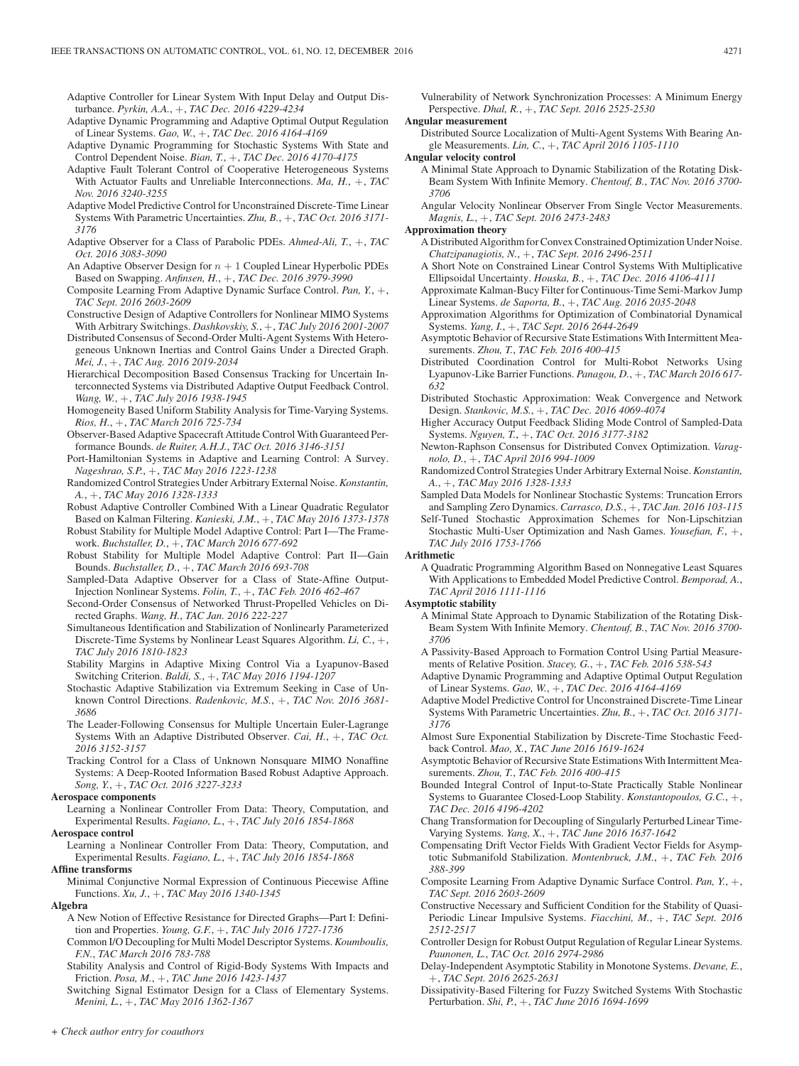Adaptive Controller for Linear System With Input Delay and Output Disturbance. *Pyrkin, A.A.*, +, *TAC Dec. 2016 4229-4234*

Adaptive Dynamic Programming and Adaptive Optimal Output Regulation of Linear Systems. *Gao, W.*, +, *TAC Dec. 2016 4164-4169*

Adaptive Dynamic Programming for Stochastic Systems With State and Control Dependent Noise. *Bian, T.*, +, *TAC Dec. 2016 4170-4175*

Adaptive Fault Tolerant Control of Cooperative Heterogeneous Systems With Actuator Faults and Unreliable Interconnections. *Ma, H.*, +, *TAC Nov. 2016 3240-3255*

Adaptive Model Predictive Control for Unconstrained Discrete-Time Linear Systems With Parametric Uncertainties. *Zhu, B.*, +, *TAC Oct. 2016 3171-3176*

Adaptive Observer for a Class of Parabolic PDEs. *Ahmed-Ali, T.*, +, *TAC Oct. 2016 3083-3090*

An Adaptive Observer Design for $n+1$ Coupled Linear Hyperbolic PDEs Based on Swapping. *Anfinsen, H.*, +, *TAC Dec. 2016 3979-3990*

Composite Learning From Adaptive Dynamic Surface Control. *Pan, Y.*, +, *TAC Sept. 2016 2603-2609*

Constructive Design of Adaptive Controllers for Nonlinear MIMO Systems With Arbitrary Switchings. *Dashkovskiy, S.*, +, *TAC July 2016 2001-2007*

Distributed Consensus of Second-Order Multi-Agent Systems With Heterogeneous Unknown Inertias and Control Gains Under a Directed Graph. *Mei, J.*, +, *TAC Aug. 2016 2019-2034*

Hierarchical Decomposition Based Consensus Tracking for Uncertain Interconnected Systems via Distributed Adaptive Output Feedback Control. *Wang, W.*, +, *TAC July 2016 1938-1945*

Homogeneity Based Uniform Stability Analysis for Time-Varying Systems. *Rios, H.*, +, *TAC March 2016 725-734*

Observer-Based Adaptive Spacecraft Attitude Control With Guaranteed Performance Bounds. *de Ruiter, A.H.J.*, *TAC Oct. 2016 3146-3151*

Port-Hamiltonian Systems in Adaptive and Learning Control: A Survey. *Nageshrao, S.P.*, +, *TAC May 2016 1223-1238*

Randomized Control Strategies Under Arbitrary External Noise. *Konstantin, A.*, +, *TAC May 2016 1328-1333*

Robust Adaptive Controller Combined With a Linear Quadratic Regulator Based on Kalman Filtering. *Kanieski, J.M.*, +, *TAC May 2016 1373-1378*

Robust Stability for Multiple Model Adaptive Control: Part I—The Framework. *Buchstaller, D.*, +, *TAC March 2016 677-692*

Robust Stability for Multiple Model Adaptive Control: Part II—Gain Bounds. *Buchstaller, D.*, +, *TAC March 2016 693-708*

Sampled-Data Adaptive Observer for a Class of State-Affine Output-Injection Nonlinear Systems. *Folin, T.*, +, *TAC Feb. 2016 462-467*

Second-Order Consensus of Networked Thrust-Propelled Vehicles on Directed Graphs. *Wang, H.*, *TAC Jan. 2016 222-227*

Simultaneous Identification and Stabilization of Nonlinearly Parameterized Discrete-Time Systems by Nonlinear Least Squares Algorithm. *Li, C.*, +, *TAC July 2016 1810-1823*

Stability Margins in Adaptive Mixing Control Via a Lyapunov-Based Switching Criterion. *Baldi, S.*, +, *TAC May 2016 1194-1207*

Stochastic Adaptive Stabilization via Extremum Seeking in Case of Unknown Control Directions. *Radenkovic, M.S.*, +, *TAC Nov. 2016 3681-3686*

The Leader-Following Consensus for Multiple Uncertain Euler-Lagrange Systems With an Adaptive Distributed Observer. *Cai, H.*, +, *TAC Oct. 2016 3152-3157*

Tracking Control for a Class of Unknown Nonsquare MIMO Nonaffine Systems: A Deep-Rooted Information Based Robust Adaptive Approach. *Song, Y.*, +, *TAC Oct. 2016 3227-3233*

**Aerospace components**

Learning a Nonlinear Controller From Data: Theory, Computation, and Experimental Results. *Fagiano, L.*, +, *TAC July 2016 1854-1868*

**Aerospace control**

Learning a Nonlinear Controller From Data: Theory, Computation, and Experimental Results. *Fagiano, L.*, +, *TAC July 2016 1854-1868*

**Affine transforms**

Minimal Conjunctive Normal Expression of Continuous Piecewise Affine Functions. *Xu, J.*, +, *TAC May 2016 1340-1345*

**Algebra**

A New Notion of Effective Resistance for Directed Graphs—Part I: Definition and Properties. *Young, G.F.*, +, *TAC July 2016 1727-1736*

Common I/O Decoupling for Multi Model Descriptor Systems. *Koumboulis, F.N.*, *TAC March 2016 783-788*

Stability Analysis and Control of Rigid-Body Systems With Impacts and Friction. *Posa, M.*, +, *TAC June 2016 1423-1437*

Switching Signal Estimator Design for a Class of Elementary Systems. *Menini, L.*, +, *TAC May 2016 1362-1367*

Vulnerability of Network Synchronization Processes: A Minimum Energy Perspective. *Dhal, R.*, +, *TAC Sept. 2016 2525-2530*

**Angular measurement**

Distributed Source Localization of Multi-Agent Systems With Bearing Angle Measurements. *Lin, C.*, +, *TAC April 2016 1105-1110*

**Angular velocity control**

A Minimal State Approach to Dynamic Stabilization of the Rotating Disk-Beam System With Infinite Memory. *Chentouf, B.*, *TAC Nov. 2016 3700-3706*

Angular Velocity Nonlinear Observer From Single Vector Measurements. *Magnis, L.*, +, *TAC Sept. 2016 2473-2483*

**Approximation theory**

A Distributed Algorithm for Convex Constrained Optimization Under Noise. *Chatzipanagiotis, N.*, +, *TAC Sept. 2016 2496-2511*

A Short Note on Constrained Linear Control Systems With Multiplicative Ellipsoidal Uncertainty. *Houska, B.*, +, *TAC Dec. 2016 4106-4111*

Approximate Kalman-Bucy Filter for Continuous-Time Semi-Markov Jump Linear Systems. *de Saporta, B.*, +, *TAC Aug. 2016 2035-2048*

Approximation Algorithms for Optimization of Combinatorial Dynamical Systems. *Yang, I.*, +, *TAC Sept. 2016 2644-2649*

Asymptotic Behavior of Recursive State Estimations With Intermittent Measurements. *Zhou, T.*, *TAC Feb. 2016 400-415*

Distributed Coordination Control for Multi-Robot Networks Using Lyapunov-Like Barrier Functions. *Panagou, D.*, +, *TAC March 2016 617-632*

Distributed Stochastic Approximation: Weak Convergence and Network Design. *Stankovic, M.S.*, +, *TAC Dec. 2016 4069-4074*

Higher Accuracy Output Feedback Sliding Mode Control of Sampled-Data Systems. *Nguyen, T.*, +, *TAC Oct. 2016 3177-3182*

Newton-Raphson Consensus for Distributed Convex Optimization. *Varagnolo, D.*, +, *TAC April 2016 994-1009*

Randomized Control Strategies Under Arbitrary External Noise. *Konstantin, A.*, +, *TAC May 2016 1328-1333*

Sampled Data Models for Nonlinear Stochastic Systems: Truncation Errors and Sampling Zero Dynamics. *Carrasco, D.S.*, +, *TAC Jan. 2016 103-115*

Self-Tuned Stochastic Approximation Schemes for Non-Lipschitzian Stochastic Multi-User Optimization and Nash Games. *Yousefian, F.*, +, *TAC July 2016 1753-1766*

**Arithmetic**

A Quadratic Programming Algorithm Based on Nonnegative Least Squares With Applications to Embedded Model Predictive Control. *Bemporad, A.*, *TAC April 2016 1111-1116*

**Asymptotic stability**

A Minimal State Approach to Dynamic Stabilization of the Rotating Disk-Beam System With Infinite Memory. *Chentouf, B.*, *TAC Nov. 2016 3700-3706*

A Passivity-Based Approach to Formation Control Using Partial Measurements of Relative Position. *Stacey, G.*, +, *TAC Feb. 2016 538-543*

Adaptive Dynamic Programming and Adaptive Optimal Output Regulation of Linear Systems. *Gao, W.*, +, *TAC Dec. 2016 4164-4169*

Adaptive Model Predictive Control for Unconstrained Discrete-Time Linear Systems With Parametric Uncertainties. *Zhu, B.*, +, *TAC Oct. 2016 3171-3176*

Almost Sure Exponential Stabilization by Discrete-Time Stochastic Feedback Control. *Mao, X.*, *TAC June 2016 1619-1624*

Asymptotic Behavior of Recursive State Estimations With Intermittent Measurements. *Zhou, T.*, *TAC Feb. 2016 400-415*

Bounded Integral Control of Input-to-State Practically Stable Nonlinear Systems to Guarantee Closed-Loop Stability. *Konstantopoulos, G.C.*, +, *TAC Dec. 2016 4196-4202*

Chang Transformation for Decoupling of Singularly Perturbed Linear Time-Varying Systems. *Yang, X.*, +, *TAC June 2016 1637-1642*

Compensating Drift Vector Fields With Gradient Vector Fields for Asymptotic Submanifold Stabilization. *Montenbruck, J.M.*, +, *TAC Feb. 2016 388-399*

Composite Learning From Adaptive Dynamic Surface Control. *Pan, Y.*, +, *TAC Sept. 2016 2603-2609*

Constructive Necessary and Sufficient Condition for the Stability of Quasi-Periodic Linear Impulsive Systems. *Fiacchini, M.*, +, *TAC Sept. 2016 2512-2517*

Controller Design for Robust Output Regulation of Regular Linear Systems. *Paunonen, L.*, *TAC Oct. 2016 2974-2986*

Delay-Independent Asymptotic Stability in Monotone Systems. *Devane, E.*, +, *TAC Sept. 2016 2625-2631*

Dissipativity-Based Filtering for Fuzzy Switched Systems With Stochastic Perturbation. *Shi, P.*, +, *TAC June 2016 1694-1699*

+ *Check author entry for coauthors*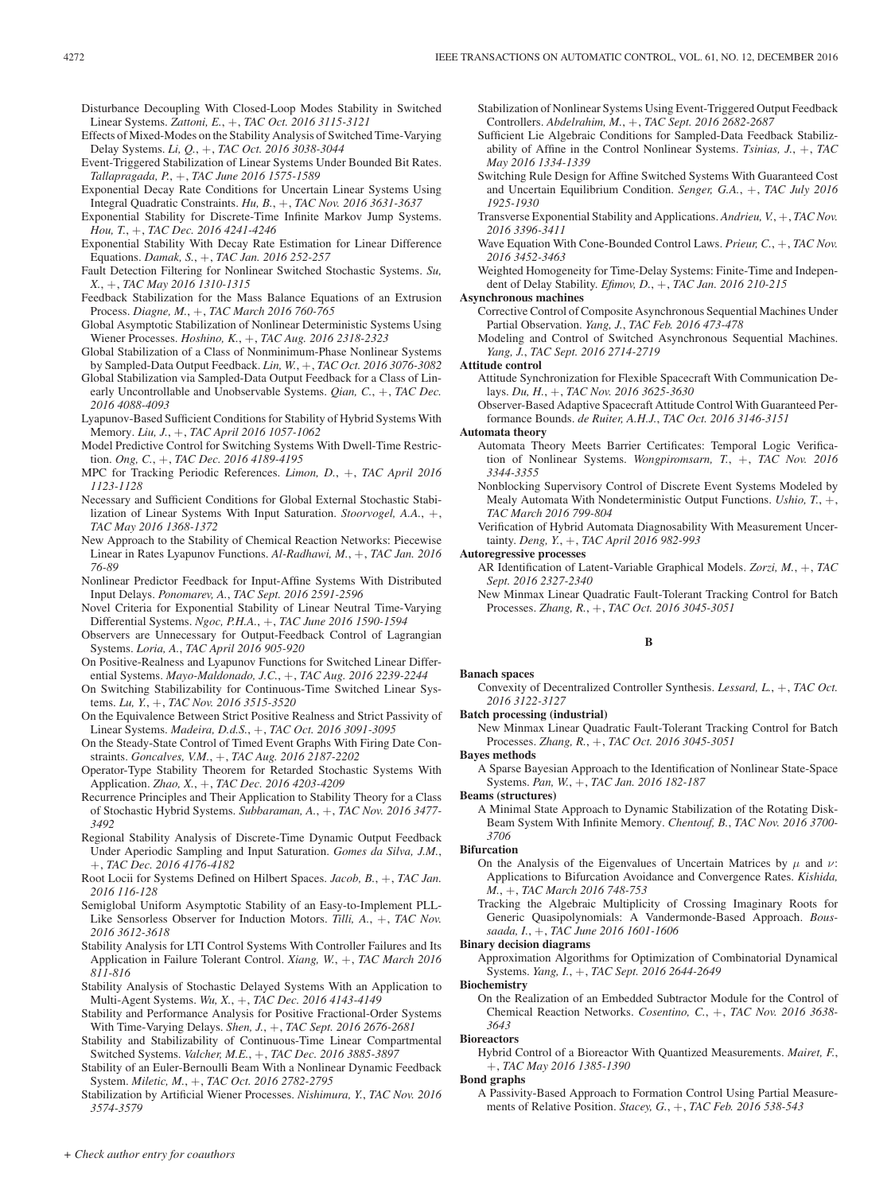Disturbance Decoupling With Closed-Loop Modes Stability in Switched Linear Systems. *Zattoni, E.*, +, *TAC Oct. 2016 3115-3121*

Effects of Mixed-Modes on the Stability Analysis of Switched Time-Varying Delay Systems. *Li, Q.*, +, *TAC Oct. 2016 3038-3044*

Event-Triggered Stabilization of Linear Systems Under Bounded Bit Rates. *Tallapragada, P.*, +, *TAC June 2016 1575-1589*

Exponential Decay Rate Conditions for Uncertain Linear Systems Using Integral Quadratic Constraints. *Hu, B.*, +, *TAC Nov. 2016 3631-3637*

Exponential Stability for Discrete-Time Infinite Markov Jump Systems. *Hou, T.*, +, *TAC Dec. 2016 4241-4246*

Exponential Stability With Decay Rate Estimation for Linear Difference Equations. *Damak, S.*, +, *TAC Jan. 2016 252-257*

Fault Detection Filtering for Nonlinear Switched Stochastic Systems. *Su, X.*, +, *TAC May 2016 1310-1315*

Feedback Stabilization for the Mass Balance Equations of an Extrusion Process. *Diagne, M.*, +, *TAC March 2016 760-765*

Global Asymptotic Stabilization of Nonlinear Deterministic Systems Using Wiener Processes. *Hoshino, K.*, +, *TAC Aug. 2016 2318-2323*

Global Stabilization of a Class of Nonminimum-Phase Nonlinear Systems by Sampled-Data Output Feedback. *Lin, W.*, +, *TAC Oct. 2016 3076-3082*

Global Stabilization via Sampled-Data Output Feedback for a Class of Linearly Uncontrollable and Unobservable Systems. *Qian, C.*, +, *TAC Dec. 2016 4088-4093*

Lyapunov-Based Sufficient Conditions for Stability of Hybrid Systems With Memory. *Liu, J.*, +, *TAC April 2016 1057-1062*

Model Predictive Control for Switching Systems With Dwell-Time Restriction. *Ong, C.*, +, *TAC Dec. 2016 4189-4195*

MPC for Tracking Periodic References. *Limon, D.*, +, *TAC April 2016 1123-1128*

Necessary and Sufficient Conditions for Global External Stochastic Stabilization of Linear Systems With Input Saturation. *Stoorvogel, A.A.*, +, *TAC May 2016 1368-1372*

New Approach to the Stability of Chemical Reaction Networks: Piecewise Linear in Rates Lyapunov Functions. *Al-Radhawi, M.*, +, *TAC Jan. 2016 76-89*

Nonlinear Predictor Feedback for Input-Affine Systems With Distributed Input Delays. *Ponomarev, A.*, *TAC Sept. 2016 2591-2596*

Novel Criteria for Exponential Stability of Linear Neutral Time-Varying Differential Systems. *Ngoc, P.H.A.*, +, *TAC June 2016 1590-1594*

Observers are Unnecessary for Output-Feedback Control of Lagrangian Systems. *Loria, A.*, *TAC April 2016 905-920*

On Positive-Realness and Lyapunov Functions for Switched Linear Differential Systems. *Mayo-Maldonado, J.C.*, +, *TAC Aug. 2016 2239-2244*

On Switching Stabilizability for Continuous-Time Switched Linear Systems. *Lu, Y.*, +, *TAC Nov. 2016 3515-3520*

On the Equivalence Between Strict Positive Realness and Strict Passivity of Linear Systems. *Madeira, D.d.S.*, +, *TAC Oct. 2016 3091-3095*

On the Steady-State Control of Timed Event Graphs With Firing Date Constraints. *Goncalves, V.M.*, +, *TAC Aug. 2016 2187-2202*

Operator-Type Stability Theorem for Retarded Stochastic Systems With Application. *Zhao, X.*, +, *TAC Dec. 2016 4203-4209*

Recurrence Principles and Their Application to Stability Theory for a Class of Stochastic Hybrid Systems. *Subbaraman, A.*, +, *TAC Nov. 2016 3477-3492*

Regional Stability Analysis of Discrete-Time Dynamic Output Feedback Under Aperiodic Sampling and Input Saturation. *Gomes da Silva, J.M.*, +, *TAC Dec. 2016 4176-4182*

Root Locii for Systems Defined on Hilbert Spaces. *Jacob, B.*, +, *TAC Jan. 2016 116-128*

Semiglobal Uniform Asymptotic Stability of an Easy-to-Implement PLL-Like Sensorless Observer for Induction Motors. *Tilli, A.*, +, *TAC Nov. 2016 3612-3618*

Stability Analysis for LTI Control Systems With Controller Failures and Its Application in Failure Tolerant Control. *Xiang, W.*, +, *TAC March 2016 811-816*

Stability Analysis of Stochastic Delayed Systems With an Application to Multi-Agent Systems. *Wu, X.*, +, *TAC Dec. 2016 4143-4149*

Stability and Performance Analysis for Positive Fractional-Order Systems With Time-Varying Delays. *Shen, J.*, +, *TAC Sept. 2016 2676-2681*

Stability and Stabilizability of Continuous-Time Linear Compartmental Switched Systems. *Valcher, M.E.*, +, *TAC Dec. 2016 3885-3897*

Stability of an Euler-Bernoulli Beam With a Nonlinear Dynamic Feedback System. *Miletic, M.*, +, *TAC Oct. 2016 2782-2795*

Stabilization by Artificial Wiener Processes. *Nishimura, Y.*, *TAC Nov. 2016 3574-3579*

Stabilization of Nonlinear Systems Using Event-Triggered Output Feedback Controllers. *Abdelrahim, M.*, +, *TAC Sept. 2016 2682-2687*

Sufficient Lie Algebraic Conditions for Sampled-Data Feedback Stabilizability of Affine in the Control Nonlinear Systems. *Tsinias, J.*, +, *TAC May 2016 1334-1339*

Switching Rule Design for Affine Switched Systems With Guaranteed Cost and Uncertain Equilibrium Condition. *Senger, G.A.*, +, *TAC July 2016 1925-1930*

Transverse Exponential Stability and Applications. *Andrieu, V.*, +, *TAC Nov. 2016 3396-3411*

Wave Equation With Cone-Bounded Control Laws. *Prieur, C.*, +, *TAC Nov. 2016 3452-3463*

Weighted Homogeneity for Time-Delay Systems: Finite-Time and Independent of Delay Stability. *Efimov, D.*, +, *TAC Jan. 2016 210-215*

**Asynchronous machines**

Corrective Control of Composite Asynchronous Sequential Machines Under Partial Observation. *Yang, J.*, *TAC Feb. 2016 473-478*

Modeling and Control of Switched Asynchronous Sequential Machines. *Yang, J.*, *TAC Sept. 2016 2714-2719*

**Attitude control**

Attitude Synchronization for Flexible Spacecraft With Communication Delays. *Du, H.*, +, *TAC Nov. 2016 3625-3630*

Observer-Based Adaptive Spacecraft Attitude Control With Guaranteed Performance Bounds. *de Ruiter, A.H.J.*, *TAC Oct. 2016 3146-3151*

**Automata theory**

Automata Theory Meets Barrier Certificates: Temporal Logic Verification of Nonlinear Systems. *Wongpiromsarn, T.*, +, *TAC Nov. 2016 3344-3355*

Nonblocking Supervisory Control of Discrete Event Systems Modeled by Mealy Automata With Nondeterministic Output Functions. *Ushio, T.*, +, *TAC March 2016 799-804*

Verification of Hybrid Automata Diagnosability With Measurement Uncertainty. *Deng, Y.*, +, *TAC April 2016 982-993*

**Autoregressive processes**

AR Identification of Latent-Variable Graphical Models. *Zorzi, M.*, +, *TAC Sept. 2016 2327-2340*

New Minmax Linear Quadratic Fault-Tolerant Tracking Control for Batch Processes. *Zhang, R.*, +, *TAC Oct. 2016 3045-3051*

## B

**Banach spaces**

Convexity of Decentralized Controller Synthesis. *Lessard, L.*, +, *TAC Oct. 2016 3122-3127*

**Batch processing (industrial)**

New Minmax Linear Quadratic Fault-Tolerant Tracking Control for Batch Processes. *Zhang, R.*, +, *TAC Oct. 2016 3045-3051*

**Bayes methods**

A Sparse Bayesian Approach to the Identification of Nonlinear State-Space Systems. *Pan, W.*, +, *TAC Jan. 2016 182-187*

**Beams (structures)**

A Minimal State Approach to Dynamic Stabilization of the Rotating Disk-Beam System With Infinite Memory. *Chentouf, B.*, *TAC Nov. 2016 3700-3706*

**Bifurcation**

On the Analysis of the Eigenvalues of Uncertain Matrices by $\mu$ and $\nu$: Applications to Bifurcation Avoidance and Convergence Rates. *Kishida, M.*, +, *TAC March 2016 748-753*

Tracking the Algebraic Multiplicity of Crossing Imaginary Roots for Generic Quasipolynomials: A Vandermonde-Based Approach. *Boussaada, I.*, +, *TAC June 2016 1601-1606*

**Binary decision diagrams**

Approximation Algorithms for Optimization of Combinatorial Dynamical Systems. *Yang, I.*, +, *TAC Sept. 2016 2644-2649*

**Biochemistry**

On the Realization of an Embedded Subtractor Module for the Control of Chemical Reaction Networks. *Cosentino, C.*, +, *TAC Nov. 2016 3638-3643*

**Bioreactors**

Hybrid Control of a Bioreactor With Quantized Measurements. *Mairet, F.*, +, *TAC May 2016 1385-1390*

**Bond graphs**

A Passivity-Based Approach to Formation Control Using Partial Measurements of Relative Position. *Stacey, G.*, +, *TAC Feb. 2016 538-543*

*+ Check author entry for coauthors*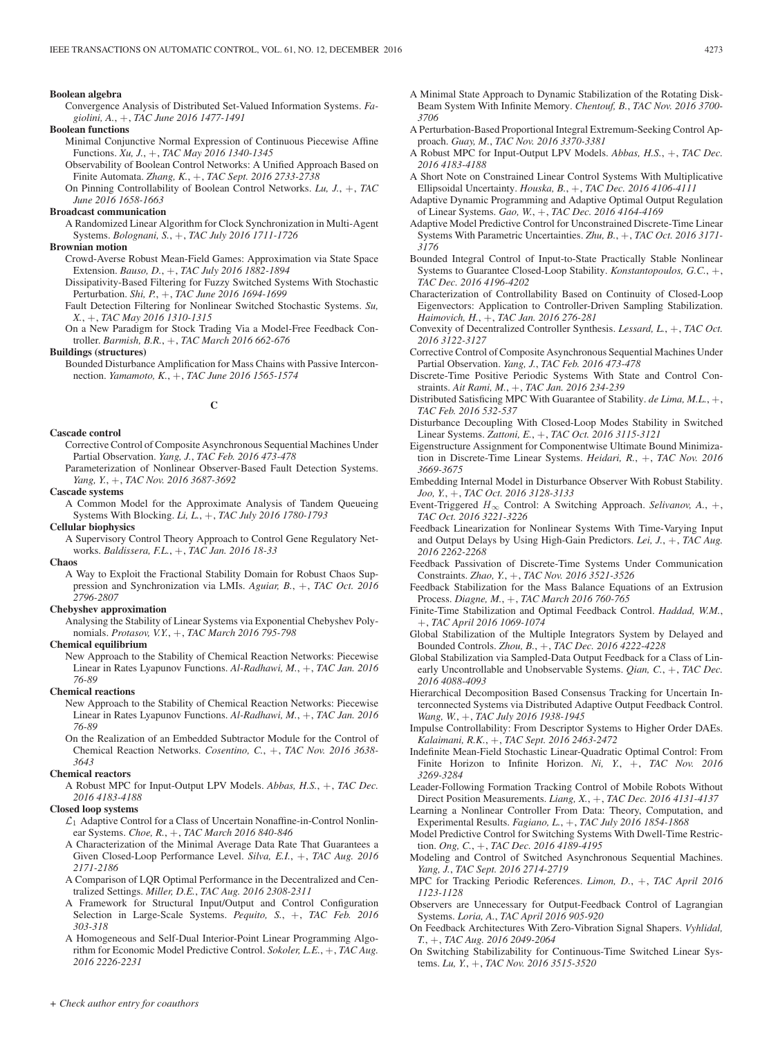**Boolean algebra**

Convergence Analysis of Distributed Set-Valued Information Systems. *Fagiolini, A.*, +, *TAC June 2016 1477-1491*

**Boolean functions**

Minimal Conjunctive Normal Expression of Continuous Piecewise Affine Functions. *Xu, J.*, +, *TAC May 2016 1340-1345*

Observability of Boolean Control Networks: A Unified Approach Based on Finite Automata. *Zhang, K.*, +, *TAC Sept. 2016 2733-2738*

On Pinning Controllability of Boolean Control Networks. *Lu, J.*, +, *TAC June 2016 1658-1663*

**Broadcast communication**

A Randomized Linear Algorithm for Clock Synchronization in Multi-Agent Systems. *Bolognani, S.*, +, *TAC July 2016 1711-1726*

**Brownian motion**

Crowd-Averse Robust Mean-Field Games: Approximation via State Space Extension. *Bauso, D.*, +, *TAC July 2016 1882-1894*

Dissipativity-Based Filtering for Fuzzy Switched Systems With Stochastic Perturbation. *Shi, P.*, +, *TAC June 2016 1694-1699*

Fault Detection Filtering for Nonlinear Switched Stochastic Systems. *Su, X.*, +, *TAC May 2016 1310-1315*

On a New Paradigm for Stock Trading Via a Model-Free Feedback Controller. *Barmish, B.R.*, +, *TAC March 2016 662-676*

**Buildings (structures)**

Bounded Disturbance Amplification for Mass Chains with Passive Interconnection. *Yamamoto, K.*, +, *TAC June 2016 1565-1574*

## C

**Cascade control**

Corrective Control of Composite Asynchronous Sequential Machines Under Partial Observation. *Yang, J.*, *TAC Feb. 2016 473-478*

Parameterization of Nonlinear Observer-Based Fault Detection Systems. *Yang, Y.*, +, *TAC Nov. 2016 3687-3692*

**Cascade systems**

A Common Model for the Approximate Analysis of Tandem Queueing Systems With Blocking. *Li, L.*, +, *TAC July 2016 1780-1793*

**Cellular biophysics**

A Supervisory Control Theory Approach to Control Gene Regulatory Networks. *Baldissera, F.L.*, +, *TAC Jan. 2016 18-33*

**Chaos**

A Way to Exploit the Fractional Stability Domain for Robust Chaos Suppression and Synchronization via LMIs. *Aguiar, B.*, +, *TAC Oct. 2016 2796-2807*

**Chebyshev approximation**

Analysing the Stability of Linear Systems via Exponential Chebyshev Polynomials. *Protasov, V.Y.*, +, *TAC March 2016 795-798*

**Chemical equilibrium**

New Approach to the Stability of Chemical Reaction Networks: Piecewise Linear in Rates Lyapunov Functions. *Al-Radhawi, M.*, +, *TAC Jan. 2016 76-89*

**Chemical reactions**

New Approach to the Stability of Chemical Reaction Networks: Piecewise Linear in Rates Lyapunov Functions. *Al-Radhawi, M.*, +, *TAC Jan. 2016 76-89*

On the Realization of an Embedded Subtractor Module for the Control of Chemical Reaction Networks. *Cosentino, C.*, +, *TAC Nov. 2016 3638-3643*

**Chemical reactors**

A Robust MPC for Input-Output LPV Models. *Abbas, H.S.*, +, *TAC Dec. 2016 4183-4188*

**Closed loop systems**

$\mathcal{L}_1$ Adaptive Control for a Class of Uncertain Nonaffine-in-Control Nonlinear Systems. *Choe, R.*, +, *TAC March 2016 840-846*

A Characterization of the Minimal Average Data Rate That Guarantees a Given Closed-Loop Performance Level. *Silva, E.I.*, +, *TAC Aug. 2016 2171-2186*

A Comparison of LQR Optimal Performance in the Decentralized and Centralized Settings. *Miller, D.E.*, *TAC Aug. 2016 2308-2311*

A Framework for Structural Input/Output and Control Configuration Selection in Large-Scale Systems. *Pequito, S.*, +, *TAC Feb. 2016 303-318*

A Homogeneous and Self-Dual Interior-Point Linear Programming Algorithm for Economic Model Predictive Control. *Sokoler, L.E.*, +, *TAC Aug. 2016 2226-2231*

A Minimal State Approach to Dynamic Stabilization of the Rotating Disk-Beam System With Infinite Memory. *Chentouf, B.*, *TAC Nov. 2016 3700-3706*

A Perturbation-Based Proportional Integral Extremum-Seeking Control Approach. *Guay, M.*, *TAC Nov. 2016 3370-3381*

A Robust MPC for Input-Output LPV Models. *Abbas, H.S.*, +, *TAC Dec. 2016 4183-4188*

A Short Note on Constrained Linear Control Systems With Multiplicative Ellipsoidal Uncertainty. *Houska, B.*, +, *TAC Dec. 2016 4106-4111*

Adaptive Dynamic Programming and Adaptive Optimal Output Regulation of Linear Systems. *Gao, W.*, +, *TAC Dec. 2016 4164-4169*

Adaptive Model Predictive Control for Unconstrained Discrete-Time Linear Systems With Parametric Uncertainties. *Zhu, B.*, +, *TAC Oct. 2016 3171-3176*

Bounded Integral Control of Input-to-State Practically Stable Nonlinear Systems to Guarantee Closed-Loop Stability. *Konstantopoulos, G.C.*, +, *TAC Dec. 2016 4196-4202*

Characterization of Controllability Based on Continuity of Closed-Loop Eigenvectors: Application to Controller-Driven Sampling Stabilization. *Haimovich, H.*, +, *TAC Jan. 2016 276-281*

Convexity of Decentralized Controller Synthesis. *Lessard, L.*, +, *TAC Oct. 2016 3122-3127*

Corrective Control of Composite Asynchronous Sequential Machines Under Partial Observation. *Yang, J.*, *TAC Feb. 2016 473-478*

Discrete-Time Positive Periodic Systems With State and Control Constraints. *Ait Rami, M.*, +, *TAC Jan. 2016 234-239*

Distributed Satisficing MPC With Guarantee of Stability. *de Lima, M.L.*, +, *TAC Feb. 2016 532-537*

Disturbance Decoupling With Closed-Loop Modes Stability in Switched Linear Systems. *Zattoni, E.*, +, *TAC Oct. 2016 3115-3121*

Eigenstructure Assignment for Componentwise Ultimate Bound Minimization in Discrete-Time Linear Systems. *Heidari, R.*, +, *TAC Nov. 2016 3669-3675*

Embedding Internal Model in Disturbance Observer With Robust Stability. *Joo, Y.*, +, *TAC Oct. 2016 3128-3133*

Event-Triggered $H_\infty$ Control: A Switching Approach. *Selivanov, A.*, +, *TAC Oct. 2016 3221-3226*

Feedback Linearization for Nonlinear Systems With Time-Varying Input and Output Delays by Using High-Gain Predictors. *Lei, J.*, +, *TAC Aug. 2016 2262-2268*

Feedback Passivation of Discrete-Time Systems Under Communication Constraints. *Zhao, Y.*, +, *TAC Nov. 2016 3521-3526*

Feedback Stabilization for the Mass Balance Equations of an Extrusion Process. *Diagne, M.*, +, *TAC March 2016 760-765*

Finite-Time Stabilization and Optimal Feedback Control. *Haddad, W.M.*, +, *TAC April 2016 1069-1074*

Global Stabilization of the Multiple Integrators System by Delayed and Bounded Controls. *Zhou, B.*, +, *TAC Dec. 2016 4222-4228*

Global Stabilization via Sampled-Data Output Feedback for a Class of Linearly Uncontrollable and Unobservable Systems. *Qian, C.*, +, *TAC Dec. 2016 4088-4093*

Hierarchical Decomposition Based Consensus Tracking for Uncertain Interconnected Systems via Distributed Adaptive Output Feedback Control. *Wang, W.*, +, *TAC July 2016 1938-1945*

Impulse Controllability: From Descriptor Systems to Higher Order DAEs. *Kalaimani, R.K.*, +, *TAC Sept. 2016 2463-2472*

Indefinite Mean-Field Stochastic Linear-Quadratic Optimal Control: From Finite Horizon to Infinite Horizon. *Ni, Y.*, +, *TAC Nov. 2016 3269-3284*

Leader-Following Formation Tracking Control of Mobile Robots Without Direct Position Measurements. *Liang, X.*, +, *TAC Dec. 2016 4131-4137*

Learning a Nonlinear Controller From Data: Theory, Computation, and Experimental Results. *Fagiano, L.*, +, *TAC July 2016 1854-1868*

Model Predictive Control for Switching Systems With Dwell-Time Restriction. *Ong, C.*, +, *TAC Dec. 2016 4189-4195*

Modeling and Control of Switched Asynchronous Sequential Machines. *Yang, J.*, *TAC Sept. 2016 2714-2719*

MPC for Tracking Periodic References. *Limon, D.*, +, *TAC April 2016 1123-1128*

Observers are Unnecessary for Output-Feedback Control of Lagrangian Systems. *Loria, A.*, *TAC April 2016 905-920*

On Feedback Architectures With Zero-Vibration Signal Shapers. *Vyhlidal, T.*, +, *TAC Aug. 2016 2049-2064*

On Switching Stabilizability for Continuous-Time Switched Linear Systems. *Lu, Y.*, +, *TAC Nov. 2016 3515-3520*

*+ Check author entry for coauthors*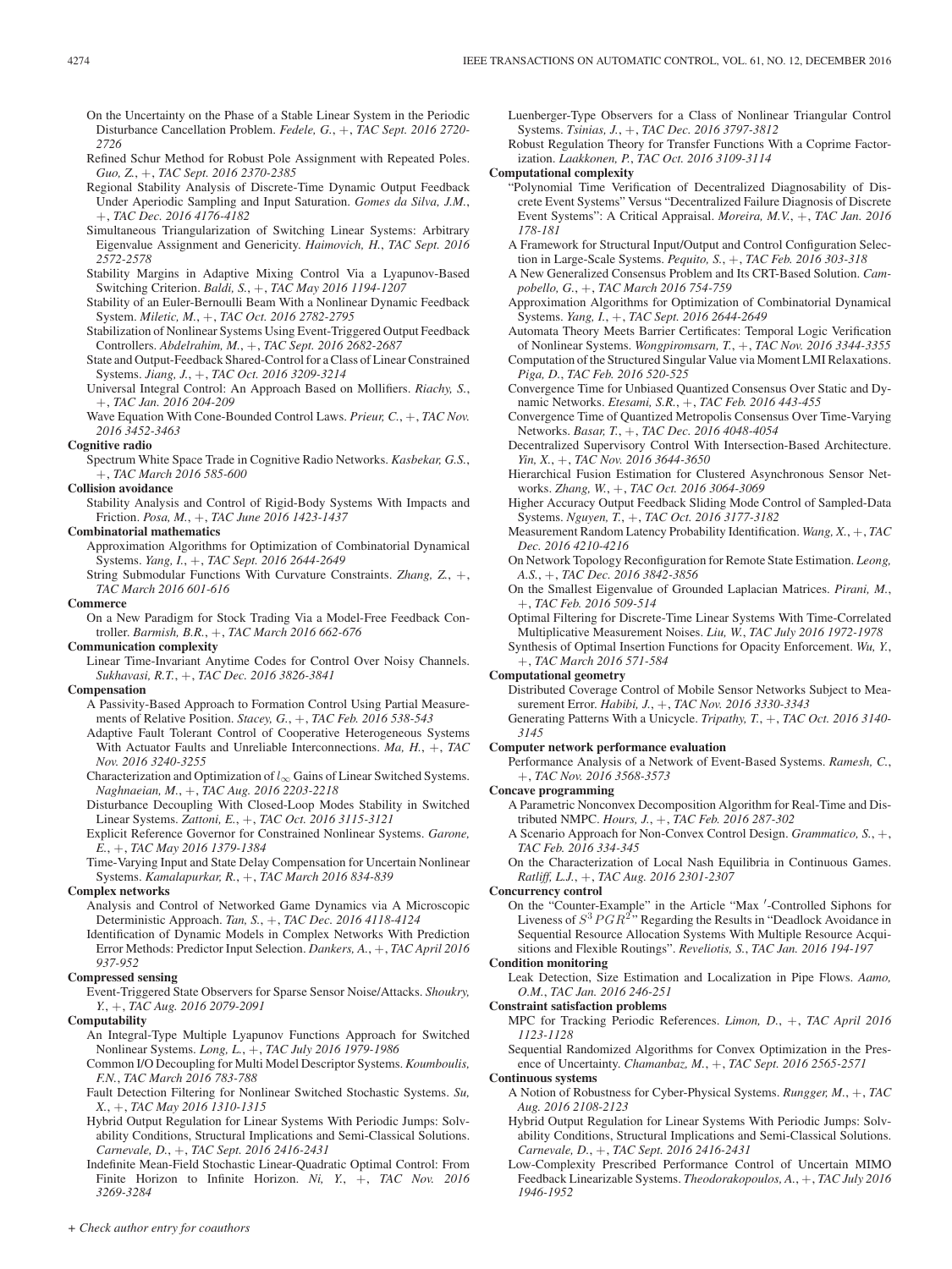On the Uncertainty on the Phase of a Stable Linear System in the Periodic Disturbance Cancellation Problem. *Fedele, G.*, +, *TAC Sept. 2016 2720-2726*

Refined Schur Method for Robust Pole Assignment with Repeated Poles. *Guo, Z.*, +, *TAC Sept. 2016 2370-2385*

Regional Stability Analysis of Discrete-Time Dynamic Output Feedback Under Aperiodic Sampling and Input Saturation. *Gomes da Silva, J.M.*, +, *TAC Dec. 2016 4176-4182*

Simultaneous Triangularization of Switching Linear Systems: Arbitrary Eigenvalue Assignment and Genericity. *Haimovich, H.*, *TAC Sept. 2016 2572-2578*

Stability Margins in Adaptive Mixing Control Via a Lyapunov-Based Switching Criterion. *Baldi, S.*, +, *TAC May 2016 1194-1207*

Stability of an Euler-Bernoulli Beam With a Nonlinear Dynamic Feedback System. *Miletic, M.*, +, *TAC Oct. 2016 2782-2795*

Stabilization of Nonlinear Systems Using Event-Triggered Output Feedback Controllers. *Abdelrahim, M.*, +, *TAC Sept. 2016 2682-2687*

State and Output-Feedback Shared-Control for a Class of Linear Constrained Systems. *Jiang, J.*, +, *TAC Oct. 2016 3209-3214*

Universal Integral Control: An Approach Based on Mollifiers. *Riachy, S.*, +, *TAC Jan. 2016 204-209*

Wave Equation With Cone-Bounded Control Laws. *Prieur, C.*, +, *TAC Nov. 2016 3452-3463*

**Cognitive radio**

Spectrum White Space Trade in Cognitive Radio Networks. *Kasbekar, G.S.*, +, *TAC March 2016 585-600*

**Collision avoidance**

Stability Analysis and Control of Rigid-Body Systems With Impacts and Friction. *Posa, M.*, +, *TAC June 2016 1423-1437*

**Combinatorial mathematics**

Approximation Algorithms for Optimization of Combinatorial Dynamical Systems. *Yang, I.*, +, *TAC Sept. 2016 2644-2649*

String Submodular Functions With Curvature Constraints. *Zhang, Z.*, +, *TAC March 2016 601-616*

**Commerce**

On a New Paradigm for Stock Trading Via a Model-Free Feedback Controller. *Barmish, B.R.*, +, *TAC March 2016 662-676*

**Communication complexity**

Linear Time-Invariant Anytime Codes for Control Over Noisy Channels. *Sukhavasi, R.T.*, +, *TAC Dec. 2016 3826-3841*

**Compensation**

A Passivity-Based Approach to Formation Control Using Partial Measurements of Relative Position. *Stacey, G.*, +, *TAC Feb. 2016 538-543*

Adaptive Fault Tolerant Control of Cooperative Heterogeneous Systems With Actuator Faults and Unreliable Interconnections. *Ma, H.*, +, *TAC Nov. 2016 3240-3255*

Characterization and Optimization of $l_\infty$ Gains of Linear Switched Systems. *Naghnaeian, M.*, +, *TAC Aug. 2016 2203-2218*

Disturbance Decoupling With Closed-Loop Modes Stability in Switched Linear Systems. *Zattoni, E.*, +, *TAC Oct. 2016 3115-3121*

Explicit Reference Governor for Constrained Nonlinear Systems. *Garone, E.*, +, *TAC May 2016 1379-1384*

Time-Varying Input and State Delay Compensation for Uncertain Nonlinear Systems. *Kamalapurkar, R.*, +, *TAC March 2016 834-839*

**Complex networks**

Analysis and Control of Networked Game Dynamics via A Microscopic Deterministic Approach. *Tan, S.*, +, *TAC Dec. 2016 4118-4124*

Identification of Dynamic Models in Complex Networks With Prediction Error Methods: Predictor Input Selection. *Dankers, A.*, +, *TAC April 2016 937-952*

**Compressed sensing**

Event-Triggered State Observers for Sparse Sensor Noise/Attacks. *Shoukry, Y.*, +, *TAC Aug. 2016 2079-2091*

**Computability**

An Integral-Type Multiple Lyapunov Functions Approach for Switched Nonlinear Systems. *Long, L.*, +, *TAC July 2016 1979-1986*

Common I/O Decoupling for Multi Model Descriptor Systems. *Koumboulis, F.N.*, *TAC March 2016 783-788*

Fault Detection Filtering for Nonlinear Switched Stochastic Systems. *Su, X.*, +, *TAC May 2016 1310-1315*

Hybrid Output Regulation for Linear Systems With Periodic Jumps: Solvability Conditions, Structural Implications and Semi-Classical Solutions. *Carnevale, D.*, +, *TAC Sept. 2016 2416-2431*

Indefinite Mean-Field Stochastic Linear-Quadratic Optimal Control: From Finite Horizon to Infinite Horizon. *Ni, Y.*, +, *TAC Nov. 2016 3269-3284*

Luenberger-Type Observers for a Class of Nonlinear Triangular Control Systems. *Tsinias, J.*, +, *TAC Dec. 2016 3797-3812*

Robust Regulation Theory for Transfer Functions With a Coprime Factorization. *Laakkonen, P.*, *TAC Oct. 2016 3109-3114*

**Computational complexity**

"Polynomial Time Verification of Decentralized Diagnosability of Discrete Event Systems" Versus "Decentralized Failure Diagnosis of Discrete Event Systems": A Critical Appraisal. *Moreira, M.V.*, +, *TAC Jan. 2016 178-181*

A Framework for Structural Input/Output and Control Configuration Selection in Large-Scale Systems. *Pequito, S.*, +, *TAC Feb. 2016 303-318*

A New Generalized Consensus Problem and Its CRT-Based Solution. *Campobello, G.*, +, *TAC March 2016 754-759*

Approximation Algorithms for Optimization of Combinatorial Dynamical Systems. *Yang, I.*, +, *TAC Sept. 2016 2644-2649*

Automata Theory Meets Barrier Certificates: Temporal Logic Verification of Nonlinear Systems. *Wongpiromsarn, T.*, +, *TAC Nov. 2016 3344-3355*

Computation of the Structured Singular Value via Moment LMI Relaxations. *Piga, D.*, *TAC Feb. 2016 520-525*

Convergence Time for Unbiased Quantized Consensus Over Static and Dynamic Networks. *Etesami, S.R.*, +, *TAC Feb. 2016 443-455*

Convergence Time of Quantized Metropolis Consensus Over Time-Varying Networks. *Basar, T.*, +, *TAC Dec. 2016 4048-4054*

Decentralized Supervisory Control With Intersection-Based Architecture. *Yin, X.*, +, *TAC Nov. 2016 3644-3650*

Hierarchical Fusion Estimation for Clustered Asynchronous Sensor Networks. *Zhang, W.*, +, *TAC Oct. 2016 3064-3069*

Higher Accuracy Output Feedback Sliding Mode Control of Sampled-Data Systems. *Nguyen, T.*, +, *TAC Oct. 2016 3177-3182*

Measurement Random Latency Probability Identification. *Wang, X.*, +, *TAC Dec. 2016 4210-4216*

On Network Topology Reconfiguration for Remote State Estimation. *Leong, A.S.*, +, *TAC Dec. 2016 3842-3856*

On the Smallest Eigenvalue of Grounded Laplacian Matrices. *Pirani, M.*, +, *TAC Feb. 2016 509-514*

Optimal Filtering for Discrete-Time Linear Systems With Time-Correlated Multiplicative Measurement Noises. *Liu, W.*, *TAC July 2016 1972-1978*

Synthesis of Optimal Insertion Functions for Opacity Enforcement. *Wu, Y.*, +, *TAC March 2016 571-584*

**Computational geometry**

Distributed Coverage Control of Mobile Sensor Networks Subject to Measurement Error. *Habibi, J.*, +, *TAC Nov. 2016 3330-3343*

Generating Patterns With a Unicycle. *Tripathy, T.*, +, *TAC Oct. 2016 3140-3145*

**Computer network performance evaluation**

Performance Analysis of a Network of Event-Based Systems. *Ramesh, C.*, +, *TAC Nov. 2016 3568-3573*

**Concave programming**

A Parametric Nonconvex Decomposition Algorithm for Real-Time and Distributed NMPC. *Hours, J.*, +, *TAC Feb. 2016 287-302*

A Scenario Approach for Non-Convex Control Design. *Grammatico, S.*, +, *TAC Feb. 2016 334-345*

On the Characterization of Local Nash Equilibria in Continuous Games. *Ratliff, L.J.*, +, *TAC Aug. 2016 2301-2307*

**Concurrency control**

On the "Counter-Example" in the Article "Max $'$-Controlled Siphons for Liveness of $S^3PGR^2$" Regarding the Results in "Deadlock Avoidance in Sequential Resource Allocation Systems With Multiple Resource Acquisitions and Flexible Routings". *Reveliotis, S.*, *TAC Jan. 2016 194-197*

**Condition monitoring**

Leak Detection, Size Estimation and Localization in Pipe Flows. *Aamo, O.M.*, *TAC Jan. 2016 246-251*

**Constraint satisfaction problems**

MPC for Tracking Periodic References. *Limon, D.*, +, *TAC April 2016 1123-1128*

Sequential Randomized Algorithms for Convex Optimization in the Presence of Uncertainty. *Chamanbaz, M.*, +, *TAC Sept. 2016 2565-2571*

**Continuous systems**

A Notion of Robustness for Cyber-Physical Systems. *Rungger, M.*, +, *TAC Aug. 2016 2108-2123*

Hybrid Output Regulation for Linear Systems With Periodic Jumps: Solvability Conditions, Structural Implications and Semi-Classical Solutions. *Carnevale, D.*, +, *TAC Sept. 2016 2416-2431*

Low-Complexity Prescribed Performance Control of Uncertain MIMO Feedback Linearizable Systems. *Theodorakopoulos, A.*, +, *TAC July 2016 1946-1952*

*+ Check author entry for coauthors*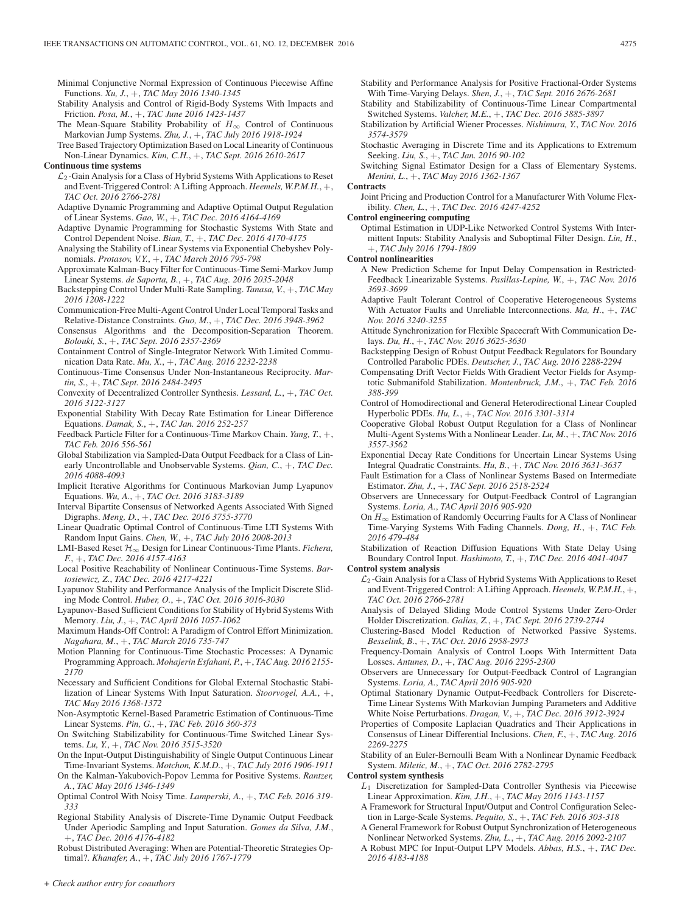Minimal Conjunctive Normal Expression of Continuous Piecewise Affine Functions. *Xu, J.*, +, *TAC May 2016 1340-1345*

Stability Analysis and Control of Rigid-Body Systems With Impacts and Friction. *Posa, M.*, +, *TAC June 2016 1423-1437*

The Mean-Square Stability Probability of $H_\infty$ Control of Continuous Markovian Jump Systems. *Zhu, J.*, +, *TAC July 2016 1918-1924*

Tree Based Trajectory Optimization Based on Local Linearity of Continuous Non-Linear Dynamics. *Kim, C.H.*, +, *TAC Sept. 2016 2610-2617*

**Continuous time systems**

$\mathcal{L}_2$-Gain Analysis for a Class of Hybrid Systems With Applications to Reset and Event-Triggered Control: A Lifting Approach. *Heemels, W.P.M.H.*, +, *TAC Oct. 2016 2766-2781*

Adaptive Dynamic Programming and Adaptive Optimal Output Regulation of Linear Systems. *Gao, W.*, +, *TAC Dec. 2016 4164-4169*

Adaptive Dynamic Programming for Stochastic Systems With State and Control Dependent Noise. *Bian, T.*, +, *TAC Dec. 2016 4170-4175*

Analysing the Stability of Linear Systems via Exponential Chebyshev Polynomials. *Protasov, V.Y.*, +, *TAC March 2016 795-798*

Approximate Kalman-Bucy Filter for Continuous-Time Semi-Markov Jump Linear Systems. *de Saporta, B.*, +, *TAC Aug. 2016 2035-2048*

Backstepping Control Under Multi-Rate Sampling. *Tanasa, V.*, +, *TAC May 2016 1208-1222*

Communication-Free Multi-Agent Control Under Local Temporal Tasks and Relative-Distance Constraints. *Guo, M.*, +, *TAC Dec. 2016 3948-3962*

Consensus Algorithms and the Decomposition-Separation Theorem. *Bolouki, S.*, +, *TAC Sept. 2016 2357-2369*

Containment Control of Single-Integrator Network With Limited Communication Data Rate. *Mu, X.*, +, *TAC Aug. 2016 2232-2238*

Continuous-Time Consensus Under Non-Instantaneous Reciprocity. *Martin, S.*, +, *TAC Sept. 2016 2484-2495*

Convexity of Decentralized Controller Synthesis. *Lessard, L.*, +, *TAC Oct. 2016 3122-3127*

Exponential Stability With Decay Rate Estimation for Linear Difference Equations. *Damak, S.*, +, *TAC Jan. 2016 252-257*

Feedback Particle Filter for a Continuous-Time Markov Chain. *Yang, T.*, +, *TAC Feb. 2016 556-561*

Global Stabilization via Sampled-Data Output Feedback for a Class of Linearly Uncontrollable and Unobservable Systems. *Qian, C.*, +, *TAC Dec. 2016 4088-4093*

Implicit Iterative Algorithms for Continuous Markovian Jump Lyapunov Equations. *Wu, A.*, +, *TAC Oct. 2016 3183-3189*

Interval Bipartite Consensus of Networked Agents Associated With Signed Digraphs. *Meng, D.*, +, *TAC Dec. 2016 3755-3770*

Linear Quadratic Optimal Control of Continuous-Time LTI Systems With Random Input Gains. *Chen, W.*, +, *TAC July 2016 2008-2013*

LMI-Based Reset $\mathcal{H}_\infty$ Design for Linear Continuous-Time Plants. *Fichera, F.*, +, *TAC Dec. 2016 4157-4163*

Local Positive Reachability of Nonlinear Continuous-Time Systems. *Bartosiewicz, Z.*, *TAC Dec. 2016 4217-4221*

Lyapunov Stability and Performance Analysis of the Implicit Discrete Sliding Mode Control. *Huber, O.*, +, *TAC Oct. 2016 3016-3030*

Lyapunov-Based Sufficient Conditions for Stability of Hybrid Systems With Memory. *Liu, J.*, +, *TAC April 2016 1057-1062*

Maximum Hands-Off Control: A Paradigm of Control Effort Minimization. *Nagahara, M.*, +, *TAC March 2016 735-747*

Motion Planning for Continuous-Time Stochastic Processes: A Dynamic Programming Approach. *Mohajerin Esfahani, P.*, +, *TAC Aug. 2016 2155-2170*

Necessary and Sufficient Conditions for Global External Stochastic Stabilization of Linear Systems With Input Saturation. *Stoorvogel, A.A.*, +, *TAC May 2016 1368-1372*

Non-Asymptotic Kernel-Based Parametric Estimation of Continuous-Time Linear Systems. *Pin, G.*, +, *TAC Feb. 2016 360-373*

On Switching Stabilizability for Continuous-Time Switched Linear Systems. *Lu, Y.*, +, *TAC Nov. 2016 3515-3520*

On the Input-Output Distinguishability of Single Output Continuous Linear Time-Invariant Systems. *Motchon, K.M.D.*, +, *TAC July 2016 1906-1911*

On the Kalman-Yakubovich-Popov Lemma for Positive Systems. *Rantzer, A.*, *TAC May 2016 1346-1349*

Optimal Control With Noisy Time. *Lamperski, A.*, +, *TAC Feb. 2016 319-333*

Regional Stability Analysis of Discrete-Time Dynamic Output Feedback Under Aperiodic Sampling and Input Saturation. *Gomes da Silva, J.M.*, +, *TAC Dec. 2016 4176-4182*

Robust Distributed Averaging: When are Potential-Theoretic Strategies Optimal?. *Khanafer, A.*, +, *TAC July 2016 1767-1779*

Stability and Performance Analysis for Positive Fractional-Order Systems With Time-Varying Delays. *Shen, J.*, +, *TAC Sept. 2016 2676-2681*

Stability and Stabilizability of Continuous-Time Linear Compartmental Switched Systems. *Valcher, M.E.*, +, *TAC Dec. 2016 3885-3897*

Stabilization by Artificial Wiener Processes. *Nishimura, Y.*, *TAC Nov. 2016 3574-3579*

Stochastic Averaging in Discrete Time and its Applications to Extremum Seeking. *Liu, S.*, +, *TAC Jan. 2016 90-102*

Switching Signal Estimator Design for a Class of Elementary Systems. *Menini, L.*, +, *TAC May 2016 1362-1367*

**Contracts**

Joint Pricing and Production Control for a Manufacturer With Volume Flexibility. *Chen, L.*, +, *TAC Dec. 2016 4247-4252*

**Control engineering computing**

Optimal Estimation in UDP-Like Networked Control Systems With Intermittent Inputs: Stability Analysis and Suboptimal Filter Design. *Lin, H.*, +, *TAC July 2016 1794-1809*

**Control nonlinearities**

A New Prediction Scheme for Input Delay Compensation in Restricted-Feedback Linearizable Systems. *Pasillas-Lepine, W.*, +, *TAC Nov. 2016 3693-3699*

Adaptive Fault Tolerant Control of Cooperative Heterogeneous Systems With Actuator Faults and Unreliable Interconnections. *Ma, H.*, +, *TAC Nov. 2016 3240-3255*

Attitude Synchronization for Flexible Spacecraft With Communication Delays. *Du, H.*, +, *TAC Nov. 2016 3625-3630*

Backstepping Design of Robust Output Feedback Regulators for Boundary Controlled Parabolic PDEs. *Deutscher, J.*, *TAC Aug. 2016 2288-2294*

Compensating Drift Vector Fields With Gradient Vector Fields for Asymptotic Submanifold Stabilization. *Montenbruck, J.M.*, +, *TAC Feb. 2016 388-399*

Control of Homodirectional and General Heterodirectional Linear Coupled Hyperbolic PDEs. *Hu, L.*, +, *TAC Nov. 2016 3301-3314*

Cooperative Global Robust Output Regulation for a Class of Nonlinear Multi-Agent Systems With a Nonlinear Leader. *Lu, M.*, +, *TAC Nov. 2016 3557-3562*

Exponential Decay Rate Conditions for Uncertain Linear Systems Using Integral Quadratic Constraints. *Hu, B.*, +, *TAC Nov. 2016 3631-3637*

Fault Estimation for a Class of Nonlinear Systems Based on Intermediate Estimator. *Zhu, J.*, +, *TAC Sept. 2016 2518-2524*

Observers are Unnecessary for Output-Feedback Control of Lagrangian Systems. *Loria, A.*, *TAC April 2016 905-920*

On $H_\infty$ Estimation of Randomly Occurring Faults for A Class of Nonlinear Time-Varying Systems With Fading Channels. *Dong, H.*, +, *TAC Feb. 2016 479-484*

Stabilization of Reaction Diffusion Equations With State Delay Using Boundary Control Input. *Hashimoto, T.*, +, *TAC Dec. 2016 4041-4047*

**Control system analysis**

$\mathcal{L}_2$-Gain Analysis for a Class of Hybrid Systems With Applications to Reset and Event-Triggered Control: A Lifting Approach. *Heemels, W.P.M.H.*, +, *TAC Oct. 2016 2766-2781*

Analysis of Delayed Sliding Mode Control Systems Under Zero-Order Holder Discretization. *Galias, Z.*, +, *TAC Sept. 2016 2739-2744*

Clustering-Based Model Reduction of Networked Passive Systems. *Besselink, B.*, +, *TAC Oct. 2016 2958-2973*

Frequency-Domain Analysis of Control Loops With Intermittent Data Losses. *Antunes, D.*, +, *TAC Aug. 2016 2295-2300*

Observers are Unnecessary for Output-Feedback Control of Lagrangian Systems. *Loria, A.*, *TAC April 2016 905-920*

Optimal Stationary Dynamic Output-Feedback Controllers for Discrete-Time Linear Systems With Markovian Jumping Parameters and Additive White Noise Perturbations. *Dragan, V.*, +, *TAC Dec. 2016 3912-3924*

Properties of Composite Laplacian Quadratics and Their Applications in Consensus of Linear Differential Inclusions. *Chen, F.*, +, *TAC Aug. 2016 2269-2275*

Stability of an Euler-Bernoulli Beam With a Nonlinear Dynamic Feedback System. *Miletic, M.*, +, *TAC Oct. 2016 2782-2795*

**Control system synthesis**

$L_1$ Discretization for Sampled-Data Controller Synthesis via Piecewise Linear Approximation. *Kim, J.H.*, +, *TAC May 2016 1143-1157*

A Framework for Structural Input/Output and Control Configuration Selection in Large-Scale Systems. *Pequito, S.*, +, *TAC Feb. 2016 303-318*

A General Framework for Robust Output Synchronization of Heterogeneous Nonlinear Networked Systems. *Zhu, L.*, +, *TAC Aug. 2016 2092-2107*

A Robust MPC for Input-Output LPV Models. *Abbas, H.S.*, +, *TAC Dec. 2016 4183-4188*

*+ Check author entry for coauthors*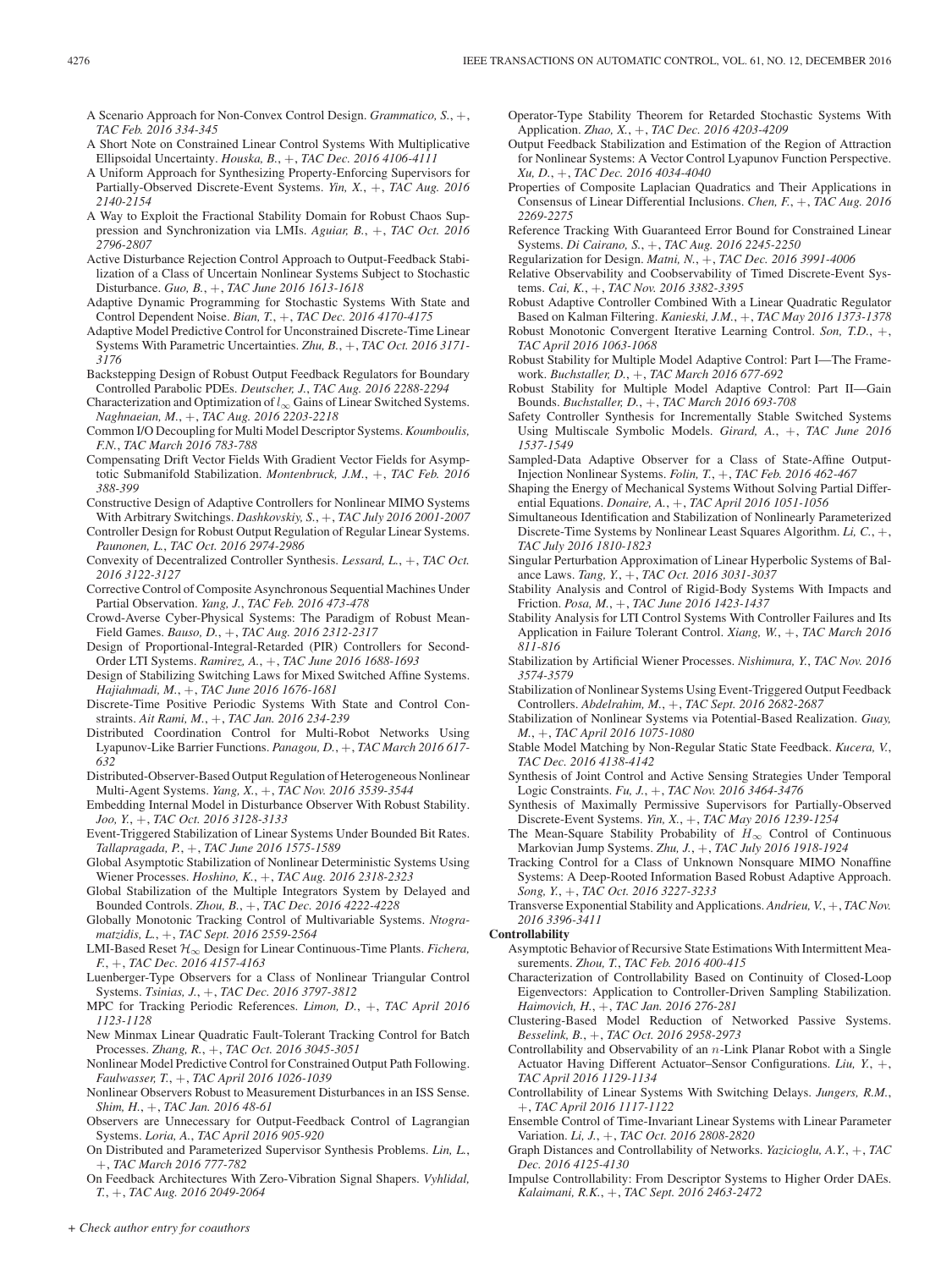A Scenario Approach for Non-Convex Control Design. *Grammatico, S.*, +, *TAC Feb. 2016 334-345*

A Short Note on Constrained Linear Control Systems With Multiplicative Ellipsoidal Uncertainty. *Houska, B.*, +, *TAC Dec. 2016 4106-4111*

A Uniform Approach for Synthesizing Property-Enforcing Supervisors for Partially-Observed Discrete-Event Systems. *Yin, X.*, +, *TAC Aug. 2016 2140-2154*

A Way to Exploit the Fractional Stability Domain for Robust Chaos Suppression and Synchronization via LMIs. *Aguiar, B.*, +, *TAC Oct. 2016 2796-2807*

Active Disturbance Rejection Control Approach to Output-Feedback Stabilization of a Class of Uncertain Nonlinear Systems Subject to Stochastic Disturbance. *Guo, B.*, +, *TAC June 2016 1613-1618*

Adaptive Dynamic Programming for Stochastic Systems With State and Control Dependent Noise. *Bian, T.*, +, *TAC Dec. 2016 4170-4175*

Adaptive Model Predictive Control for Unconstrained Discrete-Time Linear Systems With Parametric Uncertainties. *Zhu, B.*, +, *TAC Oct. 2016 3171-3176*

Backstepping Design of Robust Output Feedback Regulators for Boundary Controlled Parabolic PDEs. *Deutscher, J.*, *TAC Aug. 2016 2288-2294*

Characterization and Optimization of $l_\infty$ Gains of Linear Switched Systems. *Naghnaeian, M.*, +, *TAC Aug. 2016 2203-2218*

Common I/O Decoupling for Multi Model Descriptor Systems. *Koumboulis, F.N.*, *TAC March 2016 783-788*

Compensating Drift Vector Fields With Gradient Vector Fields for Asymptotic Submanifold Stabilization. *Montenbruck, J.M.*, +, *TAC Feb. 2016 388-399*

Constructive Design of Adaptive Controllers for Nonlinear MIMO Systems With Arbitrary Switchings. *Dashkovskiy, S.*, +, *TAC July 2016 2001-2007*

Controller Design for Robust Output Regulation of Regular Linear Systems. *Paunonen, L.*, *TAC Oct. 2016 2974-2986*

Convexity of Decentralized Controller Synthesis. *Lessard, L.*, +, *TAC Oct. 2016 3122-3127*

Corrective Control of Composite Asynchronous Sequential Machines Under Partial Observation. *Yang, J.*, *TAC Feb. 2016 473-478*

Crowd-Averse Cyber-Physical Systems: The Paradigm of Robust Mean-Field Games. *Bauso, D.*, +, *TAC Aug. 2016 2312-2317*

Design of Proportional-Integral-Retarded (PIR) Controllers for Second-Order LTI Systems. *Ramirez, A.*, +, *TAC June 2016 1688-1693*

Design of Stabilizing Switching Laws for Mixed Switched Affine Systems. *Hajiahmadi, M.*, +, *TAC June 2016 1676-1681*

Discrete-Time Positive Periodic Systems With State and Control Constraints. *Ait Rami, M.*, +, *TAC Jan. 2016 234-239*

Distributed Coordination Control for Multi-Robot Networks Using Lyapunov-Like Barrier Functions. *Panagou, D.*, +, *TAC March 2016 617-632*

Distributed-Observer-Based Output Regulation of Heterogeneous Nonlinear Multi-Agent Systems. *Yang, X.*, +, *TAC Nov. 2016 3539-3544*

Embedding Internal Model in Disturbance Observer With Robust Stability. *Joo, Y.*, +, *TAC Oct. 2016 3128-3133*

Event-Triggered Stabilization of Linear Systems Under Bounded Bit Rates. *Tallapragada, P.*, +, *TAC June 2016 1575-1589*

Global Asymptotic Stabilization of Nonlinear Deterministic Systems Using Wiener Processes. *Hoshino, K.*, +, *TAC Aug. 2016 2318-2323*

Global Stabilization of the Multiple Integrators System by Delayed and Bounded Controls. *Zhou, B.*, +, *TAC Dec. 2016 4222-4228*

Globally Monotonic Tracking Control of Multivariable Systems. *Ntogramatzidis, L.*, +, *TAC Sept. 2016 2559-2564*

LMI-Based Reset $\mathcal{H}_\infty$ Design for Linear Continuous-Time Plants. *Fichera, F.*, +, *TAC Dec. 2016 4157-4163*

Luenberger-Type Observers for a Class of Nonlinear Triangular Control Systems. *Tsinias, J.*, +, *TAC Dec. 2016 3797-3812*

MPC for Tracking Periodic References. *Limon, D.*, +, *TAC April 2016 1123-1128*

New Minmax Linear Quadratic Fault-Tolerant Tracking Control for Batch Processes. *Zhang, R.*, +, *TAC Oct. 2016 3045-3051*

Nonlinear Model Predictive Control for Constrained Output Path Following. *Faulwasser, T.*, +, *TAC April 2016 1026-1039*

Nonlinear Observers Robust to Measurement Disturbances in an ISS Sense. *Shim, H.*, +, *TAC Jan. 2016 48-61*

Observers are Unnecessary for Output-Feedback Control of Lagrangian Systems. *Loria, A.*, *TAC April 2016 905-920*

On Distributed and Parameterized Supervisor Synthesis Problems. *Lin, L.*, +, *TAC March 2016 777-782*

On Feedback Architectures With Zero-Vibration Shapers. *Vyhlidal, T.*, +, *TAC Aug. 2016 2049-2064*

Operator-Type Stability Theorem for Retarded Stochastic Systems With Application. *Zhao, X.*, +, *TAC Dec. 2016 4203-4209*

Output Feedback Stabilization and Estimation of the Region of Attraction for Nonlinear Systems: A Vector Control Lyapunov Function Perspective. *Xu, D.*, +, *TAC Dec. 2016 4034-4040*

Properties of Composite Laplacian Quadratics and Their Applications in Consensus of Linear Differential Inclusions. *Chen, F.*, +, *TAC Aug. 2016 2269-2275*

Reference Tracking With Guaranteed Error Bound for Constrained Linear Systems. *Di Cairano, S.*, +, *TAC Aug. 2016 2245-2250*

Regularization for Design. *Matni, N.*, +, *TAC Dec. 2016 3991-4006*

Relative Observability and Coobservability of Timed Discrete-Event Systems. *Cai, K.*, +, *TAC Nov. 2016 3382-3395*

Robust Adaptive Controller Combined With a Linear Quadratic Regulator Based on Kalman Filtering. *Kanieski, J.M.*, +, *TAC May 2016 1373-1378*

Robust Monotonic Convergent Iterative Learning Control. *Son, T.D.*, +, *TAC April 2016 1063-1068*

Robust Stability for Multiple Model Adaptive Control: Part I—The Framework. *Buchstaller, D.*, +, *TAC March 2016 677-692*

Robust Stability for Multiple Model Adaptive Control: Part II—Gain Bounds. *Buchstaller, D.*, +, *TAC March 2016 693-708*

Safety Controller Synthesis for Incrementally Stable Switched Systems Using Multiscale Symbolic Models. *Girard, A.*, +, *TAC June 2016 1537-1549*

Sampled-Data Adaptive Observer for a Class of State-Affine Output-Injection Nonlinear Systems. *Folin, T.*, +, *TAC Feb. 2016 462-467*

Shaping the Energy of Mechanical Systems Without Solving Partial Differential Equations. *Donaire, A.*, +, *TAC April 2016 1051-1056*

Simultaneous Identification and Stabilization of Nonlinearly Parameterized Discrete-Time Systems by Nonlinear Least Squares Algorithm. *Li, C.*, +, *TAC July 2016 1810-1823*

Singular Perturbation Approximation of Linear Hyperbolic Systems of Balance Laws. *Tang, Y.*, +, *TAC Oct. 2016 3031-3037*

Stability Analysis and Control of Rigid-Body Systems With Impacts and Friction. *Posa, M.*, +, *TAC June 2016 1423-1437*

Stability Analysis for LTI Control Systems With Controller Failures and Its Application in Failure Tolerant Control. *Xiang, W.*, +, *TAC March 2016 811-816*

Stabilization by Artificial Wiener Processes. *Nishimura, Y.*, *TAC Nov. 2016 3574-3579*

Stabilization of Nonlinear Systems Using Event-Triggered Output Feedback Controllers. *Abdelrahim, M.*, +, *TAC Sept. 2016 2682-2687*

Stabilization of Nonlinear Systems via Potential-Based Realization. *Guay, M.*, +, *TAC April 2016 1075-1080*

Stable Model Matching by Non-Regular Static State Feedback. *Kucera, V.*, *TAC Dec. 2016 4138-4142*

Synthesis of Joint Control and Active Sensing Strategies Under Temporal Logic Constraints. *Fu, J.*, +, *TAC Nov. 2016 3464-3476*

Synthesis of Maximally Permissive Supervisors for Partially-Observed Discrete-Event Systems. *Yin, X.*, +, *TAC May 2016 1239-1254*

The Mean-Square Stability Probability of $H_\infty$ Control of Continuous Markovian Jump Systems. *Zhu, J.*, +, *TAC July 2016 1918-1924*

Tracking Control for a Class of Unknown Nonsquare MIMO Nonaffine Systems: A Deep-Rooted Information Based Robust Adaptive Approach. *Song, Y.*, +, *TAC Oct. 2016 3227-3233*

Transverse Exponential Stability and Applications. *Andrieu, V.*, +, *TAC Nov. 2016 3396-3411*

**Controllability**

Asymptotic Behavior of Recursive State Estimations With Intermittent Measurements. *Zhou, T.*, *TAC Feb. 2016 400-415*

Characterization of Controllability Based on Continuity of Closed-Loop Eigenvectors: Application to Controller-Driven Sampling Stabilization. *Haimovich, H.*, +, *TAC Jan. 2016 276-281*

Clustering-Based Model Reduction of Networked Passive Systems. *Besselink, B.*, +, *TAC Oct. 2016 2958-2973*

Controllability and Observability of an $n$-Link Planar Robot with a Single Actuator Having Different Actuator–Sensor Configurations. *Liu, Y.*, +, *TAC April 2016 1129-1134*

Controllability of Linear Systems With Switching Delays. *Jungers, R.M.*, +, *TAC April 2016 1117-1122*

Ensemble Control of Time-Invariant Linear Systems with Linear Parameter Variation. *Li, J.*, +, *TAC Oct. 2016 2808-2820*

Graph Distances and Controllability of Networks. *Yazicioglu, A.Y.*, +, *TAC Dec. 2016 4125-4130*

Impulse Controllability: From Descriptor Systems to Higher Order DAEs. *Kalaimani, R.K.*, +, *TAC Sept. 2016 2463-2472*

+ *Check author entry for coauthors*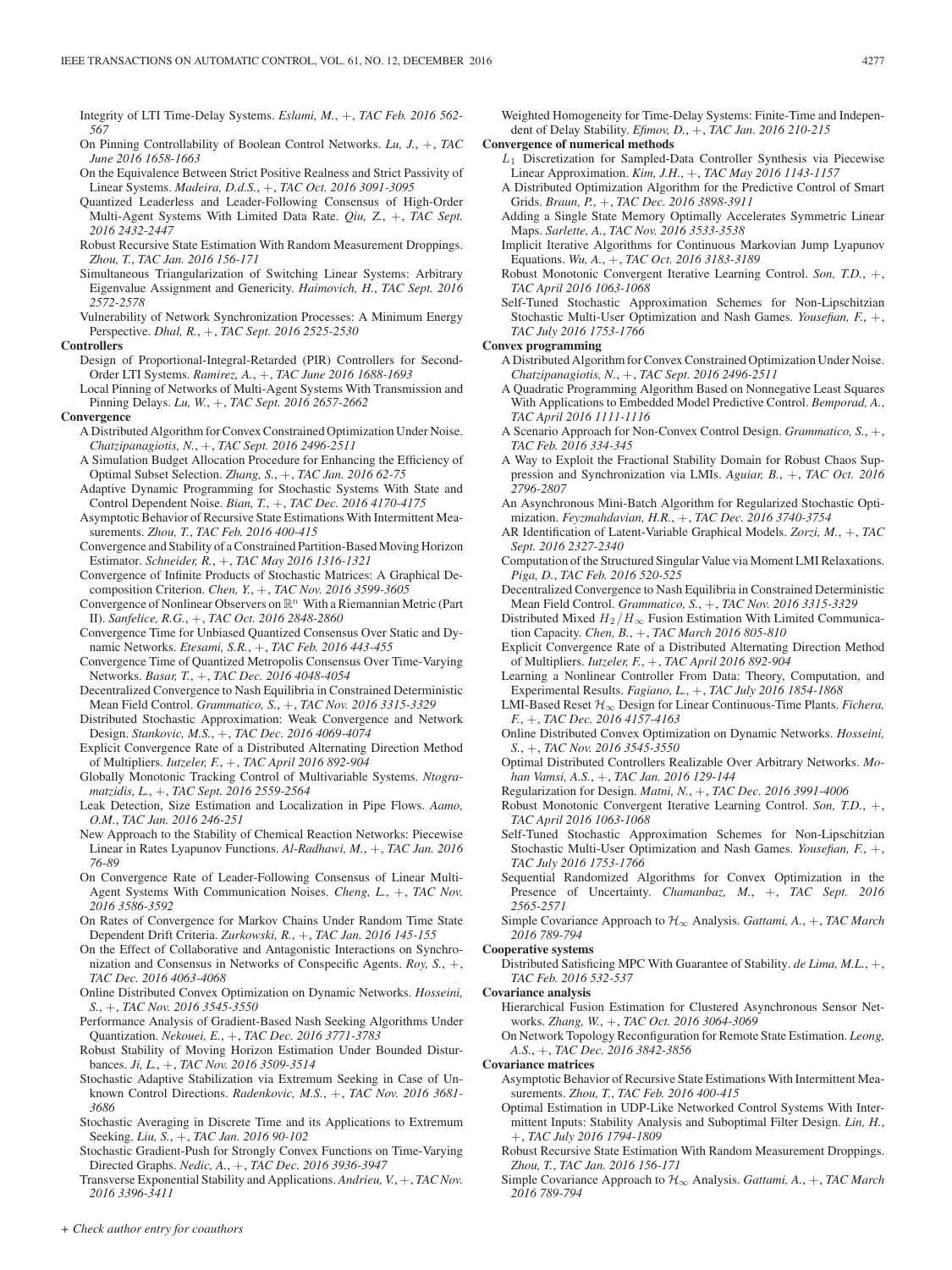Integrity of LTI Time-Delay Systems. *Eslami, M.*, +, *TAC Feb. 2016 562-567*

On Pinning Controllability of Boolean Control Networks. *Lu, J.*, +, *TAC June 2016 1658-1663*

On the Equivalence Between Strict Positive Realness and Strict Passivity of Linear Systems. *Madeira, D.d.S.*, +, *TAC Oct. 2016 3091-3095*

Quantized Leaderless and Leader-Following Consensus of High-Order Multi-Agent Systems With Limited Data Rate. *Qiu, Z.*, +, *TAC Sept. 2016 2432-2447*

Robust Recursive State Estimation With Random Measurement Droppings. *Zhou, T.*, *TAC Jan. 2016 156-171*

Simultaneous Triangularization of Switching Linear Systems: Arbitrary Eigenvalue Assignment and Genericity. *Haimovich, H.*, *TAC Sept. 2016 2572-2578*

Vulnerability of Network Synchronization Processes: A Minimum Energy Perspective. *Dhal, R.*, +, *TAC Sept. 2016 2525-2530*

**Controllers**

Design of Proportional-Integral-Retarded (PIR) Controllers for Second-Order LTI Systems. *Ramirez, A.*, +, *TAC June 2016 1688-1693*

Local Pinning of Networks of Multi-Agent Systems With Transmission and Pinning Delays. *Lu, W.*, +, *TAC Sept. 2016 2657-2662*

**Convergence**

A Distributed Algorithm for Convex Constrained Optimization Under Noise. *Chatzipanagiotis, N.*, +, *TAC Sept. 2016 2496-2511*

A Simulation Budget Allocation Procedure for Enhancing the Efficiency of Optimal Subset Selection. *Zhang, S.*, +, *TAC Jan. 2016 62-75*

Adaptive Dynamic Programming for Stochastic Systems With State and Control Dependent Noise. *Bian, T.*, +, *TAC Dec. 2016 4170-4175*

Asymptotic Behavior of Recursive State Estimations With Intermittent Measurements. *Zhou, T.*, *TAC Feb. 2016 400-415*

Convergence and Stability of a Constrained Partition-Based Moving Horizon Estimator. *Schneider, R.*, +, *TAC May 2016 1316-1321*

Convergence of Infinite Products of Stochastic Matrices: A Graphical Decomposition Criterion. *Chen, Y.*, +, *TAC Nov. 2016 3599-3605*

Convergence of Nonlinear Observers on $\mathbb{R}^n$ With a Riemannian Metric (Part II). *Sanfelice, R.G.*, +, *TAC Oct. 2016 2848-2860*

Convergence Time for Unbiased Quantized Consensus Over Static and Dynamic Networks. *Etesami, S.R.*, +, *TAC Feb. 2016 443-455*

Convergence Time of Quantized Metropolis Consensus Over Time-Varying Networks. *Basar, T.*, +, *TAC Dec. 2016 4048-4054*

Decentralized Convergence to Nash Equilibria in Constrained Deterministic Mean Field Control. *Grammatico, S.*, +, *TAC Nov. 2016 3315-3329*

Distributed Stochastic Approximation: Weak Convergence and Network Design. *Stankovic, M.S.*, +, *TAC Dec. 2016 4069-4074*

Explicit Convergence Rate of a Distributed Alternating Direction Method of Multipliers. *Iutzeler, F.*, +, *TAC April 2016 892-904*

Globally Monotonic Tracking Control of Multivariable Systems. *Ntogramatzidis, L.*, +, *TAC Sept. 2016 2559-2564*

Leak Detection, Size Estimation and Localization in Pipe Flows. *Aamo, O.M.*, *TAC Jan. 2016 246-251*

New Approach to the Stability of Chemical Reaction Networks: Piecewise Linear in Rates Lyapunov Functions. *Al-Radhawi, M.*, +, *TAC Jan. 2016 76-89*

On Convergence Rate of Leader-Following Consensus of Linear Multi-Agent Systems With Communication Noises. *Cheng, L.*, +, *TAC Nov. 2016 3586-3592*

On Rates of Convergence for Markov Chains Under Random Time State Dependent Drift Criteria. *Zurkowski, R.*, +, *TAC Jan. 2016 145-155*

On the Effect of Collaborative and Antagonistic Interactions on Synchronization and Consensus in Networks of Conspecific Agents. *Roy, S.*, +, *TAC Dec. 2016 4063-4068*

Online Distributed Convex Optimization on Dynamic Networks. *Hosseini, S.*, +, *TAC Nov. 2016 3545-3550*

Performance Analysis of Gradient-Based Nash Seeking Algorithms Under Quantization. *Nekouei, E.*, +, *TAC Dec. 2016 3771-3783*

Robust Stability of Moving Horizon Estimation Under Bounded Disturbances. *Ji, L.*, +, *TAC Nov. 2016 3509-3514*

Stochastic Adaptive Stabilization via Extremum Seeking in Case of Unknown Control Directions. *Radenkovic, M.S.*, +, *TAC Nov. 2016 3681-3686*

Stochastic Averaging in Discrete Time and its Applications to Extremum Seeking. *Liu, S.*, +, *TAC Jan. 2016 90-102*

Stochastic Gradient-Push for Strongly Convex Functions on Time-Varying Directed Graphs. *Nedic, A.*, +, *TAC Dec. 2016 3936-3947*

Transverse Exponential Stability and Applications. *Andrieu, V.*, +, *TAC Nov. 2016 3396-3411*

Weighted Homogeneity for Time-Delay Systems: Finite-Time and Independent of Delay Stability. *Efimov, D.*, +, *TAC Jan. 2016 210-215*

**Convergence of numerical methods**

$L_1$ Discretization for Sampled-Data Controller Synthesis via Piecewise Linear Approximation. *Kim, J.H.*, +, *TAC May 2016 1143-1157*

A Distributed Optimization Algorithm for the Predictive Control of Smart Grids. *Braun, P.*, +, *TAC Dec. 2016 3898-3911*

Adding a Single State Memory Optimally Accelerates Symmetric Linear Maps. *Sarlette, A.*, *TAC Nov. 2016 3533-3538*

Implicit Iterative Algorithms for Continuous Markovian Jump Lyapunov Equations. *Wu, A.*, +, *TAC Oct. 2016 3183-3189*

Robust Monotonic Convergent Iterative Learning Control. *Son, T.D.*, +, *TAC April 2016 1063-1068*

Self-Tuned Stochastic Approximation Schemes for Non-Lipschitzian Stochastic Multi-User Optimization and Nash Games. *Yousefian, F.*, +, *TAC July 2016 1753-1766*

**Convex programming**

A Distributed Algorithm for Convex Constrained Optimization Under Noise. *Chatzipanagiotis, N.*, +, *TAC Sept. 2016 2496-2511*

A Quadratic Programming Algorithm Based on Nonnegative Least Squares With Applications to Embedded Model Predictive Control. *Bemporad, A.*, *TAC April 2016 1111-1116*

A Scenario Approach for Non-Convex Control Design. *Grammatico, S.*, +, *TAC Feb. 2016 334-345*

A Way to Exploit the Fractional Stability Domain for Robust Chaos Suppression and Synchronization via LMIs. *Aguiar, B.*, +, *TAC Oct. 2016 2796-2807*

An Asynchronous Mini-Batch Algorithm for Regularized Stochastic Optimization. *Feyzmahdavian, H.R.*, +, *TAC Dec. 2016 3740-3754*

AR Identification of Latent-Variable Graphical Models. *Zorzi, M.*, +, *TAC Sept. 2016 2327-2340*

Computation of the Structured Singular Value via Moment LMI Relaxations. *Piga, D.*, *TAC Feb. 2016 520-525*

Decentralized Convergence to Nash Equilibria in Constrained Deterministic Mean Field Control. *Grammatico, S.*, +, *TAC Nov. 2016 3315-3329*

Distributed Mixed $H_2/H_\infty$ Fusion Estimation With Limited Communication Capacity. *Chen, B.*, +, *TAC March 2016 805-810*

Explicit Convergence Rate of a Distributed Alternating Direction Method of Multipliers. *Iutzeler, F.*, +, *TAC April 2016 892-904*

Learning a Nonlinear Controller From Data: Theory, Computation, and Experimental Results. *Fagiano, L.*, +, *TAC July 2016 1854-1868*

LMI-Based Reset $\mathcal{H}_\infty$ Design for Linear Continuous-Time Plants. *Fichera, F.*, +, *TAC Dec. 2016 4157-4163*

Online Distributed Convex Optimization on Dynamic Networks. *Hosseini, S.*, +, *TAC Nov. 2016 3545-3550*

Optimal Distributed Controllers Realizable Over Arbitrary Networks. *Mohan Vamsi, A.S.*, +, *TAC Jan. 2016 129-144*

Regularization for Design. *Matni, N.*, +, *TAC Dec. 2016 3991-4006*

Robust Monotonic Convergent Iterative Learning Control. *Son, T.D.*, +, *TAC April 2016 1063-1068*

Self-Tuned Stochastic Approximation Schemes for Non-Lipschitzian Stochastic Multi-User Optimization and Nash Games. *Yousefian, F.*, +, *TAC July 2016 1753-1766*

Sequential Randomized Algorithms for Convex Optimization in the Presence of Uncertainty. *Chamanbaz, M.*, +, *TAC Sept. 2016 2565-2571*

Simple Covariance Approach to $\mathcal{H}_\infty$ Analysis. *Gattami, A.*, +, *TAC March 2016 789-794*

**Cooperative systems**

Distributed Satisficing MPC With Guarantee of Stability. *de Lima, M.L.*, +, *TAC Feb. 2016 532-537*

**Covariance analysis**

Hierarchical Fusion Estimation for Clustered Asynchronous Sensor Networks. *Zhang, W.*, +, *TAC Oct. 2016 3064-3069*

On Network Topology Reconfiguration for Remote State Estimation. *Leong, A.S.*, +, *TAC Dec. 2016 3842-3856*

**Covariance matrices**

Asymptotic Behavior of Recursive State Estimations With Intermittent Measurements. *Zhou, T.*, *TAC Feb. 2016 400-415*

Optimal Estimation in UDP-Like Networked Control Systems With Intermittent Inputs: Stability Analysis and Suboptimal Filter Design. *Lin, H.*, +, *TAC July 2016 1794-1809*

Robust Recursive State Estimation With Random Measurement Droppings. *Zhou, T.*, *TAC Jan. 2016 156-171*

Simple Covariance Approach to $\mathcal{H}_\infty$ Analysis. *Gattami, A.*, +, *TAC March 2016 789-794*

*+ Check author entry for coauthors*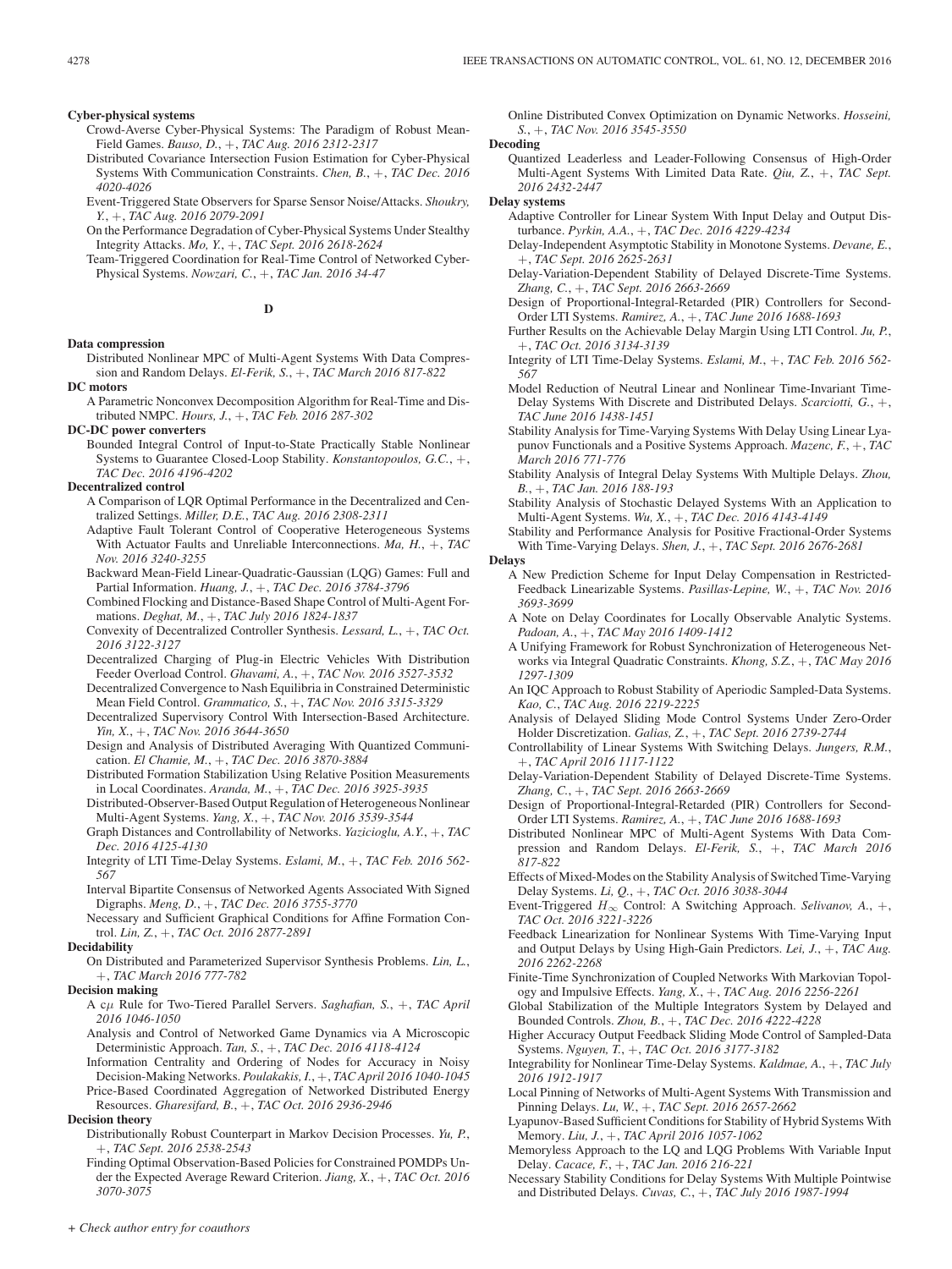**Cyber-physical systems**

Crowd-Averse Cyber-Physical Systems: The Paradigm of Robust Mean-Field Games. *Bauso, D.*, +, *TAC Aug. 2016 2312-2317*

Distributed Covariance Intersection Fusion Estimation for Cyber-Physical Systems With Communication Constraints. *Chen, B.*, +, *TAC Dec. 2016 4020-4026*

Event-Triggered State Observers for Sparse Sensor Noise/Attacks. *Shoukry, Y.*, +, *TAC Aug. 2016 2079-2091*

On the Performance Degradation of Cyber-Physical Systems Under Stealthy Integrity Attacks. *Mo, Y.*, +, *TAC Sept. 2016 2618-2624*

Team-Triggered Coordination for Real-Time Control of Networked Cyber-Physical Systems. *Nowzari, C.*, +, *TAC Jan. 2016 34-47*

## D

**Data compression**

Distributed Nonlinear MPC of Multi-Agent Systems With Data Compression and Random Delays. *El-Ferik, S.*, +, *TAC March 2016 817-822*

**DC motors**

A Parametric Nonconvex Decomposition Algorithm for Real-Time and Distributed NMPC. *Hours, J.*, +, *TAC Feb. 2016 287-302*

**DC-DC power converters**

Bounded Integral Control of Input-to-State Practically Stable Nonlinear Systems to Guarantee Closed-Loop Stability. *Konstantopoulos, G.C.*, +, *TAC Dec. 2016 4196-4202*

**Decentralized control**

A Comparison of LQR Optimal Performance in the Decentralized and Centralized Settings. *Miller, D.E.*, *TAC Aug. 2016 2308-2311*

Adaptive Fault Tolerant Control of Cooperative Heterogeneous Systems With Actuator Faults and Unreliable Interconnections. *Ma, H.*, +, *TAC Nov. 2016 3240-3255*

Backward Mean-Field Linear-Quadratic-Gaussian (LQG) Games: Full and Partial Information. *Huang, J.*, +, *TAC Dec. 2016 3784-3796*

Combined Flocking and Distance-Based Shape Control of Multi-Agent Formations. *Deghat, M.*, +, *TAC July 2016 1824-1837*

Convexity of Decentralized Controller Synthesis. *Lessard, L.*, +, *TAC Oct. 2016 3122-3127*

Decentralized Charging of Plug-in Electric Vehicles With Distribution Feeder Overload Control. *Ghavami, A.*, +, *TAC Nov. 2016 3527-3532*

Decentralized Convergence to Nash Equilibria in Constrained Deterministic Mean Field Control. *Grammatico, S.*, +, *TAC Nov. 2016 3315-3329*

Decentralized Supervisory Control With Intersection-Based Architecture. *Yin, X.*, +, *TAC Nov. 2016 3644-3650*

Design and Analysis of Distributed Averaging With Quantized Communication. *El Chamie, M.*, +, *TAC Dec. 2016 3870-3884*

Distributed Formation Stabilization Using Relative Position Measurements in Local Coordinates. *Aranda, M.*, +, *TAC Dec. 2016 3925-3935*

Distributed-Observer-Based Output Regulation of Heterogeneous Nonlinear Multi-Agent Systems. *Yang, X.*, +, *TAC Nov. 2016 3539-3544*

Graph Distances and Controllability of Networks. *Yazicioglu, A.Y.*, +, *TAC Dec. 2016 4125-4130*

Integrity of LTI Time-Delay Systems. *Eslami, M.*, +, *TAC Feb. 2016 562-567*

Interval Bipartite Consensus of Networked Agents Associated With Signed Digraphs. *Meng, D.*, +, *TAC Dec. 2016 3755-3770*

Necessary and Sufficient Graphical Conditions for Affine Formation Control. *Lin, Z.*, +, *TAC Oct. 2016 2877-2891*

**Decidability**

On Distributed and Parameterized Supervisor Synthesis Problems. *Lin, L.*, +, *TAC March 2016 777-782*

**Decision making**

A c$\mu$ Rule for Two-Tiered Parallel Servers. *Saghafian, S.*, +, *TAC April 2016 1046-1050*

Analysis and Control of Networked Game Dynamics via A Microscopic Deterministic Approach. *Tan, S.*, +, *TAC Dec. 2016 4118-4124*

Information Centrality and Ordering of Nodes for Accuracy in Noisy Decision-Making Networks. *Poulakakis, I.*, +, *TAC April 2016 1040-1045*

Price-Based Coordinated Aggregation of Networked Distributed Energy Resources. *Gharesifard, B.*, +, *TAC Oct. 2016 2936-2946*

**Decision theory**

Distributionally Robust Counterpart in Markov Decision Processes. *Yu, P.*, +, *TAC Sept. 2016 2538-2543*

Finding Optimal Observation-Based Policies for Constrained POMDPs Under the Expected Average Reward Criterion. *Jiang, X.*, +, *TAC Oct. 2016 3070-3075*

Online Distributed Convex Optimization on Dynamic Networks. *Hosseini, S.*, +, *TAC Nov. 2016 3545-3550*

**Decoding**

Quantized Leaderless and Leader-Following Consensus of High-Order Multi-Agent Systems With Limited Data Rate. *Qiu, Z.*, +, *TAC Sept. 2016 2432-2447*

**Delay systems**

Adaptive Controller for Linear System With Input Delay and Output Disturbance. *Pyrkin, A.A.*, +, *TAC Dec. 2016 4229-4234*

Delay-Independent Asymptotic Stability in Monotone Systems. *Devane, E.*, +, *TAC Sept. 2016 2625-2631*

Delay-Variation-Dependent Stability of Delayed Discrete-Time Systems. *Zhang, C.*, +, *TAC Sept. 2016 2663-2669*

Design of Proportional-Integral-Retarded (PIR) Controllers for Second-Order LTI Systems. *Ramirez, A.*, +, *TAC June 2016 1688-1693*

Further Results on the Achievable Delay Margin Using LTI Control. *Ju, P.*, +, *TAC Oct. 2016 3134-3139*

Integrity of LTI Time-Delay Systems. *Eslami, M.*, +, *TAC Feb. 2016 562-567*

Model Reduction of Neutral Linear and Nonlinear Time-Invariant Time-Delay Systems With Discrete and Distributed Delays. *Scarciotti, G.*, +, *TAC June 2016 1438-1451*

Stability Analysis for Time-Varying Systems With Delay Using Linear Lyapunov Functionals and a Positive Systems Approach. *Mazenc, F.*, +, *TAC March 2016 771-776*

Stability Analysis of Integral Delay Systems With Multiple Delays. *Zhou, B.*, +, *TAC Jan. 2016 188-193*

Stability Analysis of Stochastic Delayed Systems With an Application to Multi-Agent Systems. *Wu, X.*, +, *TAC Dec. 2016 4143-4149*

Stability and Performance Analysis for Positive Fractional-Order Systems With Time-Varying Delays. *Shen, J.*, +, *TAC Sept. 2016 2676-2681*

**Delays**

A New Prediction Scheme for Input Delay Compensation in Restricted-Feedback Linearizable Systems. *Pasillas-Lepine, W.*, +, *TAC Nov. 2016 3693-3699*

A Note on Delay Coordinates for Locally Observable Analytic Systems. *Padoan, A.*, +, *TAC May 2016 1409-1412*

A Unifying Framework for Robust Synchronization of Heterogeneous Networks via Integral Quadratic Constraints. *Khong, S.Z.*, +, *TAC May 2016 1297-1309*

An IQC Approach to Robust Stability of Aperiodic Sampled-Data Systems. *Kao, C.*, *TAC Aug. 2016 2219-2225*

Analysis of Delayed Sliding Mode Control Systems Under Zero-Order Holder Discretization. *Galias, Z.*, +, *TAC Sept. 2016 2739-2744*

Controllability of Linear Systems With Switching Delays. *Jungers, R.M.*, +, *TAC April 2016 1117-1122*

Delay-Variation-Dependent Stability of Delayed Discrete-Time Systems. *Zhang, C.*, +, *TAC Sept. 2016 2663-2669*

Design of Proportional-Integral-Retarded (PIR) Controllers for Second-Order LTI Systems. *Ramirez, A.*, +, *TAC June 2016 1688-1693*

Distributed Nonlinear MPC of Multi-Agent Systems With Data Compression and Random Delays. *El-Ferik, S.*, +, *TAC March 2016 817-822*

Effects of Mixed-Modes on the Stability Analysis of Switched Time-Varying Delay Systems. *Li, Q.*, +, *TAC Oct. 2016 3038-3044*

Event-Triggered $H_\infty$ Control: A Switching Approach. *Selivanov, A.*, +, *TAC Oct. 2016 3221-3226*

Feedback Linearization for Nonlinear Systems With Time-Varying Input and Output Delays by Using High-Gain Predictors. *Lei, J.*, +, *TAC Aug. 2016 2262-2268*

Finite-Time Synchronization of Coupled Networks With Markovian Topology and Impulsive Effects. *Yang, X.*, +, *TAC Aug. 2016 2256-2261*

Global Stabilization of the Multiple Integrators System by Delayed and Bounded Controls. *Zhou, B.*, +, *TAC Dec. 2016 4222-4228*

Higher Accuracy Output Feedback Sliding Mode Control of Sampled-Data Systems. *Nguyen, T.*, +, *TAC Oct. 2016 3177-3182*

Integrability for Nonlinear Time-Delay Systems. *Kaldmae, A.*, +, *TAC July 2016 1912-1917*

Local Pinning of Networks of Multi-Agent Systems With Transmission and Pinning Delays. *Lu, W.*, +, *TAC Sept. 2016 2657-2662*

Lyapunov-Based Sufficient Conditions for Stability of Hybrid Systems With Memory. *Liu, J.*, +, *TAC April 2016 1057-1062*

Memoryless Approach to the LQ and LQG Problems With Variable Input Delay. *Cacace, F.*, +, *TAC Jan. 2016 216-221*

Necessary Stability Conditions for Delay Systems With Multiple Pointwise and Distributed Delays. *Cuvas, C.*, +, *TAC July 2016 1987-1994*

+ *Check author entry for coauthors*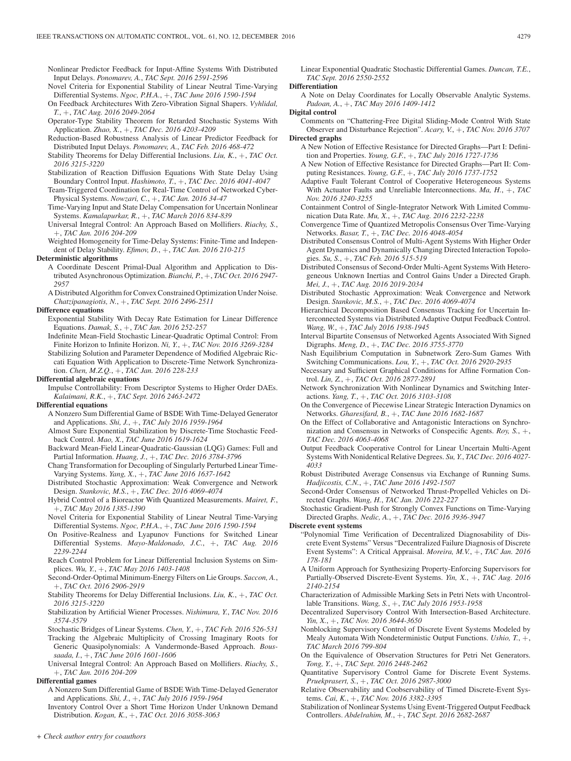Nonlinear Predictor Feedback for Input-Affine Systems With Distributed Input Delays. *Ponomarev, A.*, *TAC Sept. 2016 2591-2596*

Novel Criteria for Exponential Stability of Linear Neutral Time-Varying Differential Systems. *Ngoc, P.H.A.*, +, *TAC June 2016 1590-1594*

On Feedback Architectures With Zero-Vibration Signal Shapers. *Vyhlidal, T.*, +, *TAC Aug. 2016 2049-2064*

Operator-Type Stability Theorem for Retarded Stochastic Systems With Application. *Zhao, X.*, +, *TAC Dec. 2016 4203-4209*

Reduction-Based Robustness Analysis of Linear Predictor Feedback for Distributed Input Delays. *Ponomarev, A.*, *TAC Feb. 2016 468-472*

Stability Theorems for Delay Differential Inclusions. *Liu, K.*, +, *TAC Oct. 2016 3215-3220*

Stabilization of Reaction Diffusion Equations With State Delay Using Boundary Control Input. *Hashimoto, T.*, +, *TAC Dec. 2016 4041-4047*

Team-Triggered Coordination for Real-Time Control of Networked Cyber-Physical Systems. *Nowzari, C.*, +, *TAC Jan. 2016 34-47*

Time-Varying Input and State Delay Compensation for Uncertain Nonlinear Systems. *Kamalapurkar, R.*, +, *TAC March 2016 834-839*

Universal Integral Control: An Approach Based on Mollifiers. *Riachy, S.*, +, *TAC Jan. 2016 204-209*

Weighted Homogeneity for Time-Delay Systems: Finite-Time and Independent of Delay Stability. *Efimov, D.*, +, *TAC Jan. 2016 210-215*

**Deterministic algorithms**

A Coordinate Descent Primal-Dual Algorithm and Application to Distributed Asynchronous Optimization. *Bianchi, P.*, +, *TAC Oct. 2016 2947-2957*

A Distributed Algorithm for Convex Constrained Optimization Under Noise. *Chatzipanagiotis, N.*, +, *TAC Sept. 2016 2496-2511*

**Difference equations**

Exponential Stability With Decay Rate Estimation for Linear Difference Equations. *Damak, S.*, +, *TAC Jan. 2016 252-257*

Indefinite Mean-Field Stochastic Linear-Quadratic Optimal Control: From Finite Horizon to Infinite Horizon. *Ni, Y.*, +, *TAC Nov. 2016 3269-3284*

Stabilizing Solution and Parameter Dependence of Modified Algebraic Riccati Equation With Application to Discrete-Time Network Synchronization. *Chen, M.Z.Q.*, +, *TAC Jan. 2016 228-233*

**Differential algebraic equations**

Impulse Controllability: From Descriptor Systems to Higher Order DAEs. *Kalaimani, R.K.*, +, *TAC Sept. 2016 2463-2472*

**Differential equations**

A Nonzero Sum Differential Game of BSDE With Time-Delayed Generator and Applications. *Shi, J.*, +, *TAC July 2016 1959-1964*

Almost Sure Exponential Stabilization by Discrete-Time Stochastic Feedback Control. *Mao, X.*, *TAC June 2016 1619-1624*

Backward Mean-Field Linear-Quadratic-Gaussian (LQG) Games: Full and Partial Information. *Huang, J.*, +, *TAC Dec. 2016 3784-3796*

Chang Transformation for Decoupling of Singularly Perturbed Linear Time-Varying Systems. *Yang, X.*, +, *TAC June 2016 1637-1642*

Distributed Stochastic Approximation: Weak Convergence and Network Design. *Stankovic, M.S.*, +, *TAC Dec. 2016 4069-4074*

Hybrid Control of a Bioreactor With Quantized Measurements. *Mairet, F.*, +, *TAC May 2016 1385-1390*

Novel Criteria for Exponential Stability of Linear Neutral Time-Varying Differential Systems. *Ngoc, P.H.A.*, +, *TAC June 2016 1590-1594*

On Positive-Realness and Lyapunov Functions for Switched Linear Differential Systems. *Mayo-Maldonado, J.C.*, +, *TAC Aug. 2016 2239-2244*

Reach Control Problem for Linear Differential Inclusion Systems on Simplices. *Wu, Y.*, +, *TAC May 2016 1403-1408*

Second-Order-Optimal Minimum-Energy Filters on Lie Groups. *Saccon, A.*, +, *TAC Oct. 2016 2906-2919*

Stability Theorems for Delay Differential Inclusions. *Liu, K.*, +, *TAC Oct. 2016 3215-3220*

Stabilization by Artificial Wiener Processes. *Nishimura, Y.*, *TAC Nov. 2016 3574-3579*

Stochastic Bridges of Linear Systems. *Chen, Y.*, +, *TAC Feb. 2016 526-531*

Tracking the Algebraic Multiplicity of Crossing Imaginary Roots for Generic Quasipolynomials: A Vandermonde-Based Approach. *Boussaada, I.*, +, *TAC June 2016 1601-1606*

Universal Integral Control: An Approach Based on Mollifiers. *Riachy, S.*, +, *TAC Jan. 2016 204-209*

**Differential games**

A Nonzero Sum Differential Game of BSDE With Time-Delayed Generator and Applications. *Shi, J.*, +, *TAC July 2016 1959-1964*

Inventory Control Over a Short Time Horizon Under Unknown Demand Distribution. *Kogan, K.*, +, *TAC Oct. 2016 3058-3063*

Linear Exponential Quadratic Stochastic Differential Games. *Duncan, T.E.*, *TAC Sept. 2016 2550-2552*

**Differentiation**

A Note on Delay Coordinates for Locally Observable Analytic Systems. *Padoan, A.*, +, *TAC May 2016 1409-1412*

**Digital control**

Comments on "Chattering-Free Digital Sliding-Mode Control With State Observer and Disturbance Rejection". *Acary, V.*, +, *TAC Nov. 2016 3707*

**Directed graphs**

A New Notion of Effective Resistance for Directed Graphs—Part I: Definition and Properties. *Young, G.F.*, +, *TAC July 2016 1727-1736*

A New Notion of Effective Resistance for Directed Graphs—Part II: Computing Resistances. *Young, G.F.*, +, *TAC July 2016 1737-1752*

Adaptive Fault Tolerant Control of Cooperative Heterogeneous Systems With Actuator Faults and Unreliable Interconnections. *Ma, H.*, +, *TAC Nov. 2016 3240-3255*

Containment Control of Single-Integrator Network With Limited Communication Data Rate. *Mu, X.*, +, *TAC Aug. 2016 2232-2238*

Convergence Time of Quantized Metropolis Consensus Over Time-Varying Networks. *Basar, T.*, +, *TAC Dec. 2016 4048-4054*

Distributed Consensus Control of Multi-Agent Systems With Higher Order Agent Dynamics and Dynamically Changing Directed Interaction Topologies. *Su, S.*, +, *TAC Feb. 2016 515-519*

Distributed Consensus of Second-Order Multi-Agent Systems With Heterogeneous Unknown Inertias and Control Gains Under a Directed Graph. *Mei, J.*, +, *TAC Aug. 2016 2019-2034*

Distributed Stochastic Approximation: Weak Convergence and Network Design. *Stankovic, M.S.*, +, *TAC Dec. 2016 4069-4074*

Hierarchical Decomposition Based Consensus Tracking for Uncertain Interconnected Systems via Distributed Adaptive Output Feedback Control. *Wang, W.*, +, *TAC July 2016 1938-1945*

Interval Bipartite Consensus of Networked Agents Associated With Signed Digraphs. *Meng, D.*, +, *TAC Dec. 2016 3755-3770*

Nash Equilibrium Computation in Subnetwork Zero-Sum Games With Switching Communications. *Lou, Y.*, +, *TAC Oct. 2016 2920-2935*

Necessary and Sufficient Graphical Conditions for Affine Formation Control. *Lin, Z.*, +, *TAC Oct. 2016 2877-2891*

Network Synchronization With Nonlinear Dynamics and Switching Interactions. *Yang, T.*, +, *TAC Oct. 2016 3103-3108*

On the Convergence of Piecewise Linear Strategic Interaction Dynamics on Networks. *Gharesifard, B.*, +, *TAC June 2016 1682-1687*

On the Effect of Collaborative and Antagonistic Interactions on Synchronization and Consensus in Networks of Conspecific Agents. *Roy, S.*, +, *TAC Dec. 2016 4063-4068*

Output Feedback Cooperative Control for Linear Uncertain Multi-Agent Systems With Nonidentical Relative Degrees. *Su, Y.*, *TAC Dec. 2016 4027-4033*

Robust Distributed Average Consensus via Exchange of Running Sums. *Hadjicostis, C.N.*, +, *TAC June 2016 1492-1507*

Second-Order Consensus of Networked Thrust-Propelled Vehicles on Directed Graphs. *Wang, H.*, *TAC Jan. 2016 222-227*

Stochastic Gradient-Push for Strongly Convex Functions on Time-Varying Directed Graphs. *Nedic, A.*, +, *TAC Dec. 2016 3936-3947*

**Discrete event systems**

"Polynomial Time Verification of Decentralized Diagnosability of Discrete Event Systems" Versus "Decentralized Failure Diagnosis of Discrete Event Systems": A Critical Appraisal. *Moreira, M.V.*, +, *TAC Jan. 2016 178-181*

A Uniform Approach for Synthesizing Property-Enforcing Supervisors for Partially-Observed Discrete-Event Systems. *Yin, X.*, +, *TAC Aug. 2016 2140-2154*

Characterization of Admissible Marking Sets in Petri Nets with Uncontrollable Transitions. *Wang, S.*, +, *TAC July 2016 1953-1958*

Decentralized Supervisory Control With Intersection-Based Architecture. *Yin, X.*, +, *TAC Nov. 2016 3644-3650*

Nonblocking Supervisory Control of Discrete Event Systems Modeled by Mealy Automata With Nondeterministic Output Functions. *Ushio, T.*, +, *TAC March 2016 799-804*

On the Equivalence of Observation Structures for Petri Net Generators. *Tong, Y.*, +, *TAC Sept. 2016 2448-2462*

Quantitative Supervisory Control Game for Discrete Event Systems. *Pruekprasert, S.*, +, *TAC Oct. 2016 2987-3000*

Relative Observability and Coobservability of Timed Discrete-Event Systems. *Cai, K.*, +, *TAC Nov. 2016 3382-3395*

Stabilization of Nonlinear Systems Using Event-Triggered Output Feedback Controllers. *Abdelrahim, M.*, +, *TAC Sept. 2016 2682-2687*

+ *Check author entry for coauthors*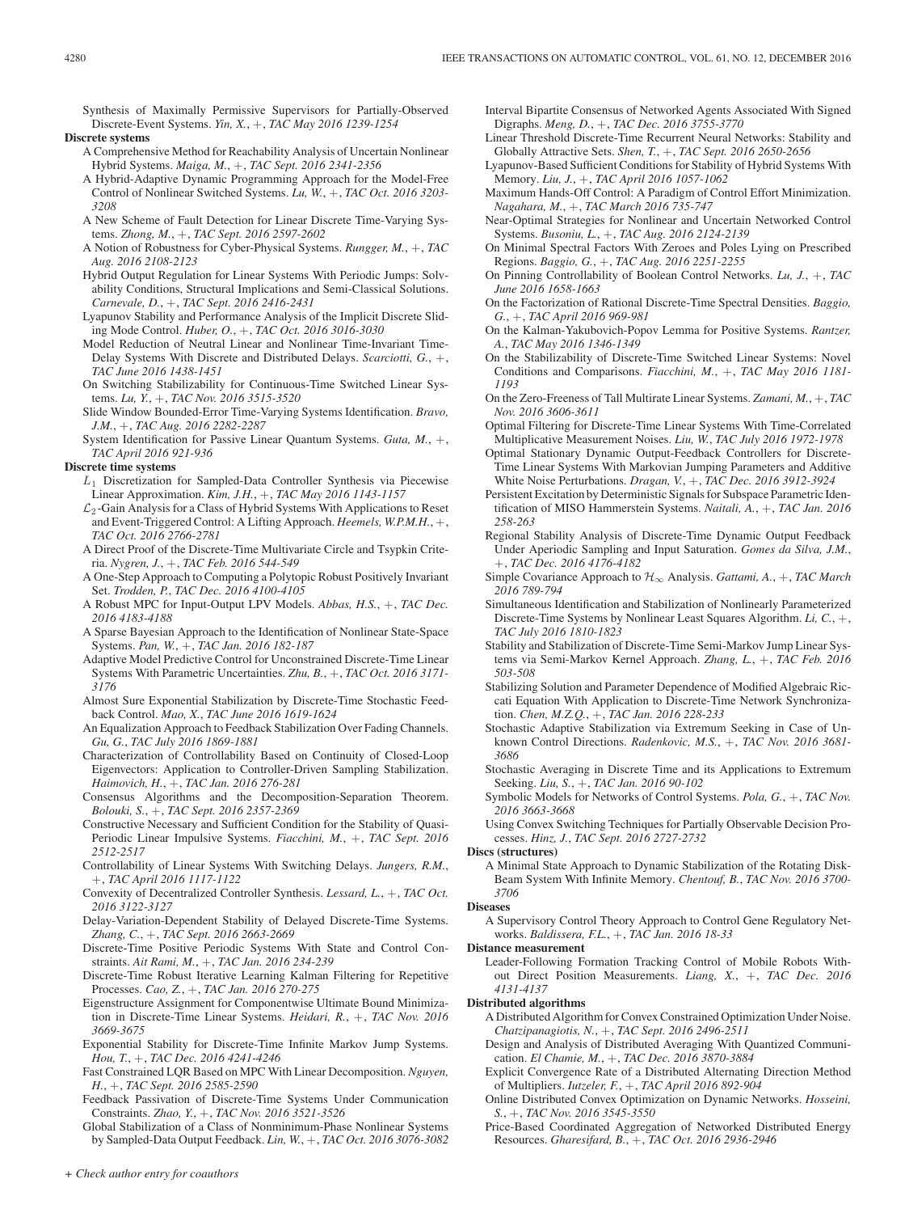Synthesis of Maximally Permissive Supervisors for Partially-Observed Discrete-Event Systems. *Yin, X.*, +, *TAC May 2016 1239-1254*

**Discrete systems**

A Comprehensive Method for Reachability Analysis of Uncertain Nonlinear Hybrid Systems. *Maiga, M.*, +, *TAC Sept. 2016 2341-2356*

A Hybrid-Adaptive Dynamic Programming Approach for the Model-Free Control of Nonlinear Switched Systems. *Lu, W.*, +, *TAC Oct. 2016 3203-3208*

A New Scheme of Fault Detection for Linear Discrete Time-Varying Systems. *Zhong, M.*, +, *TAC Sept. 2016 2597-2602*

A Notion of Robustness for Cyber-Physical Systems. *Rungger, M.*, +, *TAC Aug. 2016 2108-2123*

Hybrid Output Regulation for Linear Systems With Periodic Jumps: Solvability Conditions, Structural Implications and Semi-Classical Solutions. *Carnevale, D.*, +, *TAC Sept. 2016 2416-2431*

Lyapunov Stability and Performance Analysis of the Implicit Discrete Sliding Mode Control. *Huber, O.*, +, *TAC Oct. 2016 3016-3030*

Model Reduction of Neutral Linear and Nonlinear Time-Invariant Time-Delay Systems With Discrete and Distributed Delays. *Scarciotti, G.*, +, *TAC June 2016 1438-1451*

On Switching Stabilizability for Continuous-Time Switched Linear Systems. *Lu, Y.*, +, *TAC Nov. 2016 3515-3520*

Slide Window Bounded-Error Time-Varying Systems Identification. *Bravo, J.M.*, +, *TAC Aug. 2016 2282-2287*

System Identification for Passive Linear Quantum Systems. *Guta, M.*, +, *TAC April 2016 921-936*

**Discrete time systems**

$L_1$ Discretization for Sampled-Data Controller Synthesis via Piecewise Linear Approximation. *Kim, J.H.*, +, *TAC May 2016 1143-1157*

$\mathcal{L}_2$-Gain Analysis for a Class of Hybrid Systems With Applications to Reset and Event-Triggered Control: A Lifting Approach. *Heemels, W.P.M.H.*, +, *TAC Oct. 2016 2766-2781*

A Direct Proof of the Discrete-Time Multivariate Circle and Tsypkin Criteria. *Nygren, J.*, +, *TAC Feb. 2016 544-549*

A One-Step Approach to Computing a Polytopic Robust Positively Invariant Set. *Trodden, P.*, *TAC Dec. 2016 4100-4105*

A Robust MPC for Input-Output LPV Models. *Abbas, H.S.*, +, *TAC Dec. 2016 4183-4188*

A Sparse Bayesian Approach to the Identification of Nonlinear State-Space Systems. *Pan, W.*, +, *TAC Jan. 2016 182-187*

Adaptive Model Predictive Control for Unconstrained Discrete-Time Linear Systems With Parametric Uncertainties. *Zhu, B.*, +, *TAC Oct. 2016 3171-3176*

Almost Sure Exponential Stabilization by Discrete-Time Stochastic Feedback Control. *Mao, X.*, *TAC June 2016 1619-1624*

An Equalization Approach to Feedback Stabilization Over Fading Channels. *Gu, G.*, *TAC July 2016 1869-1881*

Characterization of Controllability Based on Continuity of Closed-Loop Eigenvectors: Application to Controller-Driven Sampling Stabilization. *Haimovich, H.*, +, *TAC Jan. 2016 276-281*

Consensus Algorithms and the Decomposition-Separation Theorem. *Bolouki, S.*, +, *TAC Sept. 2016 2357-2369*

Constructive Necessary and Sufficient Condition for the Stability of Quasi-Periodic Linear Impulsive Systems. *Fiacchini, M.*, +, *TAC Sept. 2016 2512-2517*

Controllability of Linear Systems With Switching Delays. *Jungers, R.M.*, +, *TAC April 2016 1117-1122*

Convexity of Decentralized Controller Synthesis. *Lessard, L.*, +, *TAC Oct. 2016 3122-3127*

Delay-Variation-Dependent Stability of Delayed Discrete-Time Systems. *Zhang, C.*, +, *TAC Sept. 2016 2663-2669*

Discrete-Time Positive Periodic Systems With State and Control Constraints. *Ait Rami, M.*, +, *TAC Jan. 2016 234-239*

Discrete-Time Robust Iterative Learning Kalman Filtering for Repetitive Processes. *Cao, Z.*, +, *TAC Jan. 2016 270-275*

Eigenstructure Assignment for Componentwise Ultimate Bound Minimization in Discrete-Time Linear Systems. *Heidari, R.*, +, *TAC Nov. 2016 3669-3675*

Exponential Stability for Discrete-Time Infinite Markov Jump Systems. *Hou, T.*, +, *TAC Dec. 2016 4241-4246*

Fast Constrained LQR Based on MPC With Linear Decomposition. *Nguyen, H.*, +, *TAC Sept. 2016 2585-2590*

Feedback Passivation of Discrete-Time Systems Under Communication Constraints. *Zhao, Y.*, +, *TAC Nov. 2016 3521-3526*

Global Stabilization of a Class of Nonminimum-Phase Nonlinear Systems by Sampled-Data Output Feedback. *Lin, W.*, +, *TAC Oct. 2016 3076-3082*

Interval Bipartite Consensus of Networked Agents Associated With Signed Digraphs. *Meng, D.*, +, *TAC Dec. 2016 3755-3770*

Linear Threshold Discrete-Time Recurrent Neural Networks: Stability and Globally Attractive Sets. *Shen, T.*, +, *TAC Sept. 2016 2650-2656*

Lyapunov-Based Sufficient Conditions for Stability of Hybrid Systems With Memory. *Liu, J.*, +, *TAC April 2016 1057-1062*

Maximum Hands-Off Control: A Paradigm of Control Effort Minimization. *Nagahara, M.*, +, *TAC March 2016 735-747*

Near-Optimal Strategies for Nonlinear and Uncertain Networked Control Systems. *Busoniu, L.*, +, *TAC Aug. 2016 2124-2139*

On Minimal Spectral Factors With Zeroes and Poles Lying on Prescribed Regions. *Baggio, G.*, +, *TAC Aug. 2016 2251-2255*

On Pinning Controllability of Boolean Control Networks. *Lu, J.*, +, *TAC June 2016 1658-1663*

On the Factorization of Rational Discrete-Time Spectral Densities. *Baggio, G.*, +, *TAC April 2016 969-981*

On the Kalman-Yakubovich-Popov Lemma for Positive Systems. *Rantzer, A.*, *TAC May 2016 1346-1349*

On the Stabilizability of Discrete-Time Switched Linear Systems: Novel Conditions and Comparisons. *Fiacchini, M.*, +, *TAC May 2016 1181-1193*

On the Zero-Freeness of Tall Multirate Linear Systems. *Zamani, M.*, +, *TAC Nov. 2016 3606-3611*

Optimal Filtering for Discrete-Time Linear Systems With Time-Correlated Multiplicative Measurement Noises. *Liu, W.*, *TAC July 2016 1972-1978*

Optimal Stationary Dynamic Output-Feedback Controllers for Discrete-Time Linear Systems With Markovian Jumping Parameters and Additive White Noise Perturbations. *Dragan, V.*, +, *TAC Dec. 2016 3912-3924*

Persistent Excitation by Deterministic Signals for Subspace Parametric Identification of MISO Hammerstein Systems. *Naitali, A.*, +, *TAC Jan. 2016 258-263*

Regional Stability Analysis of Discrete-Time Dynamic Output Feedback Under Aperiodic Sampling and Input Saturation. *Gomes da Silva, J.M.*, +, *TAC Dec. 2016 4176-4182*

Simple Covariance Approach to $\mathcal{H}_\infty$ Analysis. *Gattami, A.*, +, *TAC March 2016 789-794*

Simultaneous Identification and Stabilization of Nonlinearly Parameterized Discrete-Time Systems by Nonlinear Least Squares Algorithm. *Li, C.*, +, *TAC July 2016 1810-1823*

Stability and Stabilization of Discrete-Time Semi-Markov Jump Linear Systems via Semi-Markov Kernel Approach. *Zhang, L.*, +, *TAC Feb. 2016 503-508*

Stabilizing Solution and Parameter Dependence of Modified Algebraic Riccati Equation With Application to Discrete-Time Network Synchronization. *Chen, M.Z.Q.*, +, *TAC Jan. 2016 228-233*

Stochastic Adaptive Stabilization via Extremum Seeking in Case of Unknown Control Directions. *Radenkovic, M.S.*, +, *TAC Nov. 2016 3681-3686*

Stochastic Averaging in Discrete Time and its Applications to Extremum Seeking. *Liu, S.*, +, *TAC Jan. 2016 90-102*

Symbolic Models for Networks of Control Systems. *Pola, G.*, +, *TAC Nov. 2016 3663-3668*

Using Convex Switching Techniques for Partially Observable Decision Processes. *Hinz, J.*, *TAC Sept. 2016 2727-2732*

**Discs (structures)**

A Minimal State Approach to Dynamic Stabilization of the Rotating Disk-Beam System With Infinite Memory. *Chentouf, B.*, *TAC Nov. 2016 3700-3706*

**Diseases**

A Supervisory Control Theory Approach to Control Gene Regulatory Networks. *Baldissera, F.L.*, +, *TAC Jan. 2016 18-33*

**Distance measurement**

Leader-Following Formation Tracking Control of Mobile Robots Without Direct Position Measurements. *Liang, X.*, +, *TAC Dec. 2016 4131-4137*

**Distributed algorithms**

A Distributed Algorithm for Convex Constrained Optimization Under Noise. *Chatzipanagiotis, N.*, +, *TAC Sept. 2016 2496-2511*

Design and Analysis of Distributed Averaging With Quantized Communication. *El Chamie, M.*, +, *TAC Dec. 2016 3870-3884*

Explicit Convergence Rate of a Distributed Alternating Direction Method of Multipliers. *Iutzeler, F.*, +, *TAC April 2016 892-904*

Online Distributed Convex Optimization on Dynamic Networks. *Hosseini, S.*, +, *TAC Nov. 2016 3545-3550*

Price-Based Coordinated Aggregation of Networked Distributed Energy Resources. *Gharesifard, B.*, +, *TAC Oct. 2016 2936-2946*

+ *Check author entry for coauthors*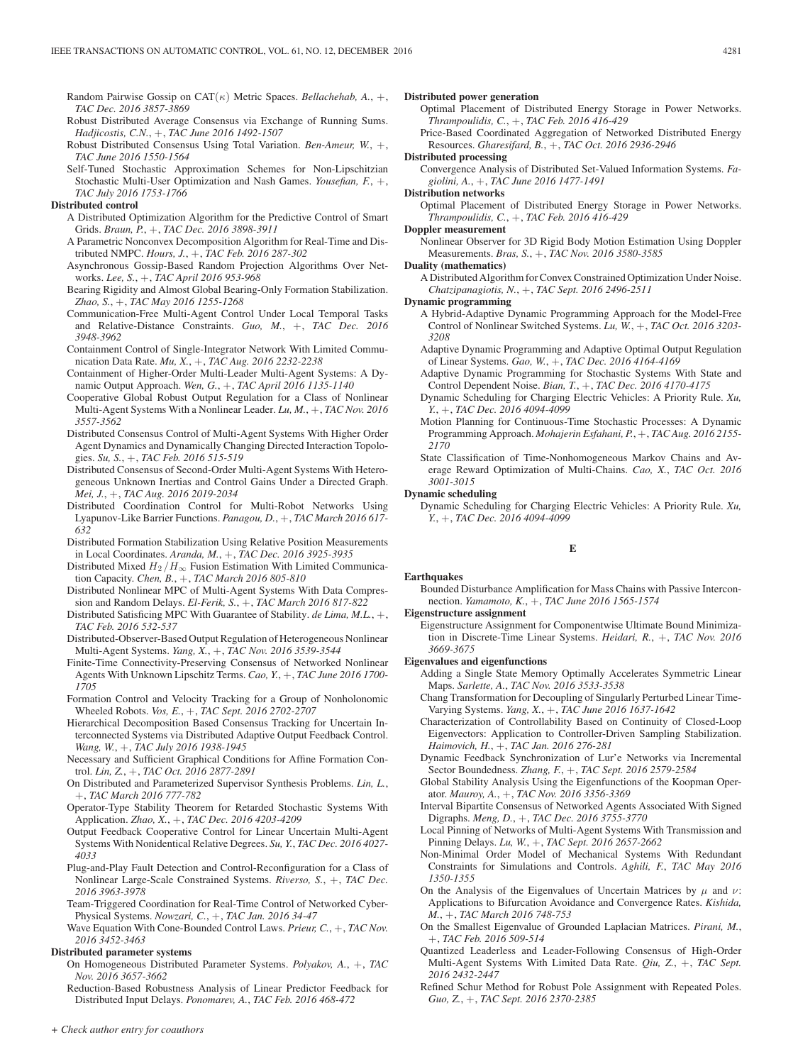Random Pairwise Gossip on CAT($\kappa$) Metric Spaces. *Bellachehab, A.*, +, *TAC Dec. 2016 3857-3869*

Robust Distributed Average Consensus via Exchange of Running Sums. *Hadjicostis, C.N.*, +, *TAC June 2016 1492-1507*

Robust Distributed Consensus Using Total Variation. *Ben-Ameur, W.*, +, *TAC June 2016 1550-1564*

Self-Tuned Stochastic Approximation Schemes for Non-Lipschitzian Stochastic Multi-User Optimization and Nash Games. *Yousefian, F.*, +, *TAC July 2016 1753-1766*

**Distributed control**

A Distributed Optimization Algorithm for the Predictive Control of Smart Grids. *Braun, P.*, +, *TAC Dec. 2016 3898-3911*

A Parametric Nonconvex Decomposition Algorithm for Real-Time and Distributed NMPC. *Hours, J.*, +, *TAC Feb. 2016 287-302*

Asynchronous Gossip-Based Random Projection Algorithms Over Networks. *Lee, S.*, +, *TAC April 2016 953-968*

Bearing Rigidity and Almost Global Bearing-Only Formation Stabilization. *Zhao, S.*, +, *TAC May 2016 1255-1268*

Communication-Free Multi-Agent Control Under Local Temporal Tasks and Relative-Distance Constraints. *Guo, M.*, +, *TAC Dec. 2016 3948-3962*

Containment Control of Single-Integrator Network With Limited Communication Data Rate. *Mu, X.*, +, *TAC Aug. 2016 2232-2238*

Containment of Higher-Order Multi-Leader Multi-Agent Systems: A Dynamic Output Approach. *Wen, G.*, +, *TAC April 2016 1135-1140*

Cooperative Global Robust Output Regulation for a Class of Nonlinear Multi-Agent Systems With a Nonlinear Leader. *Lu, M.*, +, *TAC Nov. 2016 3557-3562*

Distributed Consensus Control of Multi-Agent Systems With Higher Order Agent Dynamics and Dynamically Changing Directed Interaction Topologies. *Su, S.*, +, *TAC Feb. 2016 515-519*

Distributed Consensus of Second-Order Multi-Agent Systems With Heterogeneous Unknown Inertias and Control Gains Under a Directed Graph. *Mei, J.*, +, *TAC Aug. 2016 2019-2034*

Distributed Coordination Control for Multi-Robot Networks Using Lyapunov-Like Barrier Functions. *Panagou, D.*, +, *TAC March 2016 617-632*

Distributed Formation Stabilization Using Relative Position Measurements in Local Coordinates. *Aranda, M.*, +, *TAC Dec. 2016 3925-3935*

Distributed Mixed $H_2/H_\infty$ Fusion Estimation With Limited Communication Capacity. *Chen, B.*, +, *TAC March 2016 805-810*

Distributed Nonlinear MPC of Multi-Agent Systems With Data Compression and Random Delays. *El-Ferik, S.*, +, *TAC March 2016 817-822*

Distributed Satisficing MPC With Guarantee of Stability. *de Lima, M.L.*, +, *TAC Feb. 2016 532-537*

Distributed-Observer-Based Output Regulation of Heterogeneous Nonlinear Multi-Agent Systems. *Yang, X.*, +, *TAC Nov. 2016 3539-3544*

Finite-Time Connectivity-Preserving Consensus of Networked Nonlinear Agents With Unknown Lipschitz Terms. *Cao, Y.*, +, *TAC June 2016 1700-1705*

Formation Control and Velocity Tracking for a Group of Nonholonomic Wheeled Robots. *Vos, E.*, +, *TAC Sept. 2016 2702-2707*

Hierarchical Decomposition Based Consensus Tracking for Uncertain Interconnected Systems via Distributed Adaptive Output Feedback Control. *Wang, W.*, +, *TAC July 2016 1938-1945*

Necessary and Sufficient Graphical Conditions for Affine Formation Control. *Lin, Z.*, +, *TAC Oct. 2016 2877-2891*

On Distributed and Parameterized Supervisor Synthesis Problems. *Lin, L.*, +, *TAC March 2016 777-782*

Operator-Type Stability Theorem for Retarded Stochastic Systems With Application. *Zhao, X.*, +, *TAC Dec. 2016 4203-4209*

Output Feedback Cooperative Control for Linear Uncertain Multi-Agent Systems With Nonidentical Relative Degrees. *Su, Y.*, *TAC Dec. 2016 4027-4033*

Plug-and-Play Fault Detection and Control-Reconfiguration for a Class of Nonlinear Large-Scale Constrained Systems. *Riverso, S.*, +, *TAC Dec. 2016 3963-3978*

Team-Triggered Coordination for Real-Time Control of Networked Cyber-Physical Systems. *Nowzari, C.*, +, *TAC Jan. 2016 34-47*

Wave Equation With Cone-Bounded Control Laws. *Prieur, C.*, +, *TAC Nov. 2016 3452-3463*

**Distributed parameter systems**

On Homogeneous Distributed Parameter Systems. *Polyakov, A.*, +, *TAC Nov. 2016 3657-3662*

Reduction-Based Robustness Analysis of Linear Predictor Feedback for Distributed Input Delays. *Ponomarev, A.*, *TAC Feb. 2016 468-472*

**Distributed power generation**

Optimal Placement of Distributed Energy Storage in Power Networks. *Thrampoulidis, C.*, +, *TAC Feb. 2016 416-429*

Price-Based Coordinated Aggregation of Networked Distributed Energy Resources. *Gharesifard, B.*, +, *TAC Oct. 2016 2936-2946*

**Distributed processing**

Convergence Analysis of Distributed Set-Valued Information Systems. *Fagiolini, A.*, +, *TAC June 2016 1477-1491*

**Distribution networks**

Optimal Placement of Distributed Energy Storage in Power Networks. *Thrampoulidis, C.*, +, *TAC Feb. 2016 416-429*

**Doppler measurement**

Nonlinear Observer for 3D Rigid Body Motion Estimation Using Doppler Measurements. *Bras, S.*, +, *TAC Nov. 2016 3580-3585*

**Duality (mathematics)**

A Distributed Algorithm for Convex Constrained Optimization Under Noise. *Chatzipanagiotis, N.*, +, *TAC Sept. 2016 2496-2511*

**Dynamic programming**

A Hybrid-Adaptive Dynamic Programming Approach for the Model-Free Control of Nonlinear Switched Systems. *Lu, W.*, +, *TAC Oct. 2016 3203-3208*

Adaptive Dynamic Programming and Adaptive Optimal Output Regulation of Linear Systems. *Gao, W.*, +, *TAC Dec. 2016 4164-4169*

Adaptive Dynamic Programming for Stochastic Systems With State and Control Dependent Noise. *Bian, T.*, +, *TAC Dec. 2016 4170-4175*

Dynamic Scheduling for Charging Electric Vehicles: A Priority Rule. *Xu, Y.*, +, *TAC Dec. 2016 4094-4099*

Motion Planning for Continuous-Time Stochastic Processes: A Dynamic Programming Approach. *Mohajerin Esfahani, P.*, +, *TAC Aug. 2016 2155-2170*

State Classification of Time-Nonhomogeneous Markov Chains and Average Reward Optimization of Multi-Chains. *Cao, X.*, *TAC Oct. 2016 3001-3015*

**Dynamic scheduling**

Dynamic Scheduling for Charging Electric Vehicles: A Priority Rule. *Xu, Y.*, +, *TAC Dec. 2016 4094-4099*

## E

**Earthquakes**

Bounded Disturbance Amplification for Mass Chains with Passive Interconnection. *Yamamoto, K.*, +, *TAC June 2016 1565-1574*

**Eigenstructure assignment**

Eigenstructure Assignment for Componentwise Ultimate Bound Minimization in Discrete-Time Linear Systems. *Heidari, R.*, +, *TAC Nov. 2016 3669-3675*

**Eigenvalues and eigenfunctions**

Adding a Single State Memory Optimally Accelerates Symmetric Linear Maps. *Sarlette, A.*, *TAC Nov. 2016 3533-3538*

Chang Transformation for Decoupling of Singularly Perturbed Linear Time-Varying Systems. *Yang, X.*, +, *TAC June 2016 1637-1642*

Characterization of Controllability Based on Continuity of Closed-Loop Eigenvectors: Application to Controller-Driven Sampling Stabilization. *Haimovich, H.*, +, *TAC Jan. 2016 276-281*

Dynamic Feedback Synchronization of Lur'e Networks via Incremental Sector Boundedness. *Zhang, F.*, +, *TAC Sept. 2016 2579-2584*

Global Stability Analysis Using the Eigenfunctions of the Koopman Operator. *Mauroy, A.*, +, *TAC Nov. 2016 3356-3369*

Interval Bipartite Consensus of Networked Agents Associated With Signed Digraphs. *Meng, D.*, +, *TAC Dec. 2016 3755-3770*

Local Pinning of Networks of Multi-Agent Systems With Transmission and Pinning Delays. *Lu, W.*, +, *TAC Sept. 2016 2657-2662*

Non-Minimal Order Model of Mechanical Systems With Redundant Constraints for Simulations and Controls. *Aghili, F.*, *TAC May 2016 1350-1355*

On the Analysis of the Eigenvalues of Uncertain Matrices by $\mu$ and $\nu$: Applications to Bifurcation Avoidance and Convergence Rates. *Kishida, M.*, +, *TAC March 2016 748-753*

On the Smallest Eigenvalue of Grounded Laplacian Matrices. *Pirani, M.*, +, *TAC Feb. 2016 509-514*

Quantized Leaderless and Leader-Following Consensus of High-Order Multi-Agent Systems With Limited Data Rate. *Qiu, Z.*, +, *TAC Sept. 2016 2432-2447*

Refined Schur Method for Robust Pole Assignment with Repeated Poles. *Guo, Z.*, +, *TAC Sept. 2016 2370-2385*

+ *Check author entry for coauthors*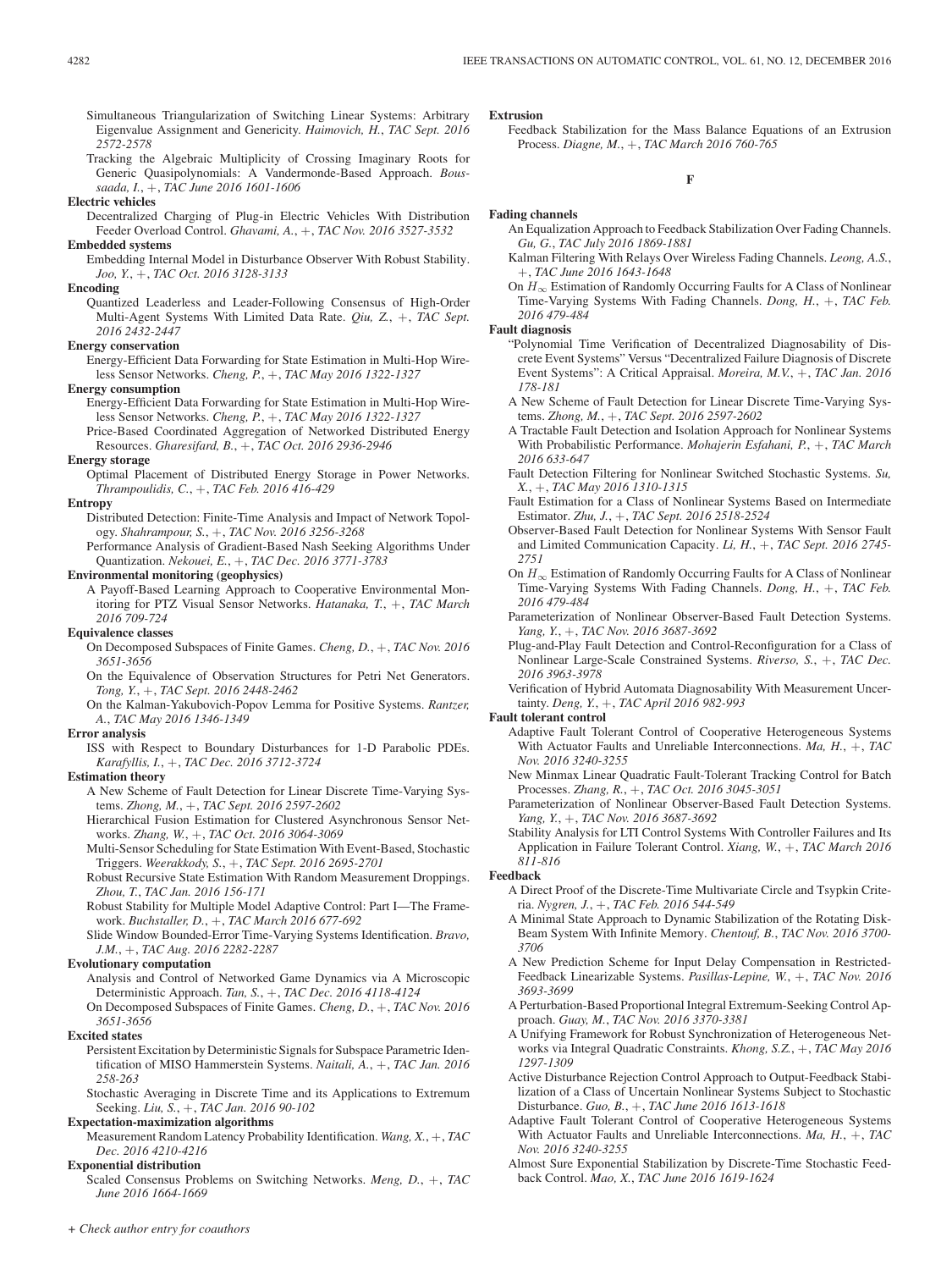Simultaneous Triangularization of Switching Linear Systems: Arbitrary Eigenvalue Assignment and Genericity. *Haimovich, H., TAC Sept. 2016 2572-2578*

Tracking the Algebraic Multiplicity of Crossing Imaginary Roots for Generic Quasipolynomials: A Vandermonde-Based Approach. *Boussaada, I., +, TAC June 2016 1601-1606*

**Electric vehicles**

Decentralized Charging of Plug-in Electric Vehicles With Distribution Feeder Overload Control. *Ghavami, A., +, TAC Nov. 2016 3527-3532*

**Embedded systems**

Embedding Internal Model in Disturbance Observer With Robust Stability. *Joo, Y., +, TAC Oct. 2016 3128-3133*

**Encoding**

Quantized Leaderless and Leader-Following Consensus of High-Order Multi-Agent Systems With Limited Data Rate. *Qiu, Z., +, TAC Sept. 2016 2432-2447*

**Energy conservation**

Energy-Efficient Data Forwarding for State Estimation in Multi-Hop Wireless Sensor Networks. *Cheng, P., +, TAC May 2016 1322-1327*

**Energy consumption**

Energy-Efficient Data Forwarding for State Estimation in Multi-Hop Wireless Sensor Networks. *Cheng, P., +, TAC May 2016 1322-1327*

Price-Based Coordinated Aggregation of Networked Distributed Energy Resources. *Gharesifard, B., +, TAC Oct. 2016 2936-2946*

**Energy storage**

Optimal Placement of Distributed Energy Storage in Power Networks. *Thrampoulidis, C., +, TAC Feb. 2016 416-429*

**Entropy**

Distributed Detection: Finite-Time Analysis and Impact of Network Topology. *Shahrampour, S., +, TAC Nov. 2016 3256-3268*

Performance Analysis of Gradient-Based Nash Seeking Algorithms Under Quantization. *Nekouei, E., +, TAC Dec. 2016 3771-3783*

**Environmental monitoring (geophysics)**

A Payoff-Based Learning Approach to Cooperative Environmental Monitoring for PTZ Visual Sensor Networks. *Hatanaka, T., +, TAC March 2016 709-724*

**Equivalence classes**

On Decomposed Subspaces of Finite Games. *Cheng, D., +, TAC Nov. 2016 3651-3656*

On the Equivalence of Observation Structures for Petri Net Generators. *Tong, Y., +, TAC Sept. 2016 2448-2462*

On the Kalman-Yakubovich-Popov Lemma for Positive Systems. *Rantzer, A., TAC May 2016 1346-1349*

**Error analysis**

ISS with Respect to Boundary Disturbances for 1-D Parabolic PDEs. *Karafyllis, I., +, TAC Dec. 2016 3712-3724*

**Estimation theory**

A New Scheme of Fault Detection for Linear Discrete Time-Varying Systems. *Zhong, M., +, TAC Sept. 2016 2597-2602*

Hierarchical Fusion Estimation for Clustered Asynchronous Sensor Networks. *Zhang, W., +, TAC Oct. 2016 3064-3069*

Multi-Sensor Scheduling for State Estimation With Event-Based, Stochastic Triggers. *Weerakkody, S., +, TAC Sept. 2016 2695-2701*

Robust Recursive State Estimation With Random Measurement Droppings. *Zhou, T., TAC Jan. 2016 156-171*

Robust Stability for Multiple Model Adaptive Control: Part I—The Framework. *Buchstaller, D., +, TAC March 2016 677-692*

Slide Window Bounded-Error Time-Varying Systems Identification. *Bravo, J.M., +, TAC Aug. 2016 2282-2287*

**Evolutionary computation**

Analysis and Control of Networked Game Dynamics via A Microscopic Deterministic Approach. *Tan, S., +, TAC Dec. 2016 4118-4124*

On Decomposed Subspaces of Finite Games. *Cheng, D., +, TAC Nov. 2016 3651-3656*

**Excited states**

Persistent Excitation by Deterministic Signals for Subspace Parametric Identification of MISO Hammerstein Systems. *Naitali, A., +, TAC Jan. 2016 258-263*

Stochastic Averaging in Discrete Time and its Applications to Extremum Seeking. *Liu, S., +, TAC Jan. 2016 90-102*

**Expectation-maximization algorithms**

Measurement Random Latency Probability Identification. *Wang, X., +, TAC Dec. 2016 4210-4216*

**Exponential distribution**

Scaled Consensus Problems on Switching Networks. *Meng, D., +, TAC June 2016 1664-1669*

**Extrusion**

Feedback Stabilization for the Mass Balance Equations of an Extrusion Process. *Diagne, M., +, TAC March 2016 760-765*

## F

**Fading channels**

An Equalization Approach to Feedback Stabilization Over Fading Channels. *Gu, G., TAC July 2016 1869-1881*

Kalman Filtering With Relays Over Wireless Fading Channels. *Leong, A.S., +, TAC June 2016 1643-1648*

On $H_\infty$ Estimation of Randomly Occurring Faults for A Class of Nonlinear Time-Varying Systems With Fading Channels. *Dong, H., +, TAC Feb. 2016 479-484*

**Fault diagnosis**

"Polynomial Time Verification of Decentralized Diagnosability of Discrete Event Systems" Versus "Decentralized Failure Diagnosis of Discrete Event Systems": A Critical Appraisal. *Moreira, M.V., +, TAC Jan. 2016 178-181*

A New Scheme of Fault Detection for Linear Discrete Time-Varying Systems. *Zhong, M., +, TAC Sept. 2016 2597-2602*

A Tractable Fault Detection and Isolation Approach for Nonlinear Systems With Probabilistic Performance. *Mohajerin Esfahani, P., +, TAC March 2016 633-647*

Fault Detection Filtering for Nonlinear Switched Stochastic Systems. *Su, X., +, TAC May 2016 1310-1315*

Fault Estimation for a Class of Nonlinear Systems Based on Intermediate Estimator. *Zhu, J., +, TAC Sept. 2016 2518-2524*

Observer-Based Fault Detection for Nonlinear Systems With Sensor Fault and Limited Communication Capacity. *Li, H., +, TAC Sept. 2016 2745-2751*

On $H_\infty$ Estimation of Randomly Occurring Faults for A Class of Nonlinear Time-Varying Systems With Fading Channels. *Dong, H., +, TAC Feb. 2016 479-484*

Parameterization of Nonlinear Observer-Based Fault Detection Systems. *Yang, Y., +, TAC Nov. 2016 3687-3692*

Plug-and-Play Fault Detection and Control-Reconfiguration for a Class of Nonlinear Large-Scale Constrained Systems. *Riverso, S., +, TAC Dec. 2016 3963-3978*

Verification of Hybrid Automata Diagnosability With Measurement Uncertainty. *Deng, Y., +, TAC April 2016 982-993*

**Fault tolerant control**

Adaptive Fault Tolerant Control of Cooperative Heterogeneous Systems With Actuator Faults and Unreliable Interconnections. *Ma, H., +, TAC Nov. 2016 3240-3255*

New Minmax Linear Quadratic Fault-Tolerant Tracking Control for Batch Processes. *Zhang, R., +, TAC Oct. 2016 3045-3051*

Parameterization of Nonlinear Observer-Based Fault Detection Systems. *Yang, Y., +, TAC Nov. 2016 3687-3692*

Stability Analysis for LTI Control Systems With Controller Failures and Its Application in Failure Tolerant Control. *Xiang, W., +, TAC March 2016 811-816*

**Feedback**

A Direct Proof of the Discrete-Time Multivariate Circle and Tsypkin Criteria. *Nygren, J., +, TAC Feb. 2016 544-549*

A Minimal State Approach to Dynamic Stabilization of the Rotating Disk-Beam System With Infinite Memory. *Chentouf, B., TAC Nov. 2016 3700-3706*

A New Prediction Scheme for Input Delay Compensation in Restricted-Feedback Linearizable Systems. *Pasillas-Lepine, W., +, TAC Nov. 2016 3693-3699*

A Perturbation-Based Proportional Integral Extremum-Seeking Control Approach. *Guay, M., TAC Nov. 2016 3370-3381*

A Unifying Framework for Robust Synchronization of Heterogeneous Networks via Integral Quadratic Constraints. *Khong, S.Z., +, TAC May 2016 1297-1309*

Active Disturbance Rejection Control Approach to Output-Feedback Stabilization of a Class of Uncertain Nonlinear Systems Subject to Stochastic Disturbance. *Guo, B., +, TAC June 2016 1613-1618*

Adaptive Fault Tolerant Control of Cooperative Heterogeneous Systems With Actuator Faults and Unreliable Interconnections. *Ma, H., +, TAC Nov. 2016 3240-3255*

Almost Sure Exponential Stabilization by Discrete-Time Stochastic Feedback Control. *Mao, X., TAC June 2016 1619-1624*

*+ Check author entry for coauthors*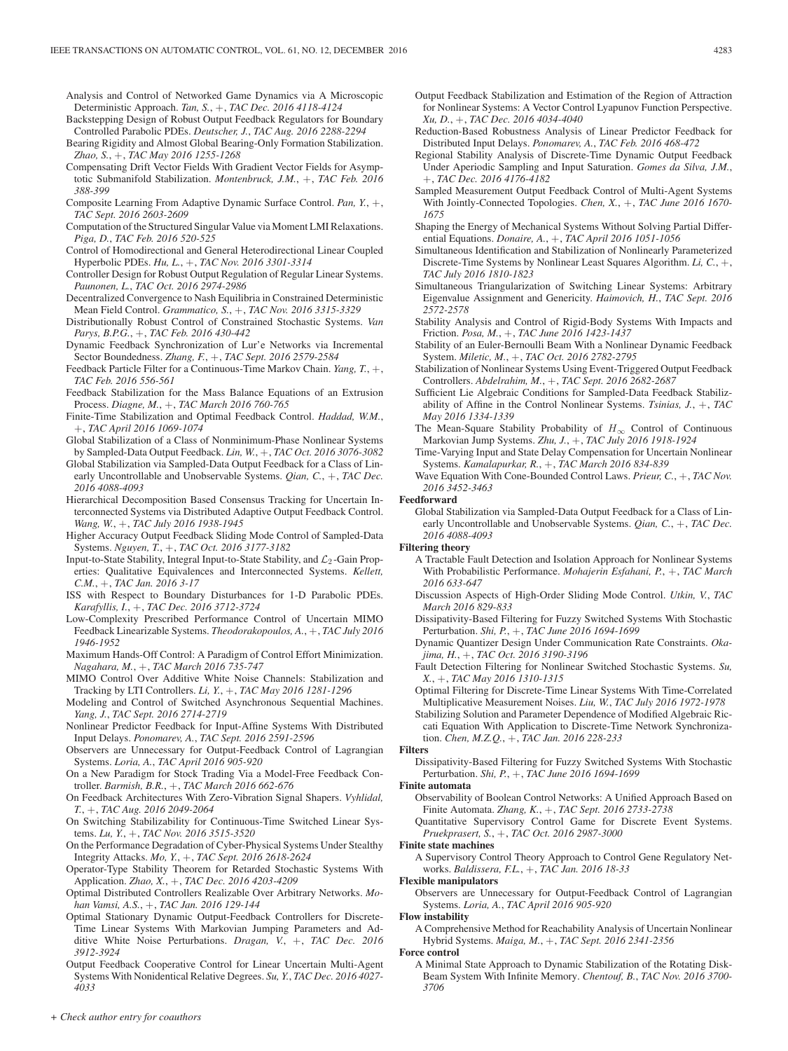Analysis and Control of Networked Game Dynamics via A Microscopic Deterministic Approach. *Tan, S.*, +, *TAC Dec. 2016 4118-4124*

Backstepping Design of Robust Output Feedback Regulators for Boundary Controlled Parabolic PDEs. *Deutscher, J.*, *TAC Aug. 2016 2288-2294*

Bearing Rigidity and Almost Global Bearing-Only Formation Stabilization. *Zhao, S.*, +, *TAC May 2016 1255-1268*

Compensating Drift Vector Fields With Gradient Vector Fields for Asymptotic Submanifold Stabilization. *Montenbruck, J.M.*, +, *TAC Feb. 2016 388-399*

Composite Learning From Adaptive Dynamic Surface Control. *Pan, Y.*, +, *TAC Sept. 2016 2603-2609*

Computation of the Structured Singular Value via Moment LMI Relaxations. *Piga, D.*, *TAC Feb. 2016 520-525*

Control of Homodirectional and General Heterodirectional Linear Coupled Hyperbolic PDEs. *Hu, L.*, +, *TAC Nov. 2016 3301-3314*

Controller Design for Robust Output Regulation of Regular Linear Systems. *Paunonen, L.*, *TAC Oct. 2016 2974-2986*

Decentralized Convergence to Nash Equilibria in Constrained Deterministic Mean Field Control. *Grammatico, S.*, +, *TAC Nov. 2016 3315-3329*

Distributionally Robust Control of Constrained Stochastic Systems. *Van Parys, B.P.G.*, +, *TAC Feb. 2016 430-442*

Dynamic Feedback Synchronization of Lur'e Networks via Incremental Sector Boundedness. *Zhang, F.*, +, *TAC Sept. 2016 2579-2584*

Feedback Particle Filter for a Continuous-Time Markov Chain. *Yang, T.*, +, *TAC Feb. 2016 556-561*

Feedback Stabilization for the Mass Balance Equations of an Extrusion Process. *Diagne, M.*, +, *TAC March 2016 760-765*

Finite-Time Stabilization and Optimal Feedback Control. *Haddad, W.M.*, +, *TAC April 2016 1069-1074*

Global Stabilization of a Class of Nonminimum-Phase Nonlinear Systems by Sampled-Data Output Feedback. *Lin, W.*, +, *TAC Oct. 2016 3076-3082*

Global Stabilization via Sampled-Data Output Feedback for a Class of Linearly Uncontrollable and Unobservable Systems. *Qian, C.*, +, *TAC Dec. 2016 4088-4093*

Hierarchical Decomposition Based Consensus Tracking for Uncertain Interconnected Systems via Distributed Adaptive Output Feedback Control. *Wang, W.*, +, *TAC July 2016 1938-1945*

Higher Accuracy Output Feedback Sliding Mode Control of Sampled-Data Systems. *Nguyen, T.*, +, *TAC Oct. 2016 3177-3182*

Input-to-State Stability, Integral Input-to-State Stability, and $\mathcal{L}_2$-Gain Properties: Qualitative Equivalences and Interconnected Systems. *Kellett, C.M.*, +, *TAC Jan. 2016 3-17*

ISS with Respect to Boundary Disturbances for 1-D Parabolic PDEs. *Karafyllis, I.*, +, *TAC Dec. 2016 3712-3724*

Low-Complexity Prescribed Performance Control of Uncertain MIMO Feedback Linearizable Systems. *Theodorakopoulos, A.*, +, *TAC July 2016 1946-1952*

Maximum Hands-Off Control: A Paradigm of Control Effort Minimization. *Nagahara, M.*, +, *TAC March 2016 735-747*

MIMO Control Over Additive White Noise Channels: Stabilization and Tracking by LTI Controllers. *Li, Y.*, +, *TAC May 2016 1281-1296*

Modeling and Control of Switched Asynchronous Sequential Machines. *Yang, J.*, *TAC Sept. 2016 2714-2719*

Nonlinear Predictor Feedback for Input-Affine Systems With Distributed Input Delays. *Ponomarev, A.*, *TAC Sept. 2016 2591-2596*

Observers are Unnecessary for Output-Feedback Control of Lagrangian Systems. *Loria, A.*, *TAC April 2016 905-920*

On a New Paradigm for Stock Trading Via a Model-Free Feedback Controller. *Barmish, B.R.*, +, *TAC March 2016 662-676*

On Feedback Architectures With Zero-Vibration Signal Shapers. *Vyhlidal, T.*, +, *TAC Aug. 2016 2049-2064*

On Switching Stabilizability for Continuous-Time Switched Linear Systems. *Lu, Y.*, +, *TAC Nov. 2016 3515-3520*

On the Performance Degradation of Cyber-Physical Systems Under Stealthy Integrity Attacks. *Mo, Y.*, +, *TAC Sept. 2016 2618-2624*

Operator-Type Stability Theorem for Retarded Stochastic Systems With Application. *Zhao, X.*, +, *TAC Dec. 2016 4203-4209*

Optimal Distributed Controllers Realizable Over Arbitrary Networks. *Mohan Vamsi, A.S.*, +, *TAC Jan. 2016 129-144*

Optimal Stationary Dynamic Output-Feedback Controllers for Discrete-Time Linear Systems With Markovian Jumping Parameters and Additive White Noise Perturbations. *Dragan, V.*, +, *TAC Dec. 2016 3912-3924*

Output Feedback Cooperative Control for Linear Uncertain Multi-Agent Systems With Nonidentical Relative Degrees. *Su, Y.*, *TAC Dec. 2016 4027-4033*

Output Feedback Stabilization and Estimation of the Region of Attraction for Nonlinear Systems: A Vector Control Lyapunov Function Perspective. *Xu, D.*, +, *TAC Dec. 2016 4034-4040*

Reduction-Based Robustness Analysis of Linear Predictor Feedback for Distributed Input Delays. *Ponomarev, A.*, *TAC Feb. 2016 468-472*

Regional Stability Analysis of Discrete-Time Dynamic Output Feedback Under Aperiodic Sampling and Input Saturation. *Gomes da Silva, J.M.*, +, *TAC Dec. 2016 4176-4182*

Sampled Measurement Output Feedback Control of Multi-Agent Systems With Jointly-Connected Topologies. *Chen, X.*, +, *TAC June 2016 1670-1675*

Shaping the Energy of Mechanical Systems Without Solving Partial Differential Equations. *Donaire, A.*, +, *TAC April 2016 1051-1056*

Simultaneous Identification and Stabilization of Nonlinearly Parameterized Discrete-Time Systems by Nonlinear Least Squares Algorithm. *Li, C.*, +, *TAC July 2016 1810-1823*

Simultaneous Triangularization of Switching Linear Systems: Arbitrary Eigenvalue Assignment and Genericity. *Haimovich, H.*, *TAC Sept. 2016 2572-2578*

Stability Analysis and Control of Rigid-Body Systems With Impacts and Friction. *Posa, M.*, +, *TAC June 2016 1423-1437*

Stability of an Euler-Bernoulli Beam With a Nonlinear Dynamic Feedback System. *Miletic, M.*, +, *TAC Oct. 2016 2782-2795*

Stabilization of Nonlinear Systems Using Event-Triggered Output Feedback Controllers. *Abdelrahim, M.*, +, *TAC Sept. 2016 2682-2687*

Sufficient Lie Algebraic Conditions for Sampled-Data Feedback Stabilizability of Affine in the Control Nonlinear Systems. *Tsinias, J.*, +, *TAC May 2016 1334-1339*

The Mean-Square Stability Probability of $H_\infty$ Control of Continuous Markovian Jump Systems. *Zhu, J.*, +, *TAC July 2016 1918-1924*

Time-Varying Input and State Delay Compensation for Uncertain Nonlinear Systems. *Kamalapurkar, R.*, +, *TAC March 2016 834-839*

Wave Equation With Cone-Bounded Control Laws. *Prieur, C.*, +, *TAC Nov. 2016 3452-3463*

**Feedforward**

Global Stabilization via Sampled-Data Output Feedback for a Class of Linearly Uncontrollable and Unobservable Systems. *Qian, C.*, +, *TAC Dec. 2016 4088-4093*

**Filtering theory**

A Tractable Fault Detection and Isolation Approach for Nonlinear Systems With Probabilistic Performance. *Mohajerin Esfahani, P.*, +, *TAC March 2016 633-647*

Discussion Aspects of High-Order Sliding Mode Control. *Utkin, V.*, *TAC March 2016 829-833*

Dissipativity-Based Filtering for Fuzzy Switched Systems With Stochastic Perturbation. *Shi, P.*, +, *TAC June 2016 1694-1699*

Dynamic Quantizer Design Under Communication Rate Constraints. *Okajima, H.*, +, *TAC Oct. 2016 3190-3196*

Fault Detection Filtering for Nonlinear Switched Stochastic Systems. *Su, X.*, +, *TAC May 2016 1310-1315*

Optimal Filtering for Discrete-Time Linear Systems With Time-Correlated Multiplicative Measurement Noises. *Liu, W.*, *TAC July 2016 1972-1978*

Stabilizing Solution and Parameter Dependence of Modified Algebraic Riccati Equation With Application to Discrete-Time Network Synchronization. *Chen, M.Z.Q.*, +, *TAC Jan. 2016 228-233*

**Filters**

Dissipativity-Based Filtering for Fuzzy Switched Systems With Stochastic Perturbation. *Shi, P.*, +, *TAC June 2016 1694-1699*

**Finite automata**

Observability of Boolean Control Networks: A Unified Approach Based on Finite Automata. *Zhang, K.*, +, *TAC Sept. 2016 2733-2738*

Quantitative Supervisory Control Game for Discrete Event Systems. *Pruekprasert, S.*, +, *TAC Oct. 2016 2987-3000*

**Finite state machines**

A Supervisory Control Theory Approach to Control Gene Regulatory Networks. *Baldissera, F.L.*, +, *TAC Jan. 2016 18-33*

**Flexible manipulators**

Observers are Unnecessary for Output-Feedback Control of Lagrangian Systems. *Loria, A.*, *TAC April 2016 905-920*

**Flow instability**

A Comprehensive Method for Reachability Analysis of Uncertain Nonlinear Hybrid Systems. *Maiga, M.*, +, *TAC Sept. 2016 2341-2356*

**Force control**

A Minimal State Approach to Dynamic Stabilization of the Rotating Disk-Beam System With Infinite Memory. *Chentouf, B.*, *TAC Nov. 2016 3700-3706*

+ *Check author entry for coauthors*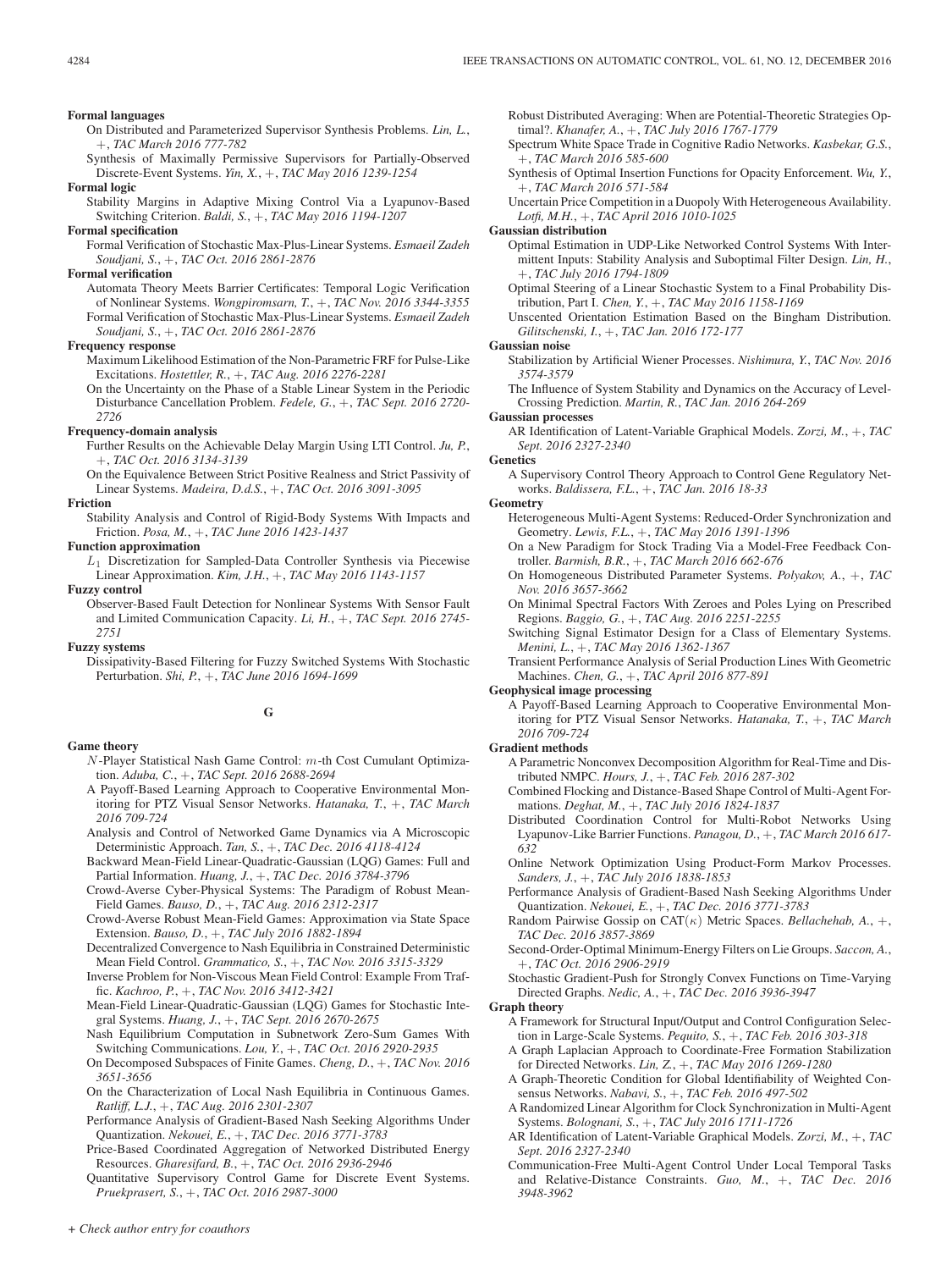**Formal languages**

On Distributed and Parameterized Supervisor Synthesis Problems. *Lin, L.*, +, *TAC March 2016 777-782*

Synthesis of Maximally Permissive Supervisors for Partially-Observed Discrete-Event Systems. *Yin, X.*, +, *TAC May 2016 1239-1254*

**Formal logic**

Stability Margins in Adaptive Mixing Control Via a Lyapunov-Based Switching Criterion. *Baldi, S.*, +, *TAC May 2016 1194-1207*

**Formal specification**

Formal Verification of Stochastic Max-Plus-Linear Systems. *Esmaeil Zadeh Soudjani, S.*, +, *TAC Oct. 2016 2861-2876*

**Formal verification**

Automata Theory Meets Barrier Certificates: Temporal Logic Verification of Nonlinear Systems. *Wongpiromsarn, T.*, +, *TAC Nov. 2016 3344-3355*

Formal Verification of Stochastic Max-Plus-Linear Systems. *Esmaeil Zadeh Soudjani, S.*, +, *TAC Oct. 2016 2861-2876*

**Frequency response**

Maximum Likelihood Estimation of the Non-Parametric FRF for Pulse-Like Excitations. *Hostettler, R.*, +, *TAC Aug. 2016 2276-2281*

On the Uncertainty on the Phase of a Stable Linear System in the Periodic Disturbance Cancellation Problem. *Fedele, G.*, +, *TAC Sept. 2016 2720-2726*

**Frequency-domain analysis**

Further Results on the Achievable Delay Margin Using LTI Control. *Ju, P.*, +, *TAC Oct. 2016 3134-3139*

On the Equivalence Between Strict Positive Realness and Strict Passivity of Linear Systems. *Madeira, D.d.S.*, +, *TAC Oct. 2016 3091-3095*

**Friction**

Stability Analysis and Control of Rigid-Body Systems With Impacts and Friction. *Posa, M.*, +, *TAC June 2016 1423-1437*

**Function approximation**

$L_1$ Discretization for Sampled-Data Controller Synthesis via Piecewise Linear Approximation. *Kim, J.H.*, +, *TAC May 2016 1143-1157*

**Fuzzy control**

Observer-Based Fault Detection for Nonlinear Systems With Sensor Fault and Limited Communication Capacity. *Li, H.*, +, *TAC Sept. 2016 2745-2751*

**Fuzzy systems**

Dissipativity-Based Filtering for Fuzzy Switched Systems With Stochastic Perturbation. *Shi, P.*, +, *TAC June 2016 1694-1699*

## G

**Game theory**

$N$-Player Statistical Nash Game Control: $m$-th Cost Cumulant Optimization. *Aduba, C.*, +, *TAC Sept. 2016 2688-2694*

A Payoff-Based Learning Approach to Cooperative Environmental Monitoring for PTZ Visual Sensor Networks. *Hatanaka, T.*, +, *TAC March 2016 709-724*

Analysis and Control of Networked Game Dynamics via A Microscopic Deterministic Approach. *Tan, S.*, +, *TAC Dec. 2016 4118-4124*

Backward Mean-Field Linear-Quadratic-Gaussian (LQG) Games: Full and Partial Information. *Huang, J.*, +, *TAC Dec. 2016 3784-3796*

Crowd-Averse Cyber-Physical Systems: The Paradigm of Robust Mean-Field Games. *Bauso, D.*, +, *TAC Aug. 2016 2312-2317*

Crowd-Averse Robust Mean-Field Games: Approximation via State Space Extension. *Bauso, D.*, +, *TAC July 2016 1882-1894*

Decentralized Convergence to Nash Equilibria in Constrained Deterministic Mean Field Control. *Grammatico, S.*, +, *TAC Nov. 2016 3315-3329*

Inverse Problem for Non-Viscous Mean Field Control: Example From Traffic. *Kachroo, P.*, +, *TAC Nov. 2016 3412-3421*

Mean-Field Linear-Quadratic-Gaussian (LQG) Games for Stochastic Integral Systems. *Huang, J.*, +, *TAC Sept. 2016 2670-2675*

Nash Equilibrium Computation in Subnetwork Zero-Sum Games With Switching Communications. *Lou, Y.*, +, *TAC Oct. 2016 2920-2935*

On Decomposed Subspaces of Finite Games. *Cheng, D.*, +, *TAC Nov. 2016 3651-3656*

On the Characterization of Local Nash Equilibria in Continuous Games. *Ratliff, L.J.*, +, *TAC Aug. 2016 2301-2307*

Performance Analysis of Gradient-Based Nash Seeking Algorithms Under Quantization. *Nekouei, E.*, +, *TAC Dec. 2016 3771-3783*

Price-Based Coordinated Aggregation of Networked Distributed Energy Resources. *Gharesifard, B.*, +, *TAC Oct. 2016 2936-2946*

Quantitative Supervisory Control Game for Discrete Event Systems. *Pruekprasert, S.*, +, *TAC Oct. 2016 2987-3000*

Robust Distributed Averaging: When are Potential-Theoretic Strategies Optimal?. *Khanafer, A.*, +, *TAC July 2016 1767-1779*

Spectrum White Space Trade in Cognitive Radio Networks. *Kasbekar, G.S.*, +, *TAC March 2016 585-600*

Synthesis of Optimal Insertion Functions for Opacity Enforcement. *Wu, Y.*, +, *TAC March 2016 571-584*

Uncertain Price Competition in a Duopoly With Heterogeneous Availability. *Lotfi, M.H.*, +, *TAC April 2016 1010-1025*

**Gaussian distribution**

Optimal Estimation in UDP-Like Networked Control Systems With Intermittent Inputs: Stability Analysis and Suboptimal Filter Design. *Lin, H.*, +, *TAC July 2016 1794-1809*

Optimal Steering of a Linear Stochastic System to a Final Probability Distribution, Part I. *Chen, Y.*, +, *TAC May 2016 1158-1169*

Unscented Orientation Estimation Based on the Bingham Distribution. *Gilitschenski, I.*, +, *TAC Jan. 2016 172-177*

**Gaussian noise**

Stabilization by Artificial Wiener Processes. *Nishimura, Y.*, *TAC Nov. 2016 3574-3579*

The Influence of System Stability and Dynamics on the Accuracy of Level-Crossing Prediction. *Martin, R.*, *TAC Jan. 2016 264-269*

**Gaussian processes**

AR Identification of Latent-Variable Graphical Models. *Zorzi, M.*, +, *TAC Sept. 2016 2327-2340*

**Genetics**

A Supervisory Control Theory Approach to Control Gene Regulatory Networks. *Baldissera, F.L.*, +, *TAC Jan. 2016 18-33*

**Geometry**

Heterogeneous Multi-Agent Systems: Reduced-Order Synchronization and Geometry. *Lewis, F.L.*, +, *TAC May 2016 1391-1396*

On a New Paradigm for Stock Trading Via a Model-Free Feedback Controller. *Barmish, B.R.*, +, *TAC March 2016 662-676*

On Homogeneous Distributed Parameter Systems. *Polyakov, A.*, +, *TAC Nov. 2016 3657-3662*

On Minimal Spectral Factors With Zeroes and Poles Lying on Prescribed Regions. *Baggio, G.*, +, *TAC Aug. 2016 2251-2255*

Switching Signal Estimator Design for a Class of Elementary Systems. *Menini, L.*, +, *TAC May 2016 1362-1367*

Transient Performance Analysis of Serial Production Lines With Geometric Machines. *Chen, G.*, +, *TAC April 2016 877-891*

**Geophysical image processing**

A Payoff-Based Learning Approach to Cooperative Environmental Monitoring for PTZ Visual Sensor Networks. *Hatanaka, T.*, +, *TAC March 2016 709-724*

**Gradient methods**

A Parametric Nonconvex Decomposition Algorithm for Real-Time and Distributed NMPC. *Hours, J.*, +, *TAC Feb. 2016 287-302*

Combined Flocking and Distance-Based Shape Control of Multi-Agent Formations. *Deghat, M.*, +, *TAC July 2016 1824-1837*

Distributed Coordination Control for Multi-Robot Networks Using Lyapunov-Like Barrier Functions. *Panagou, D.*, +, *TAC March 2016 617-632*

Online Network Optimization Using Product-Form Markov Processes. *Sanders, J.*, +, *TAC July 2016 1838-1853*

Performance Analysis of Gradient-Based Nash Seeking Algorithms Under Quantization. *Nekouei, E.*, +, *TAC Dec. 2016 3771-3783*

Random Pairwise Gossip on CAT($\kappa$) Metric Spaces. *Bellachehab, A.*, +, *TAC Dec. 2016 3857-3869*

Second-Order-Optimal Minimum-Energy Filters on Lie Groups. *Saccon, A.*, +, *TAC Oct. 2016 2906-2919*

Stochastic Gradient-Push for Strongly Convex Functions on Time-Varying Directed Graphs. *Nedic, A.*, +, *TAC Dec. 2016 3936-3947*

**Graph theory**

A Framework for Structural Input/Output and Control Configuration Selection in Large-Scale Systems. *Pequito, S.*, +, *TAC Feb. 2016 303-318*

A Graph Laplacian Approach to Coordinate-Free Formation Stabilization for Directed Networks. *Lin, Z.*, +, *TAC May 2016 1269-1280*

A Graph-Theoretic Condition for Global Identifiability of Weighted Consensus Networks. *Nabavi, S.*, +, *TAC Feb. 2016 497-502*

A Randomized Linear Algorithm for Clock Synchronization in Multi-Agent Systems. *Bolognani, S.*, +, *TAC July 2016 1711-1726*

AR Identification of Latent-Variable Graphical Models. *Zorzi, M.*, +, *TAC Sept. 2016 2327-2340*

Communication-Free Multi-Agent Control Under Local Temporal Tasks and Relative-Distance Constraints. *Guo, M.*, +, *TAC Dec. 2016 3948-3962*

*+ Check author entry for coauthors*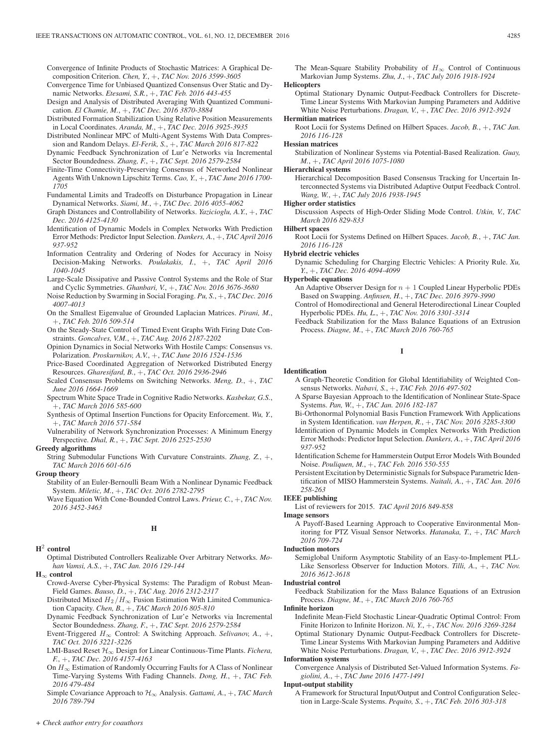Convergence of Infinite Products of Stochastic Matrices: A Graphical Decomposition Criterion. *Chen, Y.*, +, *TAC Nov. 2016 3599-3605*

Convergence Time for Unbiased Quantized Consensus Over Static and Dynamic Networks. *Etesami, S.R.*, +, *TAC Feb. 2016 443-455*

Design and Analysis of Distributed Averaging With Quantized Communication. *El Chamie, M.*, +, *TAC Dec. 2016 3870-3884*

Distributed Formation Stabilization Using Relative Position Measurements in Local Coordinates. *Aranda, M.*, +, *TAC Dec. 2016 3925-3935*

Distributed Nonlinear MPC of Multi-Agent Systems With Data Compression and Random Delays. *El-Ferik, S.*, +, *TAC March 2016 817-822*

Dynamic Feedback Synchronization of Lur'e Networks via Incremental Sector Boundedness. *Zhang, F.*, +, *TAC Sept. 2016 2579-2584*

Finite-Time Connectivity-Preserving Consensus of Networked Nonlinear Agents With Unknown Lipschitz Terms. *Cao, Y.*, +, *TAC June 2016 1700-1705*

Fundamental Limits and Tradeoffs on Disturbance Propagation in Linear Dynamical Networks. *Siami, M.*, +, *TAC Dec. 2016 4055-4062*

Graph Distances and Controllability of Networks. *Yazicioglu, A.Y.*, +, *TAC Dec. 2016 4125-4130*

Identification of Dynamic Models in Complex Networks With Prediction Error Methods: Predictor Input Selection. *Dankers, A.*, +, *TAC April 2016 937-952*

Information Centrality and Ordering of Nodes for Accuracy in Noisy Decision-Making Networks. *Poulakakis, I.*, +, *TAC April 2016 1040-1045*

Large-Scale Dissipative and Passive Control Systems and the Role of Star and Cyclic Symmetries. *Ghanbari, V.*, +, *TAC Nov. 2016 3676-3680*

Noise Reduction by Swarming in Social Foraging. *Pu, S.*, +, *TAC Dec. 2016 4007-4013*

On the Smallest Eigenvalue of Grounded Laplacian Matrices. *Pirani, M.*, +, *TAC Feb. 2016 509-514*

On the Steady-State Control of Timed Event Graphs With Firing Date Constraints. *Goncalves, V.M.*, +, *TAC Aug. 2016 2187-2202*

Opinion Dynamics in Social Networks With Hostile Camps: Consensus vs. Polarization. *Proskurnikov, A.V.*, +, *TAC June 2016 1524-1536*

Price-Based Coordinated Aggregation of Networked Distributed Energy Resources. *Gharesifard, B.*, +, *TAC Oct. 2016 2936-2946*

Scaled Consensus Problems on Switching Networks. *Meng, D.*, +, *TAC June 2016 1664-1669*

Spectrum White Space Trade in Cognitive Radio Networks. *Kasbekar, G.S.*, +, *TAC March 2016 585-600*

Synthesis of Optimal Insertion Functions for Opacity Enforcement. *Wu, Y.*, +, *TAC March 2016 571-584*

Vulnerability of Network Synchronization Processes: A Minimum Energy Perspective. *Dhal, R.*, +, *TAC Sept. 2016 2525-2530*

**Greedy algorithms**

String Submodular Functions With Curvature Constraints. *Zhang, Z.*, +, *TAC March 2016 601-616*

**Group theory**

Stability of an Euler-Bernoulli Beam With a Nonlinear Dynamic Feedback System. *Miletic, M.*, +, *TAC Oct. 2016 2782-2795*

Wave Equation With Cone-Bounded Control Laws. *Prieur, C.*, +, *TAC Nov. 2016 3452-3463*

## H

**$H^2$ control**

Optimal Distributed Controllers Realizable Over Arbitrary Networks. *Mohan Vamsi, A.S.*, +, *TAC Jan. 2016 129-144*

**$H_\infty$ control**

Crowd-Averse Cyber-Physical Systems: The Paradigm of Robust Mean-Field Games. *Bauso, D.*, +, *TAC Aug. 2016 2312-2317*

Distributed Mixed $H_2/H_\infty$ Fusion Estimation With Limited Communication Capacity. *Chen, B.*, +, *TAC March 2016 805-810*

Dynamic Feedback Synchronization of Lur'e Networks via Incremental Sector Boundedness. *Zhang, F.*, +, *TAC Sept. 2016 2579-2584*

Event-Triggered $H_\infty$ Control: A Switching Approach. *Selivanov, A.*, +, *TAC Oct. 2016 3221-3226*

LMI-Based Reset $\mathcal{H}_\infty$ Design for Linear Continuous-Time Plants. *Fichera, F.*, +, *TAC Dec. 2016 4157-4163*

On $H_\infty$ Estimation of Randomly Occurring Faults for A Class of Nonlinear Time-Varying Systems With Fading Channels. *Dong, H.*, +, *TAC Feb. 2016 479-484*

Simple Covariance Approach to $\mathcal{H}_\infty$ Analysis. *Gattami, A.*, +, *TAC March 2016 789-794*

The Mean-Square Stability Probability of $H_\infty$ Control of Continuous Markovian Jump Systems. *Zhu, J.*, +, *TAC July 2016 1918-1924*

**Helicopters**

Optimal Stationary Dynamic Output-Feedback Controllers for Discrete-Time Linear Systems With Markovian Jumping Parameters and Additive White Noise Perturbations. *Dragan, V.*, +, *TAC Dec. 2016 3912-3924*

**Hermitian matrices**

Root Locii for Systems Defined on Hilbert Spaces. *Jacob, B.*, +, *TAC Jan. 2016 116-128*

**Hessian matrices**

Stabilization of Nonlinear Systems via Potential-Based Realization. *Guay, M.*, +, *TAC April 2016 1075-1080*

**Hierarchical systems**

Hierarchical Decomposition Based Consensus Tracking for Uncertain Interconnected Systems via Distributed Adaptive Output Feedback Control. *Wang, W.*, +, *TAC July 2016 1938-1945*

**Higher order statistics**

Discussion Aspects of High-Order Sliding Mode Control. *Utkin, V.*, *TAC March 2016 829-833*

**Hilbert spaces**

Root Locii for Systems Defined on Hilbert Spaces. *Jacob, B.*, +, *TAC Jan. 2016 116-128*

**Hybrid electric vehicles**

Dynamic Scheduling for Charging Electric Vehicles: A Priority Rule. *Xu, Y.*, +, *TAC Dec. 2016 4094-4099*

**Hyperbolic equations**

An Adaptive Observer Design for $n+1$ Coupled Linear Hyperbolic PDEs Based on Swapping. *Anfinsen, H.*, +, *TAC Dec. 2016 3979-3990*

Control of Homodirectional and General Heterodirectional Linear Coupled Hyperbolic PDEs. *Hu, L.*, +, *TAC Nov. 2016 3301-3314*

Feedback Stabilization for the Mass Balance Equations of an Extrusion Process. *Diagne, M.*, +, *TAC March 2016 760-765*

## I

**Identification**

A Graph-Theoretic Condition for Global Identifiability of Weighted Consensus Networks. *Nabavi, S.*, +, *TAC Feb. 2016 497-502*

A Sparse Bayesian Approach to the Identification of Nonlinear State-Space Systems. *Pan, W.*, +, *TAC Jan. 2016 182-187*

Bi-Orthonormal Polynomial Basis Function Framework With Applications in System Identification. *van Herpen, R.*, +, *TAC Nov. 2016 3285-3300*

Identification of Dynamic Models in Complex Networks With Prediction Error Methods: Predictor Input Selection. *Dankers, A.*, +, *TAC April 2016 937-952*

Identification Scheme for Hammerstein Output Error Models With Bounded Noise. *Pouliquen, M.*, +, *TAC Feb. 2016 550-555*

Persistent Excitation by Deterministic Signals for Subspace Parametric Identification of MISO Hammerstein Systems. *Naitali, A.*, +, *TAC Jan. 2016 258-263*

**IEEE publishing**

List of reviewers for 2015. *TAC April 2016 849-858*

**Image sensors**

A Payoff-Based Learning Approach to Cooperative Environmental Monitoring for PTZ Visual Sensor Networks. *Hatanaka, T.*, +, *TAC March 2016 709-724*

**Induction motors**

Semiglobal Uniform Asymptotic Stability of an Easy-to-Implement PLL-Like Sensorless Observer for Induction Motors. *Tilli, A.*, +, *TAC Nov. 2016 3612-3618*

**Industrial control**

Feedback Stabilization for the Mass Balance Equations of an Extrusion Process. *Diagne, M.*, +, *TAC March 2016 760-765*

**Infinite horizon**

Indefinite Mean-Field Stochastic Linear-Quadratic Optimal Control: From Finite Horizon to Infinite Horizon. *Ni, Y.*, +, *TAC Nov. 2016 3269-3284*

Optimal Stationary Dynamic Output-Feedback Controllers for Discrete-Time Linear Systems With Markovian Jumping Parameters and Additive White Noise Perturbations. *Dragan, V.*, +, *TAC Dec. 2016 3912-3924*

**Information systems**

Convergence Analysis of Distributed Set-Valued Information Systems. *Fagiolini, A.*, +, *TAC June 2016 1477-1491*

**Input-output stability**

A Framework for Structural Input/Output and Control Configuration Selection in Large-Scale Systems. *Pequito, S.*, +, *TAC Feb. 2016 303-318*

*+ Check author entry for coauthors*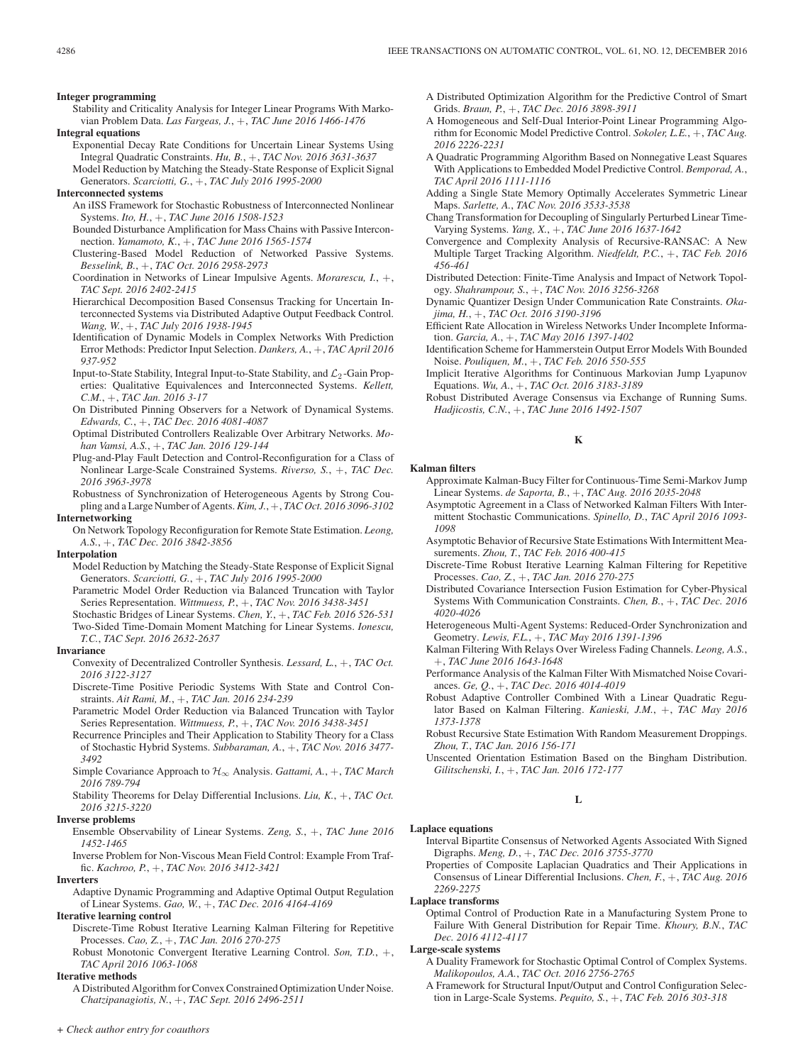**Integer programming**

Stability and Criticality Analysis for Integer Linear Programs With Markovian Problem Data. *Las Fargeas, J.*, +, *TAC June 2016 1466-1476*

**Integral equations**

Exponential Decay Rate Conditions for Uncertain Linear Systems Using Integral Quadratic Constraints. *Hu, B.*, +, *TAC Nov. 2016 3631-3637*

Model Reduction by Matching the Steady-State Response of Explicit Signal Generators. *Scarciotti, G.*, +, *TAC July 2016 1995-2000*

**Interconnected systems**

An iISS Framework for Stochastic Robustness of Interconnected Nonlinear Systems. *Ito, H.*, +, *TAC June 2016 1508-1523*

Bounded Disturbance Amplification for Mass Chains with Passive Interconnection. *Yamamoto, K.*, +, *TAC June 2016 1565-1574*

Clustering-Based Model Reduction of Networked Passive Systems. *Besselink, B.*, +, *TAC Oct. 2016 2958-2973*

Coordination in Networks of Linear Impulsive Agents. *Morarescu, I.*, +, *TAC Sept. 2016 2402-2415*

Hierarchical Decomposition Based Consensus Tracking for Uncertain Interconnected Systems via Distributed Adaptive Output Feedback Control. *Wang, W.*, +, *TAC July 2016 1938-1945*

Identification of Dynamic Models in Complex Networks With Prediction Error Methods: Predictor Input Selection. *Dankers, A.*, +, *TAC April 2016 937-952*

Input-to-State Stability, Integral Input-to-State Stability, and $\mathcal{L}_2$-Gain Properties: Qualitative Equivalences and Interconnected Systems. *Kellett, C.M.*, +, *TAC Jan. 2016 3-17*

On Distributed Pinning Observers for a Network of Dynamical Systems. *Edwards, C.*, +, *TAC Dec. 2016 4081-4087*

Optimal Distributed Controllers Realizable Over Arbitrary Networks. *Mohan Vamsi, A.S.*, +, *TAC Jan. 2016 129-144*

Plug-and-Play Fault Detection and Control-Reconfiguration for a Class of Nonlinear Large-Scale Constrained Systems. *Riverso, S.*, +, *TAC Dec. 2016 3963-3978*

Robustness of Synchronization of Heterogeneous Agents by Strong Coupling and a Large Number of Agents. *Kim, J.*, +, *TAC Oct. 2016 3096-3102*

**Internetworking**

On Network Topology Reconfiguration for Remote State Estimation. *Leong, A.S.*, +, *TAC Dec. 2016 3842-3856*

**Interpolation**

Model Reduction by Matching the Steady-State Response of Explicit Signal Generators. *Scarciotti, G.*, +, *TAC July 2016 1995-2000*

Parametric Model Order Reduction via Balanced Truncation with Taylor Series Representation. *Wittmuess, P.*, +, *TAC Nov. 2016 3438-3451*

Stochastic Bridges of Linear Systems. *Chen, Y.*, +, *TAC Feb. 2016 526-531*

Two-Sided Time-Domain Moment Matching for Linear Systems. *Ionescu, T.C.*, *TAC Sept. 2016 2632-2637*

**Invariance**

Convexity of Decentralized Controller Synthesis. *Lessard, L.*, +, *TAC Oct. 2016 3122-3127*

Discrete-Time Positive Periodic Systems With State and Control Constraints. *Ait Rami, M.*, +, *TAC Jan. 2016 234-239*

Parametric Model Order Reduction via Balanced Truncation with Taylor Series Representation. *Wittmuess, P.*, +, *TAC Nov. 2016 3438-3451*

Recurrence Principles and Their Application to Stability Theory for a Class of Stochastic Hybrid Systems. *Subbaraman, A.*, +, *TAC Nov. 2016 3477-3492*

Simple Covariance Approach to $\mathcal{H}_\infty$ Analysis. *Gattami, A.*, +, *TAC March 2016 789-794*

Stability Theorems for Delay Differential Inclusions. *Liu, K.*, +, *TAC Oct. 2016 3215-3220*

**Inverse problems**

Ensemble Observability of Linear Systems. *Zeng, S.*, +, *TAC June 2016 1452-1465*

Inverse Problem for Non-Viscous Mean Field Control: Example From Traffic. *Kachroo, P.*, +, *TAC Nov. 2016 3412-3421*

**Inverters**

Adaptive Dynamic Programming and Adaptive Optimal Output Regulation of Linear Systems. *Gao, W.*, +, *TAC Dec. 2016 4164-4169*

**Iterative learning control**

Discrete-Time Robust Iterative Learning Kalman Filtering for Repetitive Processes. *Cao, Z.*, +, *TAC Jan. 2016 270-275*

Robust Monotonic Convergent Iterative Learning Control. *Son, T.D.*, +, *TAC April 2016 1063-1068*

**Iterative methods**

A Distributed Algorithm for Convex Constrained Optimization Under Noise. *Chatzipanagiotis, N.*, +, *TAC Sept. 2016 2496-2511*

A Distributed Optimization Algorithm for the Predictive Control of Smart Grids. *Braun, P.*, +, *TAC Dec. 2016 3898-3911*

A Homogeneous and Self-Dual Interior-Point Linear Programming Algorithm for Economic Model Predictive Control. *Sokoler, L.E.*, +, *TAC Aug. 2016 2226-2231*

A Quadratic Programming Algorithm Based on Nonnegative Least Squares With Applications to Embedded Model Predictive Control. *Bemporad, A.*, *TAC April 2016 1111-1116*

Adding a Single State Memory Optimally Accelerates Symmetric Linear Maps. *Sarlette, A.*, *TAC Nov. 2016 3533-3538*

Chang Transformation for Decoupling of Singularly Perturbed Linear Time-Varying Systems. *Yang, X.*, +, *TAC June 2016 1637-1642*

Convergence and Complexity Analysis of Recursive-RANSAC: A New Multiple Target Tracking Algorithm. *Niedfeldt, P.C.*, +, *TAC Feb. 2016 456-461*

Distributed Detection: Finite-Time Analysis and Impact of Network Topology. *Shahrampour, S.*, +, *TAC Nov. 2016 3256-3268*

Dynamic Quantizer Design Under Communication Rate Constraints. *Okajima, H.*, +, *TAC Oct. 2016 3190-3196*

Efficient Rate Allocation in Wireless Networks Under Incomplete Information. *Garcia, A.*, +, *TAC May 2016 1397-1402*

Identification Scheme for Hammerstein Output Error Models With Bounded Noise. *Pouliquen, M.*, +, *TAC Feb. 2016 550-555*

Implicit Iterative Algorithms for Continuous Markovian Jump Lyapunov Equations. *Wu, A.*, +, *TAC Oct. 2016 3183-3189*

Robust Distributed Average Consensus via Exchange of Running Sums. *Hadjicostis, C.N.*, +, *TAC June 2016 1492-1507*

## K

**Kalman filters**

Approximate Kalman-Bucy Filter for Continuous-Time Semi-Markov Jump Linear Systems. *de Saporta, B.*, +, *TAC Aug. 2016 2035-2048*

Asymptotic Agreement in a Class of Networked Kalman Filters With Intermittent Stochastic Communications. *Spinello, D.*, *TAC April 2016 1093-1098*

Asymptotic Behavior of Recursive State Estimations With Intermittent Measurements. *Zhou, T.*, *TAC Feb. 2016 400-415*

Discrete-Time Robust Iterative Learning Kalman Filtering for Repetitive Processes. *Cao, Z.*, +, *TAC Jan. 2016 270-275*

Distributed Covariance Intersection Fusion Estimation for Cyber-Physical Systems With Communication Constraints. *Chen, B.*, +, *TAC Dec. 2016 4020-4026*

Heterogeneous Multi-Agent Systems: Reduced-Order Synchronization and Geometry. *Lewis, F.L.*, +, *TAC May 2016 1391-1396*

Kalman Filtering With Relays Over Wireless Fading Channels. *Leong, A.S.*, +, *TAC June 2016 1643-1648*

Performance Analysis of the Kalman Filter With Mismatched Noise Covariances. *Ge, Q.*, +, *TAC Dec. 2016 4014-4019*

Robust Adaptive Controller Combined With a Linear Quadratic Regulator Based on Kalman Filtering. *Kanieski, J.M.*, +, *TAC May 2016 1373-1378*

Robust Recursive State Estimation With Random Measurement Droppings. *Zhou, T.*, *TAC Jan. 2016 156-171*

Unscented Orientation Estimation Based on the Bingham Distribution. *Gilitschenski, I.*, +, *TAC Jan. 2016 172-177*

## L

**Laplace equations**

Interval Bipartite Consensus of Networked Agents Associated With Signed Digraphs. *Meng, D.*, +, *TAC Dec. 2016 3755-3770*

Properties of Composite Laplacian Quadratics and Their Applications in Consensus of Linear Differential Inclusions. *Chen, F.*, +, *TAC Aug. 2016 2269-2275*

**Laplace transforms**

Optimal Control of Production Rate in a Manufacturing System Prone to Failure With General Distribution for Repair Time. *Khoury, B.N.*, *TAC Dec. 2016 4112-4117*

**Large-scale systems**

A Duality Framework for Stochastic Optimal Control of Complex Systems. *Malikopoulos, A.A.*, *TAC Oct. 2016 2756-2765*

A Framework for Structural Input/Output and Control Configuration Selection in Large-Scale Systems. *Pequito, S.*, +, *TAC Feb. 2016 303-318*

*+ Check author entry for coauthors*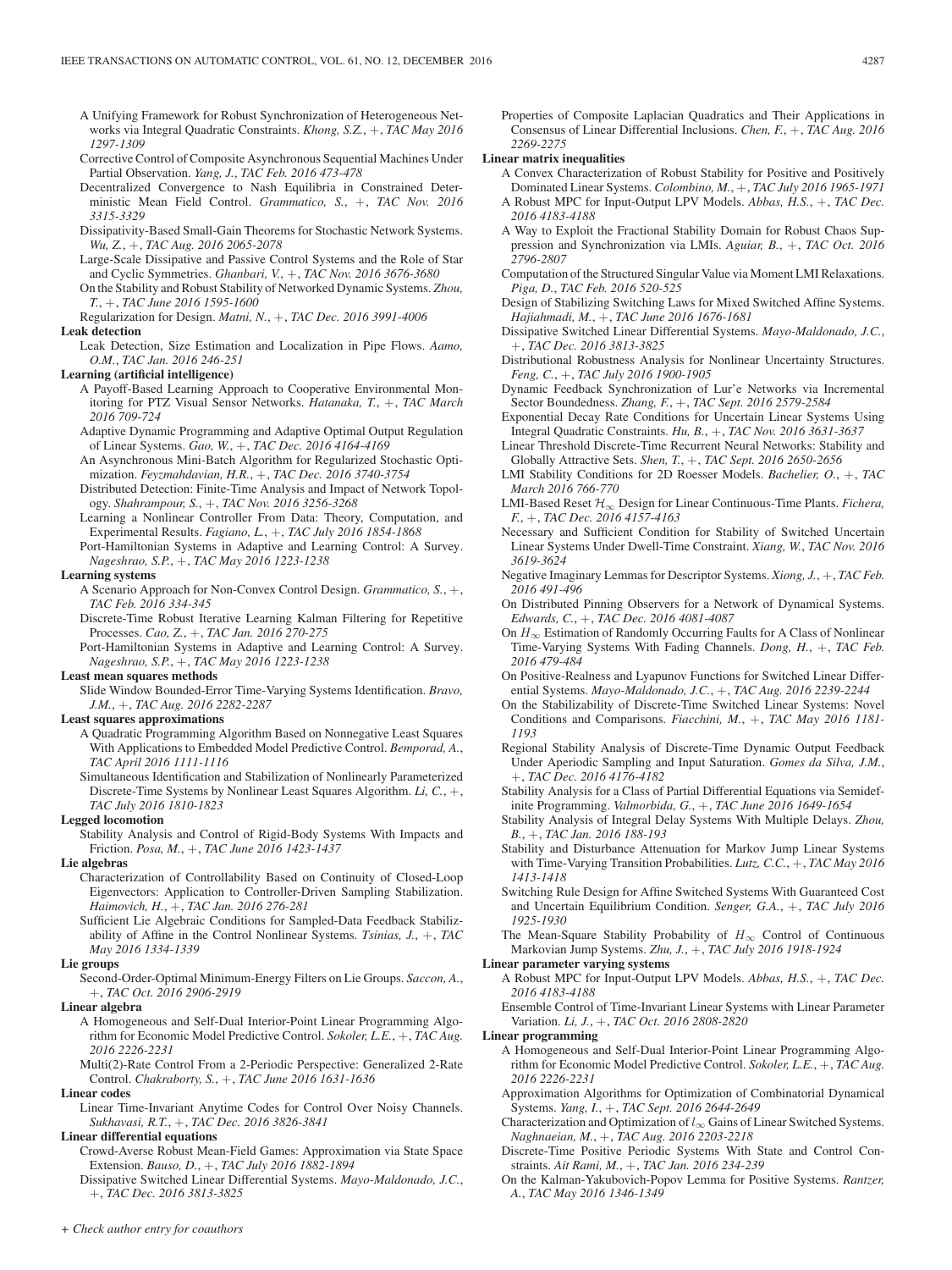A Unifying Framework for Robust Synchronization of Heterogeneous Networks via Integral Quadratic Constraints. *Khong, S.Z.*, +, *TAC May 2016 1297-1309*

Corrective Control of Composite Asynchronous Sequential Machines Under Partial Observation. *Yang, J.*, *TAC Feb. 2016 473-478*

Decentralized Convergence to Nash Equilibria in Constrained Deterministic Mean Field Control. *Grammatico, S.*, +, *TAC Nov. 2016 3315-3329*

Dissipativity-Based Small-Gain Theorems for Stochastic Network Systems. *Wu, Z.*, +, *TAC Aug. 2016 2065-2078*

Large-Scale Dissipative and Passive Control Systems and the Role of Star and Cyclic Symmetries. *Ghanbari, V.*, +, *TAC Nov. 2016 3676-3680*

On the Stability and Robust Stability of Networked Dynamic Systems. *Zhou, T.*, +, *TAC June 2016 1595-1600*

Regularization for Design. *Matni, N.*, +, *TAC Dec. 2016 3991-4006*

**Leak detection**

Leak Detection, Size Estimation and Localization in Pipe Flows. *Aamo, O.M.*, *TAC Jan. 2016 246-251*

**Learning (artificial intelligence)**

A Payoff-Based Learning Approach to Cooperative Environmental Monitoring for PTZ Visual Sensor Networks. *Hatanaka, T.*, +, *TAC March 2016 709-724*

Adaptive Dynamic Programming and Adaptive Optimal Output Regulation of Linear Systems. *Gao, W.*, +, *TAC Dec. 2016 4164-4169*

An Asynchronous Mini-Batch Algorithm for Regularized Stochastic Optimization. *Feyzmahdavian, H.R.*, +, *TAC Dec. 2016 3740-3754*

Distributed Detection: Finite-Time Analysis and Impact of Network Topology. *Shahrampour, S.*, +, *TAC Nov. 2016 3256-3268*

Learning a Nonlinear Controller From Data: Theory, Computation, and Experimental Results. *Fagiano, L.*, +, *TAC July 2016 1854-1868*

Port-Hamiltonian Systems in Adaptive and Learning Control: A Survey. *Nageshrao, S.P.*, +, *TAC May 2016 1223-1238*

**Learning systems**

A Scenario Approach for Non-Convex Control Design. *Grammatico, S.*, +, *TAC Feb. 2016 334-345*

Discrete-Time Robust Iterative Learning Kalman Filtering for Repetitive Processes. *Cao, Z.*, +, *TAC Jan. 2016 270-275*

Port-Hamiltonian Systems in Adaptive and Learning Control: A Survey. *Nageshrao, S.P.*, +, *TAC May 2016 1223-1238*

**Least mean squares methods**

Slide Window Bounded-Error Time-Varying Systems Identification. *Bravo, J.M.*, +, *TAC Aug. 2016 2282-2287*

**Least squares approximations**

A Quadratic Programming Algorithm Based on Nonnegative Least Squares With Applications to Embedded Model Predictive Control. *Bemporad, A.*, *TAC April 2016 1111-1116*

Simultaneous Identification and Stabilization of Nonlinearly Parameterized Discrete-Time Systems by Nonlinear Least Squares Algorithm. *Li, C.*, +, *TAC July 2016 1810-1823*

**Legged locomotion**

Stability Analysis and Control of Rigid-Body Systems With Impacts and Friction. *Posa, M.*, +, *TAC June 2016 1423-1437*

**Lie algebras**

Characterization of Controllability Based on Continuity of Closed-Loop Eigenvectors: Application to Controller-Driven Sampling Stabilization. *Haimovich, H.*, +, *TAC Jan. 2016 276-281*

Sufficient Lie Algebraic Conditions for Sampled-Data Feedback Stabilizability of Affine in the Control Nonlinear Systems. *Tsinias, J.*, +, *TAC May 2016 1334-1339*

**Lie groups**

Second-Order-Optimal Minimum-Energy Filters on Lie Groups. *Saccon, A.*, +, *TAC Oct. 2016 2906-2919*

**Linear algebra**

A Homogeneous and Self-Dual Interior-Point Linear Programming Algorithm for Economic Model Predictive Control. *Sokoler, L.E.*, +, *TAC Aug. 2016 2226-2231*

Multi(2)-Rate Control From a 2-Periodic Perspective: Generalized 2-Rate Control. *Chakraborty, S.*, +, *TAC June 2016 1631-1636*

**Linear codes**

Linear Time-Invariant Anytime Codes for Control Over Noisy Channels. *Sukhavasi, R.T.*, +, *TAC Dec. 2016 3826-3841*

**Linear differential equations**

Crowd-Averse Robust Mean-Field Games: Approximation via State Space Extension. *Bauso, D.*, +, *TAC July 2016 1882-1894*

Dissipative Switched Linear Differential Systems. *Mayo-Maldonado, J.C.*, +, *TAC Dec. 2016 3813-3825*

Properties of Composite Laplacian Quadratics and Their Applications in Consensus of Linear Differential Inclusions. *Chen, F.*, +, *TAC Aug. 2016 2269-2275*

**Linear matrix inequalities**

A Convex Characterization of Robust Stability for Positive and Positively Dominated Linear Systems. *Colombino, M.*, +, *TAC July 2016 1965-1971*

A Robust MPC for Input-Output LPV Models. *Abbas, H.S.*, +, *TAC Dec. 2016 4183-4188*

A Way to Exploit the Fractional Stability Domain for Robust Chaos Suppression and Synchronization via LMIs. *Aguiar, B.*, +, *TAC Oct. 2016 2796-2807*

Computation of the Structured Singular Value via Moment LMI Relaxations. *Piga, D.*, *TAC Feb. 2016 520-525*

Design of Stabilizing Switching Laws for Mixed Switched Affine Systems. *Hajiahmadi, M.*, +, *TAC June 2016 1676-1681*

Dissipative Switched Linear Differential Systems. *Mayo-Maldonado, J.C.*, +, *TAC Dec. 2016 3813-3825*

Distributional Robustness Analysis for Nonlinear Uncertainty Structures. *Feng, C.*, +, *TAC July 2016 1900-1905*

Dynamic Feedback Synchronization of Lur'e Networks via Incremental Sector Boundedness. *Zhang, F.*, +, *TAC Sept. 2016 2579-2584*

Exponential Decay Rate Conditions for Uncertain Linear Systems Using Integral Quadratic Constraints. *Hu, B.*, +, *TAC Nov. 2016 3631-3637*

Linear Threshold Discrete-Time Recurrent Neural Networks: Stability and Globally Attractive Sets. *Shen, T.*, +, *TAC Sept. 2016 2650-2656*

LMI Stability Conditions for 2D Roesser Models. *Bachelier, O.*, +, *TAC March 2016 766-770*

LMI-Based Reset $\mathcal{H}_\infty$ Design for Linear Continuous-Time Plants. *Fichera, F.*, +, *TAC Dec. 2016 4157-4163*

Necessary and Sufficient Condition for Stability of Switched Uncertain Linear Systems Under Dwell-Time Constraint. *Xiang, W.*, *TAC Nov. 2016 3619-3624*

Negative Imaginary Lemmas for Descriptor Systems. *Xiong, J.*, +, *TAC Feb. 2016 491-496*

On Distributed Pinning Observers for a Network of Dynamical Systems. *Edwards, C.*, +, *TAC Dec. 2016 4081-4087*

On $H_\infty$ Estimation of Randomly Occurring Faults for A Class of Nonlinear Time-Varying Systems With Fading Channels. *Dong, H.*, +, *TAC Feb. 2016 479-484*

On Positive-Realness and Lyapunov Functions for Switched Linear Differential Systems. *Mayo-Maldonado, J.C.*, +, *TAC Aug. 2016 2239-2244*

On the Stabilizability of Discrete-Time Switched Linear Systems: Novel Conditions and Comparisons. *Fiacchini, M.*, +, *TAC May 2016 1181-1193*

Regional Stability Analysis of Discrete-Time Dynamic Output Feedback Under Aperiodic Sampling and Input Saturation. *Gomes da Silva, J.M.*, +, *TAC Dec. 2016 4176-4182*

Stability Analysis for a Class of Partial Differential Equations via Semidefinite Programming. *Valmorbida, G.*, +, *TAC June 2016 1649-1654*

Stability Analysis of Integral Delay Systems With Multiple Delays. *Zhou, B.*, +, *TAC Jan. 2016 188-193*

Stability and Disturbance Attenuation for Markov Jump Linear Systems with Time-Varying Transition Probabilities. *Lutz, C.C.*, +, *TAC May 2016 1413-1418*

Switching Rule Design for Affine Switched Systems With Guaranteed Cost and Uncertain Equilibrium Condition. *Senger, G.A.*, +, *TAC July 2016 1925-1930*

The Mean-Square Stability Probability of $H_\infty$ Control of Continuous Markovian Jump Systems. *Zhu, J.*, +, *TAC July 2016 1918-1924*

**Linear parameter varying systems**

A Robust MPC for Input-Output LPV Models. *Abbas, H.S.*, +, *TAC Dec. 2016 4183-4188*

Ensemble Control of Time-Invariant Linear Systems with Linear Parameter Variation. *Li, J.*, +, *TAC Oct. 2016 2808-2820*

**Linear programming**

A Homogeneous and Self-Dual Interior-Point Linear Programming Algorithm for Economic Model Predictive Control. *Sokoler, L.E.*, +, *TAC Aug. 2016 2226-2231*

Approximation Algorithms for Optimization of Combinatorial Dynamical Systems. *Yang, I.*, +, *TAC Sept. 2016 2644-2649*

Characterization and Optimization of $l_\infty$ Gains of Linear Switched Systems. *Naghnaeian, M.*, +, *TAC Aug. 2016 2203-2218*

Discrete-Time Positive Periodic Systems With State and Control Constraints. *Ait Rami, M.*, +, *TAC Jan. 2016 234-239*

On the Kalman-Yakubovich-Popov Lemma for Positive Systems. *Rantzer, A.*, *TAC May 2016 1346-1349*

+ *Check author entry for coauthors*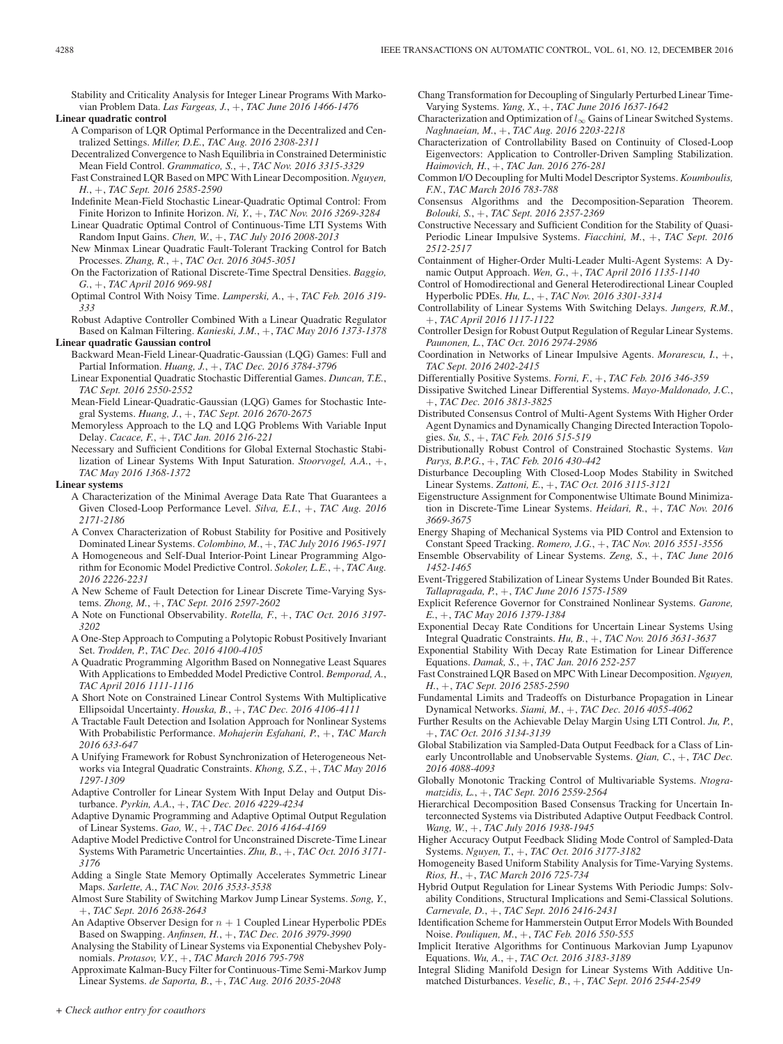Stability and Criticality Analysis for Integer Linear Programs With Markovian Problem Data. *Las Fargeas, J.*, +, *TAC June 2016 1466-1476*

**Linear quadratic control**

A Comparison of LQR Optimal Performance in the Decentralized and Centralized Settings. *Miller, D.E.*, *TAC Aug. 2016 2308-2311*

Decentralized Convergence to Nash Equilibria in Constrained Deterministic Mean Field Control. *Grammatico, S.*, +, *TAC Nov. 2016 3315-3329*

Fast Constrained LQR Based on MPC With Linear Decomposition. *Nguyen, H.*, +, *TAC Sept. 2016 2585-2590*

Indefinite Mean-Field Stochastic Linear-Quadratic Optimal Control: From Finite Horizon to Infinite Horizon. *Ni, Y.*, +, *TAC Nov. 2016 3269-3284*

Linear Quadratic Optimal Control of Continuous-Time LTI Systems With Random Input Gains. *Chen, W.*, +, *TAC July 2016 2008-2013*

New Minmax Linear Quadratic Fault-Tolerant Tracking Control for Batch Processes. *Zhang, R.*, +, *TAC Oct. 2016 3045-3051*

On the Factorization of Rational Discrete-Time Spectral Densities. *Baggio, G.*, +, *TAC April 2016 969-981*

Optimal Control With Noisy Time. *Lamperski, A.*, +, *TAC Feb. 2016 319-333*

Robust Adaptive Controller Combined With a Linear Quadratic Regulator Based on Kalman Filtering. *Kanieski, J.M.*, +, *TAC May 2016 1373-1378*

**Linear quadratic Gaussian control**

Backward Mean-Field Linear-Quadratic-Gaussian (LQG) Games: Full and Partial Information. *Huang, J.*, +, *TAC Dec. 2016 3784-3796*

Linear Exponential Quadratic Stochastic Differential Games. *Duncan, T.E.*, *TAC Sept. 2016 2550-2552*

Mean-Field Linear-Quadratic-Gaussian (LQG) Games for Stochastic Integral Systems. *Huang, J.*, +, *TAC Sept. 2016 2670-2675*

Memoryless Approach to the LQ and LQG Problems With Variable Input Delay. *Cacace, F.*, +, *TAC Jan. 2016 216-221*

Necessary and Sufficient Conditions for Global External Stochastic Stabilization of Linear Systems With Input Saturation. *Stoorvogel, A.A.*, +, *TAC May 2016 1368-1372*

**Linear systems**

A Characterization of the Minimal Average Data Rate That Guarantees a Given Closed-Loop Performance Level. *Silva, E.I.*, +, *TAC Aug. 2016 2171-2186*

A Convex Characterization of Robust Stability for Positive and Positively Dominated Linear Systems. *Colombino, M.*, +, *TAC July 2016 1965-1971*

A Homogeneous and Self-Dual Interior-Point Linear Programming Algorithm for Economic Model Predictive Control. *Sokoler, L.E.*, +, *TAC Aug. 2016 2226-2231*

A New Scheme of Fault Detection for Linear Discrete Time-Varying Systems. *Zhong, M.*, +, *TAC Sept. 2016 2597-2602*

A Note on Functional Observability. *Rotella, F.*, +, *TAC Oct. 2016 3197-3202*

A One-Step Approach to Computing a Polytopic Robust Positively Invariant Set. *Trodden, P.*, *TAC Dec. 2016 4100-4105*

A Quadratic Programming Algorithm Based on Nonnegative Least Squares With Applications to Embedded Model Predictive Control. *Bemporad, A.*, *TAC April 2016 1111-1116*

A Short Note on Constrained Linear Control Systems With Multiplicative Ellipsoidal Uncertainty. *Houska, B.*, +, *TAC Dec. 2016 4106-4111*

A Tractable Fault Detection and Isolation Approach for Nonlinear Systems With Probabilistic Performance. *Mohajerin Esfahani, P.*, +, *TAC March 2016 633-647*

A Unifying Framework for Robust Synchronization of Heterogeneous Networks via Integral Quadratic Constraints. *Khong, S.Z.*, +, *TAC May 2016 1297-1309*

Adaptive Controller for Linear System With Input Delay and Output Disturbance. *Pyrkin, A.A.*, +, *TAC Dec. 2016 4229-4234*

Adaptive Dynamic Programming and Adaptive Optimal Output Regulation of Linear Systems. *Gao, W.*, +, *TAC Dec. 2016 4164-4169*

Adaptive Model Predictive Control for Unconstrained Discrete-Time Linear Systems With Parametric Uncertainties. *Zhu, B.*, +, *TAC Oct. 2016 3171-3176*

Adding a Single State Memory Optimally Accelerates Symmetric Linear Maps. *Sarlette, A.*, *TAC Nov. 2016 3533-3538*

Almost Sure Stability of Switching Markov Jump Linear Systems. *Song, Y.*, +, *TAC Sept. 2016 2638-2643*

An Adaptive Observer Design for $n+1$ Coupled Linear Hyperbolic PDEs Based on Swapping. *Anfinsen, H.*, +, *TAC Dec. 2016 3979-3990*

Analysing the Stability of Linear Systems via Exponential Chebyshev Polynomials. *Protasov, V.Y.*, +, *TAC March 2016 795-798*

Approximate Kalman-Bucy Filter for Continuous-Time Semi-Markov Jump Linear Systems. *de Saporta, B.*, +, *TAC Aug. 2016 2035-2048*

Chang Transformation for Decoupling of Singularly Perturbed Linear Time-Varying Systems. *Yang, X.*, +, *TAC June 2016 1637-1642*

Characterization and Optimization of $l_\infty$ Gains of Linear Switched Systems. *Naghnaeian, M.*, +, *TAC Aug. 2016 2203-2218*

Characterization of Controllability Based on Continuity of Closed-Loop Eigenvectors: Application to Controller-Driven Sampling Stabilization. *Haimovich, H.*, +, *TAC Jan. 2016 276-281*

Common I/O Decoupling for Multi Model Descriptor Systems. *Koumboulis, F.N.*, *TAC March 2016 783-788*

Consensus Algorithms and the Decomposition-Separation Theorem. *Bolouki, S.*, +, *TAC Sept. 2016 2357-2369*

Constructive Necessary and Sufficient Condition for the Stability of Quasi-Periodic Linear Impulsive Systems. *Fiacchini, M.*, +, *TAC Sept. 2016 2512-2517*

Containment of Higher-Order Multi-Leader Multi-Agent Systems: A Dynamic Output Approach. *Wen, G.*, +, *TAC April 2016 1135-1140*

Control of Homodirectional and General Heterodirectional Linear Coupled Hyperbolic PDEs. *Hu, L.*, +, *TAC Nov. 2016 3301-3314*

Controllability of Linear Systems With Switching Delays. *Jungers, R.M.*, +, *TAC April 2016 1117-1122*

Controller Design for Robust Output Regulation of Regular Linear Systems. *Paunonen, L.*, *TAC Oct. 2016 2974-2986*

Coordination in Networks of Linear Impulsive Agents. *Morarescu, I.*, +, *TAC Sept. 2016 2402-2415*

Differentially Positive Systems. *Forni, F.*, +, *TAC Feb. 2016 346-359*

Dissipative Switched Linear Differential Systems. *Mayo-Maldonado, J.C.*, +, *TAC Dec. 2016 3813-3825*

Distributed Consensus Control of Multi-Agent Systems With Higher Order Agent Dynamics and Dynamically Changing Directed Interaction Topologies. *Su, S.*, +, *TAC Feb. 2016 515-519*

Distributionally Robust Control of Constrained Stochastic Systems. *Van Parys, B.P.G.*, +, *TAC Feb. 2016 430-442*

Disturbance Decoupling With Closed-Loop Modes Stability in Switched Linear Systems. *Zattoni, E.*, +, *TAC Oct. 2016 3115-3121*

Eigenstructure Assignment for Componentwise Ultimate Bound Minimization in Discrete-Time Linear Systems. *Heidari, R.*, +, *TAC Nov. 2016 3669-3675*

Energy Shaping of Mechanical Systems via PID Control and Extension to Constant Speed Tracking. *Romero, J.G.*, +, *TAC Nov. 2016 3551-3556*

Ensemble Observability of Linear Systems. *Zeng, S.*, +, *TAC June 2016 1452-1465*

Event-Triggered Stabilization of Linear Systems Under Bounded Bit Rates. *Tallapragada, P.*, +, *TAC June 2016 1575-1589*

Explicit Reference Governor for Constrained Nonlinear Systems. *Garone, E.*, +, *TAC May 2016 1379-1384*

Exponential Decay Rate Conditions for Uncertain Linear Systems Using Integral Quadratic Constraints. *Hu, B.*, +, *TAC Nov. 2016 3631-3637*

Exponential Stability With Decay Rate Estimation for Linear Difference Equations. *Damak, S.*, +, *TAC Jan. 2016 252-257*

Fast Constrained LQR Based on MPC With Linear Decomposition. *Nguyen, H.*, +, *TAC Sept. 2016 2585-2590*

Fundamental Limits and Tradeoffs on Disturbance Propagation in Linear Dynamical Networks. *Siami, M.*, +, *TAC Dec. 2016 4055-4062*

Further Results on the Achievable Delay Margin Using LTI Control. *Ju, P.*, +, *TAC Oct. 2016 3134-3139*

Global Stabilization via Sampled-Data Output Feedback for a Class of Linearly Uncontrollable and Unobservable Systems. *Qian, C.*, +, *TAC Dec. 2016 4088-4093*

Globally Monotonic Tracking Control of Multivariable Systems. *Ntogramatzidis, L.*, +, *TAC Sept. 2016 2559-2564*

Hierarchical Decomposition Based Consensus Tracking for Uncertain Interconnected Systems via Distributed Adaptive Output Feedback Control. *Wang, W.*, +, *TAC July 2016 1938-1945*

Higher Accuracy Output Feedback Sliding Mode Control of Sampled-Data Systems. *Nguyen, T.*, +, *TAC Oct. 2016 3177-3182*

Homogeneity Based Uniform Stability Analysis for Time-Varying Systems. *Rios, H.*, +, *TAC March 2016 725-734*

Hybrid Output Regulation for Linear Systems With Periodic Jumps: Solvability Conditions, Structural Implications and Semi-Classical Solutions. *Carnevale, D.*, +, *TAC Sept. 2016 2416-2431*

Identification Scheme for Hammerstein Output Error Models With Bounded Noise. *Pouliquen, M.*, +, *TAC Feb. 2016 550-555*

Implicit Iterative Algorithms for Continuous Markovian Jump Lyapunov Equations. *Wu, A.*, +, *TAC Oct. 2016 3183-3189*

Integral Sliding Manifold Design for Linear Systems With Additive Unmatched Disturbances. *Veselic, B.*, +, *TAC Sept. 2016 2544-2549*

*+ Check author entry for coauthors*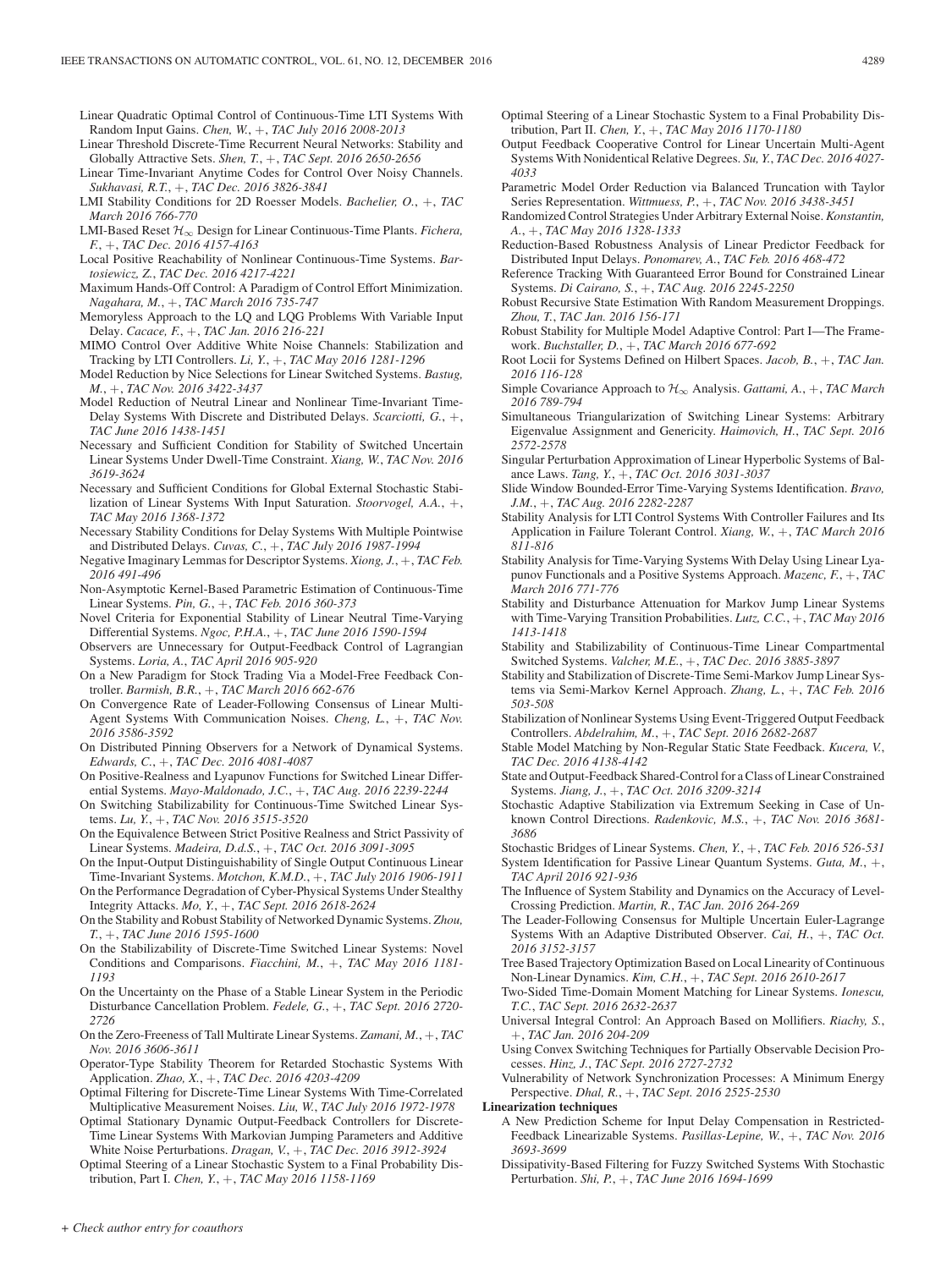Linear Quadratic Optimal Control of Continuous-Time LTI Systems With Random Input Gains. *Chen, W.*, +, *TAC July 2016 2008-2013*

Linear Threshold Discrete-Time Recurrent Neural Networks: Stability and Globally Attractive Sets. *Shen, T.*, +, *TAC Sept. 2016 2650-2656*

Linear Time-Invariant Anytime Codes for Control Over Noisy Channels. *Sukhavasi, R.T.*, +, *TAC Dec. 2016 3826-3841*

LMI Stability Conditions for 2D Roesser Models. *Bachelier, O.*, +, *TAC March 2016 766-770*

LMI-Based Reset $\mathcal{H}_\infty$ Design for Linear Continuous-Time Plants. *Fichera, F.*, +, *TAC Dec. 2016 4157-4163*

Local Positive Reachability of Nonlinear Continuous-Time Systems. *Bartosiewicz, Z.*, *TAC Dec. 2016 4217-4221*

Maximum Hands-Off Control: A Paradigm of Control Effort Minimization. *Nagahara, M.*, +, *TAC March 2016 735-747*

Memoryless Approach to the LQ and LQG Problems With Variable Input Delay. *Cacace, F.*, +, *TAC Jan. 2016 216-221*

MIMO Control Over Additive White Noise Channels: Stabilization and Tracking by LTI Controllers. *Li, Y.*, +, *TAC May 2016 1281-1296*

Model Reduction by Nice Selections for Linear Switched Systems. *Bastug, M.*, +, *TAC Nov. 2016 3422-3437*

Model Reduction of Neutral Linear and Nonlinear Time-Invariant Time-Delay Systems With Discrete and Distributed Delays. *Scarciotti, G.*, +, *TAC June 2016 1438-1451*

Necessary and Sufficient Condition for Stability of Switched Uncertain Linear Systems Under Dwell-Time Constraint. *Xiang, W.*, *TAC Nov. 2016 3619-3624*

Necessary and Sufficient Conditions for Global External Stochastic Stabilization of Linear Systems With Input Saturation. *Stoorvogel, A.A.*, +, *TAC May 2016 1368-1372*

Necessary Stability Conditions for Delay Systems With Multiple Pointwise and Distributed Delays. *Cuvas, C.*, +, *TAC July 2016 1987-1994*

Negative Imaginary Lemmas for Descriptor Systems. *Xiong, J.*, +, *TAC Feb. 2016 491-496*

Non-Asymptotic Kernel-Based Parametric Estimation of Continuous-Time Linear Systems. *Pin, G.*, +, *TAC Feb. 2016 360-373*

Novel Criteria for Exponential Stability of Linear Neutral Time-Varying Differential Systems. *Ngoc, P.H.A.*, +, *TAC June 2016 1590-1594*

Observers are Unnecessary for Output-Feedback Control of Lagrangian Systems. *Loria, A.*, *TAC April 2016 905-920*

On a New Paradigm for Stock Trading Via a Model-Free Feedback Controller. *Barmish, B.R.*, +, *TAC March 2016 662-676*

On Convergence Rate of Leader-Following Consensus of Linear Multi-Agent Systems With Communication Noises. *Cheng, L.*, +, *TAC Nov. 2016 3586-3592*

On Distributed Pinning Observers for a Network of Dynamical Systems. *Edwards, C.*, +, *TAC Dec. 2016 4081-4087*

On Positive-Realness and Lyapunov Functions for Switched Linear Differential Systems. *Mayo-Maldonado, J.C.*, +, *TAC Aug. 2016 2239-2244*

On Switching Stabilizability for Continuous-Time Switched Linear Systems. *Lu, Y.*, +, *TAC Nov. 2016 3515-3520*

On the Equivalence Between Strict Positive Realness and Strict Passivity of Linear Systems. *Madeira, D.d.S.*, +, *TAC Oct. 2016 3091-3095*

On the Input-Output Distinguishability of Single Output Continuous Linear Time-Invariant Systems. *Motchon, K.M.D.*, +, *TAC July 2016 1906-1911*

On the Performance Degradation of Cyber-Physical Systems Under Stealthy Integrity Attacks. *Mo, Y.*, +, *TAC Sept. 2016 2618-2624*

On the Stability and Robust Stability of Networked Dynamic Systems. *Zhou, T.*, +, *TAC June 2016 1595-1600*

On the Stabilizability of Discrete-Time Switched Linear Systems: Novel Conditions and Comparisons. *Fiacchini, M.*, +, *TAC May 2016 1181-1193*

On the Uncertainty on the Phase of a Stable Linear System in the Periodic Disturbance Cancellation Problem. *Fedele, G.*, +, *TAC Sept. 2016 2720-2726*

On the Zero-Freeness of Tall Multirate Linear Systems. *Zamani, M.*, +, *TAC Nov. 2016 3606-3611*

Operator-Type Stability Theorem for Retarded Stochastic Systems With Application. *Zhao, X.*, +, *TAC Dec. 2016 4203-4209*

Optimal Filtering for Discrete-Time Linear Systems With Time-Correlated Multiplicative Measurement Noises. *Liu, W.*, *TAC July 2016 1972-1978*

Optimal Stationary Dynamic Output-Feedback Controllers for Discrete-Time Linear Systems With Markovian Jumping Parameters and Additive White Noise Perturbations. *Dragan, V.*, +, *TAC Dec. 2016 3912-3924*

Optimal Steering of a Linear Stochastic System to a Final Probability Distribution, Part I. *Chen, Y.*, +, *TAC May 2016 1158-1169*

Optimal Steering of a Linear Stochastic System to a Final Probability Distribution, Part II. *Chen, Y.*, +, *TAC May 2016 1170-1180*

Output Feedback Cooperative Control for Linear Uncertain Multi-Agent Systems With Nonidentical Relative Degrees. *Su, Y.*, *TAC Dec. 2016 4027-4033*

Parametric Model Order Reduction via Balanced Truncation with Taylor Series Representation. *Wittmuess, P.*, +, *TAC Nov. 2016 3438-3451*

Randomized Control Strategies Under Arbitrary External Noise. *Konstantin, A.*, +, *TAC May 2016 1328-1333*

Reduction-Based Robustness Analysis of Linear Predictor Feedback for Distributed Input Delays. *Ponomarev, A.*, *TAC Feb. 2016 468-472*

Reference Tracking With Guaranteed Error Bound for Constrained Linear Systems. *Di Cairano, S.*, +, *TAC Aug. 2016 2245-2250*

Robust Recursive State Estimation With Random Measurement Droppings. *Zhou, T.*, *TAC Jan. 2016 156-171*

Robust Stability for Multiple Model Adaptive Control: Part I—The Framework. *Buchstaller, D.*, +, *TAC March 2016 677-692*

Root Locii for Systems Defined on Hilbert Spaces. *Jacob, B.*, +, *TAC Jan. 2016 116-128*

Simple Covariance Approach to $\mathcal{H}_\infty$ Analysis. *Gattami, A.*, +, *TAC March 2016 789-794*

Simultaneous Triangularization of Switching Linear Systems: Arbitrary Eigenvalue Assignment and Genericity. *Haimovich, H.*, *TAC Sept. 2016 2572-2578*

Singular Perturbation Approximation of Linear Hyperbolic Systems of Balance Laws. *Tang, Y.*, +, *TAC Oct. 2016 3031-3037*

Slide Window Bounded-Error Time-Varying Systems Identification. *Bravo, J.M.*, +, *TAC Aug. 2016 2282-2287*

Stability Analysis for LTI Control Systems With Controller Failures and Its Application in Failure Tolerant Control. *Xiang, W.*, +, *TAC March 2016 811-816*

Stability Analysis for Time-Varying Systems With Delay Using Linear Lyapunov Functionals and a Positive Systems Approach. *Mazenc, F.*, +, *TAC March 2016 771-776*

Stability and Disturbance Attenuation for Markov Jump Linear Systems with Time-Varying Transition Probabilities. *Lutz, C.C.*, +, *TAC May 2016 1413-1418*

Stability and Stabilizability of Continuous-Time Linear Compartmental Switched Systems. *Valcher, M.E.*, +, *TAC Dec. 2016 3885-3897*

Stability and Stabilization of Discrete-Time Semi-Markov Jump Linear Systems via Semi-Markov Kernel Approach. *Zhang, L.*, +, *TAC Feb. 2016 503-508*

Stabilization of Nonlinear Systems Using Event-Triggered Output Feedback Controllers. *Abdelrahim, M.*, +, *TAC Sept. 2016 2682-2687*

Stable Model Matching by Non-Regular Static State Feedback. *Kucera, V.*, *TAC Dec. 2016 4138-4142*

State and Output-Feedback Shared-Control for a Class of Linear Constrained Systems. *Jiang, J.*, +, *TAC Oct. 2016 3209-3214*

Stochastic Adaptive Stabilization via Extremum Seeking in Case of Unknown Control Directions. *Radenkovic, M.S.*, +, *TAC Nov. 2016 3681-3686*

Stochastic Bridges of Linear Systems. *Chen, Y.*, +, *TAC Feb. 2016 526-531*

System Identification for Passive Linear Quantum Systems. *Guta, M.*, +, *TAC April 2016 921-936*

The Influence of System Stability and Dynamics on the Accuracy of Level-Crossing Prediction. *Martin, R.*, *TAC Jan. 2016 264-269*

The Leader-Following Consensus for Multiple Uncertain Euler-Lagrange Systems With an Adaptive Distributed Observer. *Cai, H.*, +, *TAC Oct. 2016 3152-3157*

Tree Based Trajectory Optimization Based on Local Linearity of Continuous Non-Linear Dynamics. *Kim, C.H.*, +, *TAC Sept. 2016 2610-2617*

Two-Sided Time-Domain Moment Matching for Linear Systems. *Ionescu, T.C.*, *TAC Sept. 2016 2632-2637*

Universal Integral Control: An Approach Based on Mollifiers. *Riachy, S.*, +, *TAC Jan. 2016 204-209*

Using Convex Switching Techniques for Partially Observable Decision Processes. *Hinz, J.*, *TAC Sept. 2016 2727-2732*

Vulnerability of Network Synchronization Processes: A Minimum Energy Perspective. *Dhal, R.*, +, *TAC Sept. 2016 2525-2530*

**Linearization techniques**

A New Prediction Scheme for Input Delay Compensation in Restricted-Feedback Linearizable Systems. *Pasillas-Lepine, W.*, +, *TAC Nov. 2016 3693-3699*

Dissipativity-Based Filtering for Fuzzy Switched Systems With Stochastic Perturbation. *Shi, P.*, +, *TAC June 2016 1694-1699*

*+ Check author entry for coauthors*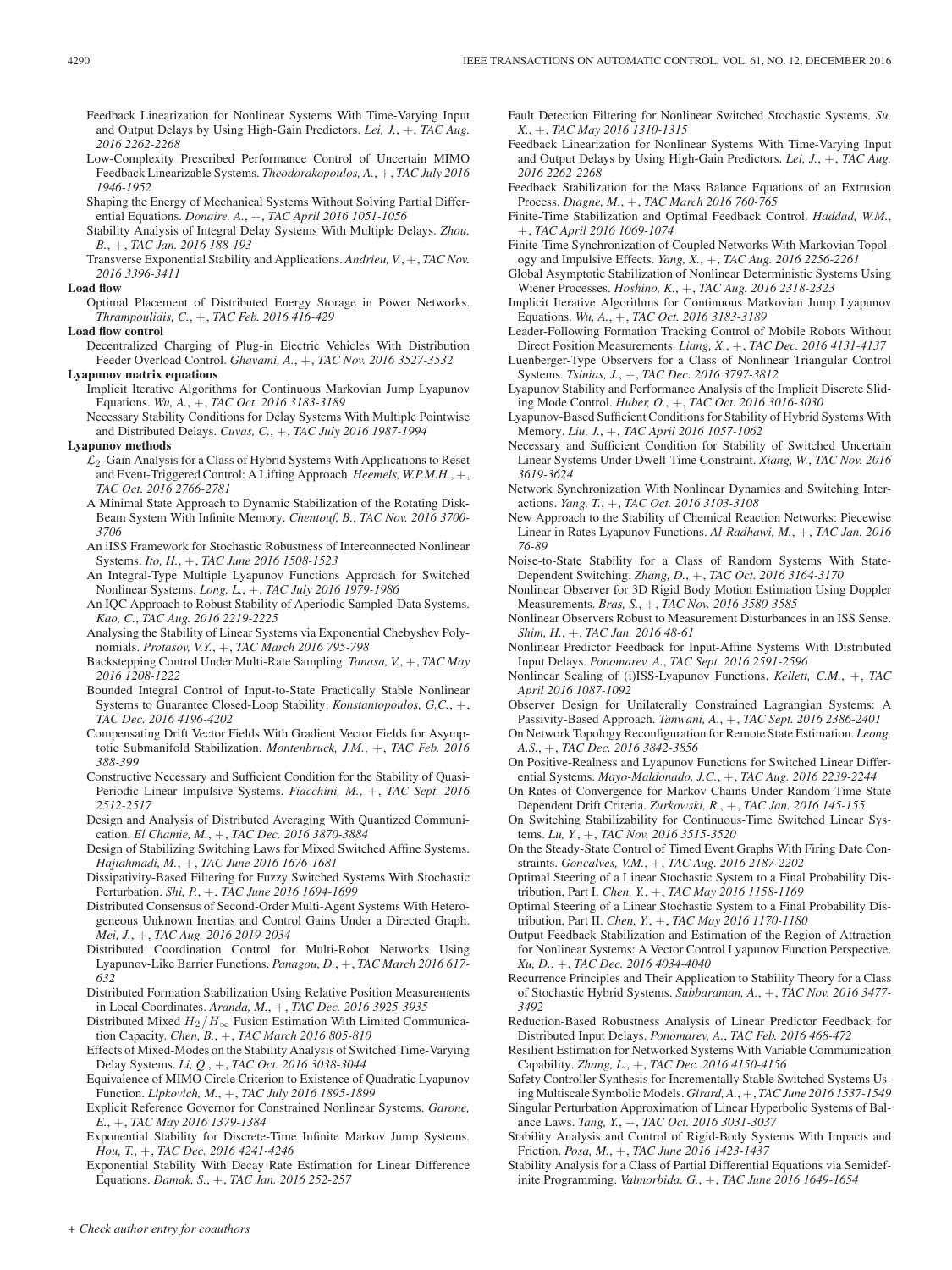Feedback Linearization for Nonlinear Systems With Time-Varying Input and Output Delays by Using High-Gain Predictors. *Lei, J.*, +, *TAC Aug. 2016 2262-2268*

Low-Complexity Prescribed Performance Control of Uncertain MIMO Feedback Linearizable Systems. *Theodorakopoulos, A.*, +, *TAC July 2016 1946-1952*

Shaping the Energy of Mechanical Systems Without Solving Partial Differential Equations. *Donaire, A.*, +, *TAC April 2016 1051-1056*

Stability Analysis of Integral Delay Systems With Multiple Delays. *Zhou, B.*, +, *TAC Jan. 2016 188-193*

Transverse Exponential Stability and Applications. *Andrieu, V.*, +, *TAC Nov. 2016 3396-3411*

**Load flow**

Optimal Placement of Distributed Energy Storage in Power Networks. *Thrampoulidis, C.*, +, *TAC Feb. 2016 416-429*

**Load flow control**

Decentralized Charging of Plug-in Electric Vehicles With Distribution Feeder Overload Control. *Ghavami, A.*, +, *TAC Nov. 2016 3527-3532*

**Lyapunov matrix equations**

Implicit Iterative Algorithms for Continuous Markovian Jump Lyapunov Equations. *Wu, A.*, +, *TAC Oct. 2016 3183-3189*

Necessary Stability Conditions for Delay Systems With Multiple Pointwise and Distributed Delays. *Cuvas, C.*, +, *TAC July 2016 1987-1994*

**Lyapunov methods**

$\mathcal{L}_2$-Gain Analysis for a Class of Hybrid Systems With Applications to Reset and Event-Triggered Control: A Lifting Approach. *Heemels, W.P.M.H.*, +, *TAC Oct. 2016 2766-2781*

A Minimal State Approach to Dynamic Stabilization of the Rotating Disk-Beam System With Infinite Memory. *Chentouf, B.*, *TAC Nov. 2016 3700-3706*

An iISS Framework for Stochastic Robustness of Interconnected Nonlinear Systems. *Ito, H.*, +, *TAC June 2016 1508-1523*

An Integral-Type Multiple Lyapunov Functions Approach for Switched Nonlinear Systems. *Long, L.*, +, *TAC July 2016 1979-1986*

An IQC Approach to Robust Stability of Aperiodic Sampled-Data Systems. *Kao, C.*, *TAC Aug. 2016 2219-2225*

Analysing the Stability of Linear Systems via Exponential Chebyshev Polynomials. *Protasov, V.Y.*, +, *TAC March 2016 795-798*

Backstepping Control Under Multi-Rate Sampling. *Tanasa, V.*, +, *TAC May 2016 1208-1222*

Bounded Integral Control of Input-to-State Practically Stable Nonlinear Systems to Guarantee Closed-Loop Stability. *Konstantopoulos, G.C.*, +, *TAC Dec. 2016 4196-4202*

Compensating Drift Vector Fields With Gradient Vector Fields for Asymptotic Submanifold Stabilization. *Montenbruck, J.M.*, +, *TAC Feb. 2016 388-399*

Constructive Necessary and Sufficient Condition for the Stability of Quasi-Periodic Linear Impulsive Systems. *Fiacchini, M.*, +, *TAC Sept. 2016 2512-2517*

Design and Analysis of Distributed Averaging With Quantized Communication. *El Chamie, M.*, +, *TAC Dec. 2016 3870-3884*

Design of Stabilizing Switching Laws for Mixed Switched Affine Systems. *Hajiahmadi, M.*, +, *TAC June 2016 1676-1681*

Dissipativity-Based Filtering for Fuzzy Switched Systems With Stochastic Perturbation. *Shi, P.*, +, *TAC June 2016 1694-1699*

Distributed Consensus of Second-Order Multi-Agent Systems With Heterogeneous Unknown Inertias and Control Gains Under a Directed Graph. *Mei, J.*, +, *TAC Aug. 2016 2019-2034*

Distributed Coordination Control for Multi-Robot Networks Using Lyapunov-Like Barrier Functions. *Panagou, D.*, +, *TAC March 2016 617-632*

Distributed Formation Stabilization Using Relative Position Measurements in Local Coordinates. *Aranda, M.*, +, *TAC Dec. 2016 3925-3935*

Distributed Mixed $H_2/H_\infty$ Fusion Estimation With Limited Communication Capacity. *Chen, B.*, +, *TAC March 2016 805-810*

Effects of Mixed-Modes on the Stability Analysis of Switched Time-Varying Delay Systems. *Li, Q.*, +, *TAC Oct. 2016 3038-3044*

Equivalence of MIMO Circle Criterion to Existence of Quadratic Lyapunov Function. *Lipkovich, M.*, +, *TAC July 2016 1895-1899*

Explicit Reference Governor for Constrained Nonlinear Systems. *Garone, E.*, +, *TAC May 2016 1379-1384*

Exponential Stability for Discrete-Time Infinite Markov Jump Systems. *Hou, T.*, +, *TAC Dec. 2016 4241-4246*

Exponential Stability With Decay Rate Estimation for Linear Difference Equations. *Damak, S.*, +, *TAC Jan. 2016 252-257*

Fault Detection Filtering for Nonlinear Switched Stochastic Systems. *Su, X.*, +, *TAC May 2016 1310-1315*

Feedback Linearization for Nonlinear Systems With Time-Varying Input and Output Delays by Using High-Gain Predictors. *Lei, J.*, +, *TAC Aug. 2016 2262-2268*

Feedback Stabilization for the Mass Balance Equations of an Extrusion Process. *Diagne, M.*, +, *TAC March 2016 760-765*

Finite-Time Stabilization and Optimal Feedback Control. *Haddad, W.M.*, +, *TAC April 2016 1069-1074*

Finite-Time Synchronization of Coupled Networks With Markovian Topology and Impulsive Effects. *Yang, X.*, +, *TAC Aug. 2016 2256-2261*

Global Asymptotic Stabilization of Nonlinear Deterministic Systems Using Wiener Processes. *Hoshino, K.*, +, *TAC Aug. 2016 2318-2323*

Implicit Iterative Algorithms for Continuous Markovian Jump Lyapunov Equations. *Wu, A.*, +, *TAC Oct. 2016 3183-3189*

Leader-Following Formation Tracking Control of Mobile Robots Without Direct Position Measurements. *Liang, X.*, +, *TAC Dec. 2016 4131-4137*

Luenberger-Type Observers for a Class of Nonlinear Triangular Control Systems. *Tsinias, J.*, +, *TAC Dec. 2016 3797-3812*

Lyapunov Stability and Performance Analysis of the Implicit Discrete Sliding Mode Control. *Huber, O.*, +, *TAC Oct. 2016 3016-3030*

Lyapunov-Based Sufficient Conditions for Stability of Hybrid Systems With Memory. *Liu, J.*, +, *TAC April 2016 1057-1062*

Necessary and Sufficient Condition for Stability of Switched Uncertain Linear Systems Under Dwell-Time Constraint. *Xiang, W.*, *TAC Nov. 2016 3619-3624*

Network Synchronization With Nonlinear Dynamics and Switching Interactions. *Yang, T.*, +, *TAC Oct. 2016 3103-3108*

New Approach to the Stability of Chemical Reaction Networks: Piecewise Linear in Rates Lyapunov Functions. *Al-Radhawi, M.*, +, *TAC Jan. 2016 76-89*

Noise-to-State Stability for a Class of Random Systems With State-Dependent Switching. *Zhang, D.*, +, *TAC Oct. 2016 3164-3170*

Nonlinear Observer for 3D Rigid Body Motion Estimation Using Doppler Measurements. *Bras, S.*, +, *TAC Nov. 2016 3580-3585*

Nonlinear Observers Robust to Measurement Disturbances in an ISS Sense. *Shim, H.*, +, *TAC Jan. 2016 48-61*

Nonlinear Predictor Feedback for Input-Affine Systems With Distributed Input Delays. *Ponomarev, A.*, *TAC Sept. 2016 2591-2596*

Nonlinear Scaling of (i)ISS-Lyapunov Functions. *Kellett, C.M.*, +, *TAC April 2016 1087-1092*

Observer Design for Unilaterally Constrained Lagrangian Systems: A Passivity-Based Approach. *Tanwani, A.*, +, *TAC Sept. 2016 2386-2401*

On Network Topology Reconfiguration for Remote State Estimation. *Leong, A.S.*, +, *TAC Dec. 2016 3842-3856*

On Positive-Realness and Lyapunov Functions for Switched Linear Differential Systems. *Mayo-Maldonado, J.C.*, +, *TAC Aug. 2016 2239-2244*

On Rates of Convergence for Markov Chains Under Random Time State Dependent Drift Criteria. *Zurkowski, R.*, +, *TAC Jan. 2016 145-155*

On Switching Stabilizability for Continuous-Time Switched Linear Systems. *Lu, Y.*, +, *TAC Nov. 2016 3515-3520*

On the Steady-State Control of Timed Event Graphs With Firing Date Constraints. *Goncalves, V.M.*, +, *TAC Aug. 2016 2187-2202*

Optimal Steering of a Linear Stochastic System to a Final Probability Distribution, Part I. *Chen, Y.*, +, *TAC May 2016 1158-1169*

Optimal Steering of a Linear Stochastic System to a Final Probability Distribution, Part II. *Chen, Y.*, +, *TAC May 2016 1170-1180*

Output Feedback Stabilization and Estimation of the Region of Attraction for Nonlinear Systems: A Vector Control Lyapunov Function Perspective. *Xu, D.*, +, *TAC Dec. 2016 4034-4040*

Recurrence Principles and Their Application to Stability Theory for a Class of Stochastic Hybrid Systems. *Subbaraman, A.*, +, *TAC Nov. 2016 3477-3492*

Reduction-Based Robustness Analysis of Linear Predictor Feedback for Distributed Input Delays. *Ponomarev, A.*, *TAC Feb. 2016 468-472*

Resilient Estimation for Networked Systems With Variable Communication Capability. *Zhang, L.*, +, *TAC Dec. 2016 4150-4156*

Safety Controller Synthesis for Incrementally Stable Switched Systems Using Multiscale Symbolic Models. *Girard, A.*, +, *TAC June 2016 1537-1549*

Singular Perturbation Approximation of Linear Hyperbolic Systems of Balance Laws. *Tang, Y.*, +, *TAC Oct. 2016 3031-3037*

Stability Analysis and Control of Rigid-Body Systems With Impacts and Friction. *Posa, M.*, +, *TAC June 2016 1423-1437*

Stability Analysis for a Class of Partial Differential Equations via Semidefinite Programming. *Valmorbida, G.*, +, *TAC June 2016 1649-1654*

*+ Check author entry for coauthors*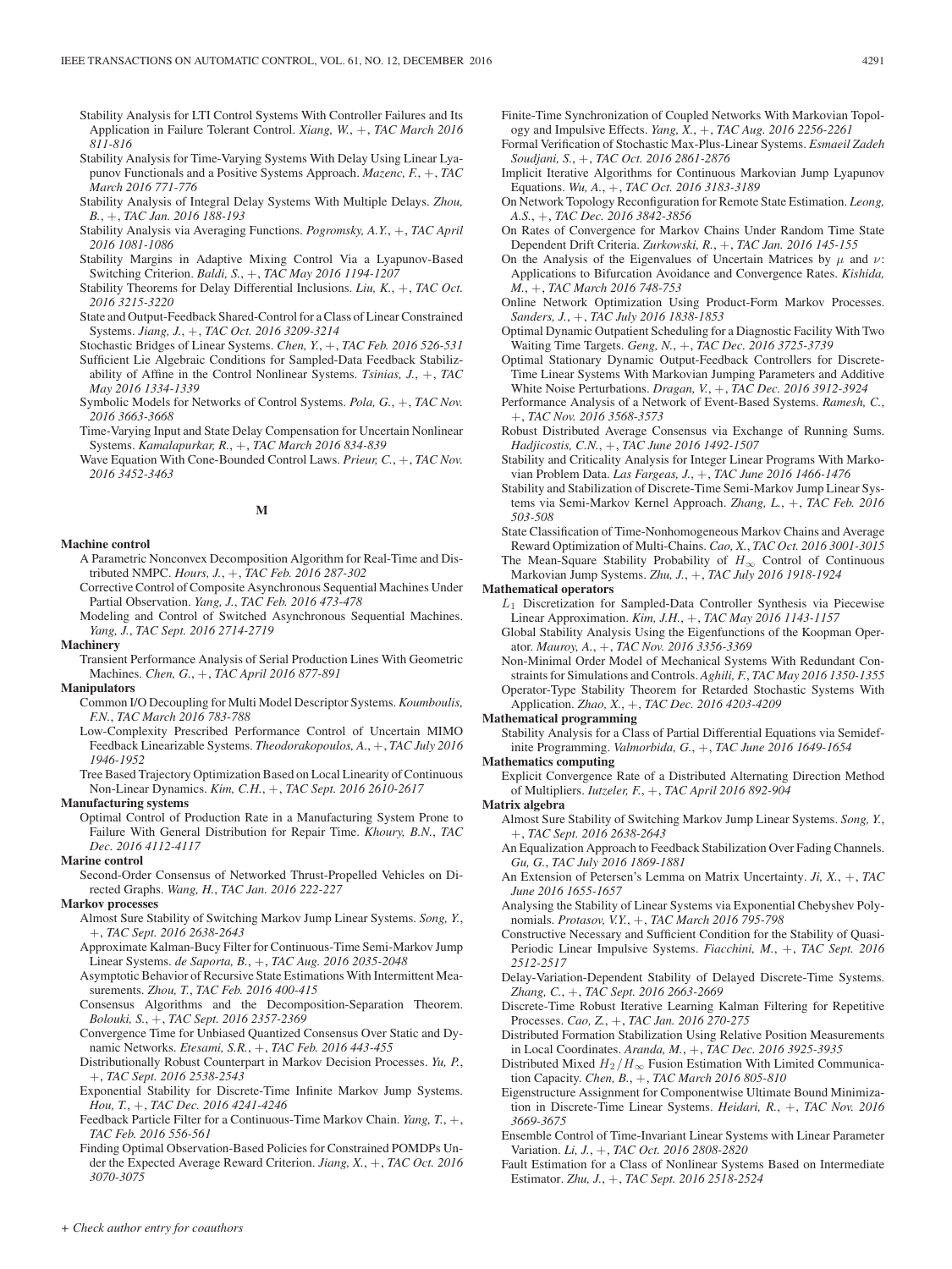Stability Analysis for LTI Control Systems With Controller Failures and Its Application in Failure Tolerant Control. *Xiang, W.*, +, *TAC March 2016 811-816*

Stability Analysis for Time-Varying Systems With Delay Using Linear Lyapunov Functionals and a Positive Systems Approach. *Mazenc, F.*, +, *TAC March 2016 771-776*

Stability Analysis of Integral Delay Systems With Multiple Delays. *Zhou, B.*, +, *TAC Jan. 2016 188-193*

Stability Analysis via Averaging Functions. *Pogromsky, A.Y.*, +, *TAC April 2016 1081-1086*

Stability Margins in Adaptive Mixing Control Via a Lyapunov-Based Switching Criterion. *Baldi, S.*, +, *TAC May 2016 1194-1207*

Stability Theorems for Delay Differential Inclusions. *Liu, K.*, +, *TAC Oct. 2016 3215-3220*

State and Output-Feedback Shared-Control for a Class of Linear Constrained Systems. *Jiang, J.*, +, *TAC Oct. 2016 3209-3214*

Stochastic Bridges of Linear Systems. *Chen, Y.*, +, *TAC Feb. 2016 526-531*

Sufficient Lie Algebraic Conditions for Sampled-Data Feedback Stabilizability of Affine in the Control Nonlinear Systems. *Tsinias, J.*, +, *TAC May 2016 1334-1339*

Symbolic Models for Networks of Control Systems. *Pola, G.*, +, *TAC Nov. 2016 3663-3668*

Time-Varying Input and State Delay Compensation for Uncertain Nonlinear Systems. *Kamalapurkar, R.*, +, *TAC March 2016 834-839*

Wave Equation With Cone-Bounded Control Laws. *Prieur, C.*, +, *TAC Nov. 2016 3452-3463*

## M

**Machine control**

A Parametric Nonconvex Decomposition Algorithm for Real-Time and Distributed NMPC. *Hours, J.*, +, *TAC Feb. 2016 287-302*

Corrective Control of Composite Asynchronous Sequential Machines Under Partial Observation. *Yang, J.*, *TAC Feb. 2016 473-478*

Modeling and Control of Switched Asynchronous Sequential Machines. *Yang, J.*, *TAC Sept. 2016 2714-2719*

**Machinery**

Transient Performance Analysis of Serial Production Lines With Geometric Machines. *Chen, G.*, +, *TAC April 2016 877-891*

**Manipulators**

Common I/O Decoupling for Multi Model Descriptor Systems. *Koumboulis, F.N.*, *TAC March 2016 783-788*

Low-Complexity Prescribed Performance Control of Uncertain MIMO Feedback Linearizable Systems. *Theodorakopoulos, A.*, +, *TAC July 2016 1946-1952*

Tree Based Trajectory Optimization Based on Local Linearity of Continuous Non-Linear Dynamics. *Kim, C.H.*, +, *TAC Sept. 2016 2610-2617*

**Manufacturing systems**

Optimal Control of Production Rate in a Manufacturing System Prone to Failure With General Distribution for Repair Time. *Khoury, B.N.*, *TAC Dec. 2016 4112-4117*

**Marine control**

Second-Order Consensus of Networked Thrust-Propelled Vehicles on Directed Graphs. *Wang, H.*, *TAC Jan. 2016 222-227*

**Markov processes**

Almost Sure Stability of Switching Markov Jump Linear Systems. *Song, Y.*, +, *TAC Sept. 2016 2638-2643*

Approximate Kalman-Bucy Filter for Continuous-Time Semi-Markov Jump Linear Systems. *de Saporta, B.*, +, *TAC Aug. 2016 2035-2048*

Asymptotic Behavior of Recursive State Estimations With Intermittent Measurements. *Zhou, T.*, *TAC Feb. 2016 400-415*

Consensus Algorithms and the Decomposition-Separation Theorem. *Bolouki, S.*, +, *TAC Sept. 2016 2357-2369*

Convergence Time for Unbiased Quantized Consensus Over Static and Dynamic Networks. *Etesami, S.R.*, +, *TAC Feb. 2016 443-455*

Distributionally Robust Counterpart in Markov Decision Processes. *Yu, P.*, +, *TAC Sept. 2016 2538-2543*

Exponential Stability for Discrete-Time Infinite Markov Jump Systems. *Hou, T.*, +, *TAC Dec. 2016 4241-4246*

Feedback Particle Filter for a Continuous-Time Markov Chain. *Yang, T.*, +, *TAC Feb. 2016 556-561*

Finding Optimal Observation-Based Policies for Constrained POMDPs Under the Expected Average Reward Criterion. *Jiang, X.*, +, *TAC Oct. 2016 3070-3075*

Finite-Time Synchronization of Coupled Networks With Markovian Topology and Impulsive Effects. *Yang, X.*, +, *TAC Aug. 2016 2256-2261*

Formal Verification of Stochastic Max-Plus-Linear Systems. *Esmaeil Zadeh Soudjani, S.*, +, *TAC Oct. 2016 2861-2876*

Implicit Iterative Algorithms for Continuous Markovian Jump Lyapunov Equations. *Wu, A.*, +, *TAC Oct. 2016 3183-3189*

On Network Topology Reconfiguration for Remote State Estimation. *Leong, A.S.*, +, *TAC Dec. 2016 3842-3856*

On Rates of Convergence for Markov Chains Under Random Time State Dependent Drift Criteria. *Zurkowski, R.*, +, *TAC Jan. 2016 145-155*

On the Analysis of the Eigenvalues of Uncertain Matrices by $\mu$ and $\nu$: Applications to Bifurcation Avoidance and Convergence Rates. *Kishida, M.*, +, *TAC March 2016 748-753*

Online Network Optimization Using Product-Form Markov Processes. *Sanders, J.*, +, *TAC July 2016 1838-1853*

Optimal Dynamic Outpatient Scheduling for a Diagnostic Facility With Two Waiting Time Targets. *Geng, N.*, +, *TAC Dec. 2016 3725-3739*

Optimal Stationary Dynamic Output-Feedback Controllers for Discrete-Time Linear Systems With Markovian Jumping Parameters and Additive White Noise Perturbations. *Dragan, V.*, +, *TAC Dec. 2016 3912-3924*

Performance Analysis of a Network of Event-Based Systems. *Ramesh, C.*, +, *TAC Nov. 2016 3568-3573*

Robust Distributed Average Consensus via Exchange of Running Sums. *Hadjicostis, C.N.*, +, *TAC June 2016 1492-1507*

Stability and Criticality Analysis for Integer Linear Programs With Markovian Problem Data. *Las Fargeas, J.*, +, *TAC June 2016 1466-1476*

Stability and Stabilization of Discrete-Time Semi-Markov Jump Linear Systems via Semi-Markov Kernel Approach. *Zhang, L.*, +, *TAC Feb. 2016 503-508*

State Classification of Time-Nonhomogeneous Markov Chains and Average Reward Optimization of Multi-Chains. *Cao, X.*, *TAC Oct. 2016 3001-3015*

The Mean-Square Stability Probability of $H_\infty$ Control of Continuous Markovian Jump Systems. *Zhu, J.*, +, *TAC July 2016 1918-1924*

**Mathematical operators**

$L_1$ Discretization for Sampled-Data Controller Synthesis via Piecewise Linear Approximation. *Kim, J.H.*, +, *TAC May 2016 1143-1157*

Global Stability Analysis Using the Eigenfunctions of the Koopman Operator. *Mauroy, A.*, +, *TAC Nov. 2016 3356-3369*

Non-Minimal Order Model of Mechanical Systems With Redundant Constraints for Simulations and Controls. *Aghili, F.*, *TAC May 2016 1350-1355*

Operator-Type Stability Theorem for Retarded Stochastic Systems With Application. *Zhao, X.*, +, *TAC Dec. 2016 4203-4209*

**Mathematical programming**

Stability Analysis for a Class of Partial Differential Equations via Semidefinite Programming. *Valmorbida, G.*, +, *TAC June 2016 1649-1654*

**Mathematics computing**

Explicit Convergence Rate of a Distributed Alternating Direction Method of Multipliers. *Iutzeler, F.*, +, *TAC April 2016 892-904*

**Matrix algebra**

Almost Sure Stability of Switching Markov Jump Linear Systems. *Song, Y.*, +, *TAC Sept. 2016 2638-2643*

An Equalization Approach to Feedback Stabilization Over Fading Channels. *Gu, G.*, *TAC July 2016 1869-1881*

An Extension of Petersen's Lemma on Matrix Uncertainty. *Ji, X.*, +, *TAC June 2016 1655-1657*

Analysing the Stability of Linear Systems via Exponential Chebyshev Polynomials. *Protasov, V.Y.*, +, *TAC March 2016 795-798*

Constructive Necessary and Sufficient Condition for the Stability of Quasi-Periodic Linear Impulsive Systems. *Fiacchini, M.*, +, *TAC Sept. 2016 2512-2517*

Delay-Variation-Dependent Stability of Delayed Discrete-Time Systems. *Zhang, C.*, +, *TAC Sept. 2016 2663-2669*

Discrete-Time Robust Iterative Learning Kalman Filtering for Repetitive Processes. *Cao, Z.*, +, *TAC Jan. 2016 270-275*

Distributed Formation Stabilization Using Relative Position Measurements in Local Coordinates. *Aranda, M.*, +, *TAC Dec. 2016 3925-3935*

Distributed Mixed $H_2/H_\infty$ Fusion Estimation With Limited Communication Capacity. *Chen, B.*, +, *TAC March 2016 805-810*

Eigenstructure Assignment for Componentwise Ultimate Bound Minimization in Discrete-Time Linear Systems. *Heidari, R.*, +, *TAC Nov. 2016 3669-3675*

Ensemble Control of Time-Invariant Linear Systems with Linear Parameter Variation. *Li, J.*, +, *TAC Oct. 2016 2808-2820*

Fault Estimation for a Class of Nonlinear Systems Based on Intermediate Estimator. *Zhu, J.*, +, *TAC Sept. 2016 2518-2524*

+ Check author entry for coauthors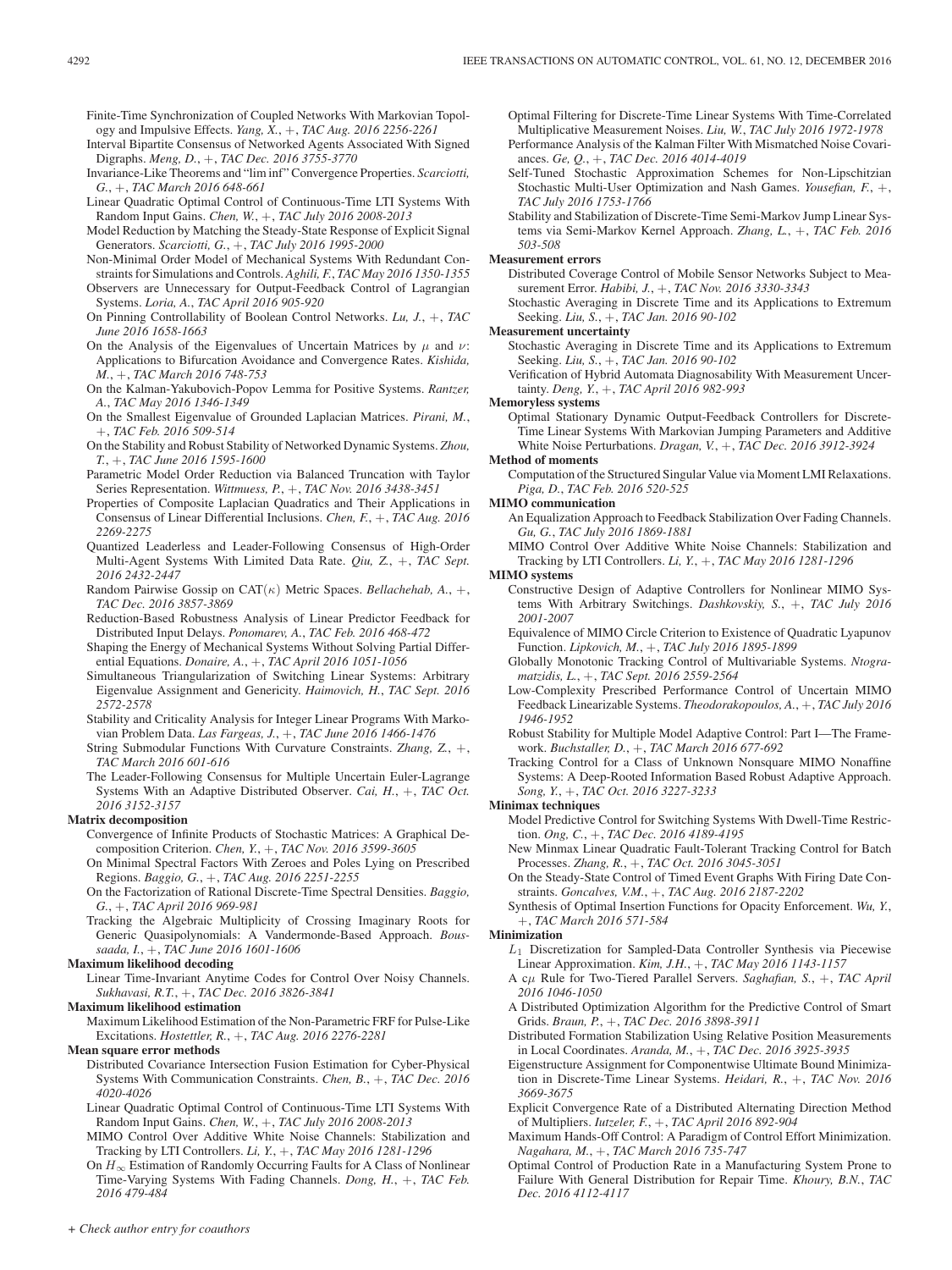Finite-Time Synchronization of Coupled Networks With Markovian Topology and Impulsive Effects. *Yang, X.*, +, *TAC Aug. 2016 2256-2261*

Interval Bipartite Consensus of Networked Agents Associated With Signed Digraphs. *Meng, D.*, +, *TAC Dec. 2016 3755-3770*

Invariance-Like Theorems and "lim inf" Convergence Properties. *Scarciotti, G.*, +, *TAC March 2016 648-661*

Linear Quadratic Optimal Control of Continuous-Time LTI Systems With Random Input Gains. *Chen, W.*, +, *TAC July 2016 2008-2013*

Model Reduction by Matching the Steady-State Response of Explicit Signal Generators. *Scarciotti, G.*, +, *TAC July 2016 1995-2000*

Non-Minimal Order Model of Mechanical Systems With Redundant Constraints for Simulations and Controls. *Aghili, F.*, *TAC May 2016 1350-1355*

Observers are Unnecessary for Output-Feedback Control of Lagrangian Systems. *Loria, A.*, *TAC April 2016 905-920*

On Pinning Controllability of Boolean Control Networks. *Lu, J.*, +, *TAC June 2016 1658-1663*

On the Analysis of the Eigenvalues of Uncertain Matrices by $\mu$ and $\nu$: Applications to Bifurcation Avoidance and Convergence Rates. *Kishida, M.*, +, *TAC March 2016 748-753*

On the Kalman-Yakubovich-Popov Lemma for Positive Systems. *Rantzer, A.*, *TAC May 2016 1346-1349*

On the Smallest Eigenvalue of Grounded Laplacian Matrices. *Pirani, M.*, +, *TAC Feb. 2016 509-514*

On the Stability and Robust Stability of Networked Dynamic Systems. *Zhou, T.*, +, *TAC June 2016 1595-1600*

Parametric Model Order Reduction via Balanced Truncation with Taylor Series Representation. *Wittmuess, P.*, +, *TAC Nov. 2016 3438-3451*

Properties of Composite Laplacian Quadratics and Their Applications in Consensus of Linear Differential Inclusions. *Chen, F.*, +, *TAC Aug. 2016 2269-2275*

Quantized Leaderless and Leader-Following Consensus of High-Order Multi-Agent Systems With Limited Data Rate. *Qiu, Z.*, +, *TAC Sept. 2016 2432-2447*

Random Pairwise Gossip on CAT($\kappa$) Metric Spaces. *Bellachehab, A.*, +, *TAC Dec. 2016 3857-3869*

Reduction-Based Robustness Analysis of Linear Predictor Feedback for Distributed Input Delays. *Ponomarev, A.*, *TAC Feb. 2016 468-472*

Shaping the Energy of Mechanical Systems Without Solving Partial Differential Equations. *Donaire, A.*, +, *TAC April 2016 1051-1056*

Simultaneous Triangularization of Switching Linear Systems: Arbitrary Eigenvalue Assignment and Genericity. *Haimovich, H.*, *TAC Sept. 2016 2572-2578*

Stability and Criticality Analysis for Integer Linear Programs With Markovian Problem Data. *Las Fargeas, J.*, +, *TAC June 2016 1466-1476*

String Submodular Functions With Curvature Constraints. *Zhang, Z.*, +, *TAC March 2016 601-616*

The Leader-Following Consensus for Multiple Uncertain Euler-Lagrange Systems With an Adaptive Distributed Observer. *Cai, H.*, +, *TAC Oct. 2016 3152-3157*

**Matrix decomposition**

Convergence of Infinite Products of Stochastic Matrices: A Graphical Decomposition Criterion. *Chen, Y.*, +, *TAC Nov. 2016 3599-3605*

On Minimal Spectral Factors With Zeroes and Poles Lying on Prescribed Regions. *Baggio, G.*, +, *TAC Aug. 2016 2251-2255*

On the Factorization of Rational Discrete-Time Spectral Densities. *Baggio, G.*, +, *TAC April 2016 969-981*

Tracking the Algebraic Multiplicity of Crossing Imaginary Roots for Generic Quasipolynomials: A Vandermonde-Based Approach. *Boussaada, I.*, +, *TAC June 2016 1601-1606*

**Maximum likelihood decoding**

Linear Time-Invariant Anytime Codes for Control Over Noisy Channels. *Sukhavasi, R.T.*, +, *TAC Dec. 2016 3826-3841*

**Maximum likelihood estimation**

Maximum Likelihood Estimation of the Non-Parametric FRF for Pulse-Like Excitations. *Hostettler, R.*, +, *TAC Aug. 2016 2276-2281*

**Mean square error methods**

Distributed Covariance Intersection Fusion Estimation for Cyber-Physical Systems With Communication Constraints. *Chen, B.*, +, *TAC Dec. 2016 4020-4026*

Linear Quadratic Optimal Control of Continuous-Time LTI Systems With Random Input Gains. *Chen, W.*, +, *TAC July 2016 2008-2013*

MIMO Control Over Additive White Noise Channels: Stabilization and Tracking by LTI Controllers. *Li, Y.*, +, *TAC May 2016 1281-1296*

On $H_\infty$ Estimation of Randomly Occurring Faults for A Class of Nonlinear Time-Varying Systems With Fading Channels. *Dong, H.*, +, *TAC Feb. 2016 479-484*

Optimal Filtering for Discrete-Time Linear Systems With Time-Correlated Multiplicative Measurement Noises. *Liu, W.*, *TAC July 2016 1972-1978*

Performance Analysis of the Kalman Filter With Mismatched Noise Covariances. *Ge, Q.*, +, *TAC Dec. 2016 4014-4019*

Self-Tuned Stochastic Approximation Schemes for Non-Lipschitzian Stochastic Multi-User Optimization and Nash Games. *Yousefian, F.*, +, *TAC July 2016 1753-1766*

Stability and Stabilization of Discrete-Time Semi-Markov Jump Linear Systems via Semi-Markov Kernel Approach. *Zhang, L.*, +, *TAC Feb. 2016 503-508*

**Measurement errors**

Distributed Coverage Control of Mobile Sensor Networks Subject to Measurement Error. *Habibi, J.*, +, *TAC Nov. 2016 3330-3343*

Stochastic Averaging in Discrete Time and its Applications to Extremum Seeking. *Liu, S.*, +, *TAC Jan. 2016 90-102*

**Measurement uncertainty**

Stochastic Averaging in Discrete Time and its Applications to Extremum Seeking. *Liu, S.*, +, *TAC Jan. 2016 90-102*

Verification of Hybrid Automata Diagnosability With Measurement Uncertainty. *Deng, Y.*, +, *TAC April 2016 982-993*

**Memoryless systems**

Optimal Stationary Dynamic Output-Feedback Controllers for Discrete-Time Linear Systems With Markovian Jumping Parameters and Additive White Noise Perturbations. *Dragan, V.*, +, *TAC Dec. 2016 3912-3924*

**Method of moments**

Computation of the Structured Singular Value via Moment LMI Relaxations. *Piga, D.*, *TAC Feb. 2016 520-525*

**MIMO communication**

An Equalization Approach to Feedback Stabilization Over Fading Channels. *Gu, G.*, *TAC July 2016 1869-1881*

MIMO Control Over Additive White Noise Channels: Stabilization and Tracking by LTI Controllers. *Li, Y.*, +, *TAC May 2016 1281-1296*

**MIMO systems**

Constructive Design of Adaptive Controllers for Nonlinear MIMO Systems With Arbitrary Switchings. *Dashkovskiy, S.*, +, *TAC July 2016 2001-2007*

Equivalence of MIMO Circle Criterion to Existence of Quadratic Lyapunov Function. *Lipkovich, M.*, +, *TAC July 2016 1895-1899*

Globally Monotonic Tracking Control of Multivariable Systems. *Ntogramatzidis, L.*, +, *TAC Sept. 2016 2559-2564*

Low-Complexity Prescribed Performance Control of Uncertain MIMO Feedback Linearizable Systems. *Theodorakopoulos, A.*, +, *TAC July 2016 1946-1952*

Robust Stability for Multiple Model Adaptive Control: Part I—The Framework. *Buchstaller, D.*, +, *TAC March 2016 677-692*

Tracking Control for a Class of Unknown Nonsquare MIMO Nonaffine Systems: A Deep-Rooted Information Based Robust Adaptive Approach. *Song, Y.*, +, *TAC Oct. 2016 3227-3233*

**Minimax techniques**

Model Predictive Control for Switching Systems With Dwell-Time Restriction. *Ong, C.*, +, *TAC Dec. 2016 4189-4195*

New Minmax Linear Quadratic Fault-Tolerant Tracking Control for Batch Processes. *Zhang, R.*, +, *TAC Oct. 2016 3045-3051*

On the Steady-State Control of Timed Event Graphs With Firing Date Constraints. *Goncalves, V.M.*, +, *TAC Aug. 2016 2187-2202*

Synthesis of Optimal Insertion Functions for Opacity Enforcement. *Wu, Y.*, +, *TAC March 2016 571-584*

**Minimization**

$L_1$ Discretization for Sampled-Data Controller Synthesis via Piecewise Linear Approximation. *Kim, J.H.*, +, *TAC May 2016 1143-1157*

A c$\mu$ Rule for Two-Tiered Parallel Servers. *Saghafian, S.*, +, *TAC April 2016 1046-1050*

A Distributed Optimization Algorithm for the Predictive Control of Smart Grids. *Braun, P.*, +, *TAC Dec. 2016 3898-3911*

Distributed Formation Stabilization Using Relative Position Measurements in Local Coordinates. *Aranda, M.*, +, *TAC Dec. 2016 3925-3935*

Eigenstructure Assignment for Componentwise Ultimate Bound Minimization in Discrete-Time Linear Systems. *Heidari, R.*, +, *TAC Nov. 2016 3669-3675*

Explicit Convergence Rate of a Distributed Alternating Direction Method of Multipliers. *Iutzeler, F.*, +, *TAC April 2016 892-904*

Maximum Hands-Off Control: A Paradigm of Control Effort Minimization. *Nagahara, M.*, +, *TAC March 2016 735-747*

Optimal Control of Production Rate in a Manufacturing System Prone to Failure With General Distribution for Repair Time. *Khoury, B.N.*, *TAC Dec. 2016 4112-4117*

*+ Check author entry for coauthors*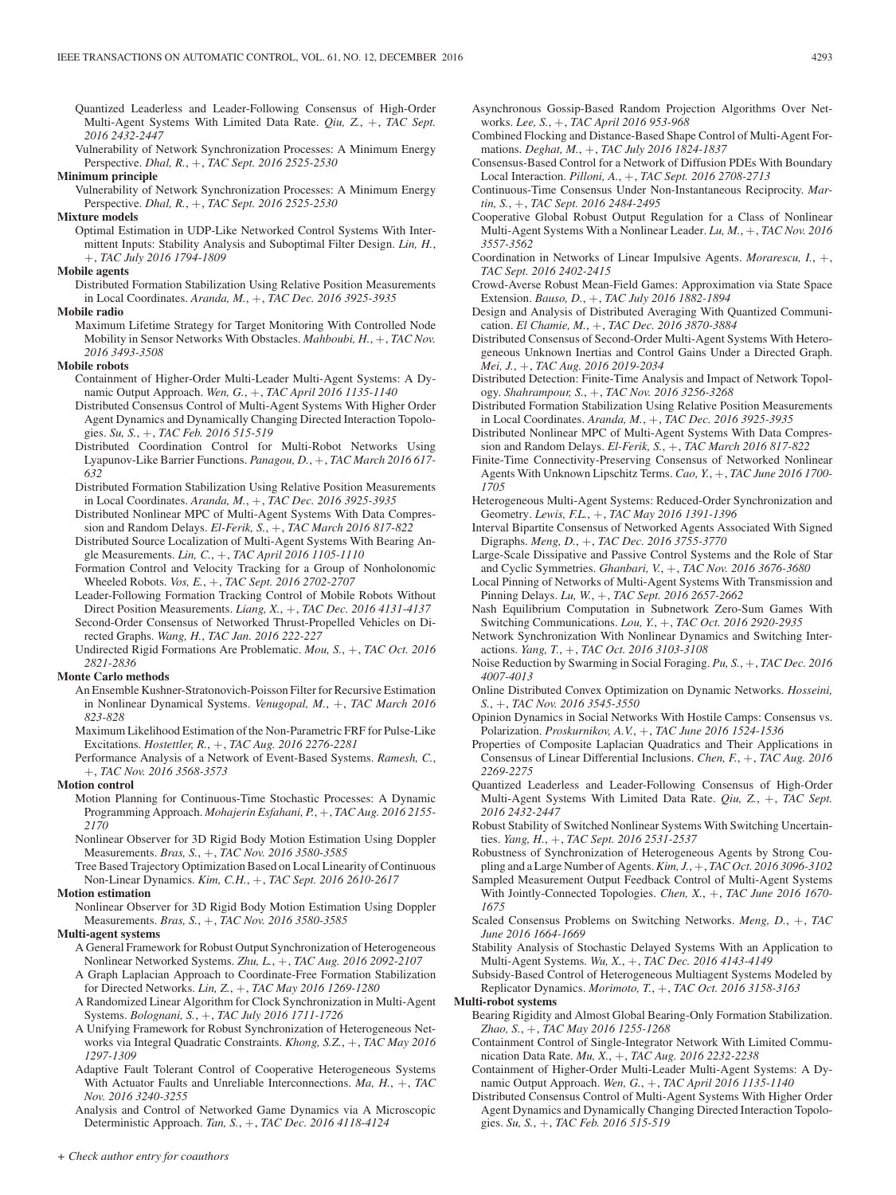Quantized Leaderless and Leader-Following Consensus of High-Order Multi-Agent Systems With Limited Data Rate. *Qiu, Z.*, +, *TAC Sept. 2016 2432-2447*

Vulnerability of Network Synchronization Processes: A Minimum Energy Perspective. *Dhal, R.*, +, *TAC Sept. 2016 2525-2530*

**Minimum principle**

Vulnerability of Network Synchronization Processes: A Minimum Energy Perspective. *Dhal, R.*, +, *TAC Sept. 2016 2525-2530*

**Mixture models**

Optimal Estimation in UDP-Like Networked Control Systems With Intermittent Inputs: Stability Analysis and Suboptimal Filter Design. *Lin, H.*, +, *TAC July 2016 1794-1809*

**Mobile agents**

Distributed Formation Stabilization Using Relative Position Measurements in Local Coordinates. *Aranda, M.*, +, *TAC Dec. 2016 3925-3935*

**Mobile radio**

Maximum Lifetime Strategy for Target Monitoring With Controlled Node Mobility in Sensor Networks With Obstacles. *Mahboubi, H.*, +, *TAC Nov. 2016 3493-3508*

**Mobile robots**

Containment of Higher-Order Multi-Leader Multi-Agent Systems: A Dynamic Output Approach. *Wen, G.*, +, *TAC April 2016 1135-1140*

Distributed Consensus Control of Multi-Agent Systems With Higher Order Agent Dynamics and Dynamically Changing Directed Interaction Topologies. *Su, S.*, +, *TAC Feb. 2016 515-519*

Distributed Coordination Control for Multi-Robot Networks Using Lyapunov-Like Barrier Functions. *Panagou, D.*, +, *TAC March 2016 617-632*

Distributed Formation Stabilization Using Relative Position Measurements in Local Coordinates. *Aranda, M.*, +, *TAC Dec. 2016 3925-3935*

Distributed Nonlinear MPC of Multi-Agent Systems With Data Compression and Random Delays. *El-Ferik, S.*, +, *TAC March 2016 817-822*

Distributed Source Localization of Multi-Agent Systems With Bearing Angle Measurements. *Lin, C.*, +, *TAC April 2016 1105-1110*

Formation Control and Velocity Tracking for a Group of Nonholonomic Wheeled Robots. *Vos, E.*, +, *TAC Sept. 2016 2702-2707*

Leader-Following Formation Tracking Control of Mobile Robots Without Direct Position Measurements. *Liang, X.*, +, *TAC Dec. 2016 4131-4137*

Second-Order Consensus of Networked Thrust-Propelled Vehicles on Directed Graphs. *Wang, H.*, *TAC Jan. 2016 222-227*

Undirected Rigid Formations Are Problematic. *Mou, S.*, +, *TAC Oct. 2016 2821-2836*

**Monte Carlo methods**

An Ensemble Kushner-Stratonovich-Poisson Filter for Recursive Estimation in Nonlinear Dynamical Systems. *Venugopal, M.*, +, *TAC March 2016 823-828*

Maximum Likelihood Estimation of the Non-Parametric FRF for Pulse-Like Excitations. *Hostettler, R.*, +, *TAC Aug. 2016 2276-2281*

Performance Analysis of a Network of Event-Based Systems. *Ramesh, C.*, +, *TAC Nov. 2016 3568-3573*

**Motion control**

Motion Planning for Continuous-Time Stochastic Processes: A Dynamic Programming Approach. *Mohajerin Esfahani, P.*, +, *TAC Aug. 2016 2155-2170*

Nonlinear Observer for 3D Rigid Body Motion Estimation Using Doppler Measurements. *Bras, S.*, +, *TAC Nov. 2016 3580-3585*

Tree Based Trajectory Optimization Based on Local Linearity of Continuous Non-Linear Dynamics. *Kim, C.H.*, +, *TAC Sept. 2016 2610-2617*

**Motion estimation**

Nonlinear Observer for 3D Rigid Body Motion Estimation Using Doppler Measurements. *Bras, S.*, +, *TAC Nov. 2016 3580-3585*

**Multi-agent systems**

A General Framework for Robust Output Synchronization of Heterogeneous Nonlinear Networked Systems. *Zhu, L.*, +, *TAC Aug. 2016 2092-2107*

A Graph Laplacian Approach to Coordinate-Free Formation Stabilization for Directed Networks. *Lin, Z.*, +, *TAC May 2016 1269-1280*

A Randomized Linear Algorithm for Clock Synchronization in Multi-Agent Systems. *Bolognani, S.*, +, *TAC July 2016 1711-1726*

A Unifying Framework for Robust Synchronization of Heterogeneous Networks via Integral Quadratic Constraints. *Khong, S.Z.*, +, *TAC May 2016 1297-1309*

Adaptive Fault Tolerant Control of Cooperative Heterogeneous Systems With Actuator Faults and Unreliable Interconnections. *Ma, H.*, +, *TAC Nov. 2016 3240-3255*

Analysis and Control of Networked Game Dynamics via A Microscopic Deterministic Approach. *Tan, S.*, +, *TAC Dec. 2016 4118-4124*

Asynchronous Gossip-Based Random Projection Algorithms Over Networks. *Lee, S.*, +, *TAC April 2016 953-968*

Combined Flocking and Distance-Based Shape Control of Multi-Agent Formations. *Deghat, M.*, +, *TAC July 2016 1824-1837*

Consensus-Based Control for a Network of Diffusion PDEs With Boundary Local Interaction. *Pilloni, A.*, +, *TAC Sept. 2016 2708-2713*

Continuous-Time Consensus Under Non-Instantaneous Reciprocity. *Martin, S.*, +, *TAC Sept. 2016 2484-2495*

Cooperative Global Robust Output Regulation for a Class of Nonlinear Multi-Agent Systems With a Nonlinear Leader. *Lu, M.*, +, *TAC Nov. 2016 3557-3562*

Coordination in Networks of Linear Impulsive Agents. *Morarescu, I.*, +, *TAC Sept. 2016 2402-2415*

Crowd-Averse Robust Mean-Field Games: Approximation via State Space Extension. *Bauso, D.*, +, *TAC July 2016 1882-1894*

Design and Analysis of Distributed Averaging With Quantized Communication. *El Chamie, M.*, +, *TAC Dec. 2016 3870-3884*

Distributed Consensus of Second-Order Multi-Agent Systems With Heterogeneous Unknown Inertias and Control Gains Under a Directed Graph. *Mei, J.*, +, *TAC Aug. 2016 2019-2034*

Distributed Detection: Finite-Time Analysis and Impact of Network Topology. *Shahrampour, S.*, +, *TAC Nov. 2016 3256-3268*

Distributed Formation Stabilization Using Relative Position Measurements in Local Coordinates. *Aranda, M.*, +, *TAC Dec. 2016 3925-3935*

Distributed Nonlinear MPC of Multi-Agent Systems With Data Compression and Random Delays. *El-Ferik, S.*, +, *TAC March 2016 817-822*

Finite-Time Connectivity-Preserving Consensus of Networked Nonlinear Agents With Unknown Lipschitz Terms. *Cao, Y.*, +, *TAC June 2016 1700-1705*

Heterogeneous Multi-Agent Systems: Reduced-Order Synchronization and Geometry. *Lewis, F.L.*, +, *TAC May 2016 1391-1396*

Interval Bipartite Consensus of Networked Agents Associated With Signed Digraphs. *Meng, D.*, +, *TAC Dec. 2016 3755-3770*

Large-Scale Dissipative and Passive Control Systems and the Role of Star and Cyclic Symmetries. *Ghanbari, V.*, +, *TAC Nov. 2016 3676-3680*

Local Pinning of Networks of Multi-Agent Systems With Transmission and Pinning Delays. *Lu, W.*, +, *TAC Sept. 2016 2657-2662*

Nash Equilibrium Computation in Subnetwork Zero-Sum Games With Switching Communications. *Lou, Y.*, +, *TAC Oct. 2016 2920-2935*

Network Synchronization With Nonlinear Dynamics and Switching Interactions. *Yang, T.*, +, *TAC Oct. 2016 3103-3108*

Noise Reduction by Swarming in Social Foraging. *Pu, S.*, +, *TAC Dec. 2016 4007-4013*

Online Distributed Convex Optimization on Dynamic Networks. *Hosseini, S.*, +, *TAC Nov. 2016 3545-3550*

Opinion Dynamics in Social Networks With Hostile Camps: Consensus vs. Polarization. *Proskurnikov, A.V.*, +, *TAC June 2016 1524-1536*

Properties of Composite Laplacian Quadratics and Their Applications in Consensus of Linear Differential Inclusions. *Chen, F.*, +, *TAC Aug. 2016 2269-2275*

Quantized Leaderless and Leader-Following Consensus of High-Order Multi-Agent Systems With Limited Data Rate. *Qiu, Z.*, +, *TAC Sept. 2016 2432-2447*

Robust Stability of Switched Nonlinear Systems With Switching Uncertainties. *Yang, H.*, +, *TAC Sept. 2016 2531-2537*

Robustness of Synchronization of Heterogeneous Agents by Strong Coupling and a Large Number of Agents. *Kim, J.*, +, *TAC Oct. 2016 3096-3102*

Sampled Measurement Output Feedback Control of Multi-Agent Systems With Jointly-Connected Topologies. *Chen, X.*, +, *TAC June 2016 1670-1675*

Scaled Consensus Problems on Switching Networks. *Meng, D.*, +, *TAC June 2016 1664-1669*

Stability Analysis of Stochastic Delayed Systems With an Application to Multi-Agent Systems. *Wu, X.*, +, *TAC Dec. 2016 4143-4149*

Subsidy-Based Control of Heterogeneous Multiagent Systems Modeled by Replicator Dynamics. *Morimoto, T.*, +, *TAC Oct. 2016 3158-3163*

**Multi-robot systems**

Bearing Rigidity and Almost Global Bearing-Only Formation Stabilization. *Zhao, S.*, +, *TAC May 2016 1255-1268*

Containment Control of Single-Integrator Network With Limited Communication Data Rate. *Mu, X.*, +, *TAC Aug. 2016 2232-2238*

Containment of Higher-Order Multi-Leader Multi-Agent Systems: A Dynamic Output Approach. *Wen, G.*, +, *TAC April 2016 1135-1140*

Distributed Consensus Control of Multi-Agent Systems With Higher Order Agent Dynamics and Dynamically Changing Directed Interaction Topologies. *Su, S.*, +, *TAC Feb. 2016 515-519*

+ *Check author entry for coauthors*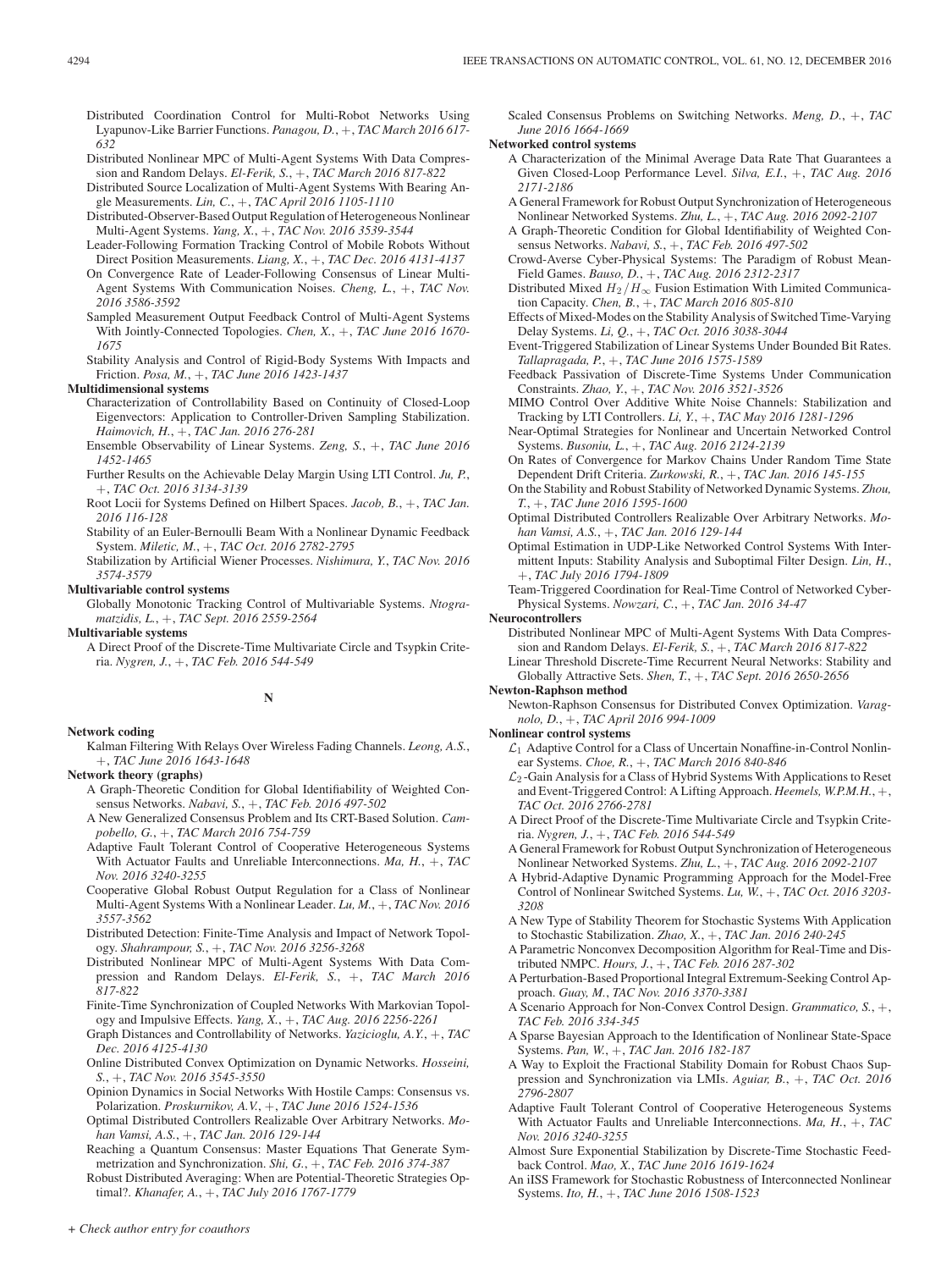Distributed Coordination Control for Multi-Robot Networks Using Lyapunov-Like Barrier Functions. *Panagou, D., +, TAC March 2016 617-632*

Distributed Nonlinear MPC of Multi-Agent Systems With Data Compression and Random Delays. *El-Ferik, S., +, TAC March 2016 817-822*

Distributed Source Localization of Multi-Agent Systems With Bearing Angle Measurements. *Lin, C., +, TAC April 2016 1105-1110*

Distributed-Observer-Based Output Regulation of Heterogeneous Nonlinear Multi-Agent Systems. *Yang, X., +, TAC Nov. 2016 3539-3544*

Leader-Following Formation Tracking Control of Mobile Robots Without Direct Position Measurements. *Liang, X., +, TAC Dec. 2016 4131-4137*

On Convergence Rate of Leader-Following Consensus of Linear Multi-Agent Systems With Communication Noises. *Cheng, L., +, TAC Nov. 2016 3586-3592*

Sampled Measurement Output Feedback Control of Multi-Agent Systems With Jointly-Connected Topologies. *Chen, X., +, TAC June 2016 1670-1675*

Stability Analysis and Control of Rigid-Body Systems With Impacts and Friction. *Posa, M., +, TAC June 2016 1423-1437*

**Multidimensional systems**

Characterization of Controllability Based on Continuity of Closed-Loop Eigenvectors: Application to Controller-Driven Sampling Stabilization. *Haimovich, H., +, TAC Jan. 2016 276-281*

Ensemble Observability of Linear Systems. *Zeng, S., +, TAC June 2016 1452-1465*

Further Results on the Achievable Delay Margin Using LTI Control. *Ju, P., +, TAC Oct. 2016 3134-3139*

Root Locii for Systems Defined on Hilbert Spaces. *Jacob, B., +, TAC Jan. 2016 116-128*

Stability of an Euler-Bernoulli Beam With a Nonlinear Dynamic Feedback System. *Miletic, M., +, TAC Oct. 2016 2782-2795*

Stabilization by Artificial Wiener Processes. *Nishimura, Y., TAC Nov. 2016 3574-3579*

**Multivariable control systems**

Globally Monotonic Tracking Control of Multivariable Systems. *Ntogramatzidis, L., +, TAC Sept. 2016 2559-2564*

**Multivariable systems**

A Direct Proof of the Discrete-Time Multivariate Circle and Tsypkin Criteria. *Nygren, J., +, TAC Feb. 2016 544-549*

## N

**Network coding**

Kalman Filtering With Relays Over Wireless Fading Channels. *Leong, A.S., +, TAC June 2016 1643-1648*

**Network theory (graphs)**

A Graph-Theoretic Condition for Global Identifiability of Weighted Consensus Networks. *Nabavi, S., +, TAC Feb. 2016 497-502*

A New Generalized Consensus Problem and Its CRT-Based Solution. *Campobello, G., +, TAC March 2016 754-759*

Adaptive Fault Tolerant Control of Cooperative Heterogeneous Systems With Actuator Faults and Unreliable Interconnections. *Ma, H., +, TAC Nov. 2016 3240-3255*

Cooperative Global Robust Output Regulation for a Class of Nonlinear Multi-Agent Systems With a Nonlinear Leader. *Lu, M., +, TAC Nov. 2016 3557-3562*

Distributed Detection: Finite-Time Analysis and Impact of Network Topology. *Shahrampour, S., +, TAC Nov. 2016 3256-3268*

Distributed Nonlinear MPC of Multi-Agent Systems With Data Compression and Random Delays. *El-Ferik, S., +, TAC March 2016 817-822*

Finite-Time Synchronization of Coupled Networks With Markovian Topology and Impulsive Effects. *Yang, X., +, TAC Aug. 2016 2256-2261*

Graph Distances and Controllability of Networks. *Yazicioglu, A.Y., +, TAC Dec. 2016 4125-4130*

Online Distributed Convex Optimization on Dynamic Networks. *Hosseini, S., +, TAC Nov. 2016 3545-3550*

Opinion Dynamics in Social Networks With Hostile Camps: Consensus vs. Polarization. *Proskurnikov, A.V., +, TAC June 2016 1524-1536*

Optimal Distributed Controllers Realizable Over Arbitrary Networks. *Mohan Vamsi, A.S., +, TAC Jan. 2016 129-144*

Reaching a Quantum Consensus: Master Equations That Generate Symmetrization and Synchronization. *Shi, G., +, TAC Feb. 2016 374-387*

Robust Distributed Averaging: When are Potential-Theoretic Strategies Optimal?. *Khanafer, A., +, TAC July 2016 1767-1779*

Scaled Consensus Problems on Switching Networks. *Meng, D., +, TAC June 2016 1664-1669*

**Networked control systems**

A Characterization of the Minimal Average Data Rate That Guarantees a Given Closed-Loop Performance Level. *Silva, E.I., +, TAC Aug. 2016 2171-2186*

A General Framework for Robust Output Synchronization of Heterogeneous Nonlinear Networked Systems. *Zhu, L., +, TAC Aug. 2016 2092-2107*

A Graph-Theoretic Condition for Global Identifiability of Weighted Consensus Networks. *Nabavi, S., +, TAC Feb. 2016 497-502*

Crowd-Averse Cyber-Physical Systems: The Paradigm of Robust Mean-Field Games. *Bauso, D., +, TAC Aug. 2016 2312-2317*

Distributed Mixed $H_2/H_\infty$ Fusion Estimation With Limited Communication Capacity. *Chen, B., +, TAC March 2016 805-810*

Effects of Mixed-Modes on the Stability Analysis of Switched Time-Varying Delay Systems. *Li, Q., +, TAC Oct. 2016 3038-3044*

Event-Triggered Stabilization of Linear Systems Under Bounded Bit Rates. *Tallapragada, P., +, TAC June 2016 1575-1589*

Feedback Passivation of Discrete-Time Systems Under Communication Constraints. *Zhao, Y., +, TAC Nov. 2016 3521-3526*

MIMO Control Over Additive White Noise Channels: Stabilization and Tracking by LTI Controllers. *Li, Y., +, TAC May 2016 1281-1296*

Near-Optimal Strategies for Nonlinear and Uncertain Networked Control Systems. *Busoniu, L., +, TAC Aug. 2016 2124-2139*

On Rates of Convergence for Markov Chains Under Random Time State Dependent Drift Criteria. *Zurkowski, R., +, TAC Jan. 2016 145-155*

On the Stability and Robust Stability of Networked Dynamic Systems. *Zhou, T., +, TAC June 2016 1595-1600*

Optimal Distributed Controllers Realizable Over Arbitrary Networks. *Mohan Vamsi, A.S., +, TAC Jan. 2016 129-144*

Optimal Estimation in UDP-Like Networked Control Systems With Intermittent Inputs: Stability Analysis and Suboptimal Filter Design. *Lin, H., +, TAC July 2016 1794-1809*

Team-Triggered Coordination for Real-Time Control of Networked Cyber-Physical Systems. *Nowzari, C., +, TAC Jan. 2016 34-47*

**Neurocontrollers**

Distributed Nonlinear MPC of Multi-Agent Systems With Data Compression and Random Delays. *El-Ferik, S., +, TAC March 2016 817-822*

Linear Threshold Discrete-Time Recurrent Neural Networks: Stability and Globally Attractive Sets. *Shen, T., +, TAC Sept. 2016 2650-2656*

**Newton-Raphson method**

Newton-Raphson Consensus for Distributed Convex Optimization. *Varagnolo, D., +, TAC April 2016 994-1009*

**Nonlinear control systems**

$\mathcal{L}_1$ Adaptive Control for a Class of Uncertain Nonaffine-in-Control Nonlinear Systems. *Choe, R., +, TAC March 2016 840-846*

$\mathcal{L}_2$-Gain Analysis for a Class of Hybrid Systems With Applications to Reset and Event-Triggered Control: A Lifting Approach. *Heemels, W.P.M.H., +, TAC Oct. 2016 2766-2781*

A Direct Proof of the Discrete-Time Multivariate Circle and Tsypkin Criteria. *Nygren, J., +, TAC Feb. 2016 544-549*

A General Framework for Robust Output Synchronization of Heterogeneous Nonlinear Networked Systems. *Zhu, L., +, TAC Aug. 2016 2092-2107*

A Hybrid-Adaptive Dynamic Programming Approach for the Model-Free Control of Nonlinear Switched Systems. *Lu, W., +, TAC Oct. 2016 3203-3208*

A New Type of Stability Theorem for Stochastic Systems With Application to Stochastic Stabilization. *Zhao, X., +, TAC Jan. 2016 240-245*

A Parametric Nonconvex Decomposition Algorithm for Real-Time and Distributed NMPC. *Hours, J., +, TAC Feb. 2016 287-302*

A Perturbation-Based Proportional Integral Extremum-Seeking Control Approach. *Guay, M., TAC Nov. 2016 3370-3381*

A Scenario Approach for Non-Convex Control Design. *Grammatico, S., +, TAC Feb. 2016 334-345*

A Sparse Bayesian Approach to the Identification of Nonlinear State-Space Systems. *Pan, W., +, TAC Jan. 2016 182-187*

A Way to Exploit the Fractional Stability Domain for Robust Chaos Suppression and Synchronization via LMIs. *Aguiar, B., +, TAC Oct. 2016 2796-2807*

Adaptive Fault Tolerant Control of Cooperative Heterogeneous Systems With Actuator Faults and Unreliable Interconnections. *Ma, H., +, TAC Nov. 2016 3240-3255*

Almost Sure Exponential Stabilization by Discrete-Time Stochastic Feedback Control. *Mao, X., TAC June 2016 1619-1624*

An iISS Framework for Stochastic Robustness of Interconnected Nonlinear Systems. *Ito, H., +, TAC June 2016 1508-1523*

*+ Check author entry for coauthors*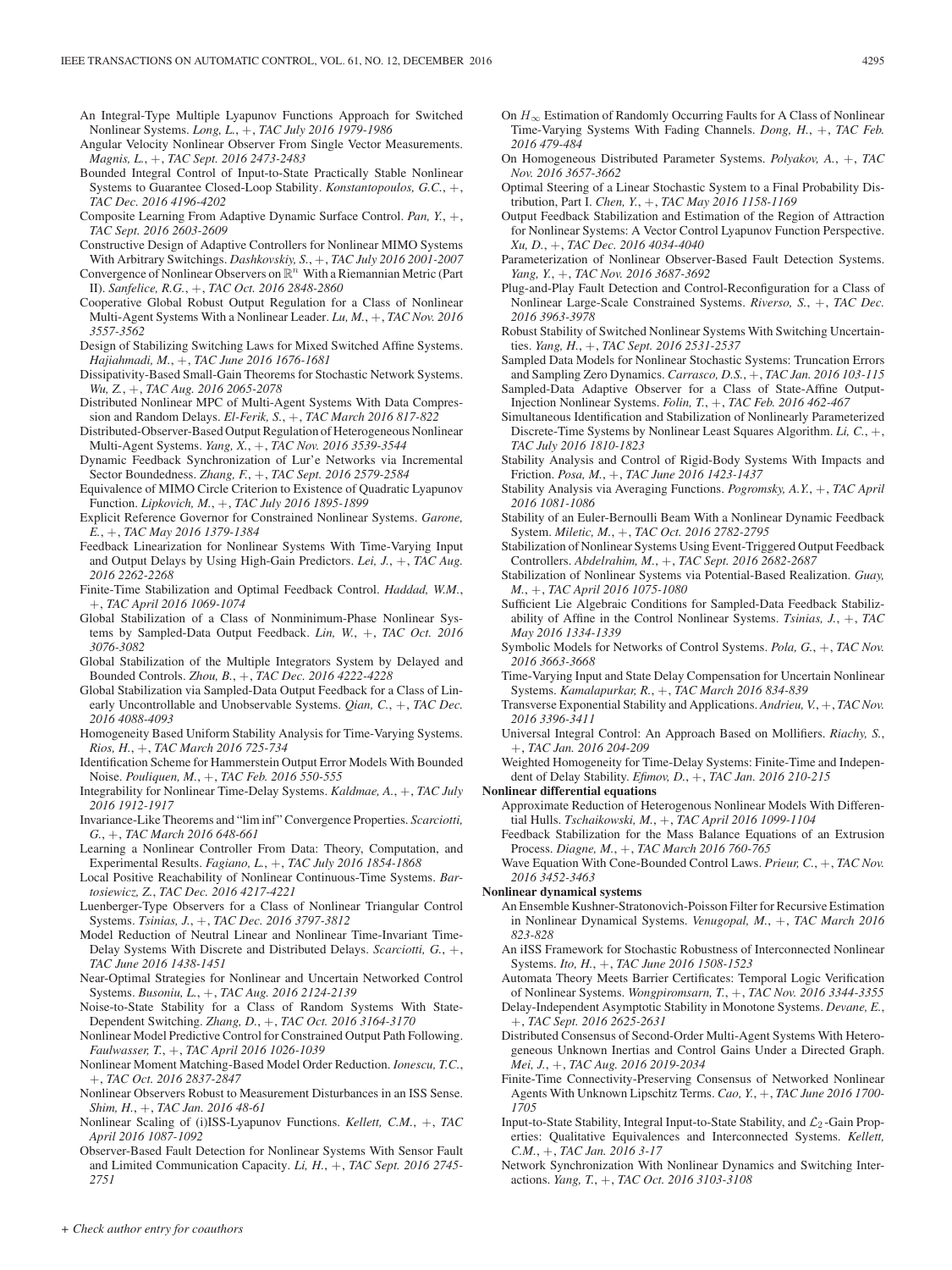An Integral-Type Multiple Lyapunov Functions Approach for Switched Nonlinear Systems. *Long, L.*, +, *TAC July 2016 1979-1986*

Angular Velocity Nonlinear Observer From Single Vector Measurements. *Magnis, L.*, +, *TAC Sept. 2016 2473-2483*

Bounded Integral Control of Input-to-State Practically Stable Nonlinear Systems to Guarantee Closed-Loop Stability. *Konstantopoulos, G.C.*, +, *TAC Dec. 2016 4196-4202*

Composite Learning From Adaptive Dynamic Surface Control. *Pan, Y.*, +, *TAC Sept. 2016 2603-2609*

Constructive Design of Adaptive Controllers for Nonlinear MIMO Systems With Arbitrary Switchings. *Dashkovskiy, S.*, +, *TAC July 2016 2001-2007*

Convergence of Nonlinear Observers on $\mathbb{R}^n$ With a Riemannian Metric (Part II). *Sanfelice, R.G.*, +, *TAC Oct. 2016 2848-2860*

Cooperative Global Robust Output Regulation for a Class of Nonlinear Multi-Agent Systems With a Nonlinear Leader. *Lu, M.*, +, *TAC Nov. 2016 3557-3562*

Design of Stabilizing Switching Laws for Mixed Switched Affine Systems. *Hajiahmadi, M.*, +, *TAC June 2016 1676-1681*

Dissipativity-Based Small-Gain Theorems for Stochastic Network Systems. *Wu, Z.*, +, *TAC Aug. 2016 2065-2078*

Distributed Nonlinear MPC of Multi-Agent Systems With Data Compression and Random Delays. *El-Ferik, S.*, +, *TAC March 2016 817-822*

Distributed-Observer-Based Output Regulation of Heterogeneous Nonlinear Multi-Agent Systems. *Yang, X.*, +, *TAC Nov. 2016 3539-3544*

Dynamic Feedback Synchronization of Lur'e Networks via Incremental Sector Boundedness. *Zhang, F.*, +, *TAC Sept. 2016 2579-2584*

Equivalence of MIMO Circle Criterion to Existence of Quadratic Lyapunov Function. *Lipkovich, M.*, +, *TAC July 2016 1895-1899*

Explicit Reference Governor for Constrained Nonlinear Systems. *Garone, E.*, +, *TAC May 2016 1379-1384*

Feedback Linearization for Nonlinear Systems With Time-Varying Input and Output Delays by Using High-Gain Predictors. *Lei, J.*, +, *TAC Aug. 2016 2262-2268*

Finite-Time Stabilization and Optimal Feedback Control. *Haddad, W.M.*, +, *TAC April 2016 1069-1074*

Global Stabilization of a Class of Nonminimum-Phase Nonlinear Systems by Sampled-Data Output Feedback. *Lin, W.*, +, *TAC Oct. 2016 3076-3082*

Global Stabilization of the Multiple Integrators System by Delayed and Bounded Controls. *Zhou, B.*, +, *TAC Dec. 2016 4222-4228*

Global Stabilization via Sampled-Data Output Feedback for a Class of Linearly Uncontrollable and Unobservable Systems. *Qian, C.*, +, *TAC Dec. 2016 4088-4093*

Homogeneity Based Uniform Stability Analysis for Time-Varying Systems. *Rios, H.*, +, *TAC March 2016 725-734*

Identification Scheme for Hammerstein Output Error Models With Bounded Noise. *Pouliquen, M.*, +, *TAC Feb. 2016 550-555*

Integrability for Nonlinear Time-Delay Systems. *Kaldmae, A.*, +, *TAC July 2016 1912-1917*

Invariance-Like Theorems and "lim inf" Convergence Properties. *Scarciotti, G.*, +, *TAC March 2016 648-661*

Learning a Nonlinear Controller From Data: Theory, Computation, and Experimental Results. *Fagiano, L.*, +, *TAC July 2016 1854-1868*

Local Positive Reachability of Nonlinear Continuous-Time Systems. *Bartosiewicz, Z.*, *TAC Dec. 2016 4217-4221*

Luenberger-Type Observers for a Class of Nonlinear Triangular Control Systems. *Tsinias, J.*, +, *TAC Dec. 2016 3797-3812*

Model Reduction of Neutral Linear and Nonlinear Time-Invariant Time-Delay Systems With Discrete and Distributed Delays. *Scarciotti, G.*, +, *TAC June 2016 1438-1451*

Near-Optimal Strategies for Nonlinear and Uncertain Networked Control Systems. *Busoniu, L.*, +, *TAC Aug. 2016 2124-2139*

Noise-to-State Stability for a Class of Random Systems With State-Dependent Switching. *Zhang, D.*, +, *TAC Oct. 2016 3164-3170*

Nonlinear Model Predictive Control for Constrained Output Path Following. *Faulwasser, T.*, +, *TAC April 2016 1026-1039*

Nonlinear Moment Matching-Based Model Order Reduction. *Ionescu, T.C.*, +, *TAC Oct. 2016 2837-2847*

Nonlinear Observers Robust to Measurement Disturbances in an ISS Sense. *Shim, H.*, +, *TAC Jan. 2016 48-61*

Nonlinear Scaling of (i)ISS-Lyapunov Functions. *Kellett, C.M.*, +, *TAC April 2016 1087-1092*

Observer-Based Fault Detection for Nonlinear Systems With Sensor Fault and Limited Communication Capacity. *Li, H.*, +, *TAC Sept. 2016 2745-2751*

On $H_\infty$ Estimation of Randomly Occurring Faults for A Class of Nonlinear Time-Varying Systems With Fading Channels. *Dong, H.*, +, *TAC Feb. 2016 479-484*

On Homogeneous Distributed Parameter Systems. *Polyakov, A.*, +, *TAC Nov. 2016 3657-3662*

Optimal Steering of a Linear Stochastic System to a Final Probability Distribution, Part I. *Chen, Y.*, +, *TAC May 2016 1158-1169*

Output Feedback Stabilization and Estimation of the Region of Attraction for Nonlinear Systems: A Vector Control Lyapunov Function Perspective. *Xu, D.*, +, *TAC Dec. 2016 4034-4040*

Parameterization of Nonlinear Observer-Based Fault Detection Systems. *Yang, Y.*, +, *TAC Nov. 2016 3687-3692*

Plug-and-Play Fault Detection and Control-Reconfiguration for a Class of Nonlinear Large-Scale Constrained Systems. *Riverso, S.*, +, *TAC Dec. 2016 3963-3978*

Robust Stability of Switched Nonlinear Systems With Switching Uncertainties. *Yang, H.*, +, *TAC Sept. 2016 2531-2537*

Sampled Data Models for Nonlinear Stochastic Systems: Truncation Errors and Sampling Zero Dynamics. *Carrasco, D.S.*, +, *TAC Jan. 2016 103-115*

Sampled-Data Adaptive Observer for a Class of State-Affine Output-Injection Nonlinear Systems. *Folin, T.*, +, *TAC Feb. 2016 462-467*

Simultaneous Identification and Stabilization of Nonlinearly Parameterized Discrete-Time Systems by Nonlinear Least Squares Algorithm. *Li, C.*, +, *TAC July 2016 1810-1823*

Stability Analysis and Control of Rigid-Body Systems With Impacts and Friction. *Posa, M.*, +, *TAC June 2016 1423-1437*

Stability Analysis via Averaging Functions. *Pogromsky, A.Y.*, +, *TAC April 2016 1081-1086*

Stability of an Euler-Bernoulli Beam With a Nonlinear Dynamic Feedback System. *Miletic, M.*, +, *TAC Oct. 2016 2782-2795*

Stabilization of Nonlinear Systems Using Event-Triggered Output Feedback Controllers. *Abdelrahim, M.*, +, *TAC Sept. 2016 2682-2687*

Stabilization of Nonlinear Systems via Potential-Based Realization. *Guay, M.*, +, *TAC April 2016 1075-1080*

Sufficient Lie Algebraic Conditions for Sampled-Data Feedback Stabilizability of Affine in the Control Nonlinear Systems. *Tsinias, J.*, +, *TAC May 2016 1334-1339*

Symbolic Models for Networks of Control Systems. *Pola, G.*, +, *TAC Nov. 2016 3663-3668*

Time-Varying Input and State Delay Compensation for Uncertain Nonlinear Systems. *Kamalapurkar, R.*, +, *TAC March 2016 834-839*

Transverse Exponential Stability and Applications. *Andrieu, V.*, +, *TAC Nov. 2016 3396-3411*

Universal Integral Control: An Approach Based on Mollifiers. *Riachy, S.*, +, *TAC Jan. 2016 204-209*

Weighted Homogeneity for Time-Delay Systems: Finite-Time and Independent of Delay Stability. *Efimov, D.*, +, *TAC Jan. 2016 210-215*

**Nonlinear differential equations**

Approximate Reduction of Heterogenous Nonlinear Models With Differential Hulls. *Tschaikowski, M.*, +, *TAC April 2016 1099-1104*

Feedback Stabilization for the Mass Balance Equations of an Extrusion Process. *Diagne, M.*, +, *TAC March 2016 760-765*

Wave Equation With Cone-Bounded Control Laws. *Prieur, C.*, +, *TAC Nov. 2016 3452-3463*

**Nonlinear dynamical systems**

An Ensemble Kushner-Stratonovich-Poisson Filter for Recursive Estimation in Nonlinear Dynamical Systems. *Venugopal, M.*, +, *TAC March 2016 823-828*

An iISS Framework for Stochastic Robustness of Interconnected Nonlinear Systems. *Ito, H.*, +, *TAC June 2016 1508-1523*

Automata Theory Meets Barrier Certificates: Temporal Logic Verification of Nonlinear Systems. *Wongpiromsarn, T.*, +, *TAC Nov. 2016 3344-3355*

Delay-Independent Asymptotic Stability in Monotone Systems. *Devane, E.*, +, *TAC Sept. 2016 2625-2631*

Distributed Consensus of Second-Order Multi-Agent Systems With Heterogeneous Unknown Inertias and Control Gains Under a Directed Graph. *Mei, J.*, +, *TAC Aug. 2016 2019-2034*

Finite-Time Connectivity-Preserving Consensus of Networked Nonlinear Agents With Unknown Lipschitz Terms. *Cao, Y.*, +, *TAC June 2016 1700-1705*

Input-to-State Stability, Integral Input-to-State Stability, and $\mathcal{L}_2$-Gain Properties: Qualitative Equivalences and Interconnected Systems. *Kellett, C.M.*, +, *TAC Jan. 2016 3-17*

Network Synchronization With Nonlinear Dynamics and Switching Interactions. *Yang, T.*, +, *TAC Oct. 2016 3103-3108*

+ *Check author entry for coauthors*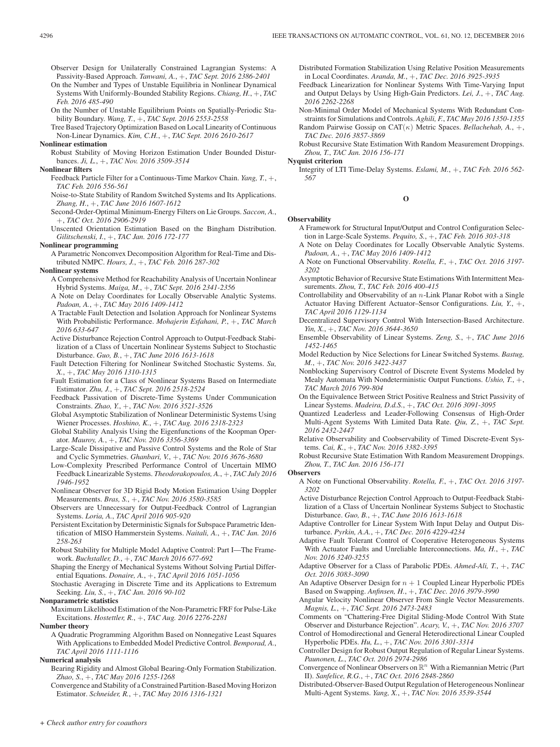Observer Design for Unilaterally Constrained Lagrangian Systems: A Passivity-Based Approach. *Tanwani, A.*, +, *TAC Sept. 2016 2386-2401*

On the Number and Types of Unstable Equilibria in Nonlinear Dynamical Systems With Uniformly-Bounded Stability Regions. *Chiang, H.*, +, *TAC Feb. 2016 485-490*

On the Number of Unstable Equilibrium Points on Spatially-Periodic Stability Boundary. *Wang, T.*, +, *TAC Sept. 2016 2553-2558*

Tree Based Trajectory Optimization Based on Local Linearity of Continuous Non-Linear Dynamics. *Kim, C.H.*, +, *TAC Sept. 2016 2610-2617*

**Nonlinear estimation**

Robust Stability of Moving Horizon Estimation Under Bounded Disturbances. *Ji, L.*, +, *TAC Nov. 2016 3509-3514*

**Nonlinear filters**

Feedback Particle Filter for a Continuous-Time Markov Chain. *Yang, T.*, +, *TAC Feb. 2016 556-561*

Noise-to-State Stability of Random Switched Systems and Its Applications. *Zhang, H.*, +, *TAC June 2016 1607-1612*

Second-Order-Optimal Minimum-Energy Filters on Lie Groups. *Saccon, A.*, +, *TAC Oct. 2016 2906-2919*

Unscented Orientation Estimation Based on the Bingham Distribution. *Gilitschenski, I.*, +, *TAC Jan. 2016 172-177*

**Nonlinear programming**

A Parametric Nonconvex Decomposition Algorithm for Real-Time and Distributed NMPC. *Hours, J.*, +, *TAC Feb. 2016 287-302*

**Nonlinear systems**

A Comprehensive Method for Reachability Analysis of Uncertain Nonlinear Hybrid Systems. *Maiga, M.*, +, *TAC Sept. 2016 2341-2356*

A Note on Delay Coordinates for Locally Observable Analytic Systems. *Padoan, A.*, +, *TAC May 2016 1409-1412*

A Tractable Fault Detection and Isolation Approach for Nonlinear Systems With Probabilistic Performance. *Mohajerin Esfahani, P.*, +, *TAC March 2016 633-647*

Active Disturbance Rejection Control Approach to Output-Feedback Stabilization of a Class of Uncertain Nonlinear Systems Subject to Stochastic Disturbance. *Guo, B.*, +, *TAC June 2016 1613-1618*

Fault Detection Filtering for Nonlinear Switched Stochastic Systems. *Su, X.*, +, *TAC May 2016 1310-1315*

Fault Estimation for a Class of Nonlinear Systems Based on Intermediate Estimator. *Zhu, J.*, +, *TAC Sept. 2016 2518-2524*

Feedback Passivation of Discrete-Time Systems Under Communication Constraints. *Zhao, Y.*, +, *TAC Nov. 2016 3521-3526*

Global Asymptotic Stabilization of Nonlinear Deterministic Systems Using Wiener Processes. *Hoshino, K.*, +, *TAC Aug. 2016 2318-2323*

Global Stability Analysis Using the Eigenfunctions of the Koopman Operator. *Mauroy, A.*, +, *TAC Nov. 2016 3356-3369*

Large-Scale Dissipative and Passive Control Systems and the Role of Star and Cyclic Symmetries. *Ghanbari, V.*, +, *TAC Nov. 2016 3676-3680*

Low-Complexity Prescribed Performance Control of Uncertain MIMO Feedback Linearizable Systems. *Theodorakopoulos, A.*, +, *TAC July 2016 1946-1952*

Nonlinear Observer for 3D Rigid Body Motion Estimation Using Doppler Measurements. *Bras, S.*, +, *TAC Nov. 2016 3580-3585*

Observers are Unnecessary for Output-Feedback Control of Lagrangian Systems. *Loria, A.*, *TAC April 2016 905-920*

Persistent Excitation by Deterministic Signals for Subspace Parametric Identification of MISO Hammerstein Systems. *Naitali, A.*, +, *TAC Jan. 2016 258-263*

Robust Stability for Multiple Model Adaptive Control: Part I—The Framework. *Buchstaller, D.*, +, *TAC March 2016 677-692*

Shaping the Energy of Mechanical Systems Without Solving Partial Differential Equations. *Donaire, A.*, +, *TAC April 2016 1051-1056*

Stochastic Averaging in Discrete Time and its Applications to Extremum Seeking. *Liu, S.*, +, *TAC Jan. 2016 90-102*

**Nonparametric statistics**

Maximum Likelihood Estimation of the Non-Parametric FRF for Pulse-Like Excitations. *Hostettler, R.*, +, *TAC Aug. 2016 2276-2281*

**Number theory**

A Quadratic Programming Algorithm Based on Nonnegative Least Squares With Applications to Embedded Model Predictive Control. *Bemporad, A.*, *TAC April 2016 1111-1116*

**Numerical analysis**

Bearing Rigidity and Almost Global Bearing-Only Formation Stabilization. *Zhao, S.*, +, *TAC May 2016 1255-1268*

Convergence and Stability of a Constrained Partition-Based Moving Horizon Estimator. *Schneider, R.*, +, *TAC May 2016 1316-1321*

Distributed Formation Stabilization Using Relative Position Measurements in Local Coordinates. *Aranda, M.*, +, *TAC Dec. 2016 3925-3935*

Feedback Linearization for Nonlinear Systems With Time-Varying Input and Output Delays by Using High-Gain Predictors. *Lei, J.*, +, *TAC Aug. 2016 2262-2268*

Non-Minimal Order Model of Mechanical Systems With Redundant Constraints for Simulations and Controls. *Aghili, F.*, *TAC May 2016 1350-1355*

Random Pairwise Gossip on CAT($\kappa$) Metric Spaces. *Bellachehab, A.*, +, *TAC Dec. 2016 3857-3869*

Robust Recursive State Estimation With Random Measurement Droppings. *Zhou, T.*, *TAC Jan. 2016 156-171*

**Nyquist criterion**

Integrity of LTI Time-Delay Systems. *Eslami, M.*, +, *TAC Feb. 2016 562-567*

## O

**Observability**

A Framework for Structural Input/Output and Control Configuration Selection in Large-Scale Systems. *Pequito, S.*, +, *TAC Feb. 2016 303-318*

A Note on Delay Coordinates for Locally Observable Analytic Systems. *Padoan, A.*, +, *TAC May 2016 1409-1412*

A Note on Functional Observability. *Rotella, F.*, +, *TAC Oct. 2016 3197-3202*

Asymptotic Behavior of Recursive State Estimations With Intermittent Measurements. *Zhou, T.*, *TAC Feb. 2016 400-415*

Controllability and Observability of an $n$-Link Planar Robot with a Single Actuator Having Different Actuator–Sensor Configurations. *Liu, Y.*, +, *TAC April 2016 1129-1134*

Decentralized Supervisory Control With Intersection-Based Architecture. *Yin, X.*, +, *TAC Nov. 2016 3644-3650*

Ensemble Observability of Linear Systems. *Zeng, S.*, +, *TAC June 2016 1452-1465*

Model Reduction by Nice Selections for Linear Switched Systems. *Bastug, M.*, +, *TAC Nov. 2016 3422-3437*

Nonblocking Supervisory Control of Discrete Event Systems Modeled by Mealy Automata With Nondeterministic Output Functions. *Ushio, T.*, +, *TAC March 2016 799-804*

On the Equivalence Between Strict Positive Realness and Strict Passivity of Linear Systems. *Madeira, D.d.S.*, +, *TAC Oct. 2016 3091-3095*

Quantized Leaderless and Leader-Following Consensus of High-Order Multi-Agent Systems With Limited Data Rate. *Qiu, Z.*, +, *TAC Sept. 2016 2432-2447*

Relative Observability and Coobservability of Timed Discrete-Event Systems. *Cai, K.*, +, *TAC Nov. 2016 3382-3395*

Robust Recursive State Estimation With Random Measurement Droppings. *Zhou, T.*, *TAC Jan. 2016 156-171*

**Observers**

A Note on Functional Observability. *Rotella, F.*, +, *TAC Oct. 2016 3197-3202*

Active Disturbance Rejection Control Approach to Output-Feedback Stabilization of a Class of Uncertain Nonlinear Systems Subject to Stochastic Disturbance. *Guo, B.*, +, *TAC June 2016 1613-1618*

Adaptive Controller for Linear System With Input Delay and Output Disturbance. *Pyrkin, A.A.*, +, *TAC Dec. 2016 4229-4234*

Adaptive Fault Tolerant Control of Cooperative Heterogeneous Systems With Actuator Faults and Unreliable Interconnections. *Ma, H.*, +, *TAC Nov. 2016 3240-3255*

Adaptive Observer for a Class of Parabolic PDEs. *Ahmed-Ali, T.*, +, *TAC Oct. 2016 3083-3090*

An Adaptive Observer Design for $n+1$ Coupled Linear Hyperbolic PDEs Based on Swapping. *Anfinsen, H.*, +, *TAC Dec. 2016 3979-3990*

Angular Velocity Nonlinear Observer From Single Vector Measurements. *Magnis, L.*, +, *TAC Sept. 2016 2473-2483*

Comments on "Chattering-Free Digital Sliding-Mode Control With State Observer and Disturbance Rejection". *Acary, V.*, +, *TAC Nov. 2016 3707*

Control of Homodirectional and General Heterodirectional Linear Coupled Hyperbolic PDEs. *Hu, L.*, +, *TAC Nov. 2016 3301-3314*

Controller Design for Robust Output Regulation of Regular Linear Systems. *Paunonen, L.*, *TAC Oct. 2016 2974-2986*

Convergence of Nonlinear Observers on $\mathbb{R}^n$ With a Riemannian Metric (Part II). *Sanfelice, R.G.*, +, *TAC Oct. 2016 2848-2860*

Distributed-Observer-Based Output Regulation of Heterogeneous Nonlinear Multi-Agent Systems. *Yang, X.*, +, *TAC Nov. 2016 3539-3544*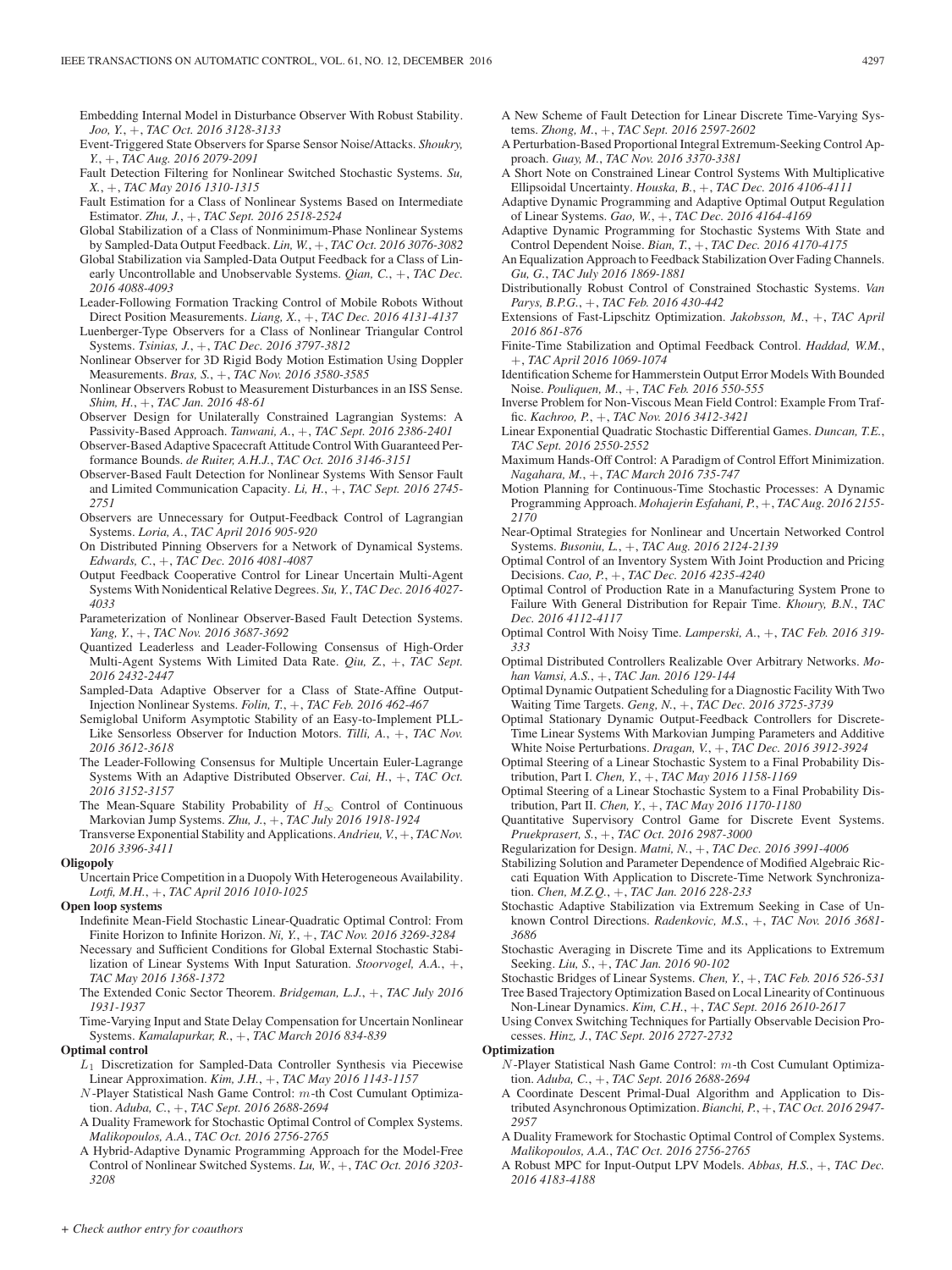Embedding Internal Model in Disturbance Observer With Robust Stability. *Joo, Y.*, +, *TAC Oct. 2016 3128-3133*

Event-Triggered State Observers for Sparse Sensor Noise/Attacks. *Shoukry, Y.*, +, *TAC Aug. 2016 2079-2091*

Fault Detection Filtering for Nonlinear Switched Stochastic Systems. *Su, X.*, +, *TAC May 2016 1310-1315*

Fault Estimation for a Class of Nonlinear Systems Based on Intermediate Estimator. *Zhu, J.*, +, *TAC Sept. 2016 2518-2524*

Global Stabilization of a Class of Nonminimum-Phase Nonlinear Systems by Sampled-Data Output Feedback. *Lin, W.*, +, *TAC Oct. 2016 3076-3082*

Global Stabilization via Sampled-Data Output Feedback for a Class of Linearly Uncontrollable and Unobservable Systems. *Qian, C.*, +, *TAC Dec. 2016 4088-4093*

Leader-Following Formation Tracking Control of Mobile Robots Without Direct Position Measurements. *Liang, X.*, +, *TAC Dec. 2016 4131-4137*

Luenberger-Type Observers for a Class of Nonlinear Triangular Control Systems. *Tsinias, J.*, +, *TAC Dec. 2016 3797-3812*

Nonlinear Observer for 3D Rigid Body Motion Estimation Using Doppler Measurements. *Bras, S.*, +, *TAC Nov. 2016 3580-3585*

Nonlinear Observers Robust to Measurement Disturbances in an ISS Sense. *Shim, H.*, +, *TAC Jan. 2016 48-61*

Observer Design for Unilaterally Constrained Lagrangian Systems: A Passivity-Based Approach. *Tanwani, A.*, +, *TAC Sept. 2016 2386-2401*

Observer-Based Adaptive Spacecraft Attitude Control With Guaranteed Performance Bounds. *de Ruiter, A.H.J.*, *TAC Oct. 2016 3146-3151*

Observer-Based Fault Detection for Nonlinear Systems With Sensor Fault and Limited Communication Capacity. *Li, H.*, +, *TAC Sept. 2016 2745-2751*

Observers are Unnecessary for Output-Feedback Control of Lagrangian Systems. *Loria, A.*, *TAC April 2016 905-920*

On Distributed Pinning Observers for a Network of Dynamical Systems. *Edwards, C.*, +, *TAC Dec. 2016 4081-4087*

Output Feedback Cooperative Control for Linear Uncertain Multi-Agent Systems With Nonidentical Relative Degrees. *Su, Y.*, *TAC Dec. 2016 4027-4033*

Parameterization of Nonlinear Observer-Based Fault Detection Systems. *Yang, Y.*, +, *TAC Nov. 2016 3687-3692*

Quantized Leaderless and Leader-Following Consensus of High-Order Multi-Agent Systems With Limited Data Rate. *Qiu, Z.*, +, *TAC Sept. 2016 2432-2447*

Sampled-Data Adaptive Observer for a Class of State-Affine Output-Injection Nonlinear Systems. *Folin, T.*, +, *TAC Feb. 2016 462-467*

Semiglobal Uniform Asymptotic Stability of an Easy-to-Implement PLL-Like Sensorless Observer for Induction Motors. *Tilli, A.*, +, *TAC Nov. 2016 3612-3618*

The Leader-Following Consensus for Multiple Uncertain Euler-Lagrange Systems With an Adaptive Distributed Observer. *Cai, H.*, +, *TAC Oct. 2016 3152-3157*

The Mean-Square Stability Probability of $H_\infty$ Control of Continuous Markovian Jump Systems. *Zhu, J.*, +, *TAC July 2016 1918-1924*

Transverse Exponential Stability and Applications. *Andrieu, V.*, +, *TAC Nov. 2016 3396-3411*

**Oligopoly**

Uncertain Price Competition in a Duopoly With Heterogeneous Availability. *Lotfi, M.H.*, +, *TAC April 2016 1010-1025*

**Open loop systems**

Indefinite Mean-Field Stochastic Linear-Quadratic Optimal Control: From Finite Horizon to Infinite Horizon. *Ni, Y.*, +, *TAC Nov. 2016 3269-3284*

Necessary and Sufficient Conditions for Global External Stochastic Stabilization of Linear Systems With Input Saturation. *Stoorvogel, A.A.*, +, *TAC May 2016 1368-1372*

The Extended Conic Sector Theorem. *Bridgeman, L.J.*, +, *TAC July 2016 1931-1937*

Time-Varying Input and State Delay Compensation for Uncertain Nonlinear Systems. *Kamalapurkar, R.*, +, *TAC March 2016 834-839*

**Optimal control**

$L_1$ Discretization for Sampled-Data Controller Synthesis via Piecewise Linear Approximation. *Kim, J.H.*, +, *TAC May 2016 1143-1157*

$N$-Player Statistical Nash Game Control: $m$-th Cost Cumulant Optimization. *Aduba, C.*, +, *TAC Sept. 2016 2688-2694*

A Duality Framework for Stochastic Optimal Control of Complex Systems. *Malikopoulos, A.A.*, *TAC Oct. 2016 2756-2765*

A Hybrid-Adaptive Dynamic Programming Approach for the Model-Free Control of Nonlinear Switched Systems. *Lu, W.*, +, *TAC Oct. 2016 3203-3208*

A New Scheme of Fault Detection for Linear Discrete Time-Varying Systems. *Zhong, M.*, +, *TAC Sept. 2016 2597-2602*

A Perturbation-Based Proportional Integral Extremum-Seeking Control Approach. *Guay, M.*, *TAC Nov. 2016 3370-3381*

A Short Note on Constrained Linear Control Systems With Multiplicative Ellipsoidal Uncertainty. *Houska, B.*, +, *TAC Dec. 2016 4106-4111*

Adaptive Dynamic Programming and Adaptive Optimal Output Regulation of Linear Systems. *Gao, W.*, +, *TAC Dec. 2016 4164-4169*

Adaptive Dynamic Programming for Stochastic Systems With State and Control Dependent Noise. *Bian, T.*, +, *TAC Dec. 2016 4170-4175*

An Equalization Approach to Feedback Stabilization Over Fading Channels. *Gu, G.*, *TAC July 2016 1869-1881*

Distributionally Robust Control of Constrained Stochastic Systems. *Van Parys, B.P.G.*, +, *TAC Feb. 2016 430-442*

Extensions of Fast-Lipschitz Optimization. *Jakobsson, M.*, +, *TAC April 2016 861-876*

Finite-Time Stabilization and Optimal Feedback Control. *Haddad, W.M.*, +, *TAC April 2016 1069-1074*

Identification Scheme for Hammerstein Output Error Models With Bounded Noise. *Pouliquen, M.*, +, *TAC Feb. 2016 550-555*

Inverse Problem for Non-Viscous Mean Field Control: Example From Traffic. *Kachroo, P.*, +, *TAC Nov. 2016 3412-3421*

Linear Exponential Quadratic Stochastic Differential Games. *Duncan, T.E.*, *TAC Sept. 2016 2550-2552*

Maximum Hands-Off Control: A Paradigm of Control Effort Minimization. *Nagahara, M.*, +, *TAC March 2016 735-747*

Motion Planning for Continuous-Time Stochastic Processes: A Dynamic Programming Approach. *Mohajerin Esfahani, P.*, +, *TAC Aug. 2016 2155-2170*

Near-Optimal Strategies for Nonlinear and Uncertain Networked Control Systems. *Busoniu, L.*, +, *TAC Aug. 2016 2124-2139*

Optimal Control of an Inventory System With Joint Production and Pricing Decisions. *Cao, P.*, +, *TAC Dec. 2016 4235-4240*

Optimal Control of Production Rate in a Manufacturing System Prone to Failure With General Distribution for Repair Time. *Khoury, B.N.*, *TAC Dec. 2016 4112-4117*

Optimal Control With Noisy Time. *Lamperski, A.*, +, *TAC Feb. 2016 319-333*

Optimal Distributed Controllers Realizable Over Arbitrary Networks. *Mohan Vamsi, A.S.*, +, *TAC Jan. 2016 129-144*

Optimal Dynamic Outpatient Scheduling for a Diagnostic Facility With Two Waiting Time Targets. *Geng, N.*, +, *TAC Dec. 2016 3725-3739*

Optimal Stationary Dynamic Output-Feedback Controllers for Discrete-Time Linear Systems With Markovian Jumping Parameters and Additive White Noise Perturbations. *Dragan, V.*, +, *TAC Dec. 2016 3912-3924*

Optimal Steering of a Linear Stochastic System to a Final Probability Distribution, Part I. *Chen, Y.*, +, *TAC May 2016 1158-1169*

Optimal Steering of a Linear Stochastic System to a Final Probability Distribution, Part II. *Chen, Y.*, +, *TAC May 2016 1170-1180*

Quantitative Supervisory Control Game for Discrete Event Systems. *Pruekprasert, S.*, +, *TAC Oct. 2016 2987-3000*

Regularization for Design. *Matni, N.*, +, *TAC Dec. 2016 3991-4006*

Stabilizing Solution and Parameter Dependence of Modified Algebraic Riccati Equation With Application to Discrete-Time Network Synchronization. *Chen, M.Z.Q.*, +, *TAC Jan. 2016 228-233*

Stochastic Adaptive Stabilization via Extremum Seeking in Case of Unknown Control Directions. *Radenkovic, M.S.*, +, *TAC Nov. 2016 3681-3686*

Stochastic Averaging in Discrete Time and its Applications to Extremum Seeking. *Liu, S.*, +, *TAC Jan. 2016 90-102*

Stochastic Bridges of Linear Systems. *Chen, Y.*, +, *TAC Feb. 2016 526-531*

Tree Based Trajectory Optimization Based on Local Linearity of Continuous Non-Linear Dynamics. *Kim, C.H.*, +, *TAC Sept. 2016 2610-2617*

Using Convex Switching Techniques for Partially Observable Decision Processes. *Hinz, J.*, *TAC Sept. 2016 2727-2732*

**Optimization**

$N$-Player Statistical Nash Game Control: $m$-th Cost Cumulant Optimization. *Aduba, C.*, +, *TAC Sept. 2016 2688-2694*

A Coordinate Descent Primal-Dual Algorithm and Application to Distributed Asynchronous Optimization. *Bianchi, P.*, +, *TAC Oct. 2016 2947-2957*

A Duality Framework for Stochastic Optimal Control of Complex Systems. *Malikopoulos, A.A.*, *TAC Oct. 2016 2756-2765*

A Robust MPC for Input-Output LPV Models. *Abbas, H.S.*, +, *TAC Dec. 2016 4183-4188*

+ *Check author entry for coauthors*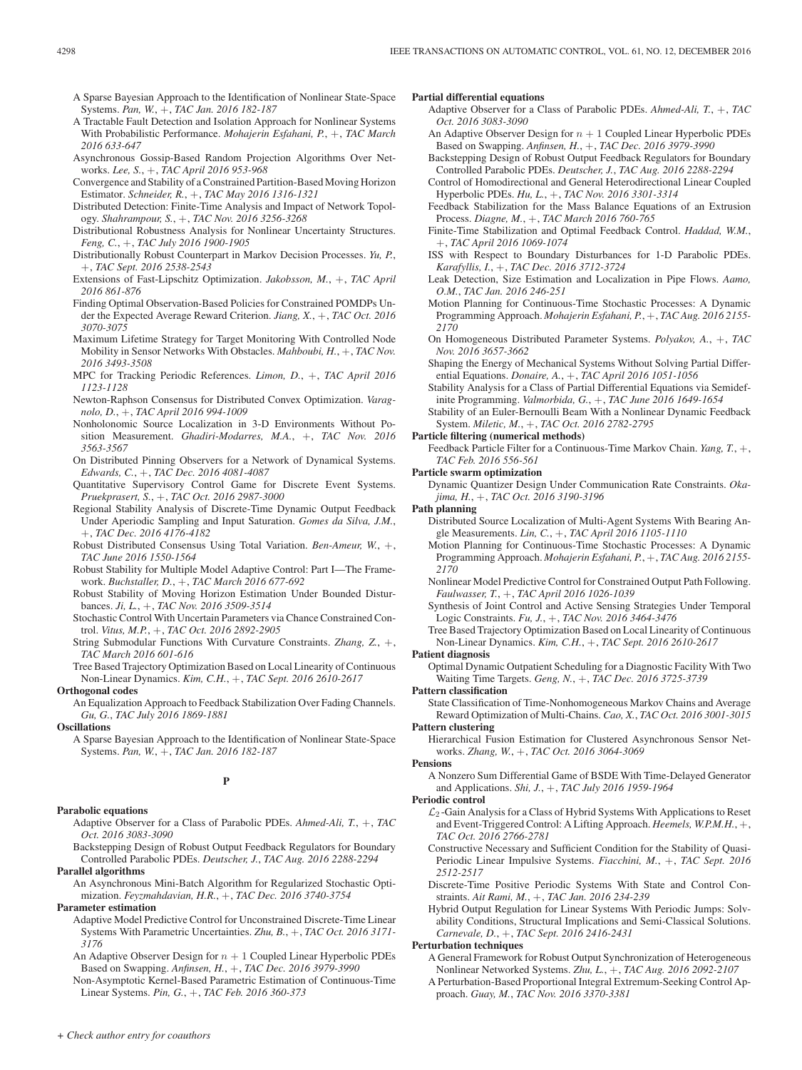A Sparse Bayesian Approach to the Identification of Nonlinear State-Space Systems. *Pan, W.*, +, *TAC Jan. 2016 182-187*

A Tractable Fault Detection and Isolation Approach for Nonlinear Systems With Probabilistic Performance. *Mohajerin Esfahani, P.*, +, *TAC March 2016 633-647*

Asynchronous Gossip-Based Random Projection Algorithms Over Networks. *Lee, S.*, +, *TAC April 2016 953-968*

Convergence and Stability of a Constrained Partition-Based Moving Horizon Estimator. *Schneider, R.*, +, *TAC May 2016 1316-1321*

Distributed Detection: Finite-Time Analysis and Impact of Network Topology. *Shahrampour, S.*, +, *TAC Nov. 2016 3256-3268*

Distributional Robustness Analysis for Nonlinear Uncertainty Structures. *Feng, C.*, +, *TAC July 2016 1900-1905*

Distributionally Robust Counterpart in Markov Decision Processes. *Yu, P.*, +, *TAC Sept. 2016 2538-2543*

Extensions of Fast-Lipschitz Optimization. *Jakobsson, M.*, +, *TAC April 2016 861-876*

Finding Optimal Observation-Based Policies for Constrained POMDPs Under the Expected Average Reward Criterion. *Jiang, X.*, +, *TAC Oct. 2016 3070-3075*

Maximum Lifetime Strategy for Target Monitoring With Controlled Node Mobility in Sensor Networks With Obstacles. *Mahboubi, H.*, +, *TAC Nov. 2016 3493-3508*

MPC for Tracking Periodic References. *Limon, D.*, +, *TAC April 2016 1123-1128*

Newton-Raphson Consensus for Distributed Convex Optimization. *Varagnolo, D.*, +, *TAC April 2016 994-1009*

Nonholonomic Source Localization in 3-D Environments Without Position Measurement. *Ghadiri-Modarres, M.A.*, +, *TAC Nov. 2016 3563-3567*

On Distributed Pinning Observers for a Network of Dynamical Systems. *Edwards, C.*, +, *TAC Dec. 2016 4081-4087*

Quantitative Supervisory Control Game for Discrete Event Systems. *Pruekprasert, S.*, +, *TAC Oct. 2016 2987-3000*

Regional Stability Analysis of Discrete-Time Dynamic Output Feedback Under Aperiodic Sampling and Input Saturation. *Gomes da Silva, J.M.*, +, *TAC Dec. 2016 4176-4182*

Robust Distributed Consensus Using Total Variation. *Ben-Ameur, W.*, +, *TAC June 2016 1550-1564*

Robust Stability for Multiple Model Adaptive Control: Part I—The Framework. *Buchstaller, D.*, +, *TAC March 2016 677-692*

Robust Stability of Moving Horizon Estimation Under Bounded Disturbances. *Ji, L.*, +, *TAC Nov. 2016 3509-3514*

Stochastic Control With Uncertain Parameters via Chance Constrained Control. *Vitus, M.P.*, +, *TAC Oct. 2016 2892-2905*

String Submodular Functions With Curvature Constraints. *Zhang, Z.*, +, *TAC March 2016 601-616*

Tree Based Trajectory Optimization Based on Local Linearity of Continuous Non-Linear Dynamics. *Kim, C.H.*, +, *TAC Sept. 2016 2610-2617*

**Orthogonal codes**

An Equalization Approach to Feedback Stabilization Over Fading Channels. *Gu, G.*, *TAC July 2016 1869-1881*

**Oscillations**

A Sparse Bayesian Approach to the Identification of Nonlinear State-Space Systems. *Pan, W.*, +, *TAC Jan. 2016 182-187*

## P

**Parabolic equations**

Adaptive Observer for a Class of Parabolic PDEs. *Ahmed-Ali, T.*, +, *TAC Oct. 2016 3083-3090*

Backstepping Design of Robust Output Feedback Regulators for Boundary Controlled Parabolic PDEs. *Deutscher, J.*, *TAC Aug. 2016 2288-2294*

**Parallel algorithms**

An Asynchronous Mini-Batch Algorithm for Regularized Stochastic Optimization. *Feyzmahdavian, H.R.*, +, *TAC Dec. 2016 3740-3754*

**Parameter estimation**

Adaptive Model Predictive Control for Unconstrained Discrete-Time Linear Systems With Parametric Uncertainties. *Zhu, B.*, +, *TAC Oct. 2016 3171-3176*

An Adaptive Observer Design for $n+1$ Coupled Linear Hyperbolic PDEs Based on Swapping. *Anfinsen, H.*, +, *TAC Dec. 2016 3979-3990*

Non-Asymptotic Kernel-Based Parametric Estimation of Continuous-Time Linear Systems. *Pin, G.*, +, *TAC Feb. 2016 360-373*

**Partial differential equations**

Adaptive Observer for a Class of Parabolic PDEs. *Ahmed-Ali, T.*, +, *TAC Oct. 2016 3083-3090*

An Adaptive Observer Design for $n+1$ Coupled Linear Hyperbolic PDEs Based on Swapping. *Anfinsen, H.*, +, *TAC Dec. 2016 3979-3990*

Backstepping Design of Robust Output Feedback Regulators for Boundary Controlled Parabolic PDEs. *Deutscher, J.*, *TAC Aug. 2016 2288-2294*

Control of Homodirectional and General Heterodirectional Linear Coupled Hyperbolic PDEs. *Hu, L.*, +, *TAC Nov. 2016 3301-3314*

Feedback Stabilization for the Mass Balance Equations of an Extrusion Process. *Diagne, M.*, +, *TAC March 2016 760-765*

Finite-Time Stabilization and Optimal Feedback Control. *Haddad, W.M.*, +, *TAC April 2016 1069-1074*

ISS with Respect to Boundary Disturbances for 1-D Parabolic PDEs. *Karafyllis, I.*, +, *TAC Dec. 2016 3712-3724*

Leak Detection, Size Estimation and Localization in Pipe Flows. *Aamo, O.M.*, *TAC Jan. 2016 246-251*

Motion Planning for Continuous-Time Stochastic Processes: A Dynamic Programming Approach. *Mohajerin Esfahani, P.*, +, *TAC Aug. 2016 2155-2170*

On Homogeneous Distributed Parameter Systems. *Polyakov, A.*, +, *TAC Nov. 2016 3657-3662*

Shaping the Energy of Mechanical Systems Without Solving Partial Differential Equations. *Donaire, A.*, +, *TAC April 2016 1051-1056*

Stability Analysis for a Class of Partial Differential Equations via Semidefinite Programming. *Valmorbida, G.*, +, *TAC June 2016 1649-1654*

Stability of an Euler-Bernoulli Beam With a Nonlinear Dynamic Feedback System. *Miletic, M.*, +, *TAC Oct. 2016 2782-2795*

**Particle filtering (numerical methods)**

Feedback Particle Filter for a Continuous-Time Markov Chain. *Yang, T.*, +, *TAC Feb. 2016 556-561*

**Particle swarm optimization**

Dynamic Quantizer Design Under Communication Rate Constraints. *Okajima, H.*, +, *TAC Oct. 2016 3190-3196*

**Path planning**

Distributed Source Localization of Multi-Agent Systems With Bearing Angle Measurements. *Lin, C.*, +, *TAC April 2016 1105-1110*

Motion Planning for Continuous-Time Stochastic Processes: A Dynamic Programming Approach. *Mohajerin Esfahani, P.*, +, *TAC Aug. 2016 2155-2170*

Nonlinear Model Predictive Control for Constrained Output Path Following. *Faulwasser, T.*, +, *TAC April 2016 1026-1039*

Synthesis of Joint Control and Active Sensing Strategies Under Temporal Logic Constraints. *Fu, J.*, +, *TAC Nov. 2016 3464-3476*

Tree Based Trajectory Optimization Based on Local Linearity of Continuous Non-Linear Dynamics. *Kim, C.H.*, +, *TAC Sept. 2016 2610-2617*

**Patient diagnosis**

Optimal Dynamic Outpatient Scheduling for a Diagnostic Facility With Two Waiting Time Targets. *Geng, N.*, +, *TAC Dec. 2016 3725-3739*

**Pattern classification**

State Classification of Time-Nonhomogeneous Markov Chains and Average Reward Optimization of Multi-Chains. *Cao, X.*, *TAC Oct. 2016 3001-3015*

**Pattern clustering**

Hierarchical Fusion Estimation for Clustered Asynchronous Sensor Networks. *Zhang, W.*, +, *TAC Oct. 2016 3064-3069*

**Pensions**

A Nonzero Sum Differential Game of BSDE With Time-Delayed Generator and Applications. *Shi, J.*, +, *TAC July 2016 1959-1964*

**Periodic control**

$\mathcal{L}_2$-Gain Analysis for a Class of Hybrid Systems With Applications to Reset and Event-Triggered Control: A Lifting Approach. *Heemels, W.P.M.H.*, +, *TAC Oct. 2016 2766-2781*

Constructive Necessary and Sufficient Condition for the Stability of Quasi-Periodic Linear Impulsive Systems. *Fiacchini, M.*, +, *TAC Sept. 2016 2512-2517*

Discrete-Time Positive Periodic Systems With State and Control Constraints. *Ait Rami, M.*, +, *TAC Jan. 2016 234-239*

Hybrid Output Regulation for Linear Systems With Periodic Jumps: Solvability Conditions, Structural Implications and Semi-Classical Solutions. *Carnevale, D.*, +, *TAC Sept. 2016 2416-2431*

**Perturbation techniques**

A General Framework for Robust Output Synchronization of Heterogeneous Nonlinear Networked Systems. *Zhu, L.*, +, *TAC Aug. 2016 2092-2107*

A Perturbation-Based Proportional Integral Extremum-Seeking Control Approach. *Guay, M.*, *TAC Nov. 2016 3370-3381*

*+ Check author entry for coauthors*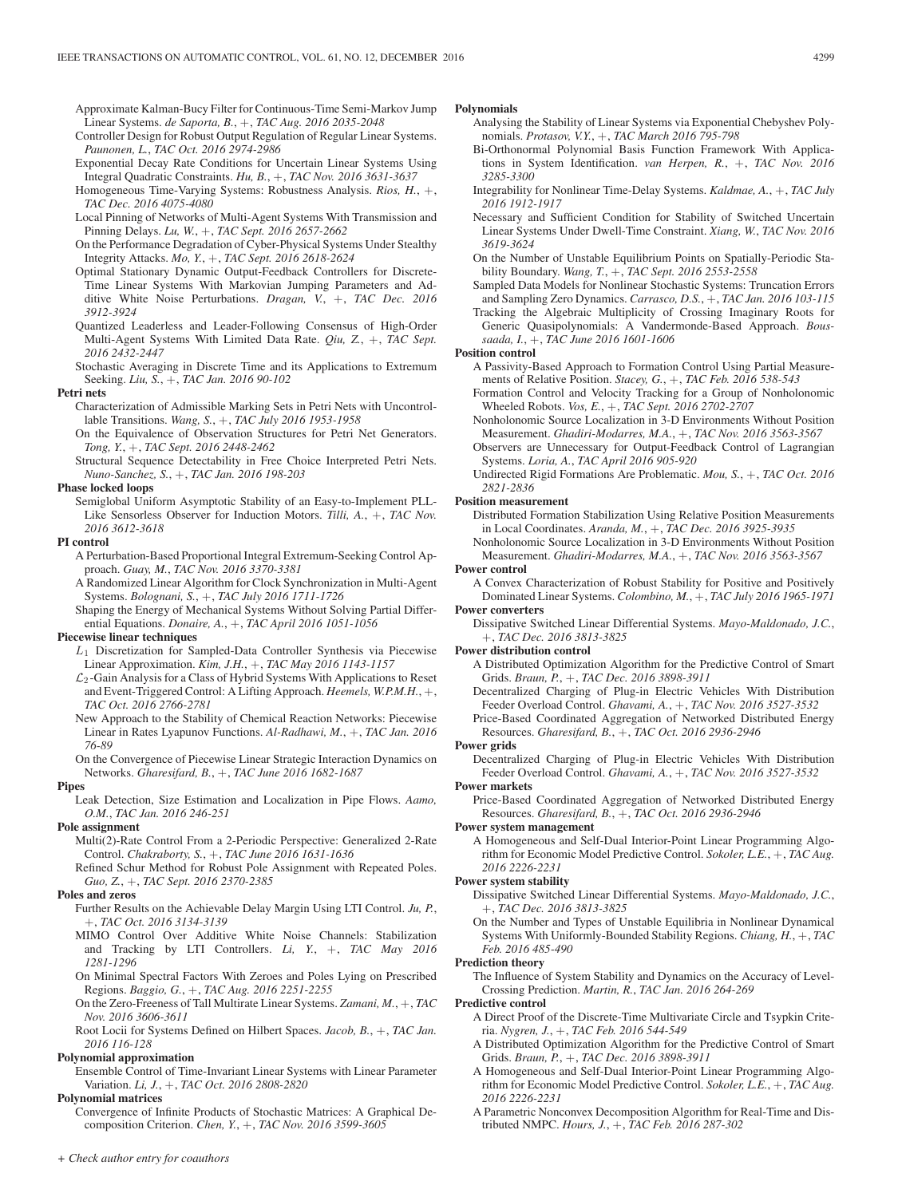Approximate Kalman-Bucy Filter for Continuous-Time Semi-Markov Jump Linear Systems. *de Saporta, B.*, +, *TAC Aug. 2016 2035-2048*

Controller Design for Robust Output Regulation of Regular Linear Systems. *Paunonen, L.*, *TAC Oct. 2016 2974-2986*

Exponential Decay Rate Conditions for Uncertain Linear Systems Using Integral Quadratic Constraints. *Hu, B.*, +, *TAC Nov. 2016 3631-3637*

Homogeneous Time-Varying Systems: Robustness Analysis. *Rios, H.*, +, *TAC Dec. 2016 4075-4080*

Local Pinning of Networks of Multi-Agent Systems With Transmission and Pinning Delays. *Lu, W.*, +, *TAC Sept. 2016 2657-2662*

On the Performance Degradation of Cyber-Physical Systems Under Stealthy Integrity Attacks. *Mo, Y.*, +, *TAC Sept. 2016 2618-2624*

Optimal Stationary Dynamic Output-Feedback Controllers for Discrete-Time Linear Systems With Markovian Jumping Parameters and Additive White Noise Perturbations. *Dragan, V.*, +, *TAC Dec. 2016 3912-3924*

Quantized Leaderless and Leader-Following Consensus of High-Order Multi-Agent Systems With Limited Data Rate. *Qiu, Z.*, +, *TAC Sept. 2016 2432-2447*

Stochastic Averaging in Discrete Time and its Applications to Extremum Seeking. *Liu, S.*, +, *TAC Jan. 2016 90-102*

**Petri nets**

Characterization of Admissible Marking Sets in Petri Nets with Uncontrollable Transitions. *Wang, S.*, +, *TAC July 2016 1953-1958*

On the Equivalence of Observation Structures for Petri Net Generators. *Tong, Y.*, +, *TAC Sept. 2016 2448-2462*

Structural Sequence Detectability in Free Choice Interpreted Petri Nets. *Nuno-Sanchez, S.*, +, *TAC Jan. 2016 198-203*

**Phase locked loops**

Semiglobal Uniform Asymptotic Stability of an Easy-to-Implement PLL-Like Sensorless Observer for Induction Motors. *Tilli, A.*, +, *TAC Nov. 2016 3612-3618*

**PI control**

A Perturbation-Based Proportional Integral Extremum-Seeking Control Approach. *Guay, M.*, *TAC Nov. 2016 3370-3381*

A Randomized Linear Algorithm for Clock Synchronization in Multi-Agent Systems. *Bolognani, S.*, +, *TAC July 2016 1711-1726*

Shaping the Energy of Mechanical Systems Without Solving Partial Differential Equations. *Donaire, A.*, +, *TAC April 2016 1051-1056*

**Piecewise linear techniques**

$L_1$ Discretization for Sampled-Data Controller Synthesis via Piecewise Linear Approximation. *Kim, J.H.*, +, *TAC May 2016 1143-1157*

$\mathcal{L}_2$-Gain Analysis for a Class of Hybrid Systems With Applications to Reset and Event-Triggered Control: A Lifting Approach. *Heemels, W.P.M.H.*, +, *TAC Oct. 2016 2766-2781*

New Approach to the Stability of Chemical Reaction Networks: Piecewise Linear in Rates Lyapunov Functions. *Al-Radhawi, M.*, +, *TAC Jan. 2016 76-89*

On the Convergence of Piecewise Linear Strategic Interaction Dynamics on Networks. *Gharesifard, B.*, +, *TAC June 2016 1682-1687*

**Pipes**

Leak Detection, Size Estimation and Localization in Pipe Flows. *Aamo, O.M.*, *TAC Jan. 2016 246-251*

**Pole assignment**

Multi(2)-Rate Control From a 2-Periodic Perspective: Generalized 2-Rate Control. *Chakraborty, S.*, +, *TAC June 2016 1631-1636*

Refined Schur Method for Robust Pole Assignment with Repeated Poles. *Guo, Z.*, +, *TAC Sept. 2016 2370-2385*

**Poles and zeros**

Further Results on the Achievable Delay Margin Using LTI Control. *Ju, P.*, +, *TAC Oct. 2016 3134-3139*

MIMO Control Over Additive White Noise Channels: Stabilization and Tracking by LTI Controllers. *Li, Y.*, +, *TAC May 2016 1281-1296*

On Minimal Spectral Factors With Zeroes and Poles Lying on Prescribed Regions. *Baggio, G.*, +, *TAC Aug. 2016 2251-2255*

On the Zero-Freeness of Tall Multirate Linear Systems. *Zamani, M.*, +, *TAC Nov. 2016 3606-3611*

Root Locii for Systems Defined on Hilbert Spaces. *Jacob, B.*, +, *TAC Jan. 2016 116-128*

**Polynomial approximation**

Ensemble Control of Time-Invariant Linear Systems with Linear Parameter Variation. *Li, J.*, +, *TAC Oct. 2016 2808-2820*

**Polynomial matrices**

Convergence of Infinite Products of Stochastic Matrices: A Graphical Decomposition Criterion. *Chen, Y.*, +, *TAC Nov. 2016 3599-3605*

**Polynomials**

Analysing the Stability of Linear Systems via Exponential Chebyshev Polynomials. *Protasov, V.Y.*, +, *TAC March 2016 795-798*

Bi-Orthonormal Polynomial Basis Function Framework With Applications in System Identification. *van Herpen, R.*, +, *TAC Nov. 2016 3285-3300*

Integrability for Nonlinear Time-Delay Systems. *Kaldmae, A.*, +, *TAC July 2016 1912-1917*

Necessary and Sufficient Condition for Stability of Switched Uncertain Linear Systems Under Dwell-Time Constraint. *Xiang, W.*, *TAC Nov. 2016 3619-3624*

On the Number of Unstable Equilibrium Points on Spatially-Periodic Stability Boundary. *Wang, T.*, +, *TAC Sept. 2016 2553-2558*

Sampled Data Models for Nonlinear Stochastic Systems: Truncation Errors and Sampling Zero Dynamics. *Carrasco, D.S.*, +, *TAC Jan. 2016 103-115*

Tracking the Algebraic Multiplicity of Crossing Imaginary Roots for Generic Quasipolynomials: A Vandermonde-Based Approach. *Boussaada, I.*, +, *TAC June 2016 1601-1606*

**Position control**

A Passivity-Based Approach to Formation Control Using Partial Measurements of Relative Position. *Stacey, G.*, +, *TAC Feb. 2016 538-543*

Formation Control and Velocity Tracking for a Group of Nonholonomic Wheeled Robots. *Vos, E.*, +, *TAC Sept. 2016 2702-2707*

Nonholonomic Source Localization in 3-D Environments Without Position Measurement. *Ghadiri-Modarres, M.A.*, +, *TAC Nov. 2016 3563-3567*

Observers are Unnecessary for Output-Feedback Control of Lagrangian Systems. *Loria, A.*, *TAC April 2016 905-920*

Undirected Rigid Formations Are Problematic. *Mou, S.*, +, *TAC Oct. 2016 2821-2836*

**Position measurement**

Distributed Formation Stabilization Using Relative Position Measurements in Local Coordinates. *Aranda, M.*, +, *TAC Dec. 2016 3925-3935*

Nonholonomic Source Localization in 3-D Environments Without Position Measurement. *Ghadiri-Modarres, M.A.*, +, *TAC Nov. 2016 3563-3567*

**Power control**

A Convex Characterization of Robust Stability for Positive and Positively Dominated Linear Systems. *Colombino, M.*, +, *TAC July 2016 1965-1971*

**Power converters**

Dissipative Switched Linear Differential Systems. *Mayo-Maldonado, J.C.*, +, *TAC Dec. 2016 3813-3825*

**Power distribution control**

A Distributed Optimization Algorithm for the Predictive Control of Smart Grids. *Braun, P.*, +, *TAC Dec. 2016 3898-3911*

Decentralized Charging of Plug-in Electric Vehicles With Distribution Feeder Overload Control. *Ghavami, A.*, +, *TAC Nov. 2016 3527-3532*

Price-Based Coordinated Aggregation of Networked Distributed Energy Resources. *Gharesifard, B.*, +, *TAC Oct. 2016 2936-2946*

**Power grids**

Decentralized Charging of Plug-in Electric Vehicles With Distribution Feeder Overload Control. *Ghavami, A.*, +, *TAC Nov. 2016 3527-3532*

**Power markets**

Price-Based Coordinated Aggregation of Networked Distributed Energy Resources. *Gharesifard, B.*, +, *TAC Oct. 2016 2936-2946*

**Power system management**

A Homogeneous and Self-Dual Interior-Point Linear Programming Algorithm for Economic Model Predictive Control. *Sokoler, L.E.*, +, *TAC Aug. 2016 2226-2231*

**Power system stability**

Dissipative Switched Linear Differential Systems. *Mayo-Maldonado, J.C.*, +, *TAC Dec. 2016 3813-3825*

On the Number and Types of Unstable Equilibria in Nonlinear Dynamical Systems With Uniformly-Bounded Stability Regions. *Chiang, H.*, +, *TAC Feb. 2016 485-490*

**Prediction theory**

The Influence of System Stability and Dynamics on the Accuracy of Level-Crossing Prediction. *Martin, R.*, *TAC Jan. 2016 264-269*

**Predictive control**

A Direct Proof of the Discrete-Time Multivariate Circle and Tsypkin Criteria. *Nygren, J.*, +, *TAC Feb. 2016 544-549*

A Distributed Optimization Algorithm for the Predictive Control of Smart Grids. *Braun, P.*, +, *TAC Dec. 2016 3898-3911*

A Homogeneous and Self-Dual Interior-Point Linear Programming Algorithm for Economic Model Predictive Control. *Sokoler, L.E.*, +, *TAC Aug. 2016 2226-2231*

A Parametric Nonconvex Decomposition Algorithm for Real-Time and Distributed NMPC. *Hours, J.*, +, *TAC Feb. 2016 287-302*

*+ Check author entry for coauthors*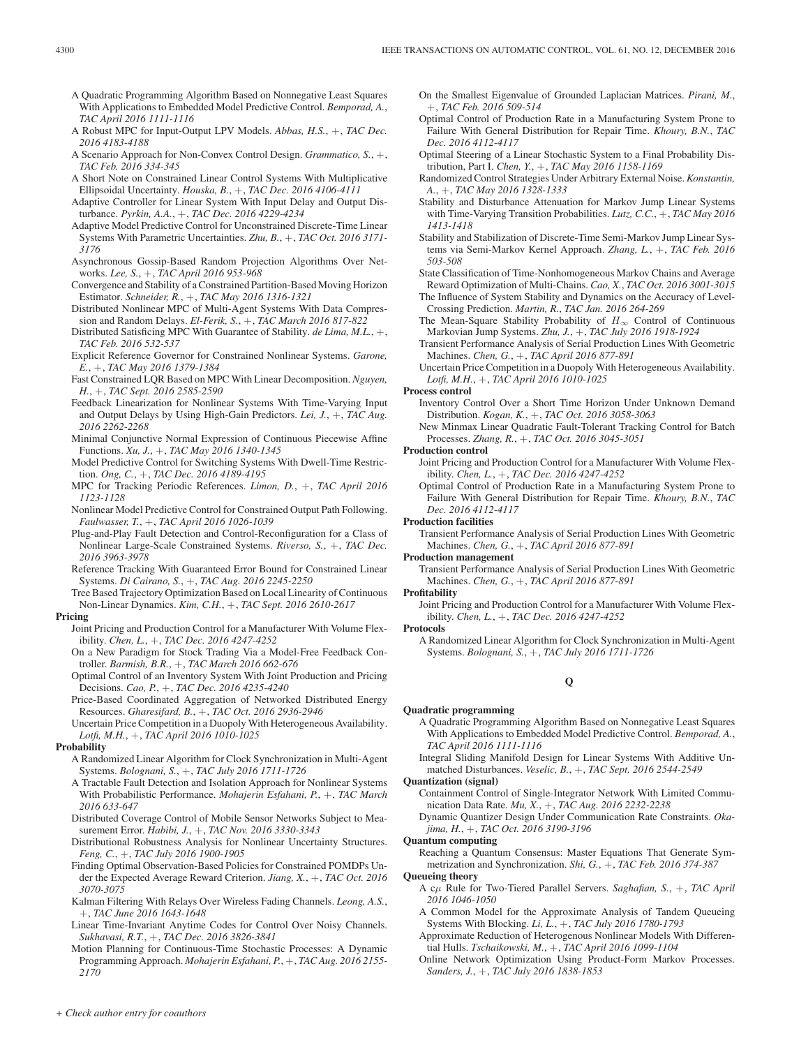A Quadratic Programming Algorithm Based on Nonnegative Least Squares With Applications to Embedded Model Predictive Control. *Bemporad, A.*, *TAC April 2016 1111-1116*

A Robust MPC for Input-Output LPV Models. *Abbas, H.S.*, +, *TAC Dec. 2016 4183-4188*

A Scenario Approach for Non-Convex Control Design. *Grammatico, S.*, +, *TAC Feb. 2016 334-345*

A Short Note on Constrained Linear Control Systems With Multiplicative Ellipsoidal Uncertainty. *Houska, B.*, +, *TAC Dec. 2016 4106-4111*

Adaptive Controller for Linear System With Input Delay and Output Disturbance. *Pyrkin, A.A.*, +, *TAC Dec. 2016 4229-4234*

Adaptive Model Predictive Control for Unconstrained Discrete-Time Linear Systems With Parametric Uncertainties. *Zhu, B.*, +, *TAC Oct. 2016 3171-3176*

Asynchronous Gossip-Based Random Projection Algorithms Over Networks. *Lee, S.*, +, *TAC April 2016 953-968*

Convergence and Stability of a Constrained Partition-Based Moving Horizon Estimator. *Schneider, R.*, +, *TAC May 2016 1316-1321*

Distributed Nonlinear MPC of Multi-Agent Systems With Data Compression and Random Delays. *El-Ferik, S.*, +, *TAC March 2016 817-822*

Distributed Satisficing MPC With Guarantee of Stability. *de Lima, M.L.*, +, *TAC Feb. 2016 532-537*

Explicit Reference Governor for Constrained Nonlinear Systems. *Garone, E.*, +, *TAC May 2016 1379-1384*

Fast Constrained LQR Based on MPC With Linear Decomposition. *Nguyen, H.*, +, *TAC Sept. 2016 2585-2590*

Feedback Linearization for Nonlinear Systems With Time-Varying Input and Output Delays by Using High-Gain Predictors. *Lei, J.*, +, *TAC Aug. 2016 2262-2268*

Minimal Conjunctive Normal Expression of Continuous Piecewise Affine Functions. *Xu, J.*, +, *TAC May 2016 1340-1345*

Model Predictive Control for Switching Systems With Dwell-Time Restriction. *Ong, C.*, +, *TAC Dec. 2016 4189-4195*

MPC for Tracking Periodic References. *Limon, D.*, +, *TAC April 2016 1123-1128*

Nonlinear Model Predictive Control for Constrained Output Path Following. *Faulwasser, T.*, +, *TAC April 2016 1026-1039*

Plug-and-Play Fault Detection and Control-Reconfiguration for a Class of Nonlinear Large-Scale Constrained Systems. *Riverso, S.*, +, *TAC Dec. 2016 3963-3978*

Reference Tracking With Guaranteed Error Bound for Constrained Linear Systems. *Di Cairano, S.*, +, *TAC Aug. 2016 2245-2250*

Tree Based Trajectory Optimization Based on Local Linearity of Continuous Non-Linear Dynamics. *Kim, C.H.*, +, *TAC Sept. 2016 2610-2617*

**Pricing**

Joint Pricing and Production Control for a Manufacturer With Volume Flexibility. *Chen, L.*, +, *TAC Dec. 2016 4247-4252*

On a New Paradigm for Stock Trading Via a Model-Free Feedback Controller. *Barmish, B.R.*, +, *TAC March 2016 662-676*

Optimal Control of an Inventory System With Joint Production and Pricing Decisions. *Cao, P.*, +, *TAC Dec. 2016 4235-4240*

Price-Based Coordinated Aggregation of Networked Distributed Energy Resources. *Gharesifard, B.*, +, *TAC Oct. 2016 2936-2946*

Uncertain Price Competition in a Duopoly With Heterogeneous Availability. *Lotfi, M.H.*, +, *TAC April 2016 1010-1025*

**Probability**

A Randomized Linear Algorithm for Clock Synchronization in Multi-Agent Systems. *Bolognani, S.*, +, *TAC July 2016 1711-1726*

A Tractable Fault Detection and Isolation Approach for Nonlinear Systems With Probabilistic Performance. *Mohajerin Esfahani, P.*, +, *TAC March 2016 633-647*

Distributed Coverage Control of Mobile Sensor Networks Subject to Measurement Error. *Habibi, J.*, +, *TAC Nov. 2016 3330-3343*

Distributional Robustness Analysis for Nonlinear Uncertainty Structures. *Feng, C.*, +, *TAC July 2016 1900-1905*

Finding Optimal Observation-Based Policies for Constrained POMDPs Under the Expected Average Reward Criterion. *Jiang, X.*, +, *TAC Oct. 2016 3070-3075*

Kalman Filtering With Relays Over Wireless Fading Channels. *Leong, A.S.*, +, *TAC June 2016 1643-1648*

Linear Time-Invariant Anytime Codes for Control Over Noisy Channels. *Sukhavasi, R.T.*, +, *TAC Dec. 2016 3826-3841*

Motion Planning for Continuous-Time Stochastic Processes: A Dynamic Programming Approach. *Mohajerin Esfahani, P.*, +, *TAC Aug. 2016 2155-2170*

On the Smallest Eigenvalue of Grounded Laplacian Matrices. *Pirani, M.*, +, *TAC Feb. 2016 509-514*

Optimal Control of Production Rate in a Manufacturing System Prone to Failure With General Distribution for Repair Time. *Khoury, B.N.*, *TAC Dec. 2016 4112-4117*

Optimal Steering of a Linear Stochastic System to a Final Probability Distribution, Part I. *Chen, Y.*, +, *TAC May 2016 1158-1169*

Randomized Control Strategies Under Arbitrary External Noise. *Konstantin, A.*, +, *TAC May 2016 1328-1333*

Stability and Disturbance Attenuation for Markov Jump Linear Systems with Time-Varying Transition Probabilities. *Lutz, C.C.*, +, *TAC May 2016 1413-1418*

Stability and Stabilization of Discrete-Time Semi-Markov Jump Linear Systems via Semi-Markov Kernel Approach. *Zhang, L.*, +, *TAC Feb. 2016 503-508*

State Classification of Time-Nonhomogeneous Markov Chains and Average Reward Optimization of Multi-Chains. *Cao, X.*, *TAC Oct. 2016 3001-3015*

The Influence of System Stability and Dynamics on the Accuracy of Level-Crossing Prediction. *Martin, R.*, *TAC Jan. 2016 264-269*

The Mean-Square Stability Probability of $H_\infty$ Control of Continuous Markovian Jump Systems. *Zhu, J.*, +, *TAC July 2016 1918-1924*

Transient Performance Analysis of Serial Production Lines With Geometric Machines. *Chen, G.*, +, *TAC April 2016 877-891*

Uncertain Price Competition in a Duopoly With Heterogeneous Availability. *Lotfi, M.H.*, +, *TAC April 2016 1010-1025*

**Process control**

Inventory Control Over a Short Time Horizon Under Unknown Demand Distribution. *Kogan, K.*, +, *TAC Oct. 2016 3058-3063*

New Minmax Linear Quadratic Fault-Tolerant Tracking Control for Batch Processes. *Zhang, R.*, +, *TAC Oct. 2016 3045-3051*

**Production control**

Joint Pricing and Production Control for a Manufacturer With Volume Flexibility. *Chen, L.*, +, *TAC Dec. 2016 4247-4252*

Optimal Control of Production Rate in a Manufacturing System Prone to Failure With General Distribution for Repair Time. *Khoury, B.N.*, *TAC Dec. 2016 4112-4117*

**Production facilities**

Transient Performance Analysis of Serial Production Lines With Geometric Machines. *Chen, G.*, +, *TAC April 2016 877-891*

**Production management**

Transient Performance Analysis of Serial Production Lines With Geometric Machines. *Chen, G.*, +, *TAC April 2016 877-891*

**Profitability**

Joint Pricing and Production Control for a Manufacturer With Volume Flexibility. *Chen, L.*, +, *TAC Dec. 2016 4247-4252*

**Protocols**

A Randomized Linear Algorithm for Clock Synchronization in Multi-Agent Systems. *Bolognani, S.*, +, *TAC July 2016 1711-1726*

## Q

**Quadratic programming**

A Quadratic Programming Algorithm Based on Nonnegative Least Squares With Applications to Embedded Model Predictive Control. *Bemporad, A.*, *TAC April 2016 1111-1116*

Integral Sliding Manifold Design for Linear Systems With Additive Unmatched Disturbances. *Veselic, B.*, +, *TAC Sept. 2016 2544-2549*

**Quantization (signal)**

Containment Control of Single-Integrator Network With Limited Communication Data Rate. *Mu, X.*, +, *TAC Aug. 2016 2232-2238*

Dynamic Quantizer Design Under Communication Rate Constraints. *Okajima, H.*, +, *TAC Oct. 2016 3190-3196*

**Quantum computing**

Reaching a Quantum Consensus: Master Equations That Generate Symmetrization and Synchronization. *Shi, G.*, +, *TAC Feb. 2016 374-387*

**Queueing theory**

A c$\mu$ Rule for Two-Tiered Parallel Servers. *Saghafian, S.*, +, *TAC April 2016 1046-1050*

A Common Model for the Approximate Analysis of Tandem Queueing Systems With Blocking. *Li, L.*, +, *TAC July 2016 1780-1793*

Approximate Reduction of Heterogenous Nonlinear Models With Differential Hulls. *Tschaikowski, M.*, +, *TAC April 2016 1099-1104*

Online Network Optimization Using Product-Form Markov Processes. *Sanders, J.*, +, *TAC July 2016 1838-1853*

*+ Check author entry for coauthors*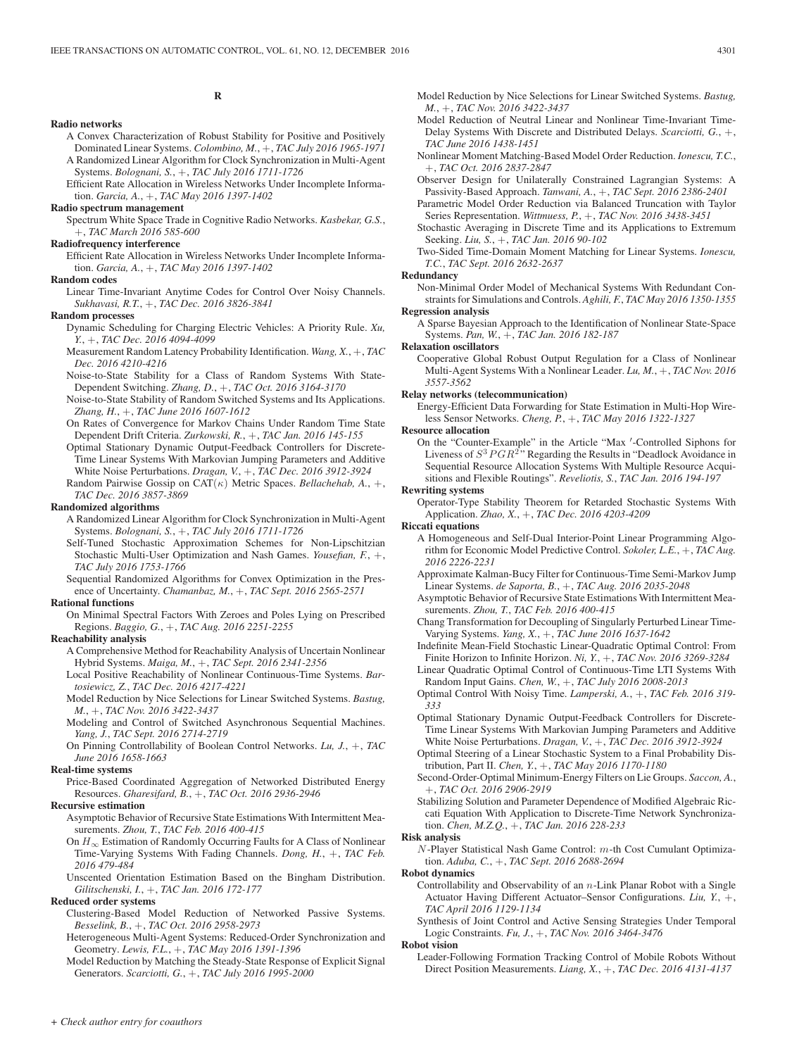## R

**Radio networks**

A Convex Characterization of Robust Stability for Positive and Positively Dominated Linear Systems. *Colombino, M.*, +, *TAC July 2016 1965-1971*

A Randomized Linear Algorithm for Clock Synchronization in Multi-Agent Systems. *Bolognani, S.*, +, *TAC July 2016 1711-1726*

Efficient Rate Allocation in Wireless Networks Under Incomplete Information. *Garcia, A.*, +, *TAC May 2016 1397-1402*

**Radio spectrum management**

Spectrum White Space Trade in Cognitive Radio Networks. *Kasbekar, G.S.*, +, *TAC March 2016 585-600*

**Radiofrequency interference**

Efficient Rate Allocation in Wireless Networks Under Incomplete Information. *Garcia, A.*, +, *TAC May 2016 1397-1402*

**Random codes**

Linear Time-Invariant Anytime Codes for Control Over Noisy Channels. *Sukhavasi, R.T.*, +, *TAC Dec. 2016 3826-3841*

**Random processes**

Dynamic Scheduling for Charging Electric Vehicles: A Priority Rule. *Xu, Y.*, +, *TAC Dec. 2016 4094-4099*

Measurement Random Latency Probability Identification. *Wang, X.*, +, *TAC Dec. 2016 4210-4216*

Noise-to-State Stability for a Class of Random Systems With State-Dependent Switching. *Zhang, D.*, +, *TAC Oct. 2016 3164-3170*

Noise-to-State Stability of Random Switched Systems and Its Applications. *Zhang, H.*, +, *TAC June 2016 1607-1612*

On Rates of Convergence for Markov Chains Under Random Time State Dependent Drift Criteria. *Zurkowski, R.*, +, *TAC Jan. 2016 145-155*

Optimal Stationary Dynamic Output-Feedback Controllers for Discrete-Time Linear Systems With Markovian Jumping Parameters and Additive White Noise Perturbations. *Dragan, V.*, +, *TAC Dec. 2016 3912-3924*

Random Pairwise Gossip on CAT($\kappa$) Metric Spaces. *Bellachehab, A.*, +, *TAC Dec. 2016 3857-3869*

**Randomized algorithms**

A Randomized Linear Algorithm for Clock Synchronization in Multi-Agent Systems. *Bolognani, S.*, +, *TAC July 2016 1711-1726*

Self-Tuned Stochastic Approximation Schemes for Non-Lipschitzian Stochastic Multi-User Optimization and Nash Games. *Yousefian, F.*, +, *TAC July 2016 1753-1766*

Sequential Randomized Algorithms for Convex Optimization in the Presence of Uncertainty. *Chamanbaz, M.*, +, *TAC Sept. 2016 2565-2571*

**Rational functions**

On Minimal Spectral Factors With Zeroes and Poles Lying on Prescribed Regions. *Baggio, G.*, +, *TAC Aug. 2016 2251-2255*

**Reachability analysis**

A Comprehensive Method for Reachability Analysis of Uncertain Nonlinear Hybrid Systems. *Maiga, M.*, +, *TAC Sept. 2016 2341-2356*

Local Positive Reachability of Nonlinear Continuous-Time Systems. *Bartosiewicz, Z.*, *TAC Dec. 2016 4217-4221*

Model Reduction by Nice Selections for Linear Switched Systems. *Bastug, M.*, +, *TAC Nov. 2016 3422-3437*

Modeling and Control of Switched Asynchronous Sequential Machines. *Yang, J.*, *TAC Sept. 2016 2714-2719*

On Pinning Controllability of Boolean Control Networks. *Lu, J.*, +, *TAC June 2016 1658-1663*

**Real-time systems**

Price-Based Coordinated Aggregation of Networked Distributed Energy Resources. *Gharesifard, B.*, +, *TAC Oct. 2016 2936-2946*

**Recursive estimation**

Asymptotic Behavior of Recursive State Estimations With Intermittent Measurements. *Zhou, T.*, *TAC Feb. 2016 400-415*

On $H_\infty$ Estimation of Randomly Occurring Faults for A Class of Nonlinear Time-Varying Systems With Fading Channels. *Dong, H.*, +, *TAC Feb. 2016 479-484*

Unscented Orientation Estimation Based on the Bingham Distribution. *Gilitschenski, I.*, +, *TAC Jan. 2016 172-177*

**Reduced order systems**

Clustering-Based Model Reduction of Networked Passive Systems. *Besselink, B.*, +, *TAC Oct. 2016 2958-2973*

Heterogeneous Multi-Agent Systems: Reduced-Order Synchronization and Geometry. *Lewis, F.L.*, +, *TAC May 2016 1391-1396*

Model Reduction by Matching the Steady-State Response of Explicit Signal Generators. *Scarciotti, G.*, +, *TAC July 2016 1995-2000*

Model Reduction by Nice Selections for Linear Switched Systems. *Bastug, M.*, +, *TAC Nov. 2016 3422-3437*

Model Reduction of Neutral Linear and Nonlinear Time-Invariant Time-Delay Systems With Discrete and Distributed Delays. *Scarciotti, G.*, +, *TAC June 2016 1438-1451*

Nonlinear Moment Matching-Based Model Order Reduction. *Ionescu, T.C.*, +, *TAC Oct. 2016 2837-2847*

Observer Design for Unilaterally Constrained Lagrangian Systems: A Passivity-Based Approach. *Tanwani, A.*, +, *TAC Sept. 2016 2386-2401*

Parametric Model Order Reduction via Balanced Truncation with Taylor Series Representation. *Wittmuess, P.*, +, *TAC Nov. 2016 3438-3451*

Stochastic Averaging in Discrete Time and its Applications to Extremum Seeking. *Liu, S.*, +, *TAC Jan. 2016 90-102*

Two-Sided Time-Domain Moment Matching for Linear Systems. *Ionescu, T.C.*, *TAC Sept. 2016 2632-2637*

**Redundancy**

Non-Minimal Order Model of Mechanical Systems With Redundant Constraints for Simulations and Controls. *Aghili, F.*, *TAC May 2016 1350-1355*

**Regression analysis**

A Sparse Bayesian Approach to the Identification of Nonlinear State-Space Systems. *Pan, W.*, +, *TAC Jan. 2016 182-187*

**Relaxation oscillators**

Cooperative Global Robust Output Regulation for a Class of Nonlinear Multi-Agent Systems With a Nonlinear Leader. *Lu, M.*, +, *TAC Nov. 2016 3557-3562*

**Relay networks (telecommunication)**

Energy-Efficient Data Forwarding for State Estimation in Multi-Hop Wireless Sensor Networks. *Cheng, P.*, +, *TAC May 2016 1322-1327*

**Resource allocation**

On the "Counter-Example" in the Article "Max ′-Controlled Siphons for Liveness of $S^3PGR^2$" Regarding the Results in "Deadlock Avoidance in Sequential Resource Allocation Systems With Multiple Resource Acquisitions and Flexible Routings". *Reveliotis, S.*, *TAC Jan. 2016 194-197*

**Rewriting systems**

Operator-Type Stability Theorem for Retarded Stochastic Systems With Application. *Zhao, X.*, +, *TAC Dec. 2016 4203-4209*

**Riccati equations**

A Homogeneous and Self-Dual Interior-Point Linear Programming Algorithm for Economic Model Predictive Control. *Sokoler, L.E.*, +, *TAC Aug. 2016 2226-2231*

Approximate Kalman-Bucy Filter for Continuous-Time Semi-Markov Jump Linear Systems. *de Saporta, B.*, +, *TAC Aug. 2016 2035-2048*

Asymptotic Behavior of Recursive State Estimations With Intermittent Measurements. *Zhou, T.*, *TAC Feb. 2016 400-415*

Chang Transformation for Decoupling of Singularly Perturbed Linear Time-Varying Systems. *Yang, X.*, +, *TAC June 2016 1637-1642*

Indefinite Mean-Field Stochastic Linear-Quadratic Optimal Control: From Finite Horizon to Infinite Horizon. *Ni, Y.*, +, *TAC Nov. 2016 3269-3284*

Linear Quadratic Optimal Control of Continuous-Time LTI Systems With Random Input Gains. *Chen, W.*, +, *TAC July 2016 2008-2013*

Optimal Control With Noisy Time. *Lamperski, A.*, +, *TAC Feb. 2016 319-333*

Optimal Stationary Dynamic Output-Feedback Controllers for Discrete-Time Linear Systems With Markovian Jumping Parameters and Additive White Noise Perturbations. *Dragan, V.*, +, *TAC Dec. 2016 3912-3924*

Optimal Steering of a Linear Stochastic System to a Final Probability Distribution, Part II. *Chen, Y.*, +, *TAC May 2016 1170-1180*

Second-Order-Optimal Minimum-Energy Filters on Lie Groups. *Saccon, A.*, +, *TAC Oct. 2016 2906-2919*

Stabilizing Solution and Parameter Dependence of Modified Algebraic Riccati Equation With Application to Discrete-Time Network Synchronization. *Chen, M.Z.Q.*, +, *TAC Jan. 2016 228-233*

**Risk analysis**

$N$-Player Statistical Nash Game Control: $m$-th Cost Cumulant Optimization. *Aduba, C.*, +, *TAC Sept. 2016 2688-2694*

**Robot dynamics**

Controllability and Observability of an $n$-Link Planar Robot with a Single Actuator Having Different Actuator–Sensor Configurations. *Liu, Y.*, +, *TAC April 2016 1129-1134*

Synthesis of Joint Control and Active Sensing Strategies Under Temporal Logic Constraints. *Fu, J.*, +, *TAC Nov. 2016 3464-3476*

**Robot vision**

Leader-Following Formation Tracking Control of Mobile Robots Without Direct Position Measurements. *Liang, X.*, +, *TAC Dec. 2016 4131-4137*

+ *Check author entry for coauthors*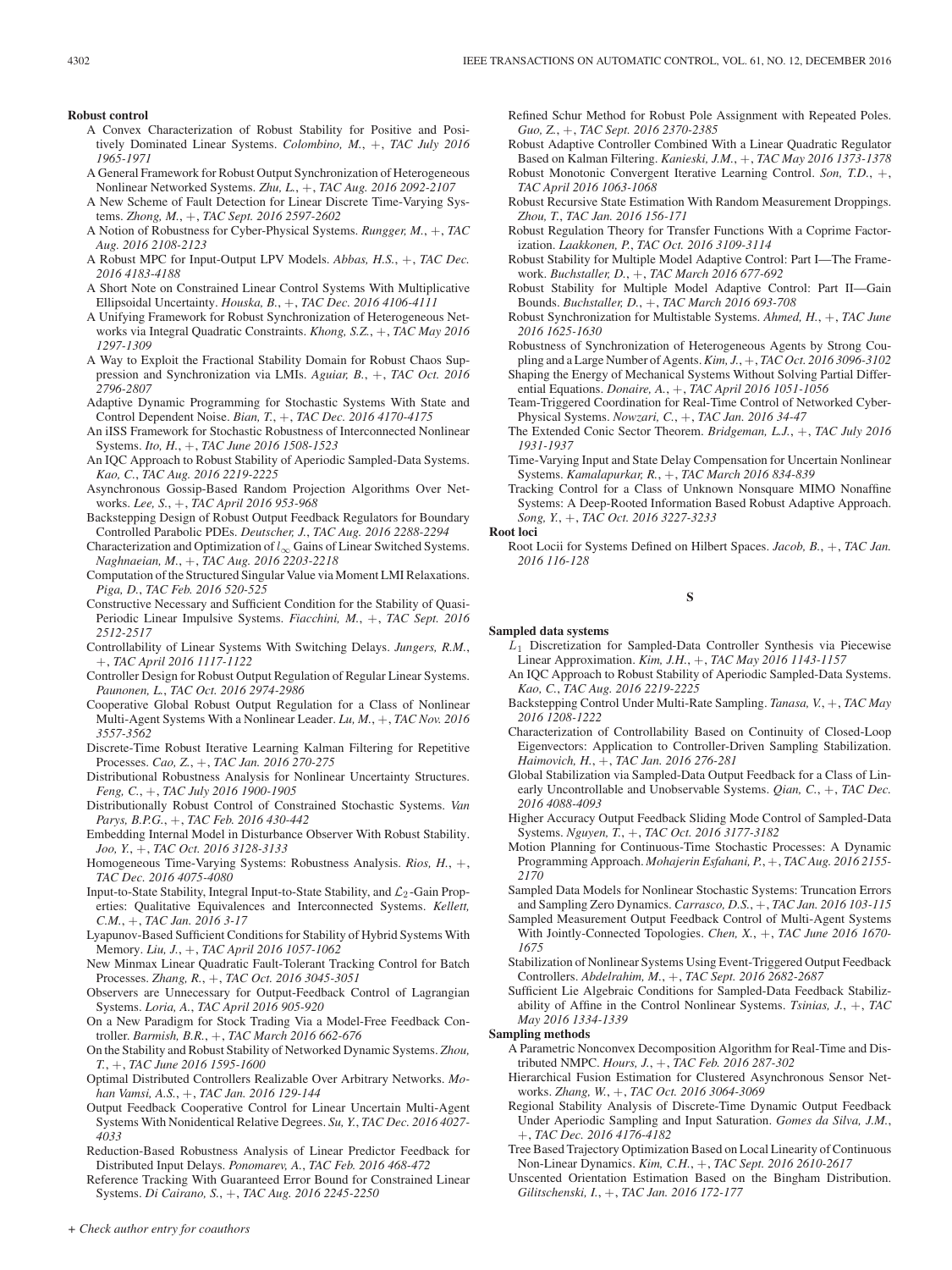**Robust control**

- A Convex Characterization of Robust Stability for Positive and Positively Dominated Linear Systems. *Colombino, M.*, +, *TAC July 2016 1965-1971*
- A General Framework for Robust Output Synchronization of Heterogeneous Nonlinear Networked Systems. *Zhu, L.*, +, *TAC Aug. 2016 2092-2107*
- A New Scheme of Fault Detection for Linear Discrete Time-Varying Systems. *Zhong, M.*, +, *TAC Sept. 2016 2597-2602*
- A Notion of Robustness for Cyber-Physical Systems. *Rungger, M.*, +, *TAC Aug. 2016 2108-2123*
- A Robust MPC for Input-Output LPV Models. *Abbas, H.S.*, +, *TAC Dec. 2016 4183-4188*
- A Short Note on Constrained Linear Control Systems With Multiplicative Ellipsoidal Uncertainty. *Houska, B.*, +, *TAC Dec. 2016 4106-4111*
- A Unifying Framework for Robust Synchronization of Heterogeneous Networks via Integral Quadratic Constraints. *Khong, S.Z.*, +, *TAC May 2016 1297-1309*
- A Way to Exploit the Fractional Stability Domain for Robust Chaos Suppression and Synchronization via LMIs. *Aguiar, B.*, +, *TAC Oct. 2016 2796-2807*
- Adaptive Dynamic Programming for Stochastic Systems With State and Control Dependent Noise. *Bian, T.*, +, *TAC Dec. 2016 4170-4175*
- An iISS Framework for Stochastic Robustness of Interconnected Nonlinear Systems. *Ito, H.*, +, *TAC June 2016 1508-1523*
- An IQC Approach to Robust Stability of Aperiodic Sampled-Data Systems. *Kao, C.*, *TAC Aug. 2016 2219-2225*
- Asynchronous Gossip-Based Random Projection Algorithms Over Networks. *Lee, S.*, +, *TAC April 2016 953-968*
- Backstepping Design of Robust Output Feedback Regulators for Boundary Controlled Parabolic PDEs. *Deutscher, J.*, *TAC Aug. 2016 2288-2294*
- Characterization and Optimization of $l_\infty$ Gains of Linear Switched Systems. *Naghnaeian, M.*, +, *TAC Aug. 2016 2203-2218*
- Computation of the Structured Singular Value via Moment LMI Relaxations. *Piga, D.*, *TAC Feb. 2016 520-525*
- Constructive Necessary and Sufficient Condition for the Stability of Quasi-Periodic Linear Impulsive Systems. *Fiacchini, M.*, +, *TAC Sept. 2016 2512-2517*
- Controllability of Linear Systems With Switching Delays. *Jungers, R.M.*, +, *TAC April 2016 1117-1122*
- Controller Design for Robust Output Regulation of Regular Linear Systems. *Paunonen, L.*, *TAC Oct. 2016 2974-2986*
- Cooperative Global Robust Output Regulation for a Class of Nonlinear Multi-Agent Systems With a Nonlinear Leader. *Lu, M.*, +, *TAC Nov. 2016 3557-3562*
- Discrete-Time Robust Iterative Learning Kalman Filtering for Repetitive Processes. *Cao, Z.*, +, *TAC Jan. 2016 270-275*
- Distributional Robustness Analysis for Nonlinear Uncertainty Structures. *Feng, C.*, +, *TAC July 2016 1900-1905*
- Distributionally Robust Control of Constrained Stochastic Systems. *Van Parys, B.P.G.*, +, *TAC Feb. 2016 430-442*
- Embedding Internal Model in Disturbance Observer With Robust Stability. *Joo, Y.*, +, *TAC Oct. 2016 3128-3133*
- Homogeneous Time-Varying Systems: Robustness Analysis. *Rios, H.*, +, *TAC Dec. 2016 4075-4080*
- Input-to-State Stability, Integral Input-to-State Stability, and $\mathcal{L}_2$-Gain Properties: Qualitative Equivalences and Interconnected Systems. *Kellett, C.M.*, +, *TAC Jan. 2016 3-17*
- Lyapunov-Based Sufficient Conditions for Stability of Hybrid Systems With Memory. *Liu, J.*, +, *TAC April 2016 1057-1062*
- New Minmax Linear Quadratic Fault-Tolerant Tracking Control for Batch Processes. *Zhang, R.*, +, *TAC Oct. 2016 3045-3051*
- Observers are Unnecessary for Output-Feedback Control of Lagrangian Systems. *Loria, A.*, *TAC April 2016 905-920*
- On a New Paradigm for Stock Trading Via a Model-Free Feedback Controller. *Barmish, B.R.*, +, *TAC March 2016 662-676*
- On the Stability and Robust Stability of Networked Dynamic Systems. *Zhou, T.*, +, *TAC June 2016 1595-1600*
- Optimal Distributed Controllers Realizable Over Arbitrary Networks. *Mohan Vamsi, A.S.*, +, *TAC Jan. 2016 129-144*
- Output Feedback Cooperative Control for Linear Uncertain Multi-Agent Systems With Nonidentical Relative Degrees. *Su, Y.*, *TAC Dec. 2016 4027-4033*
- Reduction-Based Robustness Analysis of Linear Predictor Feedback for Distributed Input Delays. *Ponomarev, A.*, *TAC Feb. 2016 468-472*
- Reference Tracking With Guaranteed Error Bound for Constrained Linear Systems. *Di Cairano, S.*, +, *TAC Aug. 2016 2245-2250*
- Refined Schur Method for Robust Pole Assignment with Repeated Poles. *Guo, Z.*, +, *TAC Sept. 2016 2370-2385*
- Robust Adaptive Controller Combined With a Linear Quadratic Regulator Based on Kalman Filtering. *Kanieski, J.M.*, +, *TAC May 2016 1373-1378*
- Robust Monotonic Convergent Iterative Learning Control. *Son, T.D.*, +, *TAC April 2016 1063-1068*
- Robust Recursive State Estimation With Random Measurement Droppings. *Zhou, T.*, *TAC Jan. 2016 156-171*
- Robust Regulation Theory for Transfer Functions With a Coprime Factorization. *Laakkonen, P.*, *TAC Oct. 2016 3109-3114*
- Robust Stability for Multiple Model Adaptive Control: Part I—The Framework. *Buchstaller, D.*, +, *TAC March 2016 677-692*
- Robust Stability for Multiple Model Adaptive Control: Part II—Gain Bounds. *Buchstaller, D.*, +, *TAC March 2016 693-708*
- Robust Synchronization for Multistable Systems. *Ahmed, H.*, +, *TAC June 2016 1625-1630*
- Robustness of Synchronization of Heterogeneous Agents by Strong Coupling and a Large Number of Agents. *Kim, J.*, +, *TAC Oct. 2016 3096-3102*
- Shaping the Energy of Mechanical Systems Without Solving Partial Differential Equations. *Donaire, A.*, +, *TAC April 2016 1051-1056*
- Team-Triggered Coordination for Real-Time Control of Networked Cyber-Physical Systems. *Nowzari, C.*, +, *TAC Jan. 2016 34-47*
- The Extended Conic Sector Theorem. *Bridgeman, L.J.*, +, *TAC July 2016 1931-1937*
- Time-Varying Input and State Delay Compensation for Uncertain Nonlinear Systems. *Kamalapurkar, R.*, +, *TAC March 2016 834-839*
- Tracking Control for a Class of Unknown Nonsquare MIMO Nonaffine Systems: A Deep-Rooted Information Based Robust Adaptive Approach. *Song, Y.*, +, *TAC Oct. 2016 3227-3233*

**Root loci**

- Root Locii for Systems Defined on Hilbert Spaces. *Jacob, B.*, +, *TAC Jan. 2016 116-128*

## S

**Sampled data systems**

- $L_1$ Discretization for Sampled-Data Controller Synthesis via Piecewise Linear Approximation. *Kim, J.H.*, +, *TAC May 2016 1143-1157*
- An IQC Approach to Robust Stability of Aperiodic Sampled-Data Systems. *Kao, C.*, *TAC Aug. 2016 2219-2225*
- Backstepping Control Under Multi-Rate Sampling. *Tanasa, V.*, +, *TAC May 2016 1208-1222*
- Characterization of Controllability Based on Continuity of Closed-Loop Eigenvectors: Application to Controller-Driven Sampling Stabilization. *Haimovich, H.*, +, *TAC Jan. 2016 276-281*
- Global Stabilization via Sampled-Data Output Feedback for a Class of Linearly Uncontrollable and Unobservable Systems. *Qian, C.*, +, *TAC Dec. 2016 4088-4093*
- Higher Accuracy Output Feedback Sliding Mode Control of Sampled-Data Systems. *Nguyen, T.*, +, *TAC Oct. 2016 3177-3182*
- Motion Planning for Continuous-Time Stochastic Processes: A Dynamic Programming Approach. *Mohajerin Esfahani, P.*, +, *TAC Aug. 2016 2155-2170*
- Sampled Data Models for Nonlinear Stochastic Systems: Truncation Errors and Sampling Zero Dynamics. *Carrasco, D.S.*, +, *TAC Jan. 2016 103-115*
- Sampled Measurement Output Feedback Control of Multi-Agent Systems With Jointly-Connected Topologies. *Chen, X.*, +, *TAC June 2016 1670-1675*
- Stabilization of Nonlinear Systems Using Event-Triggered Output Feedback Controllers. *Abdelrahim, M.*, +, *TAC Sept. 2016 2682-2687*
- Sufficient Lie Algebraic Conditions for Sampled-Data Feedback Stabilizability of Affine in the Control Nonlinear Systems. *Tsinias, J.*, +, *TAC May 2016 1334-1339*

**Sampling methods**

- A Parametric Nonconvex Decomposition Algorithm for Real-Time and Distributed NMPC. *Hours, J.*, +, *TAC Feb. 2016 287-302*
- Hierarchical Fusion Estimation for Clustered Asynchronous Sensor Networks. *Zhang, W.*, +, *TAC Oct. 2016 3064-3069*
- Regional Stability Analysis of Discrete-Time Dynamic Output Feedback Under Aperiodic Sampling and Input Saturation. *Gomes da Silva, J.M.*, +, *TAC Dec. 2016 4176-4182*
- Tree Based Trajectory Optimization Based on Local Linearity of Continuous Non-Linear Dynamics. *Kim, C.H.*, +, *TAC Sept. 2016 2610-2617*
- Unscented Orientation Estimation Based on the Bingham Distribution. *Gilitschenski, I.*, +, *TAC Jan. 2016 172-177*

*+ Check author entry for coauthors*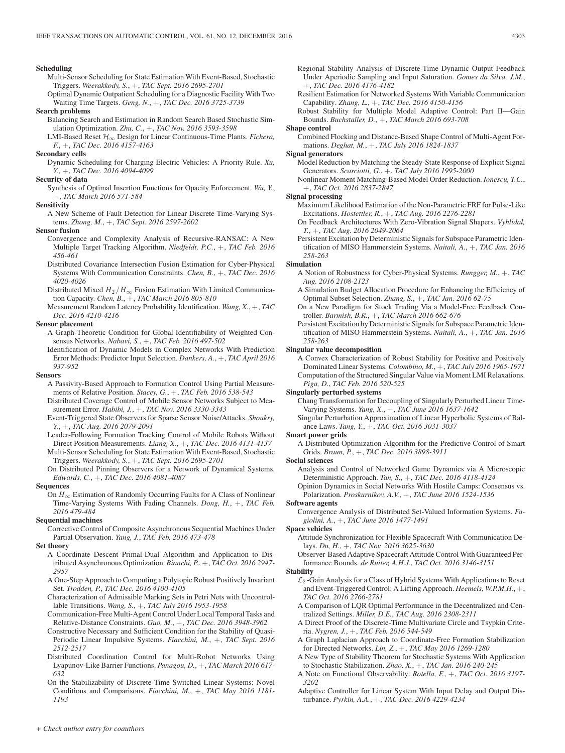**Scheduling**

Multi-Sensor Scheduling for State Estimation With Event-Based, Stochastic Triggers. *Weerakkody, S.*, +, *TAC Sept. 2016 2695-2701*

Optimal Dynamic Outpatient Scheduling for a Diagnostic Facility With Two Waiting Time Targets. *Geng, N.*, +, *TAC Dec. 2016 3725-3739*

**Search problems**

Balancing Search and Estimation in Random Search Based Stochastic Simulation Optimization. *Zhu, C.*, +, *TAC Nov. 2016 3593-3598*

LMI-Based Reset $\mathcal{H}_\infty$ Design for Linear Continuous-Time Plants. *Fichera, F.*, +, *TAC Dec. 2016 4157-4163*

**Secondary cells**

Dynamic Scheduling for Charging Electric Vehicles: A Priority Rule. *Xu, Y.*, +, *TAC Dec. 2016 4094-4099*

**Security of data**

Synthesis of Optimal Insertion Functions for Opacity Enforcement. *Wu, Y.*, +, *TAC March 2016 571-584*

**Sensitivity**

A New Scheme of Fault Detection for Linear Discrete Time-Varying Systems. *Zhong, M.*, +, *TAC Sept. 2016 2597-2602*

**Sensor fusion**

Convergence and Complexity Analysis of Recursive-RANSAC: A New Multiple Target Tracking Algorithm. *Niedfeldt, P.C.*, +, *TAC Feb. 2016 456-461*

Distributed Covariance Intersection Fusion Estimation for Cyber-Physical Systems With Communication Constraints. *Chen, B.*, +, *TAC Dec. 2016 4020-4026*

Distributed Mixed $H_2/H_\infty$ Fusion Estimation With Limited Communication Capacity. *Chen, B.*, +, *TAC March 2016 805-810*

Measurement Random Latency Probability Identification. *Wang, X.*, +, *TAC Dec. 2016 4210-4216*

**Sensor placement**

A Graph-Theoretic Condition for Global Identifiability of Weighted Consensus Networks. *Nabavi, S.*, +, *TAC Feb. 2016 497-502*

Identification of Dynamic Models in Complex Networks With Prediction Error Methods: Predictor Input Selection. *Dankers, A.*, +, *TAC April 2016 937-952*

**Sensors**

A Passivity-Based Approach to Formation Control Using Partial Measurements of Relative Position. *Stacey, G.*, +, *TAC Feb. 2016 538-543*

Distributed Coverage Control of Mobile Sensor Networks Subject to Measurement Error. *Habibi, J.*, +, *TAC Nov. 2016 3330-3343*

Event-Triggered State Observers for Sparse Sensor Noise/Attacks. *Shoukry, Y.*, +, *TAC Aug. 2016 2079-2091*

Leader-Following Formation Tracking Control of Mobile Robots Without Direct Position Measurements. *Liang, X.*, +, *TAC Dec. 2016 4131-4137*

Multi-Sensor Scheduling for State Estimation With Event-Based, Stochastic Triggers. *Weerakkody, S.*, +, *TAC Sept. 2016 2695-2701*

On Distributed Pinning Observers for a Network of Dynamical Systems. *Edwards, C.*, +, *TAC Dec. 2016 4081-4087*

**Sequences**

On $H_\infty$ Estimation of Randomly Occurring Faults for A Class of Nonlinear Time-Varying Systems With Fading Channels. *Dong, H.*, +, *TAC Feb. 2016 479-484*

**Sequential machines**

Corrective Control of Composite Asynchronous Sequential Machines Under Partial Observation. *Yang, J.*, *TAC Feb. 2016 473-478*

**Set theory**

A Coordinate Descent Primal-Dual Algorithm and Application to Distributed Asynchronous Optimization. *Bianchi, P.*, +, *TAC Oct. 2016 2947-2957*

A One-Step Approach to Computing a Polytopic Robust Positively Invariant Set. *Trodden, P.*, *TAC Dec. 2016 4100-4105*

Characterization of Admissible Marking Sets in Petri Nets with Uncontrollable Transitions. *Wang, S.*, +, *TAC July 2016 1953-1958*

Communication-Free Multi-Agent Control Under Local Temporal Tasks and Relative-Distance Constraints. *Guo, M.*, +, *TAC Dec. 2016 3948-3962*

Constructive Necessary and Sufficient Condition for the Stability of Quasi-Periodic Linear Impulsive Systems. *Fiacchini, M.*, +, *TAC Sept. 2016 2512-2517*

Distributed Coordination Control for Multi-Robot Networks Using Lyapunov-Like Barrier Functions. *Panagou, D.*, +, *TAC March 2016 617-632*

On the Stabilizability of Discrete-Time Switched Linear Systems: Novel Conditions and Comparisons. *Fiacchini, M.*, +, *TAC May 2016 1181-1193*

Regional Stability Analysis of Discrete-Time Dynamic Output Feedback Under Aperiodic Sampling and Input Saturation. *Gomes da Silva, J.M.*, +, *TAC Dec. 2016 4176-4182*

Resilient Estimation for Networked Systems With Variable Communication Capability. *Zhang, L.*, +, *TAC Dec. 2016 4150-4156*

Robust Stability for Multiple Model Adaptive Control: Part II—Gain Bounds. *Buchstaller, D.*, +, *TAC March 2016 693-708*

**Shape control**

Combined Flocking and Distance-Based Shape Control of Multi-Agent Formations. *Deghat, M.*, +, *TAC July 2016 1824-1837*

**Signal generators**

Model Reduction by Matching the Steady-State Response of Explicit Signal Generators. *Scarciotti, G.*, +, *TAC July 2016 1995-2000*

Nonlinear Moment Matching-Based Model Order Reduction. *Ionescu, T.C.*, +, *TAC Oct. 2016 2837-2847*

**Signal processing**

Maximum Likelihood Estimation of the Non-Parametric FRF for Pulse-Like Excitations. *Hostettler, R.*, +, *TAC Aug. 2016 2276-2281*

On Feedback Architectures With Zero-Vibration Signal Shapers. *Vyhlidal, T.*, +, *TAC Aug. 2016 2049-2064*

Persistent Excitation by Deterministic Signals for Subspace Parametric Identification of MISO Hammerstein Systems. *Naitali, A.*, +, *TAC Jan. 2016 258-263*

**Simulation**

A Notion of Robustness for Cyber-Physical Systems. *Rungger, M.*, +, *TAC Aug. 2016 2108-2123*

A Simulation Budget Allocation Procedure for Enhancing the Efficiency of Optimal Subset Selection. *Zhang, S.*, +, *TAC Jan. 2016 62-75*

On a New Paradigm for Stock Trading Via a Model-Free Feedback Controller. *Barmish, B.R.*, +, *TAC March 2016 662-676*

Persistent Excitation by Deterministic Signals for Subspace Parametric Identification of MISO Hammerstein Systems. *Naitali, A.*, +, *TAC Jan. 2016 258-263*

**Singular value decomposition**

A Convex Characterization of Robust Stability for Positive and Positively Dominated Linear Systems. *Colombino, M.*, +, *TAC July 2016 1965-1971*

Computation of the Structured Singular Value via Moment LMI Relaxations. *Piga, D.*, *TAC Feb. 2016 520-525*

**Singularly perturbed systems**

Chang Transformation for Decoupling of Singularly Perturbed Linear Time-Varying Systems. *Yang, X.*, +, *TAC June 2016 1637-1642*

Singular Perturbation Approximation of Linear Hyperbolic Systems of Balance Laws. *Tang, Y.*, +, *TAC Oct. 2016 3031-3037*

**Smart power grids**

A Distributed Optimization Algorithm for the Predictive Control of Smart Grids. *Braun, P.*, +, *TAC Dec. 2016 3898-3911*

**Social sciences**

Analysis and Control of Networked Game Dynamics via A Microscopic Deterministic Approach. *Tan, S.*, +, *TAC Dec. 2016 4118-4124*

Opinion Dynamics in Social Networks With Hostile Camps: Consensus vs. Polarization. *Proskurnikov, A.V.*, +, *TAC June 2016 1524-1536*

**Software agents**

Convergence Analysis of Distributed Set-Valued Information Systems. *Fagiolini, A.*, +, *TAC June 2016 1477-1491*

**Space vehicles**

Attitude Synchronization for Flexible Spacecraft With Communication Delays. *Du, H.*, +, *TAC Nov. 2016 3625-3630*

Observer-Based Adaptive Spacecraft Attitude Control With Guaranteed Performance Bounds. *de Ruiter, A.H.J.*, *TAC Oct. 2016 3146-3151*

**Stability**

$\mathcal{L}_2$-Gain Analysis for a Class of Hybrid Systems With Applications to Reset and Event-Triggered Control: A Lifting Approach. *Heemels, W.P.M.H.*, +, *TAC Oct. 2016 2766-2781*

A Comparison of LQR Optimal Performance in the Decentralized and Centralized Settings. *Miller, D.E.*, *TAC Aug. 2016 2308-2311*

A Direct Proof of the Discrete-Time Multivariate Circle and Tsypkin Criteria. *Nygren, J.*, +, *TAC Feb. 2016 544-549*

A Graph Laplacian Approach to Coordinate-Free Formation Stabilization for Directed Networks. *Lin, Z.*, +, *TAC May 2016 1269-1280*

A New Type of Stability Theorem for Stochastic Systems With Application to Stochastic Stabilization. *Zhao, X.*, +, *TAC Jan. 2016 240-245*

A Note on Functional Observability. *Rotella, F.*, +, *TAC Oct. 2016 3197-3202*

Adaptive Controller for Linear System With Input Delay and Output Disturbance. *Pyrkin, A.A.*, +, *TAC Dec. 2016 4229-4234*

+ *Check author entry for coauthors*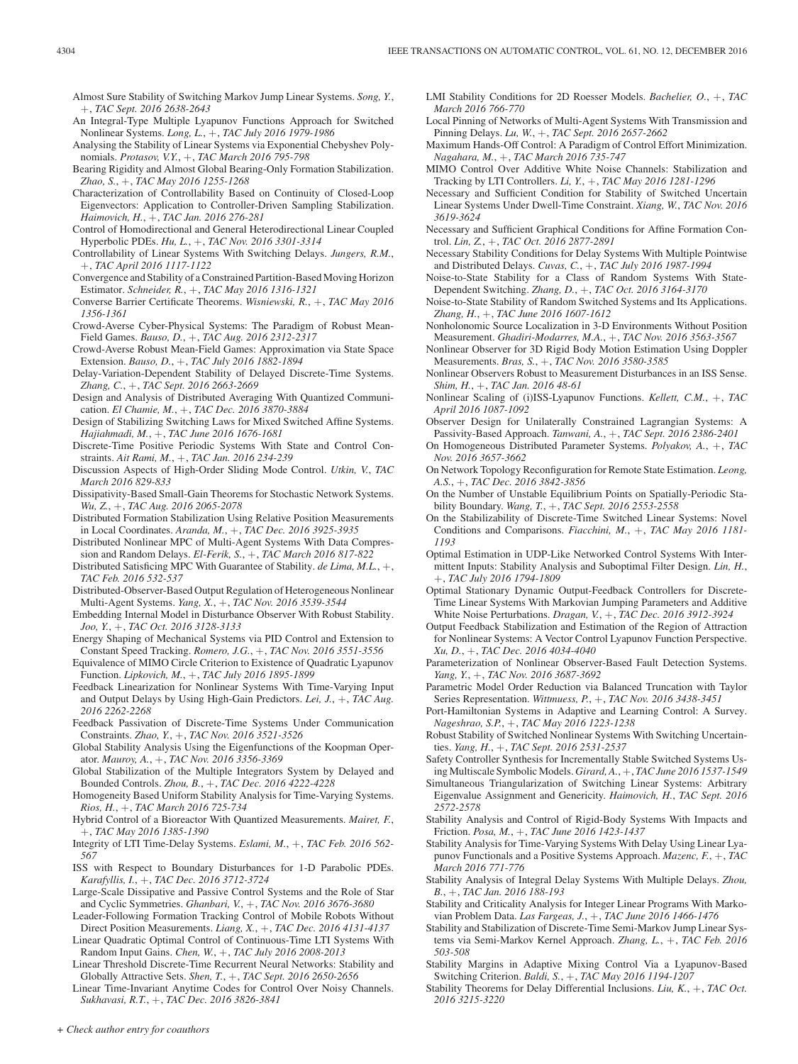Almost Sure Stability of Switching Markov Jump Linear Systems. *Song, Y.*, +, *TAC Sept. 2016 2638-2643*

An Integral-Type Multiple Lyapunov Functions Approach for Switched Nonlinear Systems. *Long, L.*, +, *TAC July 2016 1979-1986*

Analysing the Stability of Linear Systems via Exponential Chebyshev Polynomials. *Protasov, V.Y.*, +, *TAC March 2016 795-798*

Bearing Rigidity and Almost Global Bearing-Only Formation Stabilization. *Zhao, S.*, +, *TAC May 2016 1255-1268*

Characterization of Controllability Based on Continuity of Closed-Loop Eigenvectors: Application to Controller-Driven Sampling Stabilization. *Haimovich, H.*, +, *TAC Jan. 2016 276-281*

Control of Homodirectional and General Heterodirectional Linear Coupled Hyperbolic PDEs. *Hu, L.*, +, *TAC Nov. 2016 3301-3314*

Controllability of Linear Systems With Switching Delays. *Jungers, R.M.*, +, *TAC April 2016 1117-1122*

Convergence and Stability of a Constrained Partition-Based Moving Horizon Estimator. *Schneider, R.*, +, *TAC May 2016 1316-1321*

Converse Barrier Certificate Theorems. *Wisniewski, R.*, +, *TAC May 2016 1356-1361*

Crowd-Averse Cyber-Physical Systems: The Paradigm of Robust Mean-Field Games. *Bauso, D.*, +, *TAC Aug. 2016 2312-2317*

Crowd-Averse Robust Mean-Field Games: Approximation via State Space Extension. *Bauso, D.*, +, *TAC July 2016 1882-1894*

Delay-Variation-Dependent Stability of Delayed Discrete-Time Systems. *Zhang, C.*, +, *TAC Sept. 2016 2663-2669*

Design and Analysis of Distributed Averaging With Quantized Communication. *El Chamie, M.*, +, *TAC Dec. 2016 3870-3884*

Design of Stabilizing Switching Laws for Mixed Switched Affine Systems. *Hajiahmadi, M.*, +, *TAC June 2016 1676-1681*

Discrete-Time Positive Periodic Systems With State and Control Constraints. *Ait Rami, M.*, +, *TAC Jan. 2016 234-239*

Discussion Aspects of High-Order Sliding Mode Control. *Utkin, V.*, *TAC March 2016 829-833*

Dissipativity-Based Small-Gain Theorems for Stochastic Network Systems. *Wu, Z.*, +, *TAC Aug. 2016 2065-2078*

Distributed Formation Stabilization Using Relative Position Measurements in Local Coordinates. *Aranda, M.*, +, *TAC Dec. 2016 3925-3935*

Distributed Nonlinear MPC of Multi-Agent Systems With Data Compression and Random Delays. *El-Ferik, S.*, +, *TAC March 2016 817-822*

Distributed Satisficing MPC With Guarantee of Stability. *de Lima, M.L.*, +, *TAC Feb. 2016 532-537*

Distributed-Observer-Based Output Regulation of Heterogeneous Nonlinear Multi-Agent Systems. *Yang, X.*, +, *TAC Nov. 2016 3539-3544*

Embedding Internal Model in Disturbance Observer With Robust Stability. *Joo, Y.*, +, *TAC Oct. 2016 3128-3133*

Energy Shaping of Mechanical Systems via PID Control and Extension to Constant Speed Tracking. *Romero, J.G.*, +, *TAC Nov. 2016 3551-3556*

Equivalence of MIMO Circle Criterion to Existence of Quadratic Lyapunov Function. *Lipkovich, M.*, +, *TAC July 2016 1895-1899*

Feedback Linearization for Nonlinear Systems With Time-Varying Input and Output Delays by Using High-Gain Predictors. *Lei, J.*, +, *TAC Aug. 2016 2262-2268*

Feedback Passivation of Discrete-Time Systems Under Communication Constraints. *Zhao, Y.*, +, *TAC Nov. 2016 3521-3526*

Global Stability Analysis Using the Eigenfunctions of the Koopman Operator. *Mauroy, A.*, +, *TAC Nov. 2016 3356-3369*

Global Stabilization of the Multiple Integrators System by Delayed and Bounded Controls. *Zhou, B.*, +, *TAC Dec. 2016 4222-4228*

Homogeneity Based Uniform Stability Analysis for Time-Varying Systems. *Rios, H.*, +, *TAC March 2016 725-734*

Hybrid Control of a Bioreactor With Quantized Measurements. *Mairet, F.*, +, *TAC May 2016 1385-1390*

Integrity of LTI Time-Delay Systems. *Eslami, M.*, +, *TAC Feb. 2016 562-567*

ISS with Respect to Boundary Disturbances for 1-D Parabolic PDEs. *Karafyllis, I.*, +, *TAC Dec. 2016 3712-3724*

Large-Scale Dissipative and Passive Control Systems and the Role of Star and Cyclic Symmetries. *Ghanbari, V.*, +, *TAC Nov. 2016 3676-3680*

Leader-Following Formation Tracking Control of Mobile Robots Without Direct Position Measurements. *Liang, X.*, +, *TAC Dec. 2016 4131-4137*

Linear Quadratic Optimal Control of Continuous-Time LTI Systems With Random Input Gains. *Chen, W.*, +, *TAC July 2016 2008-2013*

Linear Threshold Discrete-Time Recurrent Neural Networks: Stability and Globally Attractive Sets. *Shen, T.*, +, *TAC Sept. 2016 2650-2656*

Linear Time-Invariant Anytime Codes for Control Over Noisy Channels. *Sukhavasi, R.T.*, +, *TAC Dec. 2016 3826-3841*

LMI Stability Conditions for 2D Roesser Models. *Bachelier, O.*, +, *TAC March 2016 766-770*

Local Pinning of Networks of Multi-Agent Systems With Transmission and Pinning Delays. *Lu, W.*, +, *TAC Sept. 2016 2657-2662*

Maximum Hands-Off Control: A Paradigm of Control Effort Minimization. *Nagahara, M.*, +, *TAC March 2016 735-747*

MIMO Control Over Additive White Noise Channels: Stabilization and Tracking by LTI Controllers. *Li, Y.*, +, *TAC May 2016 1281-1296*

Necessary and Sufficient Condition for Stability of Switched Uncertain Linear Systems Under Dwell-Time Constraint. *Xiang, W.*, *TAC Nov. 2016 3619-3624*

Necessary and Sufficient Graphical Conditions for Affine Formation Control. *Lin, Z.*, +, *TAC Oct. 2016 2877-2891*

Necessary Stability Conditions for Delay Systems With Multiple Pointwise and Distributed Delays. *Cuvas, C.*, +, *TAC July 2016 1987-1994*

Noise-to-State Stability for a Class of Random Systems With State-Dependent Switching. *Zhang, D.*, +, *TAC Oct. 2016 3164-3170*

Noise-to-State Stability of Random Switched Systems and Its Applications. *Zhang, H.*, +, *TAC June 2016 1607-1612*

Nonholonomic Source Localization in 3-D Environments Without Position Measurement. *Ghadiri-Modarres, M.A.*, +, *TAC Nov. 2016 3563-3567*

Nonlinear Observer for 3D Rigid Body Motion Estimation Using Doppler Measurements. *Bras, S.*, +, *TAC Nov. 2016 3580-3585*

Nonlinear Observers Robust to Measurement Disturbances in an ISS Sense. *Shim, H.*, +, *TAC Jan. 2016 48-61*

Nonlinear Scaling of (i)ISS-Lyapunov Functions. *Kellett, C.M.*, +, *TAC April 2016 1087-1092*

Observer Design for Unilaterally Constrained Lagrangian Systems: A Passivity-Based Approach. *Tanwani, A.*, +, *TAC Sept. 2016 2386-2401*

On Homogeneous Distributed Parameter Systems. *Polyakov, A.*, +, *TAC Nov. 2016 3657-3662*

On Network Topology Reconfiguration for Remote State Estimation. *Leong, A.S.*, +, *TAC Dec. 2016 3842-3856*

On the Number of Unstable Equilibrium Points on Spatially-Periodic Stability Boundary. *Wang, T.*, +, *TAC Sept. 2016 2553-2558*

On the Stabilizability of Discrete-Time Switched Linear Systems: Novel Conditions and Comparisons. *Fiacchini, M.*, +, *TAC May 2016 1181-1193*

Optimal Estimation in UDP-Like Networked Control Systems With Intermittent Inputs: Stability Analysis and Suboptimal Filter Design. *Lin, H.*, +, *TAC July 2016 1794-1809*

Optimal Stationary Dynamic Output-Feedback Controllers for Discrete-Time Linear Systems With Markovian Jumping Parameters and Additive White Noise Perturbations. *Dragan, V.*, +, *TAC Dec. 2016 3912-3924*

Output Feedback Stabilization and Estimation of the Region of Attraction for Nonlinear Systems: A Vector Control Lyapunov Function Perspective. *Xu, D.*, +, *TAC Dec. 2016 4034-4040*

Parameterization of Nonlinear Observer-Based Fault Detection Systems. *Yang, Y.*, +, *TAC Nov. 2016 3687-3692*

Parametric Model Order Reduction via Balanced Truncation with Taylor Series Representation. *Wittmuess, P.*, +, *TAC Nov. 2016 3438-3451*

Port-Hamiltonian Systems in Adaptive and Learning Control: A Survey. *Nageshrao, S.P.*, +, *TAC May 2016 1223-1238*

Robust Stability of Switched Nonlinear Systems With Switching Uncertainties. *Yang, H.*, +, *TAC Sept. 2016 2531-2537*

Safety Controller Synthesis for Incrementally Stable Switched Systems Using Multiscale Symbolic Models. *Girard, A.*, +, *TAC June 2016 1537-1549*

Simultaneous Triangularization of Switching Linear Systems: Arbitrary Eigenvalue Assignment and Genericity. *Haimovich, H.*, *TAC Sept. 2016 2572-2578*

Stability Analysis and Control of Rigid-Body Systems With Impacts and Friction. *Posa, M.*, +, *TAC June 2016 1423-1437*

Stability Analysis for Time-Varying Systems With Delay Using Linear Lyapunov Functionals and a Positive Systems Approach. *Mazenc, F.*, +, *TAC March 2016 771-776*

Stability Analysis of Integral Delay Systems With Multiple Delays. *Zhou, B.*, +, *TAC Jan. 2016 188-193*

Stability and Criticality Analysis for Integer Linear Programs With Markovian Problem Data. *Las Fargeas, J.*, +, *TAC June 2016 1466-1476*

Stability and Stabilization of Discrete-Time Semi-Markov Jump Linear Systems via Semi-Markov Kernel Approach. *Zhang, L.*, +, *TAC Feb. 2016 503-508*

Stability Margins in Adaptive Mixing Control Via a Lyapunov-Based Switching Criterion. *Baldi, S.*, +, *TAC May 2016 1194-1207*

Stability Theorems for Delay Differential Inclusions. *Liu, K.*, +, *TAC Oct. 2016 3215-3220*

*+ Check author entry for coauthors*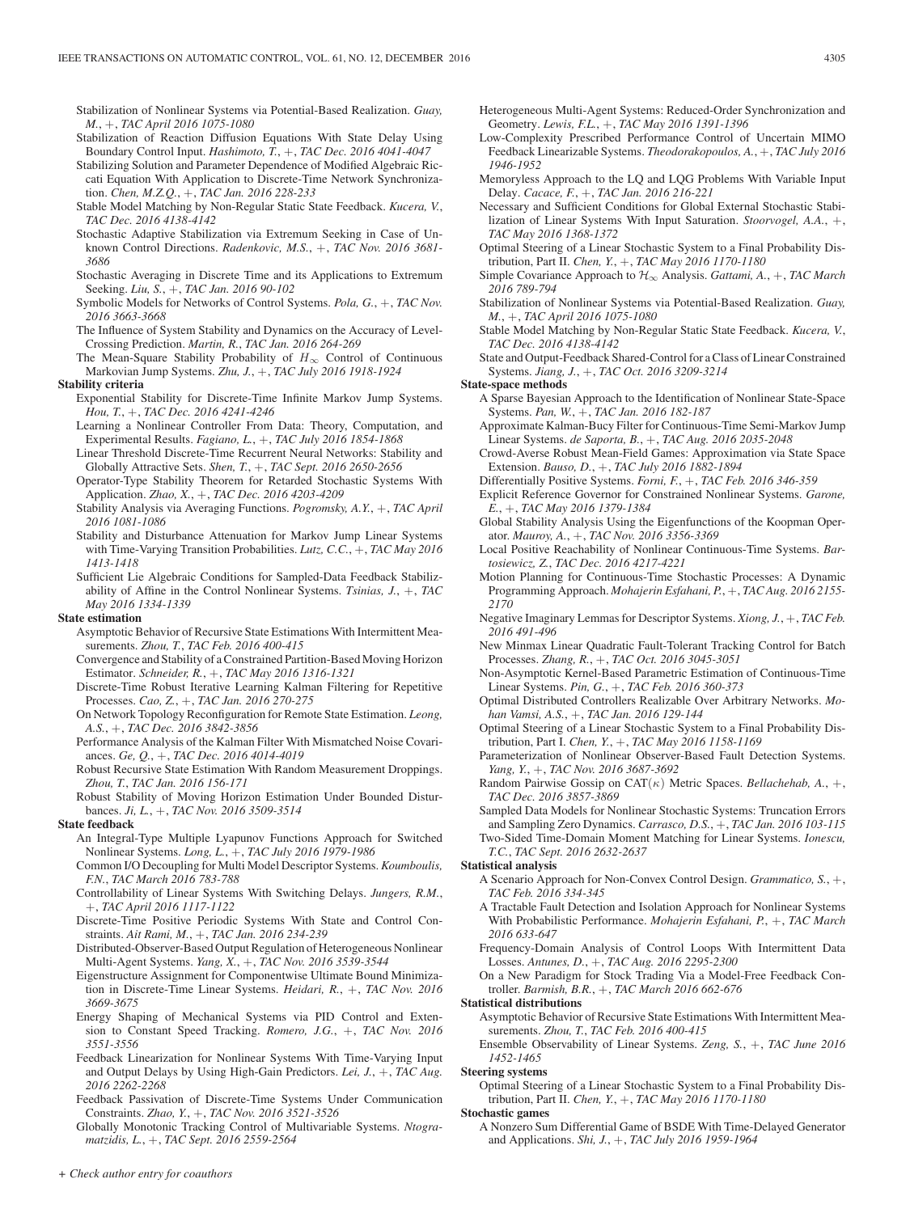Stabilization of Nonlinear Systems via Potential-Based Realization. *Guay, M.*, +, *TAC April 2016 1075-1080*

Stabilization of Reaction Diffusion Equations With State Delay Using Boundary Control Input. *Hashimoto, T.*, +, *TAC Dec. 2016 4041-4047*

Stabilizing Solution and Parameter Dependence of Modified Algebraic Riccati Equation With Application to Discrete-Time Network Synchronization. *Chen, M.Z.Q.*, +, *TAC Jan. 2016 228-233*

Stable Model Matching by Non-Regular Static State Feedback. *Kucera, V.*, *TAC Dec. 2016 4138-4142*

Stochastic Adaptive Stabilization via Extremum Seeking in Case of Unknown Control Directions. *Radenkovic, M.S.*, +, *TAC Nov. 2016 3681-3686*

Stochastic Averaging in Discrete Time and its Applications to Extremum Seeking. *Liu, S.*, +, *TAC Jan. 2016 90-102*

Symbolic Models for Networks of Control Systems. *Pola, G.*, +, *TAC Nov. 2016 3663-3668*

The Influence of System Stability and Dynamics on the Accuracy of Level-Crossing Prediction. *Martin, R.*, *TAC Jan. 2016 264-269*

The Mean-Square Stability Probability of $H_\infty$ Control of Continuous Markovian Jump Systems. *Zhu, J.*, +, *TAC July 2016 1918-1924*

**Stability criteria**

Exponential Stability for Discrete-Time Infinite Markov Jump Systems. *Hou, T.*, +, *TAC Dec. 2016 4241-4246*

Learning a Nonlinear Controller From Data: Theory, Computation, and Experimental Results. *Fagiano, L.*, +, *TAC July 2016 1854-1868*

Linear Threshold Discrete-Time Recurrent Neural Networks: Stability and Globally Attractive Sets. *Shen, T.*, +, *TAC Sept. 2016 2650-2656*

Operator-Type Stability Theorem for Retarded Stochastic Systems With Application. *Zhao, X.*, +, *TAC Dec. 2016 4203-4209*

Stability Analysis via Averaging Functions. *Pogromsky, A.Y.*, +, *TAC April 2016 1081-1086*

Stability and Disturbance Attenuation for Markov Jump Linear Systems with Time-Varying Transition Probabilities. *Lutz, C.C.*, +, *TAC May 2016 1413-1418*

Sufficient Lie Algebraic Conditions for Sampled-Data Feedback Stabilizability of Affine in the Control Nonlinear Systems. *Tsinias, J.*, +, *TAC May 2016 1334-1339*

**State estimation**

Asymptotic Behavior of Recursive State Estimations With Intermittent Measurements. *Zhou, T.*, *TAC Feb. 2016 400-415*

Convergence and Stability of a Constrained Partition-Based Moving Horizon Estimator. *Schneider, R.*, +, *TAC May 2016 1316-1321*

Discrete-Time Robust Iterative Learning Kalman Filtering for Repetitive Processes. *Cao, Z.*, +, *TAC Jan. 2016 270-275*

On Network Topology Reconfiguration for Remote State Estimation. *Leong, A.S.*, +, *TAC Dec. 2016 3842-3856*

Performance Analysis of the Kalman Filter With Mismatched Noise Covariances. *Ge, Q.*, +, *TAC Dec. 2016 4014-4019*

Robust Recursive State Estimation With Random Measurement Droppings. *Zhou, T.*, *TAC Jan. 2016 156-171*

Robust Stability of Moving Horizon Estimation Under Bounded Disturbances. *Ji, L.*, +, *TAC Nov. 2016 3509-3514*

**State feedback**

An Integral-Type Multiple Lyapunov Functions Approach for Switched Nonlinear Systems. *Long, L.*, +, *TAC July 2016 1979-1986*

Common I/O Decoupling for Multi Model Descriptor Systems. *Koumboulis, F.N.*, *TAC March 2016 783-788*

Controllability of Linear Systems With Switching Delays. *Jungers, R.M.*, +, *TAC April 2016 1117-1122*

Discrete-Time Positive Periodic Systems With State and Control Constraints. *Ait Rami, M.*, +, *TAC Jan. 2016 234-239*

Distributed-Observer-Based Output Regulation of Heterogeneous Nonlinear Multi-Agent Systems. *Yang, X.*, +, *TAC Nov. 2016 3539-3544*

Eigenstructure Assignment for Componentwise Ultimate Bound Minimization in Discrete-Time Linear Systems. *Heidari, R.*, +, *TAC Nov. 2016 3669-3675*

Energy Shaping of Mechanical Systems via PID Control and Extension to Constant Speed Tracking. *Romero, J.G.*, +, *TAC Nov. 2016 3551-3556*

Feedback Linearization for Nonlinear Systems With Time-Varying Input and Output Delays by Using High-Gain Predictors. *Lei, J.*, +, *TAC Aug. 2016 2262-2268*

Feedback Passivation of Discrete-Time Systems Under Communication Constraints. *Zhao, Y.*, +, *TAC Nov. 2016 3521-3526*

Globally Monotonic Tracking Control of Multivariable Systems. *Ntogramatzidis, L.*, +, *TAC Sept. 2016 2559-2564*

Heterogeneous Multi-Agent Systems: Reduced-Order Synchronization and Geometry. *Lewis, F.L.*, +, *TAC May 2016 1391-1396*

Low-Complexity Prescribed Performance Control of Uncertain MIMO Feedback Linearizable Systems. *Theodorakopoulos, A.*, +, *TAC July 2016 1946-1952*

Memoryless Approach to the LQ and LQG Problems With Variable Input Delay. *Cacace, F.*, +, *TAC Jan. 2016 216-221*

Necessary and Sufficient Conditions for Global External Stochastic Stabilization of Linear Systems With Input Saturation. *Stoorvogel, A.A.*, +, *TAC May 2016 1368-1372*

Optimal Steering of a Linear Stochastic System to a Final Probability Distribution, Part II. *Chen, Y.*, +, *TAC May 2016 1170-1180*

Simple Covariance Approach to $\mathcal{H}_\infty$ Analysis. *Gattami, A.*, +, *TAC March 2016 789-794*

Stabilization of Nonlinear Systems via Potential-Based Realization. *Guay, M.*, +, *TAC April 2016 1075-1080*

Stable Model Matching by Non-Regular Static State Feedback. *Kucera, V.*, *TAC Dec. 2016 4138-4142*

State and Output-Feedback Shared-Control for a Class of Linear Constrained Systems. *Jiang, J.*, +, *TAC Oct. 2016 3209-3214*

**State-space methods**

A Sparse Bayesian Approach to the Identification of Nonlinear State-Space Systems. *Pan, W.*, +, *TAC Jan. 2016 182-187*

Approximate Kalman-Bucy Filter for Continuous-Time Semi-Markov Jump Linear Systems. *de Saporta, B.*, +, *TAC Aug. 2016 2035-2048*

Crowd-Averse Robust Mean-Field Games: Approximation via State Space Extension. *Bauso, D.*, +, *TAC July 2016 1882-1894*

Differentially Positive Systems. *Forni, F.*, +, *TAC Feb. 2016 346-359*

Explicit Reference Governor for Constrained Nonlinear Systems. *Garone, E.*, +, *TAC May 2016 1379-1384*

Global Stability Analysis Using the Eigenfunctions of the Koopman Operator. *Mauroy, A.*, +, *TAC Nov. 2016 3356-3369*

Local Positive Reachability of Nonlinear Continuous-Time Systems. *Bartosiewicz, Z.*, *TAC Dec. 2016 4217-4221*

Motion Planning for Continuous-Time Stochastic Processes: A Dynamic Programming Approach. *Mohajerin Esfahani, P.*, +, *TAC Aug. 2016 2155-2170*

Negative Imaginary Lemmas for Descriptor Systems. *Xiong, J.*, +, *TAC Feb. 2016 491-496*

New Minmax Linear Quadratic Fault-Tolerant Tracking Control for Batch Processes. *Zhang, R.*, +, *TAC Oct. 2016 3045-3051*

Non-Asymptotic Kernel-Based Parametric Estimation of Continuous-Time Linear Systems. *Pin, G.*, +, *TAC Feb. 2016 360-373*

Optimal Distributed Controllers Realizable Over Arbitrary Networks. *Mohan Vamsi, A.S.*, +, *TAC Jan. 2016 129-144*

Optimal Steering of a Linear Stochastic System to a Final Probability Distribution, Part I. *Chen, Y.*, +, *TAC May 2016 1158-1169*

Parameterization of Nonlinear Observer-Based Fault Detection Systems. *Yang, Y.*, +, *TAC Nov. 2016 3687-3692*

Random Pairwise Gossip on CAT($\kappa$) Metric Spaces. *Bellachehab, A.*, +, *TAC Dec. 2016 3857-3869*

Sampled Data Models for Nonlinear Stochastic Systems: Truncation Errors and Sampling Zero Dynamics. *Carrasco, D.S.*, +, *TAC Jan. 2016 103-115*

Two-Sided Time-Domain Moment Matching for Linear Systems. *Ionescu, T.C.*, *TAC Sept. 2016 2632-2637*

**Statistical analysis**

A Scenario Approach for Non-Convex Control Design. *Grammatico, S.*, +, *TAC Feb. 2016 334-345*

A Tractable Fault Detection and Isolation Approach for Nonlinear Systems With Probabilistic Performance. *Mohajerin Esfahani, P.*, +, *TAC March 2016 633-647*

Frequency-Domain Analysis of Control Loops With Intermittent Data Losses. *Antunes, D.*, +, *TAC Aug. 2016 2295-2300*

On a New Paradigm for Stock Trading Via a Model-Free Feedback Controller. *Barmish, B.R.*, +, *TAC March 2016 662-676*

**Statistical distributions**

Asymptotic Behavior of Recursive State Estimations With Intermittent Measurements. *Zhou, T.*, *TAC Feb. 2016 400-415*

Ensemble Observability of Linear Systems. *Zeng, S.*, +, *TAC June 2016 1452-1465*

**Steering systems**

Optimal Steering of a Linear Stochastic System to a Final Probability Distribution, Part II. *Chen, Y.*, +, *TAC May 2016 1170-1180*

**Stochastic games**

A Nonzero Sum Differential Game of BSDE With Time-Delayed Generator and Applications. *Shi, J.*, +, *TAC July 2016 1959-1964*

*+ Check author entry for coauthors*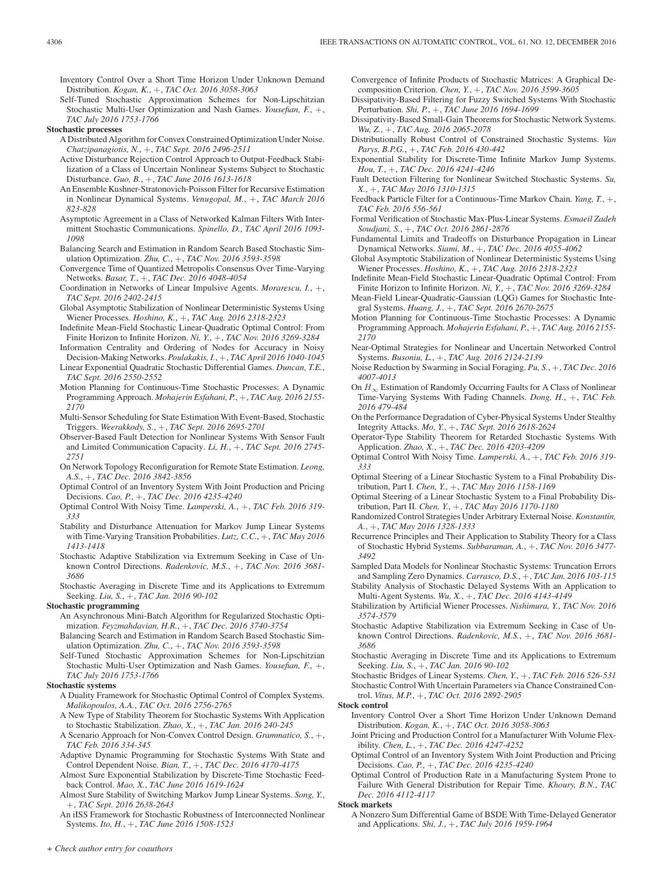Inventory Control Over a Short Time Horizon Under Unknown Demand Distribution. *Kogan, K.*, +, *TAC Oct. 2016 3058-3063*

Self-Tuned Stochastic Approximation Schemes for Non-Lipschitzian Stochastic Multi-User Optimization and Nash Games. *Yousefian, F.*, +, *TAC July 2016 1753-1766*

**Stochastic processes**

A Distributed Algorithm for Convex Constrained Optimization Under Noise. *Chatzipanagiotis, N.*, +, *TAC Sept. 2016 2496-2511*

Active Disturbance Rejection Control Approach to Output-Feedback Stabilization of a Class of Uncertain Nonlinear Systems Subject to Stochastic Disturbance. *Guo, B.*, +, *TAC June 2016 1613-1618*

An Ensemble Kushner-Stratonovich-Poisson Filter for Recursive Estimation in Nonlinear Dynamical Systems. *Venugopal, M.*, +, *TAC March 2016 823-828*

Asymptotic Agreement in a Class of Networked Kalman Filters With Intermittent Stochastic Communications. *Spinello, D.*, *TAC April 2016 1093-1098*

Balancing Search and Estimation in Random Search Based Stochastic Simulation Optimization. *Zhu, C.*, +, *TAC Nov. 2016 3593-3598*

Convergence Time of Quantized Metropolis Consensus Over Time-Varying Networks. *Basar, T.*, +, *TAC Dec. 2016 4048-4054*

Coordination in Networks of Linear Impulsive Agents. *Morarescu, I.*, +, *TAC Sept. 2016 2402-2415*

Global Asymptotic Stabilization of Nonlinear Deterministic Systems Using Wiener Processes. *Hoshino, K.*, +, *TAC Aug. 2016 2318-2323*

Indefinite Mean-Field Stochastic Linear-Quadratic Optimal Control: From Finite Horizon to Infinite Horizon. *Ni, Y.*, +, *TAC Nov. 2016 3269-3284*

Information Centrality and Ordering of Nodes for Accuracy in Noisy Decision-Making Networks. *Poulakakis, I.*, +, *TAC April 2016 1040-1045*

Linear Exponential Quadratic Stochastic Differential Games. *Duncan, T.E.*, *TAC Sept. 2016 2550-2552*

Motion Planning for Continuous-Time Stochastic Processes: A Dynamic Programming Approach. *Mohajerin Esfahani, P.*, +, *TAC Aug. 2016 2155-2170*

Multi-Sensor Scheduling for State Estimation With Event-Based, Stochastic Triggers. *Weerakkody, S.*, +, *TAC Sept. 2016 2695-2701*

Observer-Based Fault Detection for Nonlinear Systems With Sensor Fault and Limited Communication Capacity. *Li, H.*, +, *TAC Sept. 2016 2745-2751*

On Network Topology Reconfiguration for Remote State Estimation. *Leong, A.S.*, +, *TAC Dec. 2016 3842-3856*

Optimal Control of an Inventory System With Joint Production and Pricing Decisions. *Cao, P.*, +, *TAC Dec. 2016 4235-4240*

Optimal Control With Noisy Time. *Lamperski, A.*, +, *TAC Feb. 2016 319-333*

Stability and Disturbance Attenuation for Markov Jump Linear Systems with Time-Varying Transition Probabilities. *Lutz, C.C.*, +, *TAC May 2016 1413-1418*

Stochastic Adaptive Stabilization via Extremum Seeking in Case of Unknown Control Directions. *Radenkovic, M.S.*, +, *TAC Nov. 2016 3681-3686*

Stochastic Averaging in Discrete Time and its Applications to Extremum Seeking. *Liu, S.*, +, *TAC Jan. 2016 90-102*

**Stochastic programming**

An Asynchronous Mini-Batch Algorithm for Regularized Stochastic Optimization. *Feyzmahdavian, H.R.*, +, *TAC Dec. 2016 3740-3754*

Balancing Search and Estimation in Random Search Based Stochastic Simulation Optimization. *Zhu, C.*, +, *TAC Nov. 2016 3593-3598*

Self-Tuned Stochastic Approximation Schemes for Non-Lipschitzian Stochastic Multi-User Optimization and Nash Games. *Yousefian, F.*, +, *TAC July 2016 1753-1766*

**Stochastic systems**

A Duality Framework for Stochastic Optimal Control of Complex Systems. *Malikopoulos, A.A.*, *TAC Oct. 2016 2756-2765*

A New Type of Stability Theorem for Stochastic Systems With Application to Stochastic Stabilization. *Zhao, X.*, +, *TAC Jan. 2016 240-245*

A Scenario Approach for Non-Convex Control Design. *Grammatico, S.*, +, *TAC Feb. 2016 334-345*

Adaptive Dynamic Programming for Stochastic Systems With State and Control Dependent Noise. *Bian, T.*, +, *TAC Dec. 2016 4170-4175*

Almost Sure Exponential Stabilization by Discrete-Time Stochastic Feedback Control. *Mao, X.*, *TAC June 2016 1619-1624*

Almost Sure Stability of Switching Markov Jump Linear Systems. *Song, Y.*, +, *TAC Sept. 2016 2638-2643*

An iISS Framework for Stochastic Robustness of Interconnected Nonlinear Systems. *Ito, H.*, +, *TAC June 2016 1508-1523*

Convergence of Infinite Products of Stochastic Matrices: A Graphical Decomposition Criterion. *Chen, Y.*, +, *TAC Nov. 2016 3599-3605*

Dissipativity-Based Filtering for Fuzzy Switched Systems With Stochastic Perturbation. *Shi, P.*, +, *TAC June 2016 1694-1699*

Dissipativity-Based Small-Gain Theorems for Stochastic Network Systems. *Wu, Z.*, +, *TAC Aug. 2016 2065-2078*

Distributionally Robust Control of Constrained Stochastic Systems. *Van Parys, B.P.G.*, +, *TAC Feb. 2016 430-442*

Exponential Stability for Discrete-Time Infinite Markov Jump Systems. *Hou, T.*, +, *TAC Dec. 2016 4241-4246*

Fault Detection Filtering for Nonlinear Switched Stochastic Systems. *Su, X.*, +, *TAC May 2016 1310-1315*

Feedback Particle Filter for a Continuous-Time Markov Chain. *Yang, T.*, +, *TAC Feb. 2016 556-561*

Formal Verification of Stochastic Max-Plus-Linear Systems. *Esmaeil Zadeh Soudjani, S.*, +, *TAC Oct. 2016 2861-2876*

Fundamental Limits and Tradeoffs on Disturbance Propagation in Linear Dynamical Networks. *Siami, M.*, +, *TAC Dec. 2016 4055-4062*

Global Asymptotic Stabilization of Nonlinear Deterministic Systems Using Wiener Processes. *Hoshino, K.*, +, *TAC Aug. 2016 2318-2323*

Indefinite Mean-Field Stochastic Linear-Quadratic Optimal Control: From Finite Horizon to Infinite Horizon. *Ni, Y.*, +, *TAC Nov. 2016 3269-3284*

Mean-Field Linear-Quadratic-Gaussian (LQG) Games for Stochastic Integral Systems. *Huang, J.*, +, *TAC Sept. 2016 2670-2675*

Motion Planning for Continuous-Time Stochastic Processes: A Dynamic Programming Approach. *Mohajerin Esfahani, P.*, +, *TAC Aug. 2016 2155-2170*

Near-Optimal Strategies for Nonlinear and Uncertain Networked Control Systems. *Busoniu, L.*, +, *TAC Aug. 2016 2124-2139*

Noise Reduction by Swarming in Social Foraging. *Pu, S.*, +, *TAC Dec. 2016 4007-4013*

On $H_\infty$ Estimation of Randomly Occurring Faults for A Class of Nonlinear Time-Varying Systems With Fading Channels. *Dong, H.*, +, *TAC Feb. 2016 479-484*

On the Performance Degradation of Cyber-Physical Systems Under Stealthy Integrity Attacks. *Mo, Y.*, +, *TAC Sept. 2016 2618-2624*

Operator-Type Stability Theorem for Retarded Stochastic Systems With Application. *Zhao, X.*, +, *TAC Dec. 2016 4203-4209*

Optimal Control With Noisy Time. *Lamperski, A.*, +, *TAC Feb. 2016 319-333*

Optimal Steering of a Linear Stochastic System to a Final Probability Distribution, Part I. *Chen, Y.*, +, *TAC May 2016 1158-1169*

Optimal Steering of a Linear Stochastic System to a Final Probability Distribution, Part II. *Chen, Y.*, +, *TAC May 2016 1170-1180*

Randomized Control Strategies Under Arbitrary External Noise. *Konstantin, A.*, +, *TAC May 2016 1328-1333*

Recurrence Principles and Their Application to Stability Theory for a Class of Stochastic Hybrid Systems. *Subbaraman, A.*, +, *TAC Nov. 2016 3477-3492*

Sampled Data Models for Nonlinear Stochastic Systems: Truncation Errors and Sampling Zero Dynamics. *Carrasco, D.S.*, +, *TAC Jan. 2016 103-115*

Stability Analysis of Stochastic Delayed Systems With an Application to Multi-Agent Systems. *Wu, X.*, +, *TAC Dec. 2016 4143-4149*

Stabilization by Artificial Wiener Processes. *Nishimura, Y.*, *TAC Nov. 2016 3574-3579*

Stochastic Adaptive Stabilization via Extremum Seeking in Case of Unknown Control Directions. *Radenkovic, M.S.*, +, *TAC Nov. 2016 3681-3686*

Stochastic Averaging in Discrete Time and its Applications to Extremum Seeking. *Liu, S.*, +, *TAC Jan. 2016 90-102*

Stochastic Bridges of Linear Systems. *Chen, Y.*, +, *TAC Feb. 2016 526-531*

Stochastic Control With Uncertain Parameters via Chance Constrained Control. *Vitus, M.P.*, +, *TAC Oct. 2016 2892-2905*

**Stock control**

Inventory Control Over a Short Time Horizon Under Unknown Demand Distribution. *Kogan, K.*, +, *TAC Oct. 2016 3058-3063*

Joint Pricing and Production Control for a Manufacturer With Volume Flexibility. *Chen, L.*, +, *TAC Dec. 2016 4247-4252*

Optimal Control of an Inventory System With Joint Production and Pricing Decisions. *Cao, P.*, +, *TAC Dec. 2016 4235-4240*

Optimal Control of Production Rate in a Manufacturing System Prone to Failure With General Distribution for Repair Time. *Khoury, B.N.*, *TAC Dec. 2016 4112-4117*

**Stock markets**

A Nonzero Sum Differential Game of BSDE With Time-Delayed Generator and Applications. *Shi, J.*, +, *TAC July 2016 1959-1964*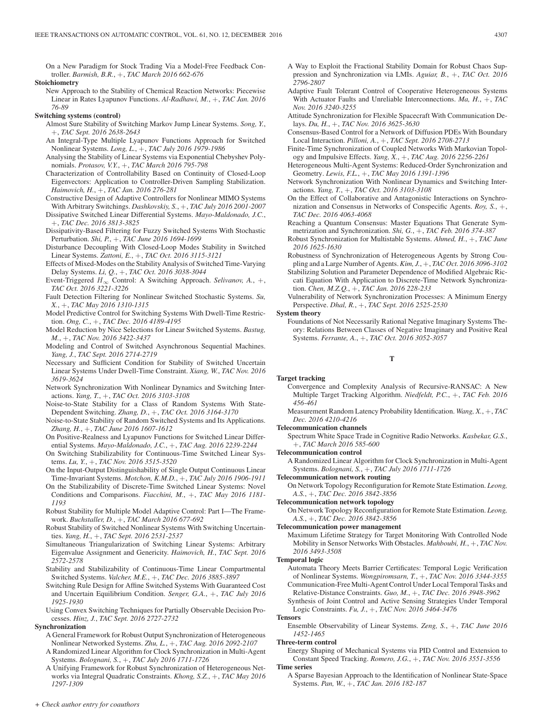On a New Paradigm for Stock Trading Via a Model-Free Feedback Controller. *Barmish, B.R.*, +, *TAC March 2016 662-676*

**Stoichiometry**

New Approach to the Stability of Chemical Reaction Networks: Piecewise Linear in Rates Lyapunov Functions. *Al-Radhawi, M.*, +, *TAC Jan. 2016 76-89*

**Switching systems (control)**

Almost Sure Stability of Switching Markov Jump Linear Systems. *Song, Y.*, +, *TAC Sept. 2016 2638-2643*

An Integral-Type Multiple Lyapunov Functions Approach for Switched Nonlinear Systems. *Long, L.*, +, *TAC July 2016 1979-1986*

Analysing the Stability of Linear Systems via Exponential Chebyshev Polynomials. *Protasov, V.Y.*, +, *TAC March 2016 795-798*

Characterization of Controllability Based on Continuity of Closed-Loop Eigenvectors: Application to Controller-Driven Sampling Stabilization. *Haimovich, H.*, +, *TAC Jan. 2016 276-281*

Constructive Design of Adaptive Controllers for Nonlinear MIMO Systems With Arbitrary Switchings. *Dashkovskiy, S.*, +, *TAC July 2016 2001-2007*

Dissipative Switched Linear Differential Systems. *Mayo-Maldonado, J.C.*, +, *TAC Dec. 2016 3813-3825*

Dissipativity-Based Filtering for Fuzzy Switched Systems With Stochastic Perturbation. *Shi, P.*, +, *TAC June 2016 1694-1699*

Disturbance Decoupling With Closed-Loop Modes Stability in Switched Linear Systems. *Zattoni, E.*, +, *TAC Oct. 2016 3115-3121*

Effects of Mixed-Modes on the Stability Analysis of Switched Time-Varying Delay Systems. *Li, Q.*, +, *TAC Oct. 2016 3038-3044*

Event-Triggered $H_\infty$ Control: A Switching Approach. *Selivanov, A.*, +, *TAC Oct. 2016 3221-3226*

Fault Detection Filtering for Nonlinear Switched Stochastic Systems. *Su, X.*, +, *TAC May 2016 1310-1315*

Model Predictive Control for Switching Systems With Dwell-Time Restriction. *Ong, C.*, +, *TAC Dec. 2016 4189-4195*

Model Reduction by Nice Selections for Linear Switched Systems. *Bastug, M.*, +, *TAC Nov. 2016 3422-3437*

Modeling and Control of Switched Asynchronous Sequential Machines. *Yang, J.*, *TAC Sept. 2016 2714-2719*

Necessary and Sufficient Condition for Stability of Switched Uncertain Linear Systems Under Dwell-Time Constraint. *Xiang, W.*, *TAC Nov. 2016 3619-3624*

Network Synchronization With Nonlinear Dynamics and Switching Interactions. *Yang, T.*, +, *TAC Oct. 2016 3103-3108*

Noise-to-State Stability for a Class of Random Systems With State-Dependent Switching. *Zhang, D.*, +, *TAC Oct. 2016 3164-3170*

Noise-to-State Stability of Random Switched Systems and Its Applications. *Zhang, H.*, +, *TAC June 2016 1607-1612*

On Positive-Realness and Lyapunov Functions for Switched Linear Differential Systems. *Mayo-Maldonado, J.C.*, +, *TAC Aug. 2016 2239-2244*

On Switching Stabilizability for Continuous-Time Switched Linear Systems. *Lu, Y.*, +, *TAC Nov. 2016 3515-3520*

On the Input-Output Distinguishability of Single Output Continuous Linear Time-Invariant Systems. *Motchon, K.M.D.*, +, *TAC July 2016 1906-1911*

On the Stabilizability of Discrete-Time Switched Linear Systems: Novel Conditions and Comparisons. *Fiacchini, M.*, +, *TAC May 2016 1181-1193*

Robust Stability for Multiple Model Adaptive Control: Part I—The Framework. *Buchstaller, D.*, +, *TAC March 2016 677-692*

Robust Stability of Switched Nonlinear Systems With Switching Uncertainties. *Yang, H.*, +, *TAC Sept. 2016 2531-2537*

Simultaneous Triangularization of Switching Linear Systems: Arbitrary Eigenvalue Assignment and Genericity. *Haimovich, H.*, *TAC Sept. 2016 2572-2578*

Stability and Stabilizability of Continuous-Time Linear Compartmental Switched Systems. *Valcher, M.E.*, +, *TAC Dec. 2016 3885-3897*

Switching Rule Design for Affine Switched Systems With Guaranteed Cost and Uncertain Equilibrium Condition. *Senger, G.A.*, +, *TAC July 2016 1925-1930*

Using Convex Switching Techniques for Partially Observable Decision Processes. *Hinz, J.*, *TAC Sept. 2016 2727-2732*

**Synchronization**

A General Framework for Robust Output Synchronization of Heterogeneous Nonlinear Networked Systems. *Zhu, L.*, +, *TAC Aug. 2016 2092-2107*

A Randomized Linear Algorithm for Clock Synchronization in Multi-Agent Systems. *Bolognani, S.*, +, *TAC July 2016 1711-1726*

A Unifying Framework for Robust Synchronization of Heterogeneous Networks via Integral Quadratic Constraints. *Khong, S.Z.*, +, *TAC May 2016 1297-1309*

A Way to Exploit the Fractional Stability Domain for Robust Chaos Suppression and Synchronization via LMIs. *Aguiar, B.*, +, *TAC Oct. 2016 2796-2807*

Adaptive Fault Tolerant Control of Cooperative Heterogeneous Systems With Actuator Faults and Unreliable Interconnections. *Ma, H.*, +, *TAC Nov. 2016 3240-3255*

Attitude Synchronization for Flexible Spacecraft With Communication Delays. *Du, H.*, +, *TAC Nov. 2016 3625-3630*

Consensus-Based Control for a Network of Diffusion PDEs With Boundary Local Interaction. *Pilloni, A.*, +, *TAC Sept. 2016 2708-2713*

Finite-Time Synchronization of Coupled Networks With Markovian Topology and Impulsive Effects. *Yang, X.*, +, *TAC Aug. 2016 2256-2261*

Heterogeneous Multi-Agent Systems: Reduced-Order Synchronization and Geometry. *Lewis, F.L.*, +, *TAC May 2016 1391-1396*

Network Synchronization With Nonlinear Dynamics and Switching Interactions. *Yang, T.*, +, *TAC Oct. 2016 3103-3108*

On the Effect of Collaborative and Antagonistic Interactions on Synchronization and Consensus in Networks of Conspecific Agents. *Roy, S.*, +, *TAC Dec. 2016 4063-4068*

Reaching a Quantum Consensus: Master Equations That Generate Symmetrization and Synchronization. *Shi, G.*, +, *TAC Feb. 2016 374-387*

Robust Synchronization for Multistable Systems. *Ahmed, H.*, +, *TAC June 2016 1625-1630*

Robustness of Synchronization of Heterogeneous Agents by Strong Coupling and a Large Number of Agents. *Kim, J.*, +, *TAC Oct. 2016 3096-3102*

Stabilizing Solution and Parameter Dependence of Modified Algebraic Riccati Equation With Application to Discrete-Time Network Synchronization. *Chen, M.Z.Q.*, +, *TAC Jan. 2016 228-233*

Vulnerability of Network Synchronization Processes: A Minimum Energy Perspective. *Dhal, R.*, +, *TAC Sept. 2016 2525-2530*

**System theory**

Foundations of Not Necessarily Rational Negative Imaginary Systems Theory: Relations Between Classes of Negative Imaginary and Positive Real Systems. *Ferrante, A.*, +, *TAC Oct. 2016 3052-3057*

## T

**Target tracking**

Convergence and Complexity Analysis of Recursive-RANSAC: A New Multiple Target Tracking Algorithm. *Niedfeldt, P.C.*, +, *TAC Feb. 2016 456-461*

Measurement Random Latency Probability Identification. *Wang, X.*, +, *TAC Dec. 2016 4210-4216*

**Telecommunication channels**

Spectrum White Space Trade in Cognitive Radio Networks. *Kasbekar, G.S.*, +, *TAC March 2016 585-600*

**Telecommunication control**

A Randomized Linear Algorithm for Clock Synchronization in Multi-Agent Systems. *Bolognani, S.*, +, *TAC July 2016 1711-1726*

**Telecommunication network routing**

On Network Topology Reconfiguration for Remote State Estimation. *Leong, A.S.*, +, *TAC Dec. 2016 3842-3856*

**Telecommunication network topology**

On Network Topology Reconfiguration for Remote State Estimation. *Leong, A.S.*, +, *TAC Dec. 2016 3842-3856*

**Telecommunication power management**

Maximum Lifetime Strategy for Target Monitoring With Controlled Node Mobility in Sensor Networks With Obstacles. *Mahboubi, H.*, +, *TAC Nov. 2016 3493-3508*

**Temporal logic**

Automata Theory Meets Barrier Certificates: Temporal Logic Verification of Nonlinear Systems. *Wongpiromsarn, T.*, +, *TAC Nov. 2016 3344-3355*

Communication-Free Multi-Agent Control Under Local Temporal Tasks and Relative-Distance Constraints. *Guo, M.*, +, *TAC Dec. 2016 3948-3962*

Synthesis of Joint Control and Active Sensing Strategies Under Temporal Logic Constraints. *Fu, J.*, +, *TAC Nov. 2016 3464-3476*

**Tensors**

Ensemble Observability of Linear Systems. *Zeng, S.*, +, *TAC June 2016 1452-1465*

**Three-term control**

Energy Shaping of Mechanical Systems via PID Control and Extension to Constant Speed Tracking. *Romero, J.G.*, +, *TAC Nov. 2016 3551-3556*

**Time series**

A Sparse Bayesian Approach to the Identification of Nonlinear State-Space Systems. *Pan, W.*, +, *TAC Jan. 2016 182-187*

+ *Check author entry for coauthors*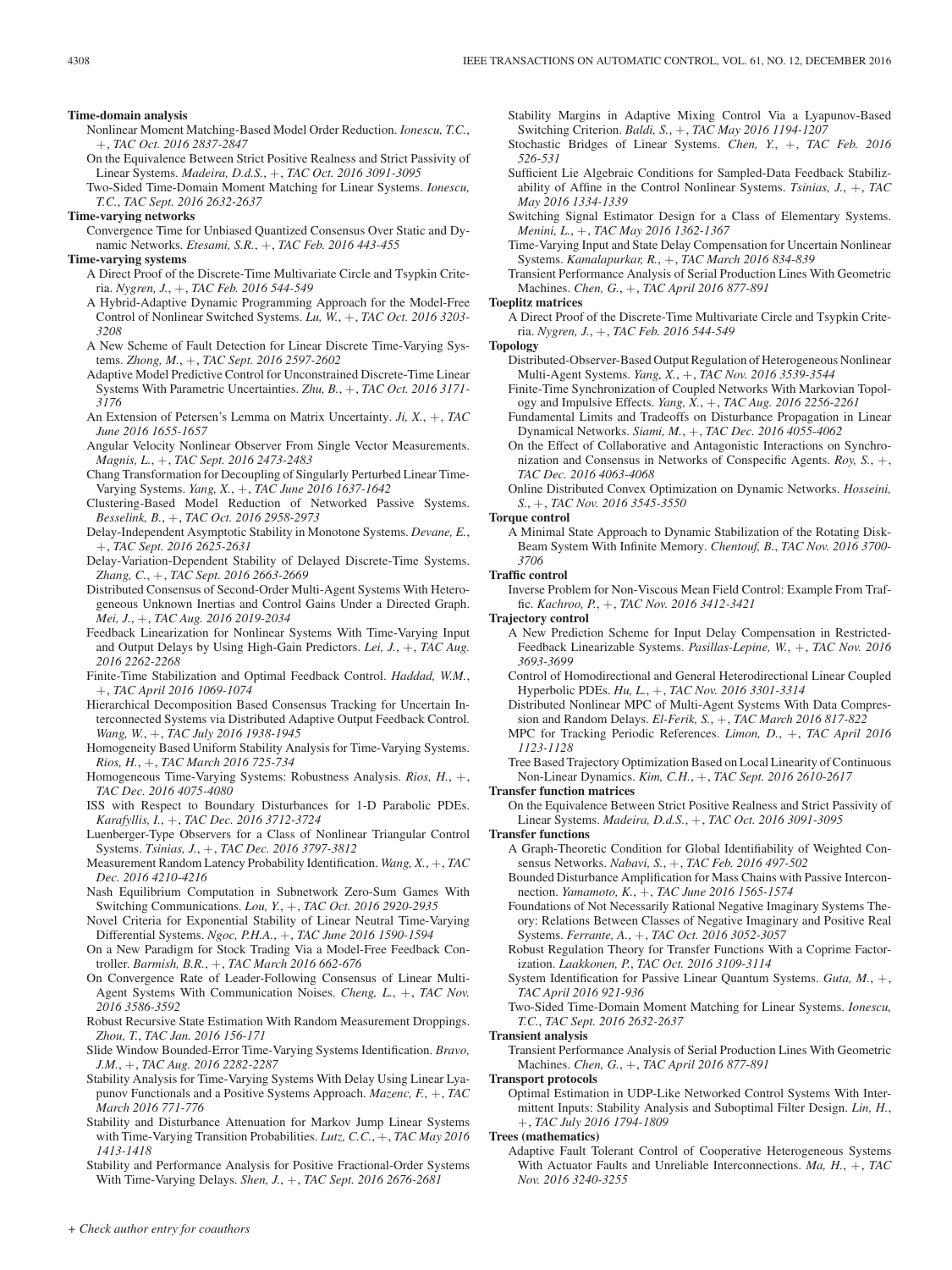**Time-domain analysis**

Nonlinear Moment Matching-Based Model Order Reduction. *Ionescu, T.C.*, +, *TAC Oct. 2016 2837-2847*

On the Equivalence Between Strict Positive Realness and Strict Passivity of Linear Systems. *Madeira, D.d.S.*, +, *TAC Oct. 2016 3091-3095*

Two-Sided Time-Domain Moment Matching for Linear Systems. *Ionescu, T.C.*, *TAC Sept. 2016 2632-2637*

**Time-varying networks**

Convergence Time for Unbiased Quantized Consensus Over Static and Dynamic Networks. *Etesami, S.R.*, +, *TAC Feb. 2016 443-455*

**Time-varying systems**

A Direct Proof of the Discrete-Time Multivariate Circle and Tsypkin Criteria. *Nygren, J.*, +, *TAC Feb. 2016 544-549*

A Hybrid-Adaptive Dynamic Programming Approach for the Model-Free Control of Nonlinear Switched Systems. *Lu, W.*, +, *TAC Oct. 2016 3203-3208*

A New Scheme of Fault Detection for Linear Discrete Time-Varying Systems. *Zhong, M.*, +, *TAC Sept. 2016 2597-2602*

Adaptive Model Predictive Control for Unconstrained Discrete-Time Linear Systems With Parametric Uncertainties. *Zhu, B.*, +, *TAC Oct. 2016 3171-3176*

An Extension of Petersen's Lemma on Matrix Uncertainty. *Ji, X.*, +, *TAC June 2016 1655-1657*

Angular Velocity Nonlinear Observer From Single Vector Measurements. *Magnis, L.*, +, *TAC Sept. 2016 2473-2483*

Chang Transformation for Decoupling of Singularly Perturbed Linear Time-Varying Systems. *Yang, X.*, +, *TAC June 2016 1637-1642*

Clustering-Based Model Reduction of Networked Passive Systems. *Besselink, B.*, +, *TAC Oct. 2016 2958-2973*

Delay-Independent Asymptotic Stability in Monotone Systems. *Devane, E.*, +, *TAC Sept. 2016 2625-2631*

Delay-Variation-Dependent Stability of Delayed Discrete-Time Systems. *Zhang, C.*, +, *TAC Sept. 2016 2663-2669*

Distributed Consensus of Second-Order Multi-Agent Systems With Heterogeneous Unknown Inertias and Control Gains Under a Directed Graph. *Mei, J.*, +, *TAC Aug. 2016 2019-2034*

Feedback Linearization for Nonlinear Systems With Time-Varying Input and Output Delays by Using High-Gain Predictors. *Lei, J.*, +, *TAC Aug. 2016 2262-2268*

Finite-Time Stabilization and Optimal Feedback Control. *Haddad, W.M.*, +, *TAC April 2016 1069-1074*

Hierarchical Decomposition Based Consensus Tracking for Uncertain Interconnected Systems via Distributed Adaptive Output Feedback Control. *Wang, W.*, +, *TAC July 2016 1938-1945*

Homogeneity Based Uniform Stability Analysis for Time-Varying Systems. *Rios, H.*, +, *TAC March 2016 725-734*

Homogeneous Time-Varying Systems: Robustness Analysis. *Rios, H.*, +, *TAC Dec. 2016 4075-4080*

ISS with Respect to Boundary Disturbances for 1-D Parabolic PDEs. *Karafyllis, I.*, +, *TAC Dec. 2016 3712-3724*

Luenberger-Type Observers for a Class of Nonlinear Triangular Control Systems. *Tsinias, J.*, +, *TAC Dec. 2016 3797-3812*

Measurement Random Latency Probability Identification. *Wang, X.*, +, *TAC Dec. 2016 4210-4216*

Nash Equilibrium Computation in Subnetwork Zero-Sum Games With Switching Communications. *Lou, Y.*, +, *TAC Oct. 2016 2920-2935*

Novel Criteria for Exponential Stability of Linear Neutral Time-Varying Differential Systems. *Ngoc, P.H.A.*, +, *TAC June 2016 1590-1594*

On a New Paradigm for Stock Trading Via a Model-Free Feedback Controller. *Barmish, B.R.*, +, *TAC March 2016 662-676*

On Convergence Rate of Leader-Following Consensus of Linear Multi-Agent Systems With Communication Noises. *Cheng, L.*, +, *TAC Nov. 2016 3586-3592*

Robust Recursive State Estimation With Random Measurement Droppings. *Zhou, T.*, *TAC Jan. 2016 156-171*

Slide Window Bounded-Error Time-Varying Systems Identification. *Bravo, J.M.*, +, *TAC Aug. 2016 2282-2287*

Stability Analysis for Time-Varying Systems With Delay Using Linear Lyapunov Functionals and a Positive Systems Approach. *Mazenc, F.*, +, *TAC March 2016 771-776*

Stability and Disturbance Attenuation for Markov Jump Linear Systems with Time-Varying Transition Probabilities. *Lutz, C.C.*, +, *TAC May 2016 1413-1418*

Stability and Performance Analysis for Positive Fractional-Order Systems With Time-Varying Delays. *Shen, J.*, +, *TAC Sept. 2016 2676-2681*

Stability Margins in Adaptive Mixing Control Via a Lyapunov-Based Switching Criterion. *Baldi, S.*, +, *TAC May 2016 1194-1207*

Stochastic Bridges of Linear Systems. *Chen, Y.*, +, *TAC Feb. 2016 526-531*

Sufficient Lie Algebraic Conditions for Sampled-Data Feedback Stabilizability of Affine in the Control Nonlinear Systems. *Tsinias, J.*, +, *TAC May 2016 1334-1339*

Switching Signal Estimator Design for a Class of Elementary Systems. *Menini, L.*, +, *TAC May 2016 1362-1367*

Time-Varying Input and State Delay Compensation for Uncertain Nonlinear Systems. *Kamalapurkar, R.*, +, *TAC March 2016 834-839*

Transient Performance Analysis of Serial Production Lines With Geometric Machines. *Chen, G.*, +, *TAC April 2016 877-891*

**Toeplitz matrices**

A Direct Proof of the Discrete-Time Multivariate Circle and Tsypkin Criteria. *Nygren, J.*, +, *TAC Feb. 2016 544-549*

**Topology**

Distributed-Observer-Based Output Regulation of Heterogeneous Nonlinear Multi-Agent Systems. *Yang, X.*, +, *TAC Nov. 2016 3539-3544*

Finite-Time Synchronization of Coupled Networks With Markovian Topology and Impulsive Effects. *Yang, X.*, +, *TAC Aug. 2016 2256-2261*

Fundamental Limits and Tradeoffs on Disturbance Propagation in Linear Dynamical Networks. *Siami, M.*, +, *TAC Dec. 2016 4055-4062*

On the Effect of Collaborative and Antagonistic Interactions on Synchronization and Consensus in Networks of Conspecific Agents. *Roy, S.*, +, *TAC Dec. 2016 4063-4068*

Online Distributed Convex Optimization on Dynamic Networks. *Hosseini, S.*, +, *TAC Nov. 2016 3545-3550*

**Torque control**

A Minimal State Approach to Dynamic Stabilization of the Rotating Disk-Beam System With Infinite Memory. *Chentouf, B.*, *TAC Nov. 2016 3700-3706*

**Traffic control**

Inverse Problem for Non-Viscous Mean Field Control: Example From Traffic. *Kachroo, P.*, +, *TAC Nov. 2016 3412-3421*

**Trajectory control**

A New Prediction Scheme for Input Delay Compensation in Restricted-Feedback Linearizable Systems. *Pasillas-Lepine, W.*, +, *TAC Nov. 2016 3693-3699*

Control of Homodirectional and General Heterodirectional Linear Coupled Hyperbolic PDEs. *Hu, L.*, +, *TAC Nov. 2016 3301-3314*

Distributed Nonlinear MPC of Multi-Agent Systems With Data Compression and Random Delays. *El-Ferik, S.*, +, *TAC March 2016 817-822*

MPC for Tracking Periodic References. *Limon, D.*, +, *TAC April 2016 1123-1128*

Tree Based Trajectory Optimization Based on Local Linearity of Continuous Non-Linear Dynamics. *Kim, C.H.*, +, *TAC Sept. 2016 2610-2617*

**Transfer function matrices**

On the Equivalence Between Strict Positive Realness and Strict Passivity of Linear Systems. *Madeira, D.d.S.*, +, *TAC Oct. 2016 3091-3095*

**Transfer functions**

A Graph-Theoretic Condition for Global Identifiability of Weighted Consensus Networks. *Nabavi, S.*, +, *TAC Feb. 2016 497-502*

Bounded Disturbance Amplification for Mass Chains with Passive Interconnection. *Yamamoto, K.*, +, *TAC June 2016 1565-1574*

Foundations of Not Necessarily Rational Negative Imaginary Systems Theory: Relations Between Classes of Negative Imaginary and Positive Real Systems. *Ferrante, A.*, +, *TAC Oct. 2016 3052-3057*

Robust Regulation Theory for Transfer Functions With a Coprime Factorization. *Laakkonen, P.*, *TAC Oct. 2016 3109-3114*

System Identification for Passive Linear Quantum Systems. *Guta, M.*, +, *TAC April 2016 921-936*

Two-Sided Time-Domain Moment Matching for Linear Systems. *Ionescu, T.C.*, *TAC Sept. 2016 2632-2637*

**Transient analysis**

Transient Performance Analysis of Serial Production Lines With Geometric Machines. *Chen, G.*, +, *TAC April 2016 877-891*

**Transport protocols**

Optimal Estimation in UDP-Like Networked Control Systems With Intermittent Inputs: Stability Analysis and Suboptimal Filter Design. *Lin, H.*, +, *TAC July 2016 1794-1809*

**Trees (mathematics)**

Adaptive Fault Tolerant Control of Cooperative Heterogeneous Systems With Actuator Faults and Unreliable Interconnections. *Ma, H.*, +, *TAC Nov. 2016 3240-3255*

*+ Check author entry for coauthors*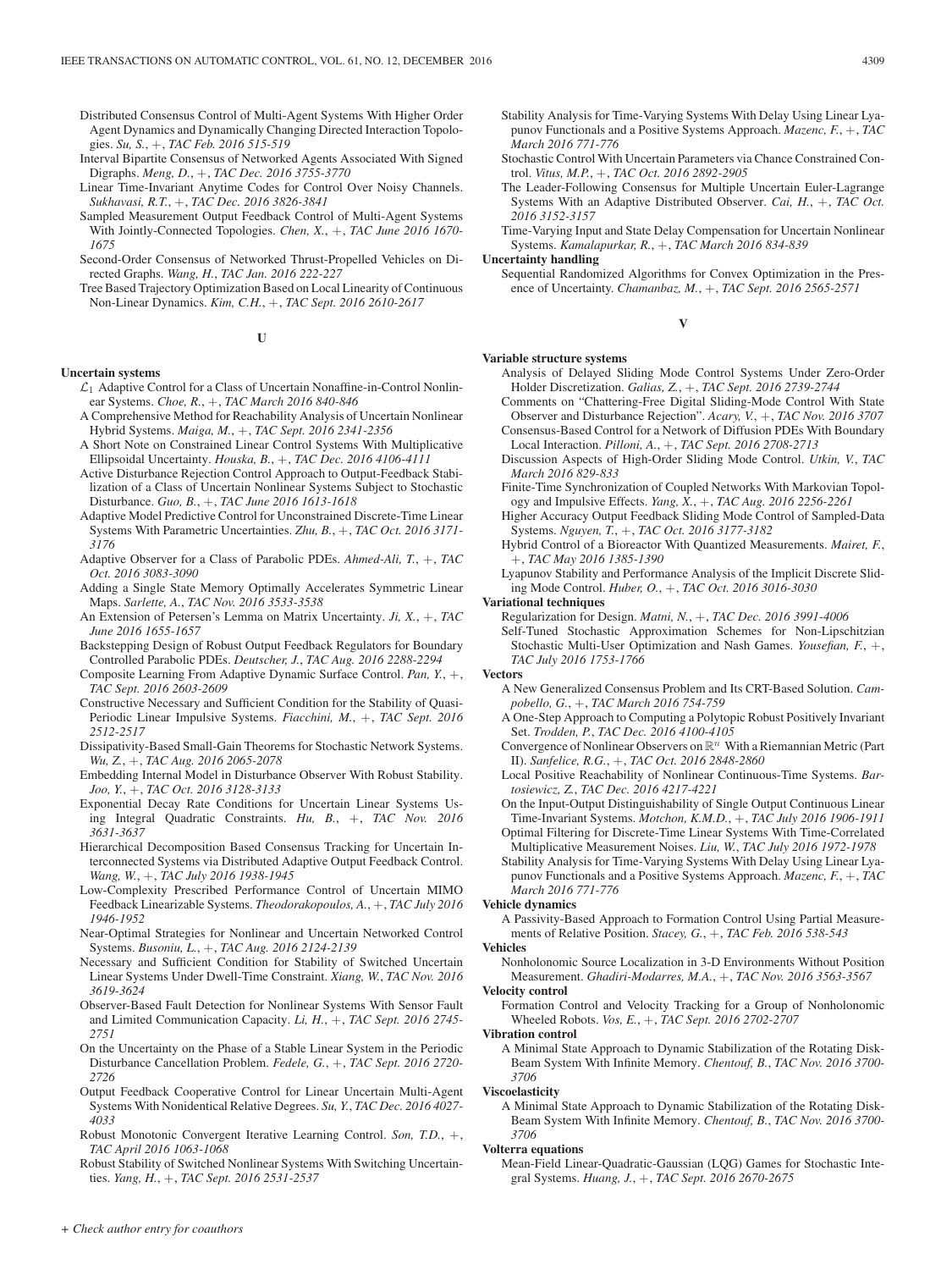Distributed Consensus Control of Multi-Agent Systems With Higher Order Agent Dynamics and Dynamically Changing Directed Interaction Topologies. *Su, S.*, +, *TAC Feb. 2016 515-519*

Interval Bipartite Consensus of Networked Agents Associated With Signed Digraphs. *Meng, D.*, +, *TAC Dec. 2016 3755-3770*

Linear Time-Invariant Anytime Codes for Control Over Noisy Channels. *Sukhavasi, R.T.*, +, *TAC Dec. 2016 3826-3841*

Sampled Measurement Output Feedback Control of Multi-Agent Systems With Jointly-Connected Topologies. *Chen, X.*, +, *TAC June 2016 1670-1675*

Second-Order Consensus of Networked Thrust-Propelled Vehicles on Directed Graphs. *Wang, H.*, *TAC Jan. 2016 222-227*

Tree Based Trajectory Optimization Based on Local Linearity of Continuous Non-Linear Dynamics. *Kim, C.H.*, +, *TAC Sept. 2016 2610-2617*

## U

**Uncertain systems**

$\mathcal{L}_1$ Adaptive Control for a Class of Uncertain Nonaffine-in-Control Nonlinear Systems. *Choe, R.*, +, *TAC March 2016 840-846*

A Comprehensive Method for Reachability Analysis of Uncertain Nonlinear Hybrid Systems. *Maiga, M.*, +, *TAC Sept. 2016 2341-2356*

A Short Note on Constrained Linear Control Systems With Multiplicative Ellipsoidal Uncertainty. *Houska, B.*, +, *TAC Dec. 2016 4106-4111*

Active Disturbance Rejection Control Approach to Output-Feedback Stabilization of a Class of Uncertain Nonlinear Systems Subject to Stochastic Disturbance. *Guo, B.*, +, *TAC June 2016 1613-1618*

Adaptive Model Predictive Control for Unconstrained Discrete-Time Linear Systems With Parametric Uncertainties. *Zhu, B.*, +, *TAC Oct. 2016 3171-3176*

Adaptive Observer for a Class of Parabolic PDEs. *Ahmed-Ali, T.*, +, *TAC Oct. 2016 3083-3090*

Adding a Single State Memory Optimally Accelerates Symmetric Linear Maps. *Sarlette, A.*, *TAC Nov. 2016 3533-3538*

An Extension of Petersen's Lemma on Matrix Uncertainty. *Ji, X.*, +, *TAC June 2016 1655-1657*

Backstepping Design of Robust Output Feedback Regulators for Boundary Controlled Parabolic PDEs. *Deutscher, J.*, *TAC Aug. 2016 2288-2294*

Composite Learning From Adaptive Dynamic Surface Control. *Pan, Y.*, +, *TAC Sept. 2016 2603-2609*

Constructive Necessary and Sufficient Condition for the Stability of Quasi-Periodic Linear Impulsive Systems. *Fiacchini, M.*, +, *TAC Sept. 2016 2512-2517*

Dissipativity-Based Small-Gain Theorems for Stochastic Network Systems. *Wu, Z.*, +, *TAC Aug. 2016 2065-2078*

Embedding Internal Model in Disturbance Observer With Robust Stability. *Joo, Y.*, +, *TAC Oct. 2016 3128-3133*

Exponential Decay Rate Conditions for Uncertain Linear Systems Using Integral Quadratic Constraints. *Hu, B.*, +, *TAC Nov. 2016 3631-3637*

Hierarchical Decomposition Based Consensus Tracking for Uncertain Interconnected Systems via Distributed Adaptive Output Feedback Control. *Wang, W.*, +, *TAC July 2016 1938-1945*

Low-Complexity Prescribed Performance Control of Uncertain MIMO Feedback Linearizable Systems. *Theodorakopoulos, A.*, +, *TAC July 2016 1946-1952*

Near-Optimal Strategies for Nonlinear and Uncertain Networked Control Systems. *Busoniu, L.*, +, *TAC Aug. 2016 2124-2139*

Necessary and Sufficient Condition for Stability of Switched Uncertain Linear Systems Under Dwell-Time Constraint. *Xiang, W.*, *TAC Nov. 2016 3619-3624*

Observer-Based Fault Detection for Nonlinear Systems With Sensor Fault and Limited Communication Capacity. *Li, H.*, +, *TAC Sept. 2016 2745-2751*

On the Uncertainty on the Phase of a Stable Linear System in the Periodic Disturbance Cancellation Problem. *Fedele, G.*, +, *TAC Sept. 2016 2720-2726*

Output Feedback Cooperative Control for Linear Uncertain Multi-Agent Systems With Nonidentical Relative Degrees. *Su, Y.*, *TAC Dec. 2016 4027-4033*

Robust Monotonic Convergent Iterative Learning Control. *Son, T.D.*, +, *TAC April 2016 1063-1068*

Robust Stability of Switched Nonlinear Systems With Switching Uncertainties. *Yang, H.*, +, *TAC Sept. 2016 2531-2537*

Stability Analysis for Time-Varying Systems With Delay Using Linear Lyapunov Functionals and a Positive Systems Approach. *Mazenc, F.*, +, *TAC March 2016 771-776*

Stochastic Control With Uncertain Parameters via Chance Constrained Control. *Vitus, M.P.*, +, *TAC Oct. 2016 2892-2905*

The Leader-Following Consensus for Multiple Uncertain Euler-Lagrange Systems With an Adaptive Distributed Observer. *Cai, H.*, +, *TAC Oct. 2016 3152-3157*

Time-Varying Input and State Delay Compensation for Uncertain Nonlinear Systems. *Kamalapurkar, R.*, +, *TAC March 2016 834-839*

**Uncertainty handling**

Sequential Randomized Algorithms for Convex Optimization in the Presence of Uncertainty. *Chamanbaz, M.*, +, *TAC Sept. 2016 2565-2571*

## V

**Variable structure systems**

Analysis of Delayed Sliding Mode Control Systems Under Zero-Order Holder Discretization. *Galias, Z.*, +, *TAC Sept. 2016 2739-2744*

Comments on "Chattering-Free Digital Sliding-Mode Control With State Observer and Disturbance Rejection". *Acary, V.*, +, *TAC Nov. 2016 3707*

Consensus-Based Control for a Network of Diffusion PDEs With Boundary Local Interaction. *Pilloni, A.*, +, *TAC Sept. 2016 2708-2713*

Discussion Aspects of High-Order Sliding Mode Control. *Utkin, V.*, *TAC March 2016 829-833*

Finite-Time Synchronization of Coupled Networks With Markovian Topology and Impulsive Effects. *Yang, X.*, +, *TAC Aug. 2016 2256-2261*

Higher Accuracy Output Feedback Sliding Mode Control of Sampled-Data Systems. *Nguyen, T.*, +, *TAC Oct. 2016 3177-3182*

Hybrid Control of a Bioreactor With Quantized Measurements. *Mairet, F.*, +, *TAC May 2016 1385-1390*

Lyapunov Stability and Performance Analysis of the Implicit Discrete Sliding Mode Control. *Huber, O.*, +, *TAC Oct. 2016 3016-3030*

**Variational techniques**

Regularization for Design. *Matni, N.*, +, *TAC Dec. 2016 3991-4006*

Self-Tuned Stochastic Approximation Schemes for Non-Lipschitzian Stochastic Multi-User Optimization and Nash Games. *Yousefian, F.*, +, *TAC July 2016 1753-1766*

**Vectors**

A New Generalized Consensus Problem and Its CRT-Based Solution. *Campobello, G.*, +, *TAC March 2016 754-759*

A One-Step Approach to Computing a Polytopic Robust Positively Invariant Set. *Trodden, P.*, *TAC Dec. 2016 4100-4105*

Convergence of Nonlinear Observers on $\mathbb{R}^n$ With a Riemannian Metric (Part II). *Sanfelice, R.G.*, +, *TAC Oct. 2016 2848-2860*

Local Positive Reachability of Nonlinear Continuous-Time Systems. *Bartosiewicz, Z.*, *TAC Dec. 2016 4217-4221*

On the Input-Output Distinguishability of Single Output Continuous Linear Time-Invariant Systems. *Motchon, K.M.D.*, +, *TAC July 2016 1906-1911*

Optimal Filtering for Discrete-Time Linear Systems With Time-Correlated Multiplicative Measurement Noises. *Liu, W.*, *TAC July 2016 1972-1978*

Stability Analysis for Time-Varying Systems With Delay Using Linear Lyapunov Functionals and a Positive Systems Approach. *Mazenc, F.*, +, *TAC March 2016 771-776*

**Vehicle dynamics**

A Passivity-Based Approach to Formation Control Using Partial Measurements of Relative Position. *Stacey, G.*, +, *TAC Feb. 2016 538-543*

**Vehicles**

Nonholonomic Source Localization in 3-D Environments Without Position Measurement. *Ghadiri-Modarres, M.A.*, +, *TAC Nov. 2016 3563-3567*

**Velocity control**

Formation Control and Velocity Tracking for a Group of Nonholonomic Wheeled Robots. *Vos, E.*, +, *TAC Sept. 2016 2702-2707*

**Vibration control**

A Minimal State Approach to Dynamic Stabilization of the Rotating Disk-Beam System With Infinite Memory. *Chentouf, B.*, *TAC Nov. 2016 3700-3706*

**Viscoelasticity**

A Minimal State Approach to Dynamic Stabilization of the Rotating Disk-Beam System With Infinite Memory. *Chentouf, B.*, *TAC Nov. 2016 3700-3706*

**Volterra equations**

Mean-Field Linear-Quadratic-Gaussian (LQG) Games for Stochastic Integral Systems. *Huang, J.*, +, *TAC Sept. 2016 2670-2675*

*+ Check author entry for coauthors*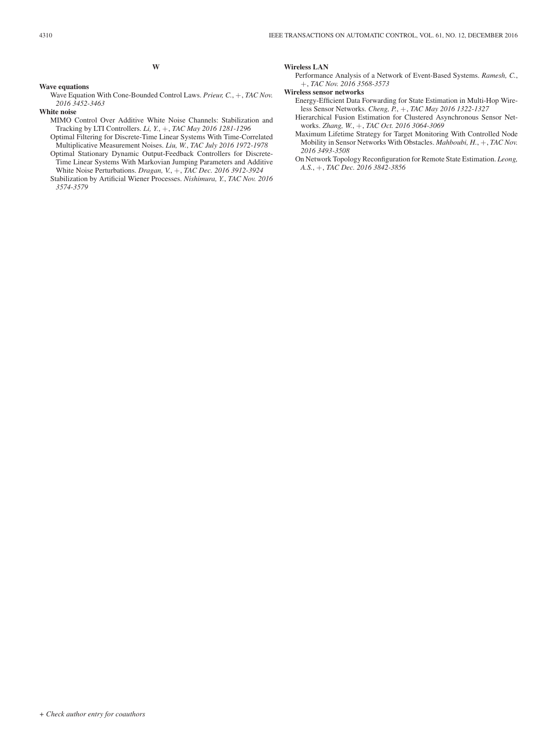## W

**Wave equations**

Wave Equation With Cone-Bounded Control Laws. *Prieur, C.*, +, *TAC Nov. 2016 3452-3463*

**White noise**

MIMO Control Over Additive White Noise Channels: Stabilization and Tracking by LTI Controllers. *Li, Y.*, +, *TAC May 2016 1281-1296*

Optimal Filtering for Discrete-Time Linear Systems With Time-Correlated Multiplicative Measurement Noises. *Liu, W.*, *TAC July 2016 1972-1978*

Optimal Stationary Dynamic Output-Feedback Controllers for Discrete-Time Linear Systems With Markovian Jumping Parameters and Additive White Noise Perturbations. *Dragan, V.*, +, *TAC Dec. 2016 3912-3924*

Stabilization by Artificial Wiener Processes. *Nishimura, Y.*, *TAC Nov. 2016 3574-3579*

**Wireless LAN**

Performance Analysis of a Network of Event-Based Systems. *Ramesh, C.*, +, *TAC Nov. 2016 3568-3573*

**Wireless sensor networks**

Energy-Efficient Data Forwarding for State Estimation in Multi-Hop Wireless Sensor Networks. *Cheng, P.*, +, *TAC May 2016 1322-1327*

Hierarchical Fusion Estimation for Clustered Asynchronous Sensor Networks. *Zhang, W.*, +, *TAC Oct. 2016 3064-3069*

Maximum Lifetime Strategy for Target Monitoring With Controlled Node Mobility in Sensor Networks With Obstacles. *Mahboubi, H.*, +, *TAC Nov. 2016 3493-3508*

On Network Topology Reconfiguration for Remote State Estimation. *Leong, A.S.*, +, *TAC Dec. 2016 3842-3856*

*+ Check author entry for coauthors*